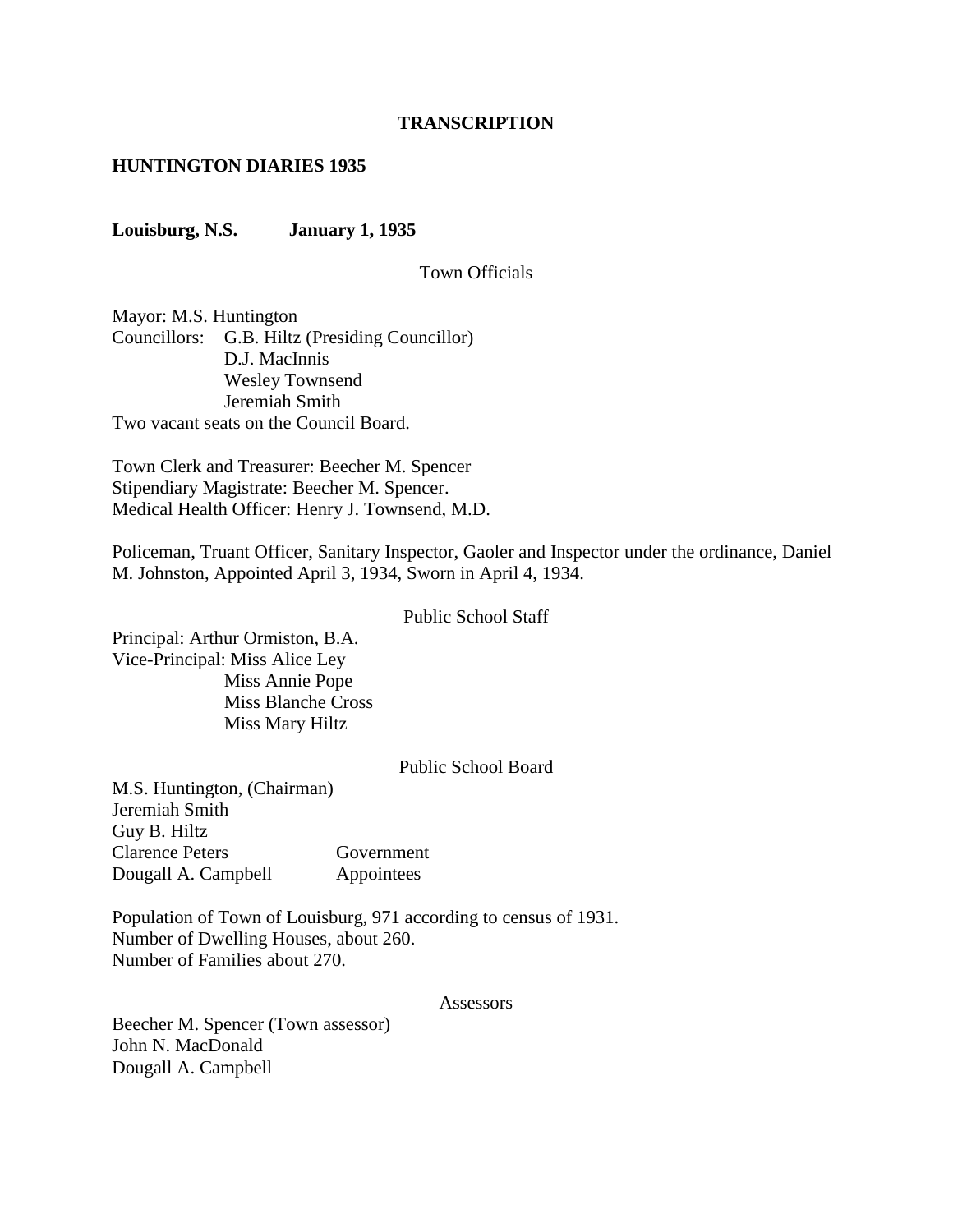**TRANSCRIPTION**

**HUNTINGTON DIARIES 1935**

**Louisburg, N.S. January 1, 1935**

Town Officials

Mayor: M.S. Huntington
Councillors: G.B. Hiltz (Presiding Councillor)
D.J. MacInnis
Wesley Townsend
Jeremiah Smith
Two vacant seats on the Council Board.

Town Clerk and Treasurer: Beecher M. Spencer
Stipendiary Magistrate: Beecher M. Spencer.
Medical Health Officer: Henry J. Townsend, M.D.

Policeman, Truant Officer, Sanitary Inspector, Gaoler and Inspector under the ordinance, Daniel M. Johnston, Appointed April 3, 1934, Sworn in April 4, 1934.

Public School Staff

Principal: Arthur Ormiston, B.A.
Vice-Principal: Miss Alice Ley
Miss Annie Pope
Miss Blanche Cross
Miss Mary Hiltz

Public School Board

M.S. Huntington, (Chairman)
Jeremiah Smith
Guy B. Hiltz
Clarence Peters Government
Dougall A. Campbell Appointees

Population of Town of Louisburg, 971 according to census of 1931.
Number of Dwelling Houses, about 260.
Number of Families about 270.

Assessors

Beecher M. Spencer (Town assessor)
John N. MacDonald
Dougall A. Campbell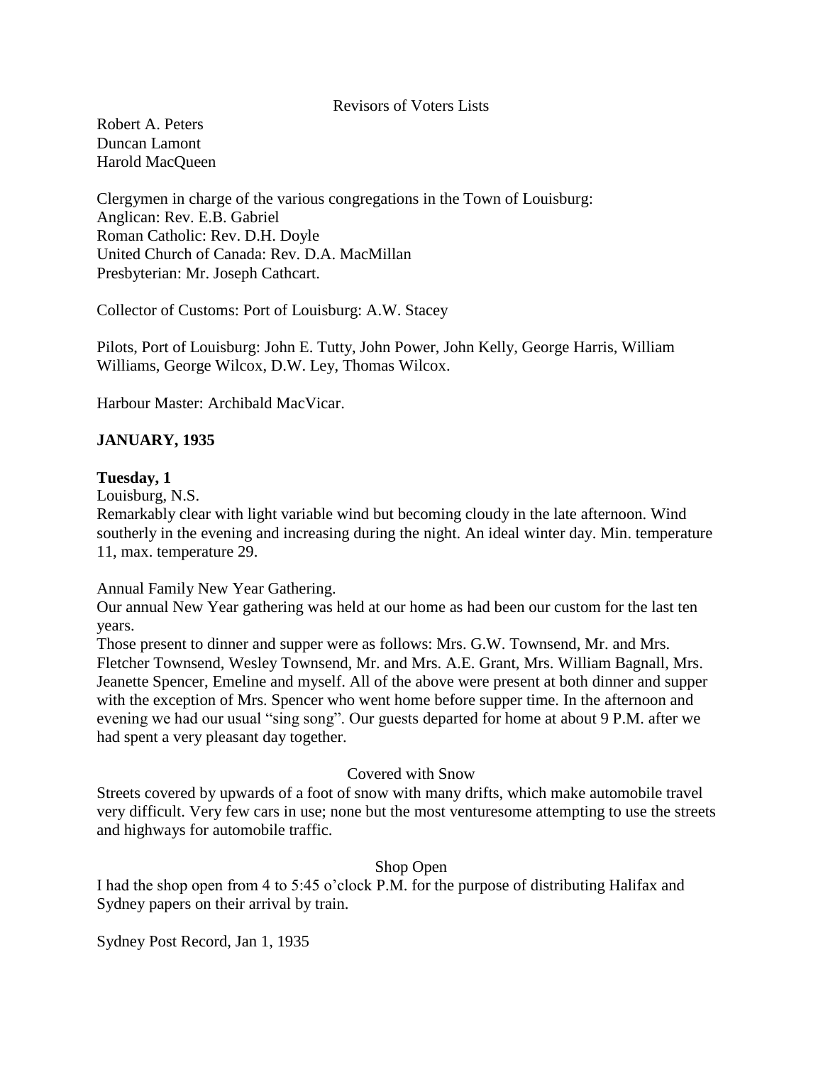Revisors of Voters Lists

Robert A. Peters
Duncan Lamont
Harold MacQueen

Clergymen in charge of the various congregations in the Town of Louisburg:
Anglican: Rev. E.B. Gabriel
Roman Catholic: Rev. D.H. Doyle
United Church of Canada: Rev. D.A. MacMillan
Presbyterian: Mr. Joseph Cathcart.

Collector of Customs: Port of Louisburg: A.W. Stacey

Pilots, Port of Louisburg: John E. Tutty, John Power, John Kelly, George Harris, William Williams, George Wilcox, D.W. Ley, Thomas Wilcox.

Harbour Master: Archibald MacVicar.

## JANUARY, 1935

**Tuesday, 1**

Louisburg, N.S.
Remarkably clear with light variable wind but becoming cloudy in the late afternoon. Wind southerly in the evening and increasing during the night. An ideal winter day. Min. temperature 11, max. temperature 29.

Annual Family New Year Gathering.
Our annual New Year gathering was held at our home as had been our custom for the last ten years.
Those present to dinner and supper were as follows: Mrs. G.W. Townsend, Mr. and Mrs. Fletcher Townsend, Wesley Townsend, Mr. and Mrs. A.E. Grant, Mrs. William Bagnall, Mrs. Jeanette Spencer, Emeline and myself. All of the above were present at both dinner and supper with the exception of Mrs. Spencer who went home before supper time. In the afternoon and evening we had our usual "sing song". Our guests departed for home at about 9 P.M. after we had spent a very pleasant day together.

Covered with Snow

Streets covered by upwards of a foot of snow with many drifts, which make automobile travel very difficult. Very few cars in use; none but the most venturesome attempting to use the streets and highways for automobile traffic.

Shop Open

I had the shop open from 4 to 5:45 o'clock P.M. for the purpose of distributing Halifax and Sydney papers on their arrival by train.

Sydney Post Record, Jan 1, 1935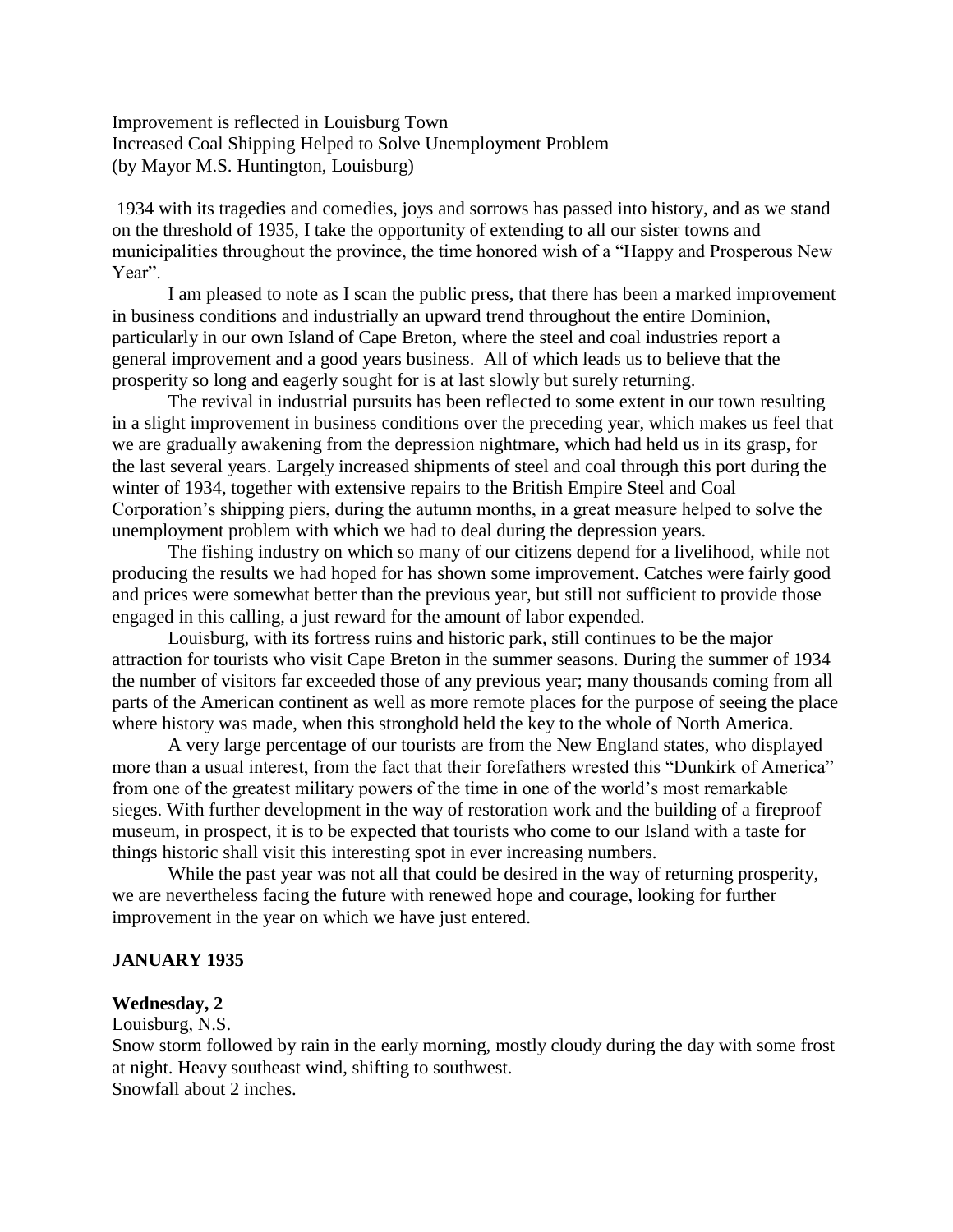Improvement is reflected in Louisburg Town
Increased Coal Shipping Helped to Solve Unemployment Problem
(by Mayor M.S. Huntington, Louisburg)

1934 with its tragedies and comedies, joys and sorrows has passed into history, and as we stand on the threshold of 1935, I take the opportunity of extending to all our sister towns and municipalities throughout the province, the time honored wish of a "Happy and Prosperous New Year".

I am pleased to note as I scan the public press, that there has been a marked improvement in business conditions and industrially an upward trend throughout the entire Dominion, particularly in our own Island of Cape Breton, where the steel and coal industries report a general improvement and a good years business. All of which leads us to believe that the prosperity so long and eagerly sought for is at last slowly but surely returning.

The revival in industrial pursuits has been reflected to some extent in our town resulting in a slight improvement in business conditions over the preceding year, which makes us feel that we are gradually awakening from the depression nightmare, which had held us in its grasp, for the last several years. Largely increased shipments of steel and coal through this port during the winter of 1934, together with extensive repairs to the British Empire Steel and Coal Corporation's shipping piers, during the autumn months, in a great measure helped to solve the unemployment problem with which we had to deal during the depression years.

The fishing industry on which so many of our citizens depend for a livelihood, while not producing the results we had hoped for has shown some improvement. Catches were fairly good and prices were somewhat better than the previous year, but still not sufficient to provide those engaged in this calling, a just reward for the amount of labor expended.

Louisburg, with its fortress ruins and historic park, still continues to be the major attraction for tourists who visit Cape Breton in the summer seasons. During the summer of 1934 the number of visitors far exceeded those of any previous year; many thousands coming from all parts of the American continent as well as more remote places for the purpose of seeing the place where history was made, when this stronghold held the key to the whole of North America.

A very large percentage of our tourists are from the New England states, who displayed more than a usual interest, from the fact that their forefathers wrested this "Dunkirk of America" from one of the greatest military powers of the time in one of the world's most remarkable sieges. With further development in the way of restoration work and the building of a fireproof museum, in prospect, it is to be expected that tourists who come to our Island with a taste for things historic shall visit this interesting spot in ever increasing numbers.

While the past year was not all that could be desired in the way of returning prosperity, we are nevertheless facing the future with renewed hope and courage, looking for further improvement in the year on which we have just entered.

**JANUARY 1935**

**Wednesday, 2**

Louisburg, N.S.
Snow storm followed by rain in the early morning, mostly cloudy during the day with some frost at night. Heavy southeast wind, shifting to southwest.
Snowfall about 2 inches.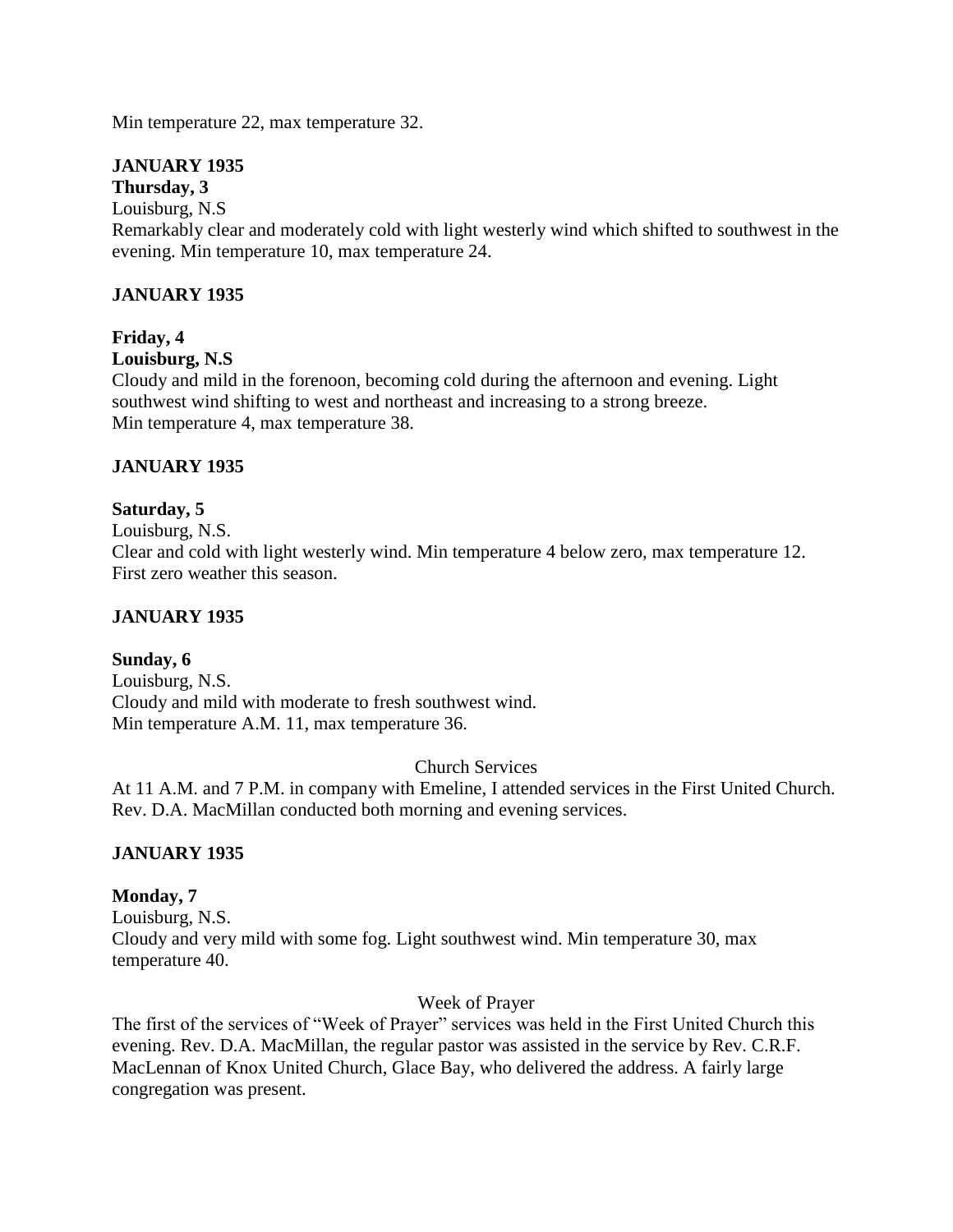Min temperature 22, max temperature 32.

**JANUARY 1935**

**Thursday, 3**

Louisburg, N.S

Remarkably clear and moderately cold with light westerly wind which shifted to southwest in the evening. Min temperature 10, max temperature 24.

**JANUARY 1935**

**Friday, 4**

**Louisburg, N.S**

Cloudy and mild in the forenoon, becoming cold during the afternoon and evening. Light southwest wind shifting to west and northeast and increasing to a strong breeze.
Min temperature 4, max temperature 38.

**JANUARY 1935**

**Saturday, 5**

Louisburg, N.S.

Clear and cold with light westerly wind. Min temperature 4 below zero, max temperature 12. First zero weather this season.

**JANUARY 1935**

**Sunday, 6**

Louisburg, N.S.

Cloudy and mild with moderate to fresh southwest wind.
Min temperature A.M. 11, max temperature 36.

Church Services

At 11 A.M. and 7 P.M. in company with Emeline, I attended services in the First United Church. Rev. D.A. MacMillan conducted both morning and evening services.

**JANUARY 1935**

**Monday, 7**

Louisburg, N.S.

Cloudy and very mild with some fog. Light southwest wind. Min temperature 30, max temperature 40.

Week of Prayer

The first of the services of "Week of Prayer" services was held in the First United Church this evening. Rev. D.A. MacMillan, the regular pastor was assisted in the service by Rev. C.R.F. MacLennan of Knox United Church, Glace Bay, who delivered the address. A fairly large congregation was present.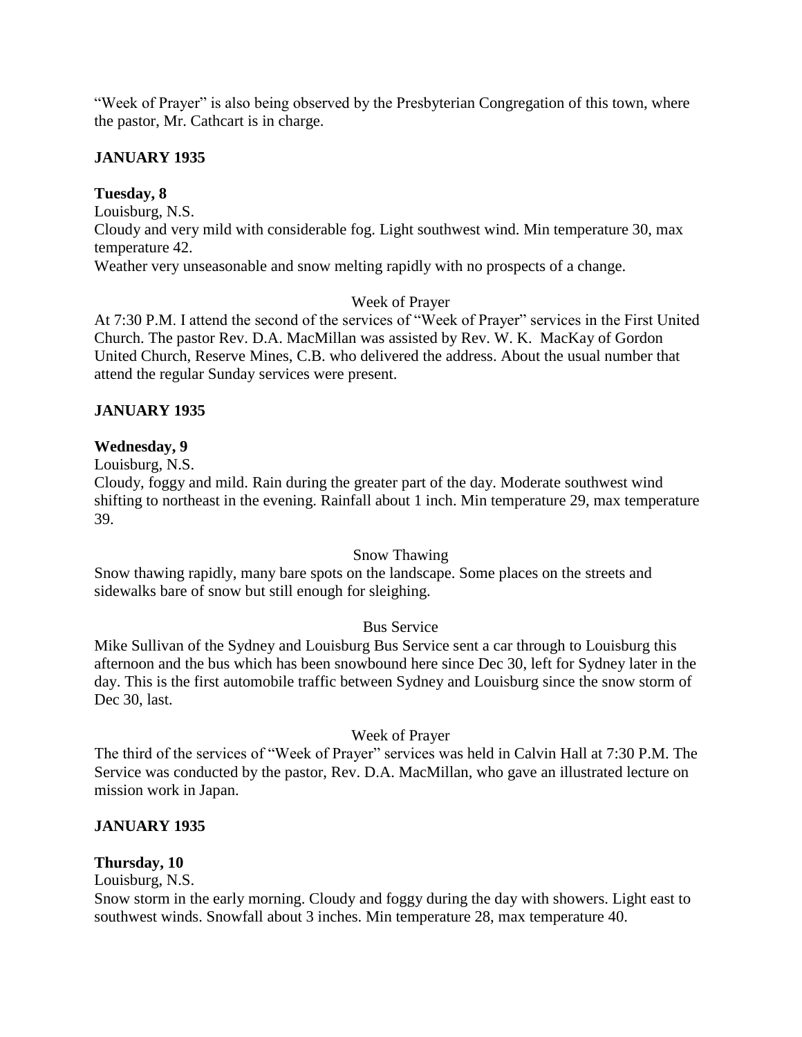"Week of Prayer" is also being observed by the Presbyterian Congregation of this town, where the pastor, Mr. Cathcart is in charge.

**JANUARY 1935**

**Tuesday, 8**

Louisburg, N.S.

Cloudy and very mild with considerable fog. Light southwest wind. Min temperature 30, max temperature 42.

Weather very unseasonable and snow melting rapidly with no prospects of a change.

Week of Prayer

At 7:30 P.M. I attend the second of the services of "Week of Prayer" services in the First United Church. The pastor Rev. D.A. MacMillan was assisted by Rev. W. K. MacKay of Gordon United Church, Reserve Mines, C.B. who delivered the address. About the usual number that attend the regular Sunday services were present.

**JANUARY 1935**

**Wednesday, 9**

Louisburg, N.S.

Cloudy, foggy and mild. Rain during the greater part of the day. Moderate southwest wind shifting to northeast in the evening. Rainfall about 1 inch. Min temperature 29, max temperature 39.

Snow Thawing

Snow thawing rapidly, many bare spots on the landscape. Some places on the streets and sidewalks bare of snow but still enough for sleighing.

Bus Service

Mike Sullivan of the Sydney and Louisburg Bus Service sent a car through to Louisburg this afternoon and the bus which has been snowbound here since Dec 30, left for Sydney later in the day. This is the first automobile traffic between Sydney and Louisburg since the snow storm of Dec 30, last.

Week of Prayer

The third of the services of "Week of Prayer" services was held in Calvin Hall at 7:30 P.M. The Service was conducted by the pastor, Rev. D.A. MacMillan, who gave an illustrated lecture on mission work in Japan.

**JANUARY 1935**

**Thursday, 10**

Louisburg, N.S.

Snow storm in the early morning. Cloudy and foggy during the day with showers. Light east to southwest winds. Snowfall about 3 inches. Min temperature 28, max temperature 40.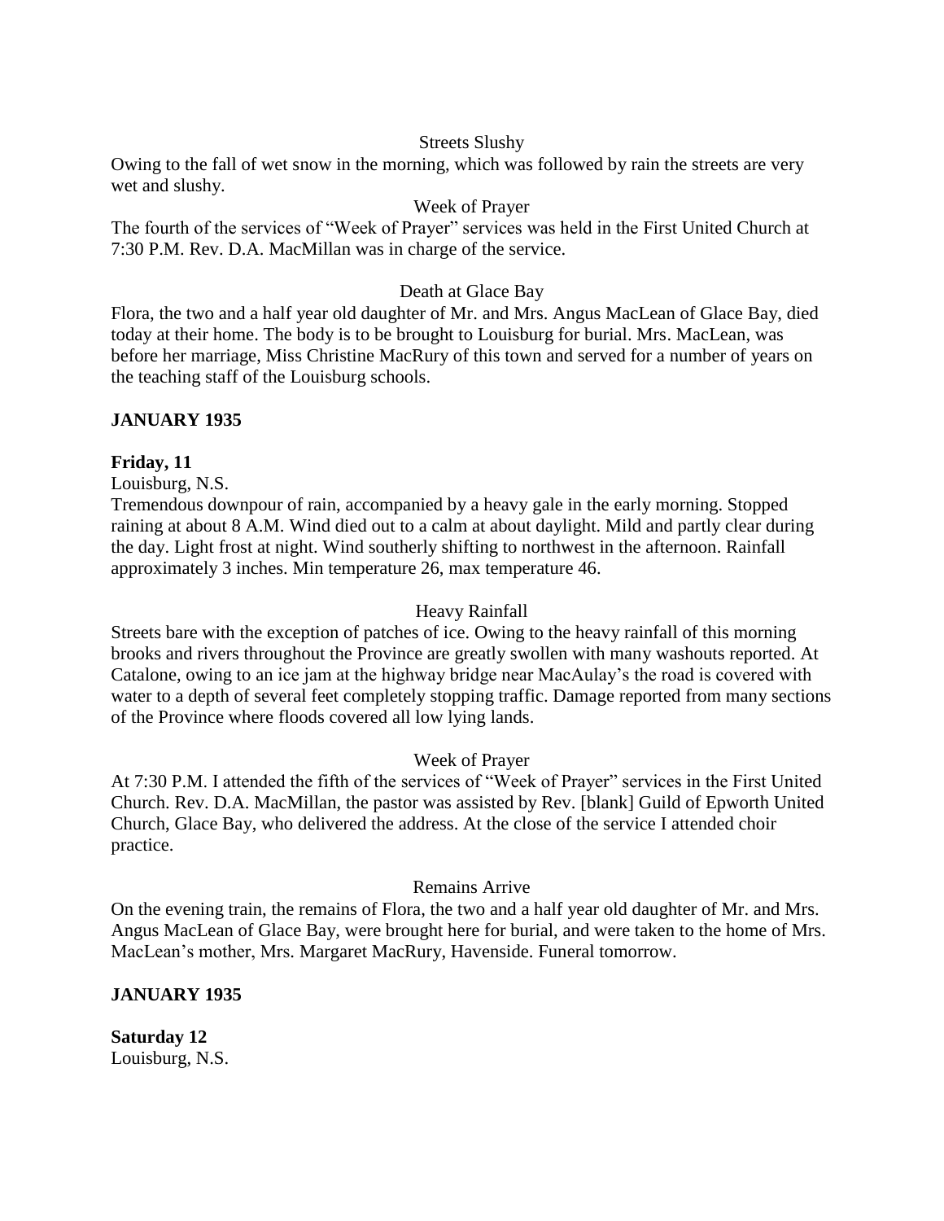Streets Slushy

Owing to the fall of wet snow in the morning, which was followed by rain the streets are very wet and slushy.

Week of Prayer

The fourth of the services of "Week of Prayer" services was held in the First United Church at 7:30 P.M. Rev. D.A. MacMillan was in charge of the service.

Death at Glace Bay

Flora, the two and a half year old daughter of Mr. and Mrs. Angus MacLean of Glace Bay, died today at their home. The body is to be brought to Louisburg for burial. Mrs. MacLean, was before her marriage, Miss Christine MacRury of this town and served for a number of years on the teaching staff of the Louisburg schools.

**JANUARY 1935**

**Friday, 11**

Louisburg, N.S.

Tremendous downpour of rain, accompanied by a heavy gale in the early morning. Stopped raining at about 8 A.M. Wind died out to a calm at about daylight. Mild and partly clear during the day. Light frost at night. Wind southerly shifting to northwest in the afternoon. Rainfall approximately 3 inches. Min temperature 26, max temperature 46.

Heavy Rainfall

Streets bare with the exception of patches of ice. Owing to the heavy rainfall of this morning brooks and rivers throughout the Province are greatly swollen with many washouts reported. At Catalone, owing to an ice jam at the highway bridge near MacAulay's the road is covered with water to a depth of several feet completely stopping traffic. Damage reported from many sections of the Province where floods covered all low lying lands.

Week of Prayer

At 7:30 P.M. I attended the fifth of the services of "Week of Prayer" services in the First United Church. Rev. D.A. MacMillan, the pastor was assisted by Rev. [blank] Guild of Epworth United Church, Glace Bay, who delivered the address. At the close of the service I attended choir practice.

Remains Arrive

On the evening train, the remains of Flora, the two and a half year old daughter of Mr. and Mrs. Angus MacLean of Glace Bay, were brought here for burial, and were taken to the home of Mrs. MacLean's mother, Mrs. Margaret MacRury, Havenside. Funeral tomorrow.

**JANUARY 1935**

**Saturday 12**

Louisburg, N.S.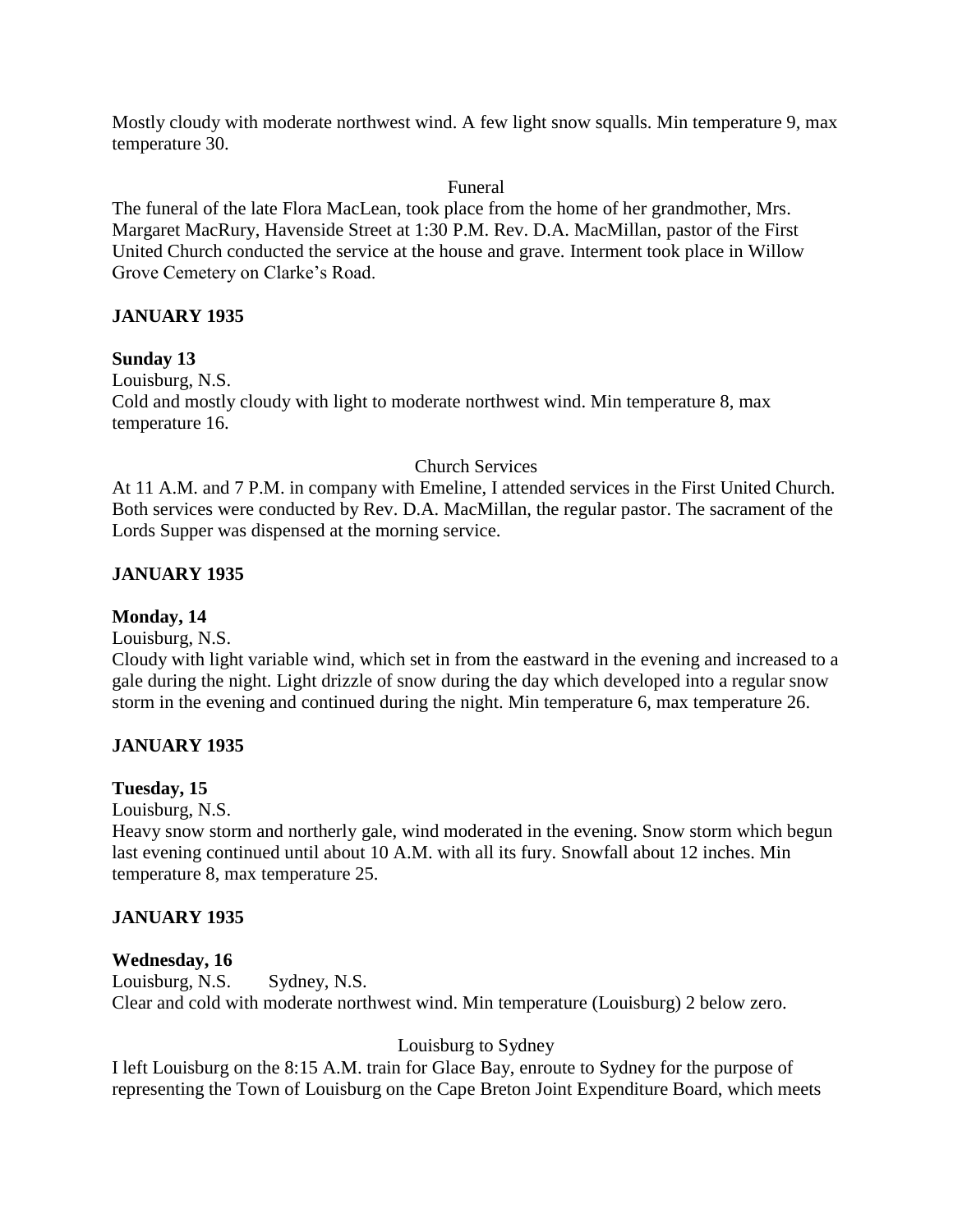Mostly cloudy with moderate northwest wind. A few light snow squalls. Min temperature 9, max temperature 30.

Funeral

The funeral of the late Flora MacLean, took place from the home of her grandmother, Mrs. Margaret MacRury, Havenside Street at 1:30 P.M. Rev. D.A. MacMillan, pastor of the First United Church conducted the service at the house and grave. Interment took place in Willow Grove Cemetery on Clarke's Road.

**JANUARY 1935**

**Sunday 13**

Louisburg, N.S.

Cold and mostly cloudy with light to moderate northwest wind. Min temperature 8, max temperature 16.

Church Services

At 11 A.M. and 7 P.M. in company with Emeline, I attended services in the First United Church. Both services were conducted by Rev. D.A. MacMillan, the regular pastor. The sacrament of the Lords Supper was dispensed at the morning service.

**JANUARY 1935**

**Monday, 14**

Louisburg, N.S.

Cloudy with light variable wind, which set in from the eastward in the evening and increased to a gale during the night. Light drizzle of snow during the day which developed into a regular snow storm in the evening and continued during the night. Min temperature 6, max temperature 26.

**JANUARY 1935**

**Tuesday, 15**

Louisburg, N.S.

Heavy snow storm and northerly gale, wind moderated in the evening. Snow storm which begun last evening continued until about 10 A.M. with all its fury. Snowfall about 12 inches. Min temperature 8, max temperature 25.

**JANUARY 1935**

**Wednesday, 16**

Louisburg, N.S. Sydney, N.S.

Clear and cold with moderate northwest wind. Min temperature (Louisburg) 2 below zero.

Louisburg to Sydney

I left Louisburg on the 8:15 A.M. train for Glace Bay, enroute to Sydney for the purpose of representing the Town of Louisburg on the Cape Breton Joint Expenditure Board, which meets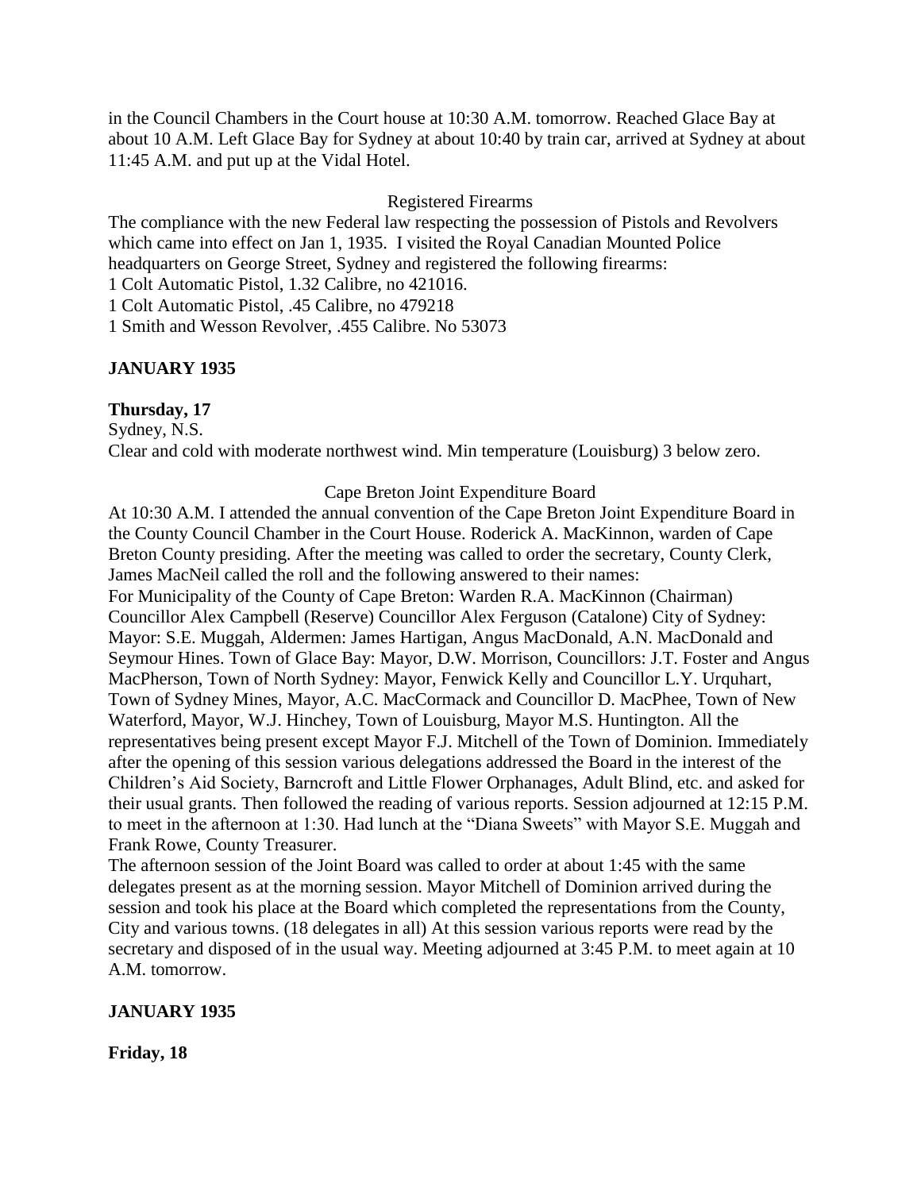in the Council Chambers in the Court house at 10:30 A.M. tomorrow. Reached Glace Bay at about 10 A.M. Left Glace Bay for Sydney at about 10:40 by train car, arrived at Sydney at about 11:45 A.M. and put up at the Vidal Hotel.

Registered Firearms

The compliance with the new Federal law respecting the possession of Pistols and Revolvers which came into effect on Jan 1, 1935. I visited the Royal Canadian Mounted Police headquarters on George Street, Sydney and registered the following firearms:
1 Colt Automatic Pistol, 1.32 Calibre, no 421016.
1 Colt Automatic Pistol, .45 Calibre, no 479218
1 Smith and Wesson Revolver, .455 Calibre. No 53073

**JANUARY 1935**

**Thursday, 17**

Sydney, N.S.
Clear and cold with moderate northwest wind. Min temperature (Louisburg) 3 below zero.

Cape Breton Joint Expenditure Board

At 10:30 A.M. I attended the annual convention of the Cape Breton Joint Expenditure Board in the County Council Chamber in the Court House. Roderick A. MacKinnon, warden of Cape Breton County presiding. After the meeting was called to order the secretary, County Clerk, James MacNeil called the roll and the following answered to their names:
For Municipality of the County of Cape Breton: Warden R.A. MacKinnon (Chairman) Councillor Alex Campbell (Reserve) Councillor Alex Ferguson (Catalone) City of Sydney: Mayor: S.E. Muggah, Aldermen: James Hartigan, Angus MacDonald, A.N. MacDonald and Seymour Hines. Town of Glace Bay: Mayor, D.W. Morrison, Councillors: J.T. Foster and Angus MacPherson, Town of North Sydney: Mayor, Fenwick Kelly and Councillor L.Y. Urquhart, Town of Sydney Mines, Mayor, A.C. MacCormack and Councillor D. MacPhee, Town of New Waterford, Mayor, W.J. Hinchey, Town of Louisburg, Mayor M.S. Huntington. All the representatives being present except Mayor F.J. Mitchell of the Town of Dominion. Immediately after the opening of this session various delegations addressed the Board in the interest of the Children's Aid Society, Barncroft and Little Flower Orphanages, Adult Blind, etc. and asked for their usual grants. Then followed the reading of various reports. Session adjourned at 12:15 P.M. to meet in the afternoon at 1:30. Had lunch at the "Diana Sweets" with Mayor S.E. Muggah and Frank Rowe, County Treasurer.
The afternoon session of the Joint Board was called to order at about 1:45 with the same delegates present as at the morning session. Mayor Mitchell of Dominion arrived during the session and took his place at the Board which completed the representations from the County, City and various towns. (18 delegates in all) At this session various reports were read by the secretary and disposed of in the usual way. Meeting adjourned at 3:45 P.M. to meet again at 10 A.M. tomorrow.

**JANUARY 1935**

**Friday, 18**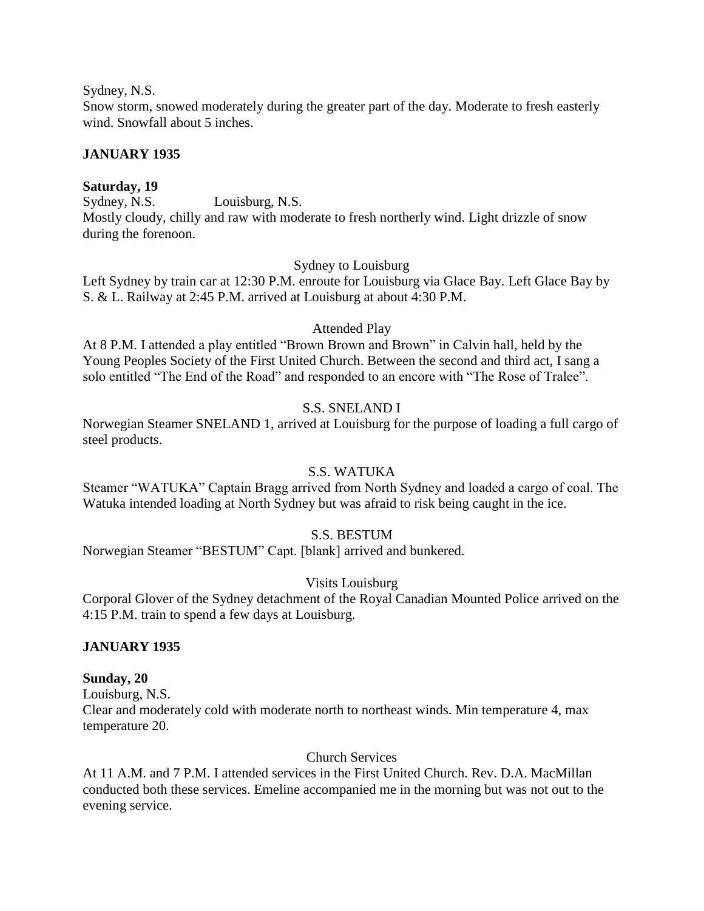Sydney, N.S.
Snow storm, snowed moderately during the greater part of the day. Moderate to fresh easterly wind. Snowfall about 5 inches.

**JANUARY 1935**

**Saturday, 19**
Sydney, N.S. Louisburg, N.S.
Mostly cloudy, chilly and raw with moderate to fresh northerly wind. Light drizzle of snow during the forenoon.

Sydney to Louisburg
Left Sydney by train car at 12:30 P.M. enroute for Louisburg via Glace Bay. Left Glace Bay by S. & L. Railway at 2:45 P.M. arrived at Louisburg at about 4:30 P.M.

Attended Play
At 8 P.M. I attended a play entitled "Brown Brown and Brown" in Calvin hall, held by the Young Peoples Society of the First United Church. Between the second and third act, I sang a solo entitled "The End of the Road" and responded to an encore with "The Rose of Tralee".

S.S. SNELAND I
Norwegian Steamer SNELAND 1, arrived at Louisburg for the purpose of loading a full cargo of steel products.

S.S. WATUKA
Steamer "WATUKA" Captain Bragg arrived from North Sydney and loaded a cargo of coal. The Watuka intended loading at North Sydney but was afraid to risk being caught in the ice.

S.S. BESTUM
Norwegian Steamer "BESTUM" Capt. [blank] arrived and bunkered.

Visits Louisburg
Corporal Glover of the Sydney detachment of the Royal Canadian Mounted Police arrived on the 4:15 P.M. train to spend a few days at Louisburg.

**JANUARY 1935**

**Sunday, 20**
Louisburg, N.S.
Clear and moderately cold with moderate north to northeast winds. Min temperature 4, max temperature 20.

Church Services
At 11 A.M. and 7 P.M. I attended services in the First United Church. Rev. D.A. MacMillan conducted both these services. Emeline accompanied me in the morning but was not out to the evening service.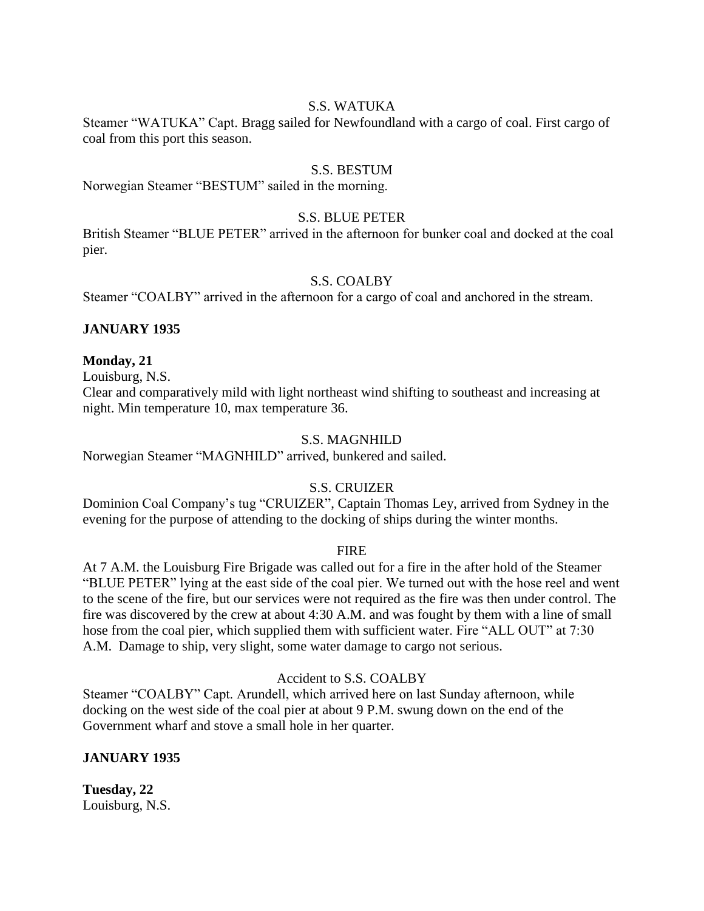S.S. WATUKA

Steamer "WATUKA" Capt. Bragg sailed for Newfoundland with a cargo of coal. First cargo of coal from this port this season.

S.S. BESTUM

Norwegian Steamer "BESTUM" sailed in the morning.

S.S. BLUE PETER

British Steamer "BLUE PETER" arrived in the afternoon for bunker coal and docked at the coal pier.

S.S. COALBY

Steamer "COALBY" arrived in the afternoon for a cargo of coal and anchored in the stream.

**JANUARY 1935**

**Monday, 21**

Louisburg, N.S.

Clear and comparatively mild with light northeast wind shifting to southeast and increasing at night. Min temperature 10, max temperature 36.

S.S. MAGNHILD

Norwegian Steamer "MAGNHILD" arrived, bunkered and sailed.

S.S. CRUIZER

Dominion Coal Company's tug "CRUIZER", Captain Thomas Ley, arrived from Sydney in the evening for the purpose of attending to the docking of ships during the winter months.

FIRE

At 7 A.M. the Louisburg Fire Brigade was called out for a fire in the after hold of the Steamer "BLUE PETER" lying at the east side of the coal pier. We turned out with the hose reel and went to the scene of the fire, but our services were not required as the fire was then under control. The fire was discovered by the crew at about 4:30 A.M. and was fought by them with a line of small hose from the coal pier, which supplied them with sufficient water. Fire "ALL OUT" at 7:30 A.M. Damage to ship, very slight, some water damage to cargo not serious.

Accident to S.S. COALBY

Steamer "COALBY" Capt. Arundell, which arrived here on last Sunday afternoon, while docking on the west side of the coal pier at about 9 P.M. swung down on the end of the Government wharf and stove a small hole in her quarter.

**JANUARY 1935**

**Tuesday, 22**

Louisburg, N.S.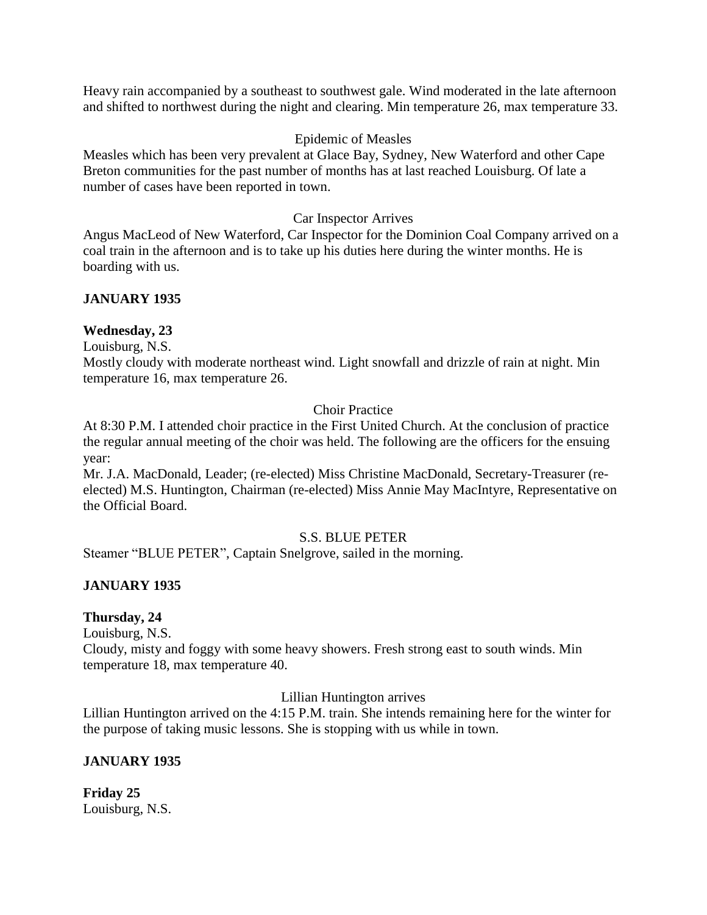Heavy rain accompanied by a southeast to southwest gale. Wind moderated in the late afternoon and shifted to northwest during the night and clearing. Min temperature 26, max temperature 33.

Epidemic of Measles

Measles which has been very prevalent at Glace Bay, Sydney, New Waterford and other Cape Breton communities for the past number of months has at last reached Louisburg. Of late a number of cases have been reported in town.

Car Inspector Arrives

Angus MacLeod of New Waterford, Car Inspector for the Dominion Coal Company arrived on a coal train in the afternoon and is to take up his duties here during the winter months. He is boarding with us.

**JANUARY 1935**

**Wednesday, 23**

Louisburg, N.S.

Mostly cloudy with moderate northeast wind. Light snowfall and drizzle of rain at night. Min temperature 16, max temperature 26.

Choir Practice

At 8:30 P.M. I attended choir practice in the First United Church. At the conclusion of practice the regular annual meeting of the choir was held. The following are the officers for the ensuing year:

Mr. J.A. MacDonald, Leader; (re-elected) Miss Christine MacDonald, Secretary-Treasurer (re-elected) M.S. Huntington, Chairman (re-elected) Miss Annie May MacIntyre, Representative on the Official Board.

S.S. BLUE PETER

Steamer "BLUE PETER", Captain Snelgrove, sailed in the morning.

**JANUARY 1935**

**Thursday, 24**

Louisburg, N.S.

Cloudy, misty and foggy with some heavy showers. Fresh strong east to south winds. Min temperature 18, max temperature 40.

Lillian Huntington arrives

Lillian Huntington arrived on the 4:15 P.M. train. She intends remaining here for the winter for the purpose of taking music lessons. She is stopping with us while in town.

**JANUARY 1935**

**Friday 25**

Louisburg, N.S.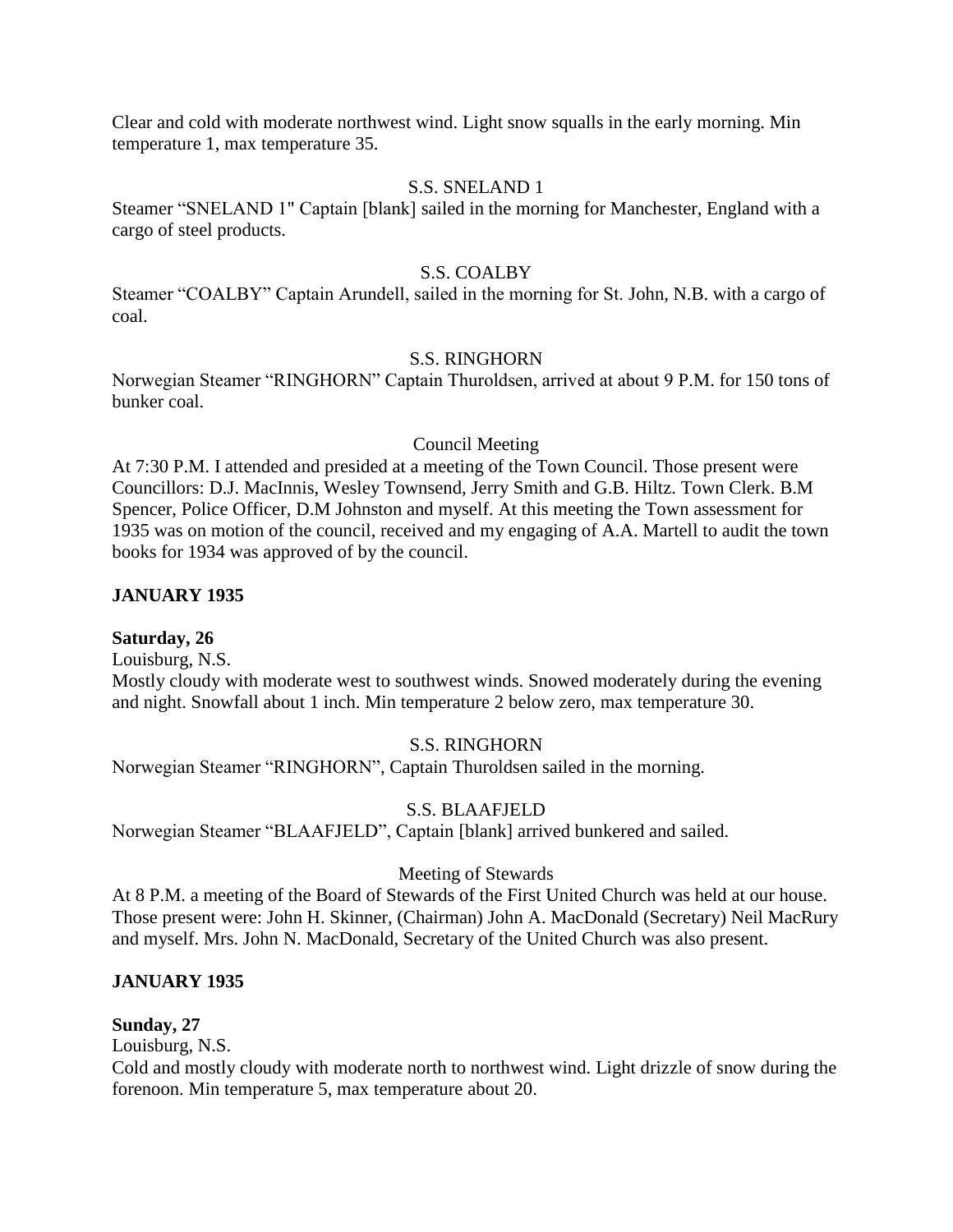Clear and cold with moderate northwest wind. Light snow squalls in the early morning. Min temperature 1, max temperature 35.

S.S. SNELAND 1

Steamer "SNELAND 1" Captain [blank] sailed in the morning for Manchester, England with a cargo of steel products.

S.S. COALBY

Steamer "COALBY" Captain Arundell, sailed in the morning for St. John, N.B. with a cargo of coal.

S.S. RINGHORN

Norwegian Steamer "RINGHORN" Captain Thuroldsen, arrived at about 9 P.M. for 150 tons of bunker coal.

Council Meeting

At 7:30 P.M. I attended and presided at a meeting of the Town Council. Those present were Councillors: D.J. MacInnis, Wesley Townsend, Jerry Smith and G.B. Hiltz. Town Clerk. B.M Spencer, Police Officer, D.M Johnston and myself. At this meeting the Town assessment for 1935 was on motion of the council, received and my engaging of A.A. Martell to audit the town books for 1934 was approved of by the council.

**JANUARY 1935**

**Saturday, 26**

Louisburg, N.S.

Mostly cloudy with moderate west to southwest winds. Snowed moderately during the evening and night. Snowfall about 1 inch. Min temperature 2 below zero, max temperature 30.

S.S. RINGHORN

Norwegian Steamer "RINGHORN", Captain Thuroldsen sailed in the morning.

S.S. BLAAFJELD

Norwegian Steamer "BLAAFJELD", Captain [blank] arrived bunkered and sailed.

Meeting of Stewards

At 8 P.M. a meeting of the Board of Stewards of the First United Church was held at our house. Those present were: John H. Skinner, (Chairman) John A. MacDonald (Secretary) Neil MacRury and myself. Mrs. John N. MacDonald, Secretary of the United Church was also present.

**JANUARY 1935**

**Sunday, 27**

Louisburg, N.S.

Cold and mostly cloudy with moderate north to northwest wind. Light drizzle of snow during the forenoon. Min temperature 5, max temperature about 20.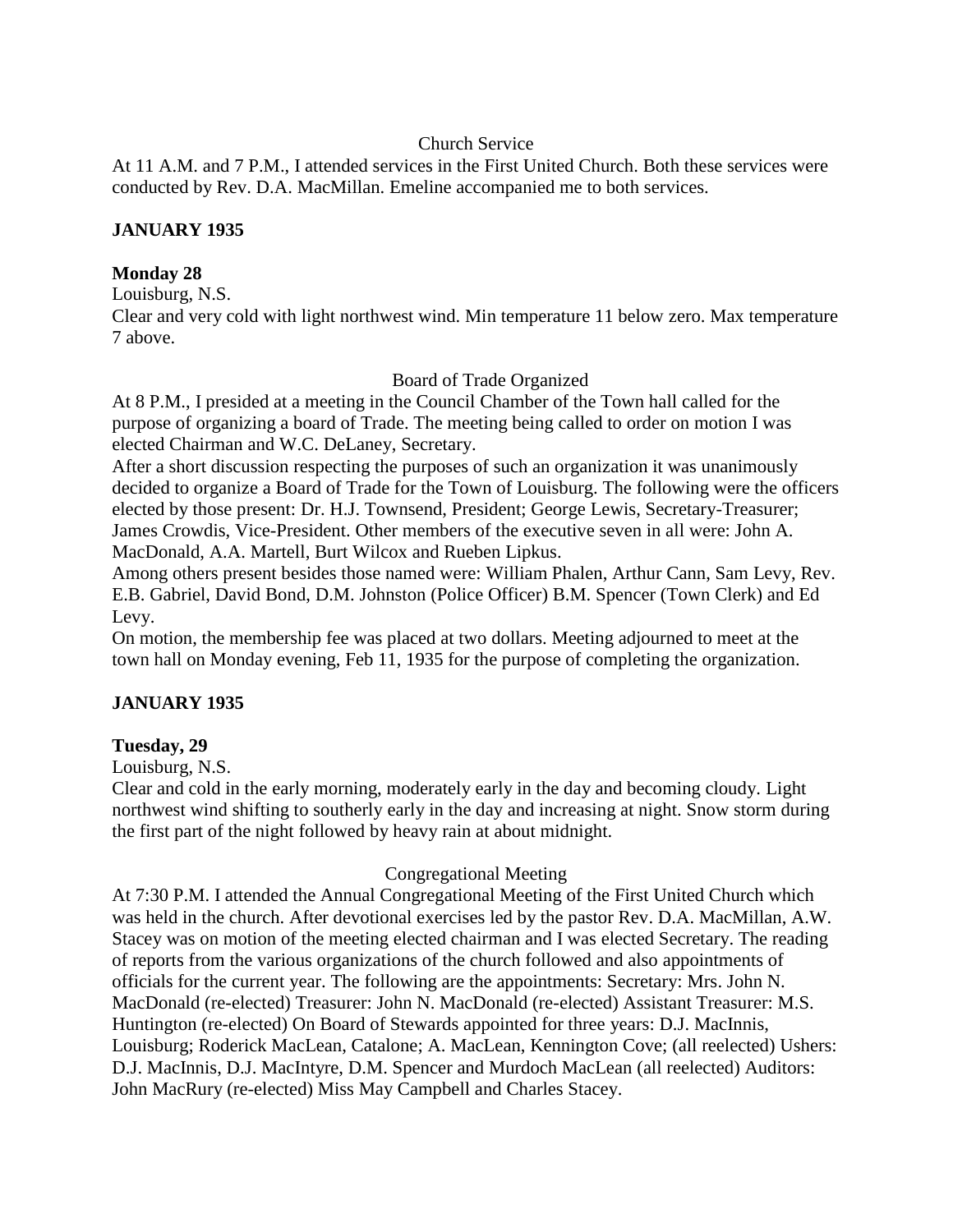Church Service

At 11 A.M. and 7 P.M., I attended services in the First United Church. Both these services were conducted by Rev. D.A. MacMillan. Emeline accompanied me to both services.

**JANUARY 1935**

**Monday 28**

Louisburg, N.S.

Clear and very cold with light northwest wind. Min temperature 11 below zero. Max temperature 7 above.

Board of Trade Organized

At 8 P.M., I presided at a meeting in the Council Chamber of the Town hall called for the purpose of organizing a board of Trade. The meeting being called to order on motion I was elected Chairman and W.C. DeLaney, Secretary.

After a short discussion respecting the purposes of such an organization it was unanimously decided to organize a Board of Trade for the Town of Louisburg. The following were the officers elected by those present: Dr. H.J. Townsend, President; George Lewis, Secretary-Treasurer; James Crowdis, Vice-President. Other members of the executive seven in all were: John A. MacDonald, A.A. Martell, Burt Wilcox and Rueben Lipkus.

Among others present besides those named were: William Phalen, Arthur Cann, Sam Levy, Rev. E.B. Gabriel, David Bond, D.M. Johnston (Police Officer) B.M. Spencer (Town Clerk) and Ed Levy.

On motion, the membership fee was placed at two dollars. Meeting adjourned to meet at the town hall on Monday evening, Feb 11, 1935 for the purpose of completing the organization.

**JANUARY 1935**

**Tuesday, 29**

Louisburg, N.S.

Clear and cold in the early morning, moderately early in the day and becoming cloudy. Light northwest wind shifting to southerly early in the day and increasing at night. Snow storm during the first part of the night followed by heavy rain at about midnight.

Congregational Meeting

At 7:30 P.M. I attended the Annual Congregational Meeting of the First United Church which was held in the church. After devotional exercises led by the pastor Rev. D.A. MacMillan, A.W. Stacey was on motion of the meeting elected chairman and I was elected Secretary. The reading of reports from the various organizations of the church followed and also appointments of officials for the current year. The following are the appointments: Secretary: Mrs. John N. MacDonald (re-elected) Treasurer: John N. MacDonald (re-elected) Assistant Treasurer: M.S. Huntington (re-elected) On Board of Stewards appointed for three years: D.J. MacInnis, Louisburg; Roderick MacLean, Catalone; A. MacLean, Kennington Cove; (all reelected) Ushers: D.J. MacInnis, D.J. MacIntyre, D.M. Spencer and Murdoch MacLean (all reelected) Auditors: John MacRury (re-elected) Miss May Campbell and Charles Stacey.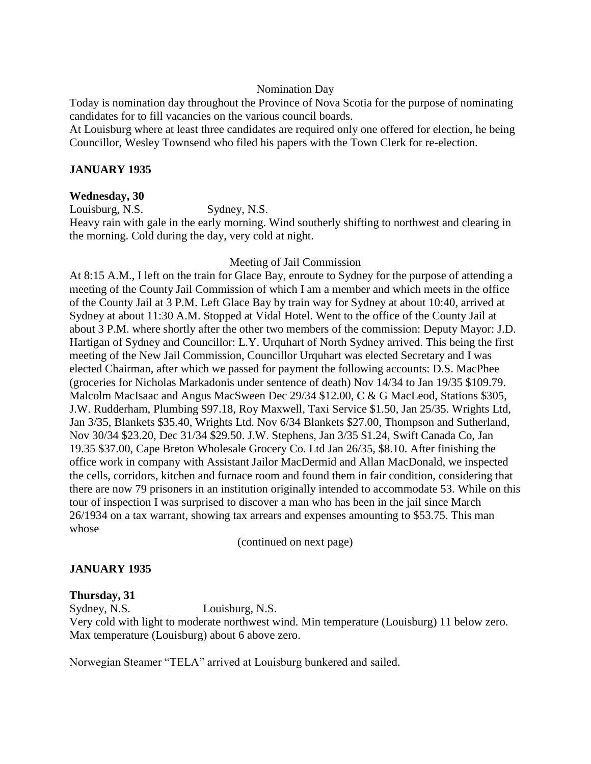Nomination Day

Today is nomination day throughout the Province of Nova Scotia for the purpose of nominating candidates for to fill vacancies on the various council boards.

At Louisburg where at least three candidates are required only one offered for election, he being Councillor, Wesley Townsend who filed his papers with the Town Clerk for re-election.

## JANUARY 1935

**Wednesday, 30**

Louisburg, N.S. Sydney, N.S.

Heavy rain with gale in the early morning. Wind southerly shifting to northwest and clearing in the morning. Cold during the day, very cold at night.

Meeting of Jail Commission

At 8:15 A.M., I left on the train for Glace Bay, enroute to Sydney for the purpose of attending a meeting of the County Jail Commission of which I am a member and which meets in the office of the County Jail at 3 P.M. Left Glace Bay by train way for Sydney at about 10:40, arrived at Sydney at about 11:30 A.M. Stopped at Vidal Hotel. Went to the office of the County Jail at about 3 P.M. where shortly after the other two members of the commission: Deputy Mayor: J.D. Hartigan of Sydney and Councillor: L.Y. Urquhart of North Sydney arrived. This being the first meeting of the New Jail Commission, Councillor Urquhart was elected Secretary and I was elected Chairman, after which we passed for payment the following accounts: D.S. MacPhee (groceries for Nicholas Markadonis under sentence of death) Nov 14/34 to Jan 19/35 $109.79. Malcolm MacIsaac and Angus MacSween Dec 29/34 $12.00, C & G MacLeod, Stations $305, J.W. Rudderham, Plumbing $97.18, Roy Maxwell, Taxi Service $1.50, Jan 25/35. Wrights Ltd, Jan 3/35, Blankets $35.40, Wrights Ltd. Nov 6/34 Blankets $27.00, Thompson and Sutherland, Nov 30/34 $23.20, Dec 31/34 $29.50. J.W. Stephens, Jan 3/35 $1.24, Swift Canada Co, Jan 19.35 $37.00, Cape Breton Wholesale Grocery Co. Ltd Jan 26/35, $8.10. After finishing the office work in company with Assistant Jailor MacDermid and Allan MacDonald, we inspected the cells, corridors, kitchen and furnace room and found them in fair condition, considering that there are now 79 prisoners in an institution originally intended to accommodate 53. While on this tour of inspection I was surprised to discover a man who has been in the jail since March 26/1934 on a tax warrant, showing tax arrears and expenses amounting to $53.75. This man whose

(continued on next page)

## JANUARY 1935

**Thursday, 31**

Sydney, N.S. Louisburg, N.S.

Very cold with light to moderate northwest wind. Min temperature (Louisburg) 11 below zero. Max temperature (Louisburg) about 6 above zero.

Norwegian Steamer "TELA" arrived at Louisburg bunkered and sailed.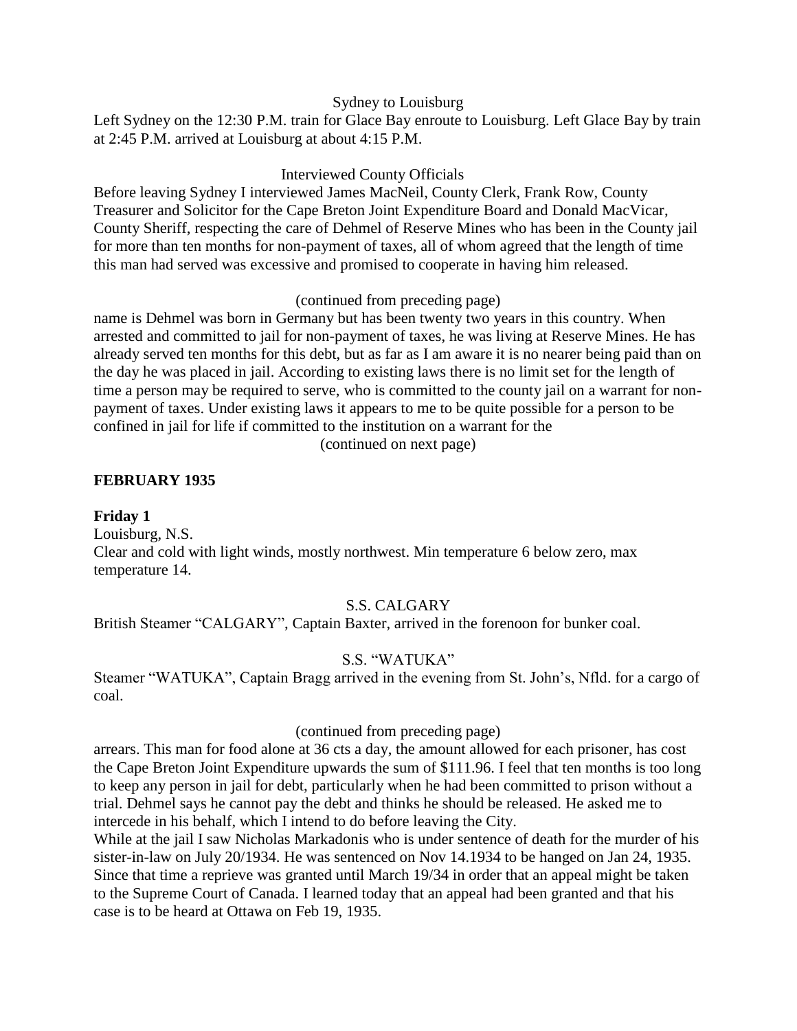Sydney to Louisburg

Left Sydney on the 12:30 P.M. train for Glace Bay enroute to Louisburg. Left Glace Bay by train at 2:45 P.M. arrived at Louisburg at about 4:15 P.M.

Interviewed County Officials

Before leaving Sydney I interviewed James MacNeil, County Clerk, Frank Row, County Treasurer and Solicitor for the Cape Breton Joint Expenditure Board and Donald MacVicar, County Sheriff, respecting the care of Dehmel of Reserve Mines who has been in the County jail for more than ten months for non-payment of taxes, all of whom agreed that the length of time this man had served was excessive and promised to cooperate in having him released.

(continued from preceding page)

name is Dehmel was born in Germany but has been twenty two years in this country. When arrested and committed to jail for non-payment of taxes, he was living at Reserve Mines. He has already served ten months for this debt, but as far as I am aware it is no nearer being paid than on the day he was placed in jail. According to existing laws there is no limit set for the length of time a person may be required to serve, who is committed to the county jail on a warrant for non-payment of taxes. Under existing laws it appears to me to be quite possible for a person to be confined in jail for life if committed to the institution on a warrant for the

(continued on next page)

## FEBRUARY 1935

**Friday 1**

Louisburg, N.S.

Clear and cold with light winds, mostly northwest. Min temperature 6 below zero, max temperature 14.

S.S. CALGARY

British Steamer "CALGARY", Captain Baxter, arrived in the forenoon for bunker coal.

S.S. "WATUKA"

Steamer "WATUKA", Captain Bragg arrived in the evening from St. John's, Nfld. for a cargo of coal.

(continued from preceding page)

arrears. This man for food alone at 36 cts a day, the amount allowed for each prisoner, has cost the Cape Breton Joint Expenditure upwards the sum of $111.96. I feel that ten months is too long to keep any person in jail for debt, particularly when he had been committed to prison without a trial. Dehmel says he cannot pay the debt and thinks he should be released. He asked me to intercede in his behalf, which I intend to do before leaving the City.

While at the jail I saw Nicholas Markadonis who is under sentence of death for the murder of his sister-in-law on July 20/1934. He was sentenced on Nov 14.1934 to be hanged on Jan 24, 1935. Since that time a reprieve was granted until March 19/34 in order that an appeal might be taken to the Supreme Court of Canada. I learned today that an appeal had been granted and that his case is to be heard at Ottawa on Feb 19, 1935.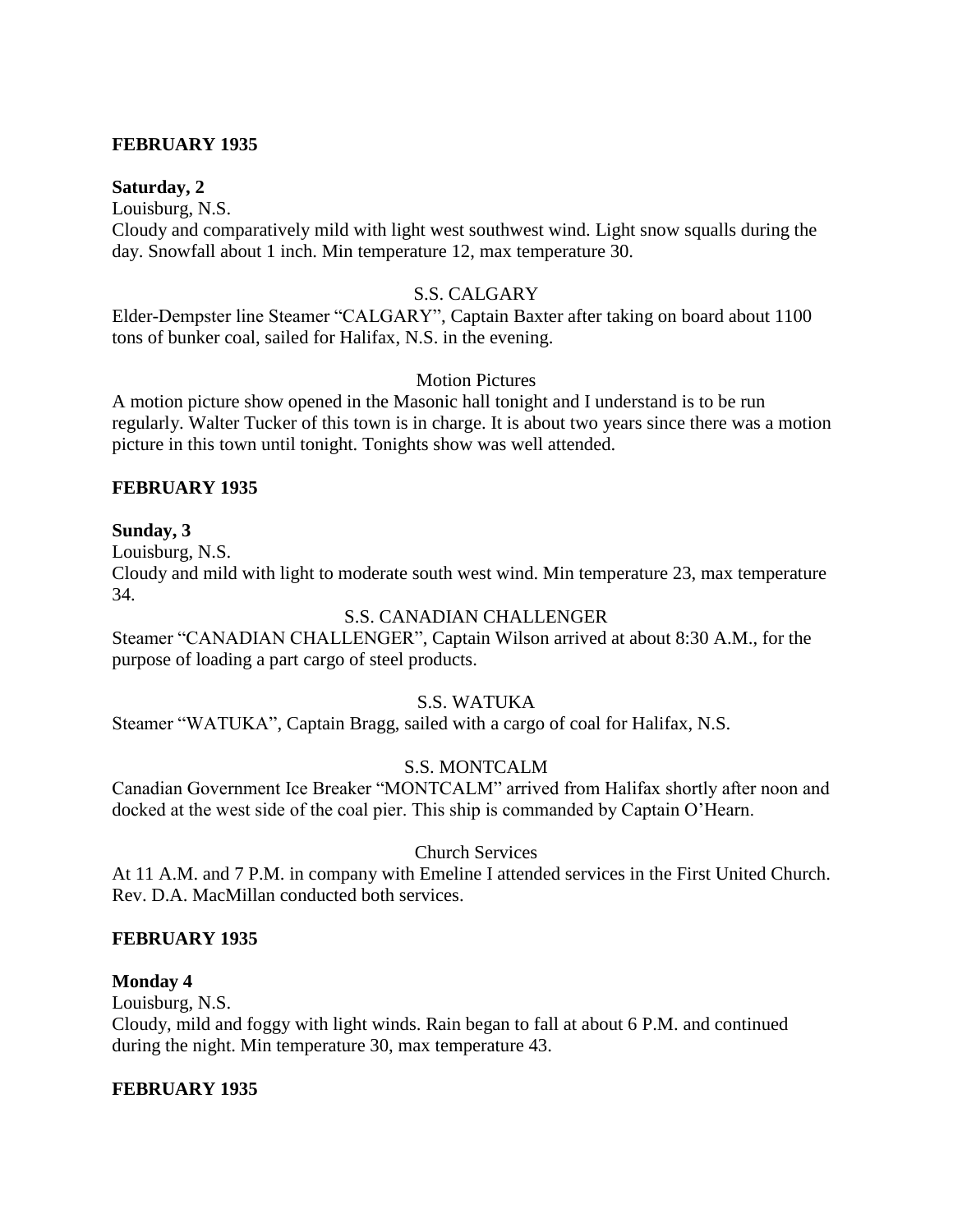**FEBRUARY 1935**

**Saturday, 2**

Louisburg, N.S.

Cloudy and comparatively mild with light west southwest wind. Light snow squalls during the day. Snowfall about 1 inch. Min temperature 12, max temperature 30.

S.S. CALGARY

Elder-Dempster line Steamer "CALGARY", Captain Baxter after taking on board about 1100 tons of bunker coal, sailed for Halifax, N.S. in the evening.

Motion Pictures

A motion picture show opened in the Masonic hall tonight and I understand is to be run regularly. Walter Tucker of this town is in charge. It is about two years since there was a motion picture in this town until tonight. Tonights show was well attended.

**FEBRUARY 1935**

**Sunday, 3**

Louisburg, N.S.

Cloudy and mild with light to moderate south west wind. Min temperature 23, max temperature 34.

S.S. CANADIAN CHALLENGER

Steamer "CANADIAN CHALLENGER", Captain Wilson arrived at about 8:30 A.M., for the purpose of loading a part cargo of steel products.

S.S. WATUKA

Steamer "WATUKA", Captain Bragg, sailed with a cargo of coal for Halifax, N.S.

S.S. MONTCALM

Canadian Government Ice Breaker "MONTCALM" arrived from Halifax shortly after noon and docked at the west side of the coal pier. This ship is commanded by Captain O'Hearn.

Church Services

At 11 A.M. and 7 P.M. in company with Emeline I attended services in the First United Church. Rev. D.A. MacMillan conducted both services.

**FEBRUARY 1935**

**Monday 4**

Louisburg, N.S.

Cloudy, mild and foggy with light winds. Rain began to fall at about 6 P.M. and continued during the night. Min temperature 30, max temperature 43.

**FEBRUARY 1935**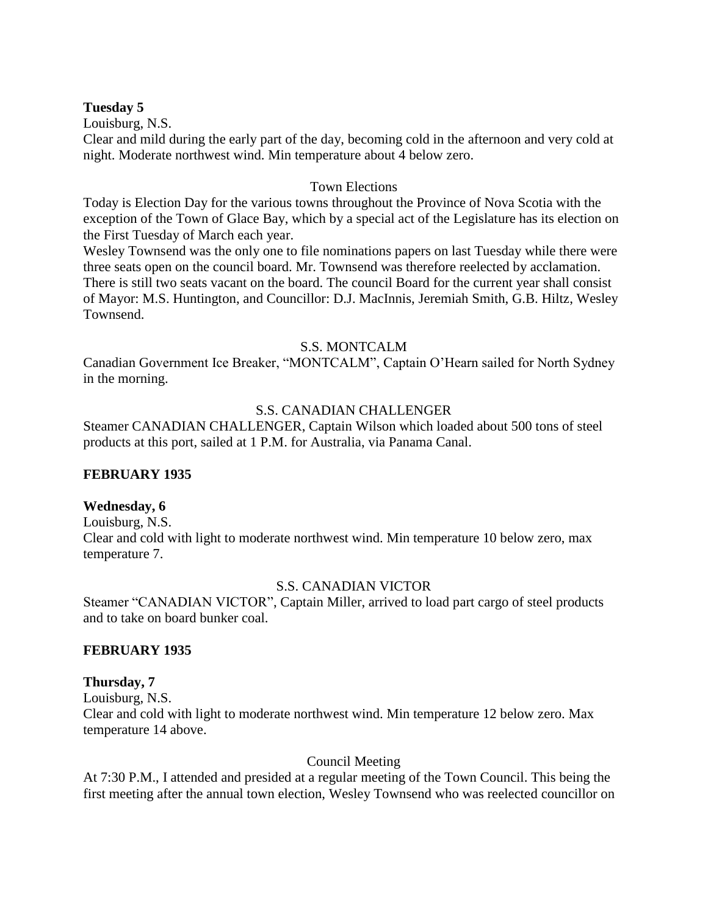**Tuesday 5**

Louisburg, N.S.

Clear and mild during the early part of the day, becoming cold in the afternoon and very cold at night. Moderate northwest wind. Min temperature about 4 below zero.

Town Elections

Today is Election Day for the various towns throughout the Province of Nova Scotia with the exception of the Town of Glace Bay, which by a special act of the Legislature has its election on the First Tuesday of March each year.

Wesley Townsend was the only one to file nominations papers on last Tuesday while there were three seats open on the council board. Mr. Townsend was therefore reelected by acclamation. There is still two seats vacant on the board. The council Board for the current year shall consist of Mayor: M.S. Huntington, and Councillor: D.J. MacInnis, Jeremiah Smith, G.B. Hiltz, Wesley Townsend.

S.S. MONTCALM

Canadian Government Ice Breaker, "MONTCALM", Captain O'Hearn sailed for North Sydney in the morning.

S.S. CANADIAN CHALLENGER

Steamer CANADIAN CHALLENGER, Captain Wilson which loaded about 500 tons of steel products at this port, sailed at 1 P.M. for Australia, via Panama Canal.

**FEBRUARY 1935**

**Wednesday, 6**

Louisburg, N.S.

Clear and cold with light to moderate northwest wind. Min temperature 10 below zero, max temperature 7.

S.S. CANADIAN VICTOR

Steamer "CANADIAN VICTOR", Captain Miller, arrived to load part cargo of steel products and to take on board bunker coal.

**FEBRUARY 1935**

**Thursday, 7**

Louisburg, N.S.

Clear and cold with light to moderate northwest wind. Min temperature 12 below zero. Max temperature 14 above.

Council Meeting

At 7:30 P.M., I attended and presided at a regular meeting of the Town Council. This being the first meeting after the annual town election, Wesley Townsend who was reelected councillor on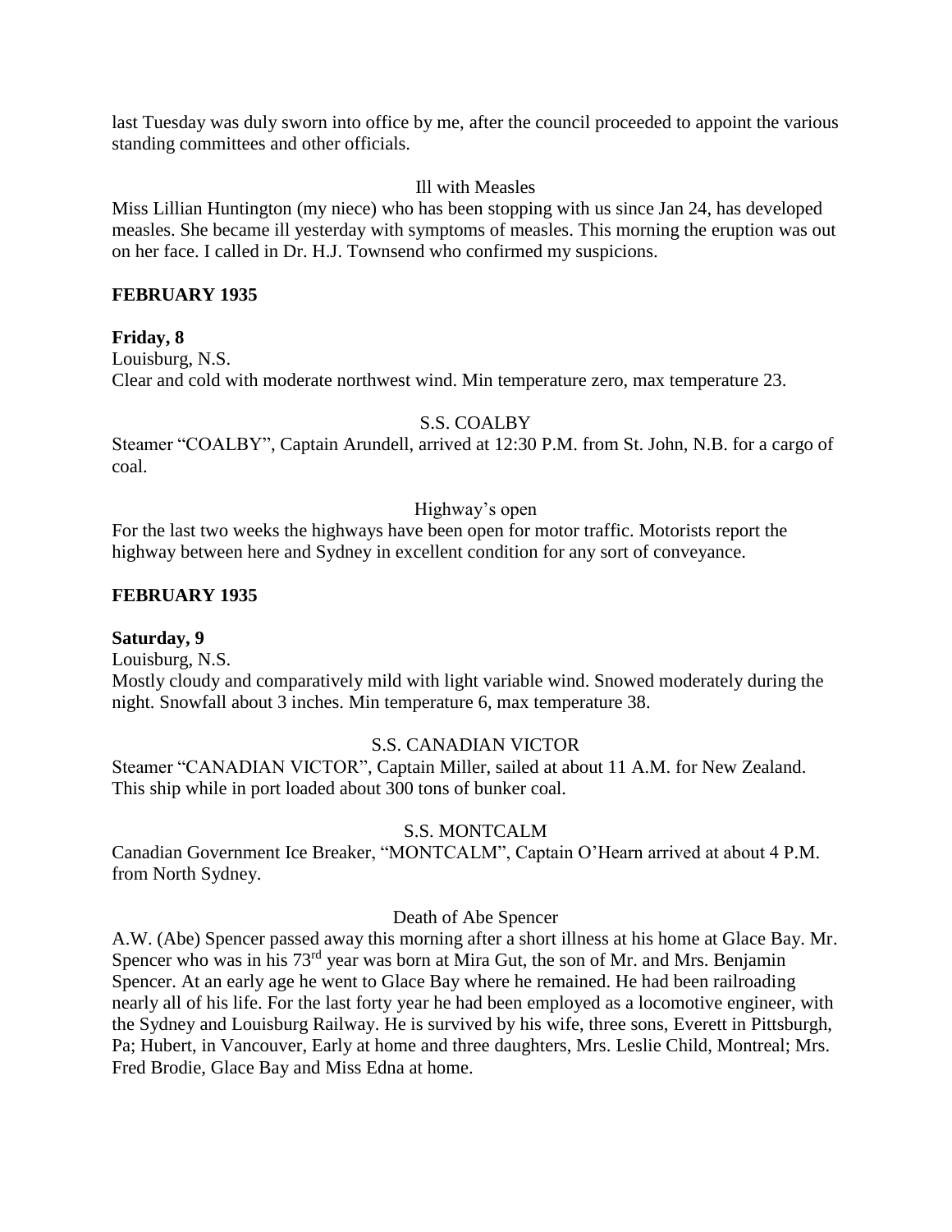last Tuesday was duly sworn into office by me, after the council proceeded to appoint the various standing committees and other officials.

Ill with Measles

Miss Lillian Huntington (my niece) who has been stopping with us since Jan 24, has developed measles. She became ill yesterday with symptoms of measles. This morning the eruption was out on her face. I called in Dr. H.J. Townsend who confirmed my suspicions.

**FEBRUARY 1935**

**Friday, 8**

Louisburg, N.S.

Clear and cold with moderate northwest wind. Min temperature zero, max temperature 23.

S.S. COALBY

Steamer "COALBY", Captain Arundell, arrived at 12:30 P.M. from St. John, N.B. for a cargo of coal.

Highway's open

For the last two weeks the highways have been open for motor traffic. Motorists report the highway between here and Sydney in excellent condition for any sort of conveyance.

**FEBRUARY 1935**

**Saturday, 9**

Louisburg, N.S.

Mostly cloudy and comparatively mild with light variable wind. Snowed moderately during the night. Snowfall about 3 inches. Min temperature 6, max temperature 38.

S.S. CANADIAN VICTOR

Steamer "CANADIAN VICTOR", Captain Miller, sailed at about 11 A.M. for New Zealand. This ship while in port loaded about 300 tons of bunker coal.

S.S. MONTCALM

Canadian Government Ice Breaker, "MONTCALM", Captain O'Hearn arrived at about 4 P.M. from North Sydney.

Death of Abe Spencer

A.W. (Abe) Spencer passed away this morning after a short illness at his home at Glace Bay. Mr. Spencer who was in his 73rd year was born at Mira Gut, the son of Mr. and Mrs. Benjamin Spencer. At an early age he went to Glace Bay where he remained. He had been railroading nearly all of his life. For the last forty year he had been employed as a locomotive engineer, with the Sydney and Louisburg Railway. He is survived by his wife, three sons, Everett in Pittsburgh, Pa; Hubert, in Vancouver, Early at home and three daughters, Mrs. Leslie Child, Montreal; Mrs. Fred Brodie, Glace Bay and Miss Edna at home.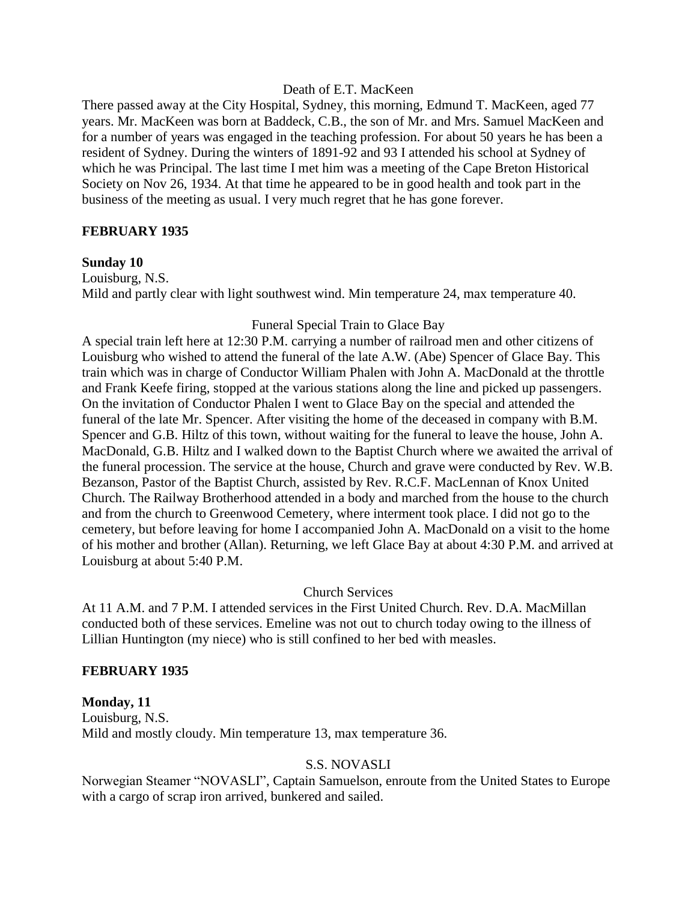Death of E.T. MacKeen

There passed away at the City Hospital, Sydney, this morning, Edmund T. MacKeen, aged 77 years. Mr. MacKeen was born at Baddeck, C.B., the son of Mr. and Mrs. Samuel MacKeen and for a number of years was engaged in the teaching profession. For about 50 years he has been a resident of Sydney. During the winters of 1891-92 and 93 I attended his school at Sydney of which he was Principal. The last time I met him was a meeting of the Cape Breton Historical Society on Nov 26, 1934. At that time he appeared to be in good health and took part in the business of the meeting as usual. I very much regret that he has gone forever.

**FEBRUARY 1935**

**Sunday 10**

Louisburg, N.S.

Mild and partly clear with light southwest wind. Min temperature 24, max temperature 40.

Funeral Special Train to Glace Bay

A special train left here at 12:30 P.M. carrying a number of railroad men and other citizens of Louisburg who wished to attend the funeral of the late A.W. (Abe) Spencer of Glace Bay. This train which was in charge of Conductor William Phalen with John A. MacDonald at the throttle and Frank Keefe firing, stopped at the various stations along the line and picked up passengers. On the invitation of Conductor Phalen I went to Glace Bay on the special and attended the funeral of the late Mr. Spencer. After visiting the home of the deceased in company with B.M. Spencer and G.B. Hiltz of this town, without waiting for the funeral to leave the house, John A. MacDonald, G.B. Hiltz and I walked down to the Baptist Church where we awaited the arrival of the funeral procession. The service at the house, Church and grave were conducted by Rev. W.B. Bezanson, Pastor of the Baptist Church, assisted by Rev. R.C.F. MacLennan of Knox United Church. The Railway Brotherhood attended in a body and marched from the house to the church and from the church to Greenwood Cemetery, where interment took place. I did not go to the cemetery, but before leaving for home I accompanied John A. MacDonald on a visit to the home of his mother and brother (Allan). Returning, we left Glace Bay at about 4:30 P.M. and arrived at Louisburg at about 5:40 P.M.

Church Services

At 11 A.M. and 7 P.M. I attended services in the First United Church. Rev. D.A. MacMillan conducted both of these services. Emeline was not out to church today owing to the illness of Lillian Huntington (my niece) who is still confined to her bed with measles.

**FEBRUARY 1935**

**Monday, 11**

Louisburg, N.S.

Mild and mostly cloudy. Min temperature 13, max temperature 36.

S.S. NOVASLI

Norwegian Steamer "NOVASLI", Captain Samuelson, enroute from the United States to Europe with a cargo of scrap iron arrived, bunkered and sailed.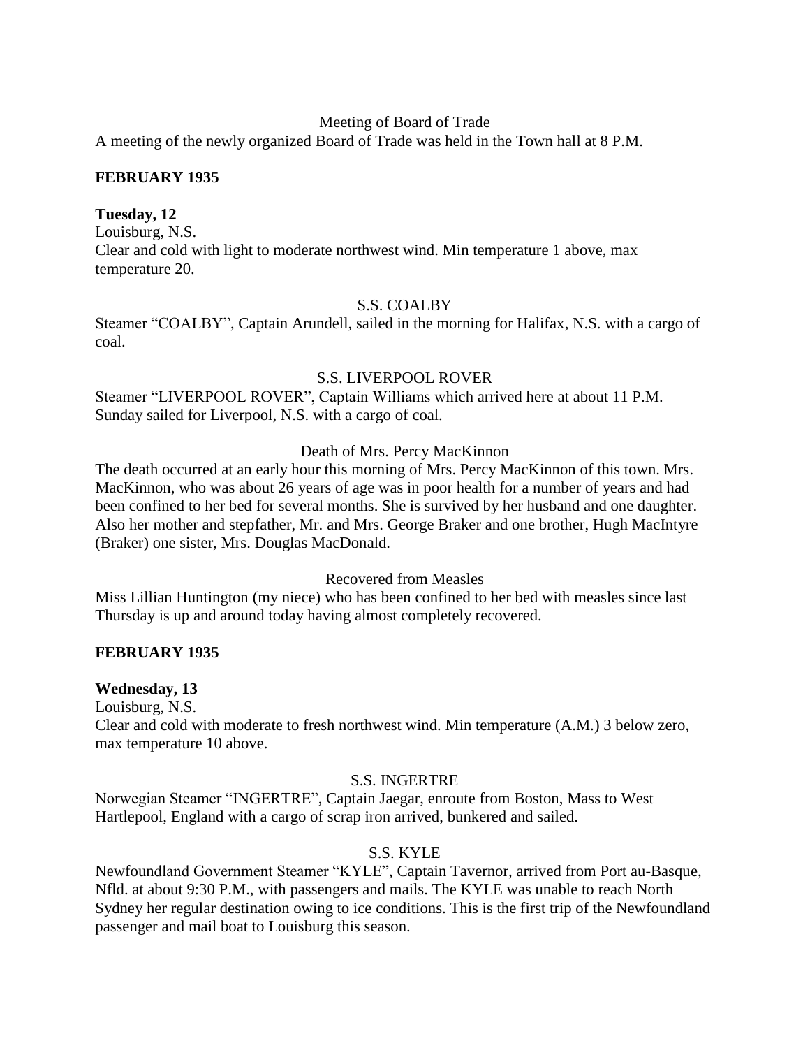Meeting of Board of Trade

A meeting of the newly organized Board of Trade was held in the Town hall at 8 P.M.

**FEBRUARY 1935**

**Tuesday, 12**

Louisburg, N.S.

Clear and cold with light to moderate northwest wind. Min temperature 1 above, max temperature 20.

S.S. COALBY

Steamer "COALBY", Captain Arundell, sailed in the morning for Halifax, N.S. with a cargo of coal.

S.S. LIVERPOOL ROVER

Steamer "LIVERPOOL ROVER", Captain Williams which arrived here at about 11 P.M. Sunday sailed for Liverpool, N.S. with a cargo of coal.

Death of Mrs. Percy MacKinnon

The death occurred at an early hour this morning of Mrs. Percy MacKinnon of this town. Mrs. MacKinnon, who was about 26 years of age was in poor health for a number of years and had been confined to her bed for several months. She is survived by her husband and one daughter. Also her mother and stepfather, Mr. and Mrs. George Braker and one brother, Hugh MacIntyre (Braker) one sister, Mrs. Douglas MacDonald.

Recovered from Measles

Miss Lillian Huntington (my niece) who has been confined to her bed with measles since last Thursday is up and around today having almost completely recovered.

**FEBRUARY 1935**

**Wednesday, 13**

Louisburg, N.S.

Clear and cold with moderate to fresh northwest wind. Min temperature (A.M.) 3 below zero, max temperature 10 above.

S.S. INGERTRE

Norwegian Steamer "INGERTRE", Captain Jaegar, enroute from Boston, Mass to West Hartlepool, England with a cargo of scrap iron arrived, bunkered and sailed.

S.S. KYLE

Newfoundland Government Steamer "KYLE", Captain Tavernor, arrived from Port au-Basque, Nfld. at about 9:30 P.M., with passengers and mails. The KYLE was unable to reach North Sydney her regular destination owing to ice conditions. This is the first trip of the Newfoundland passenger and mail boat to Louisburg this season.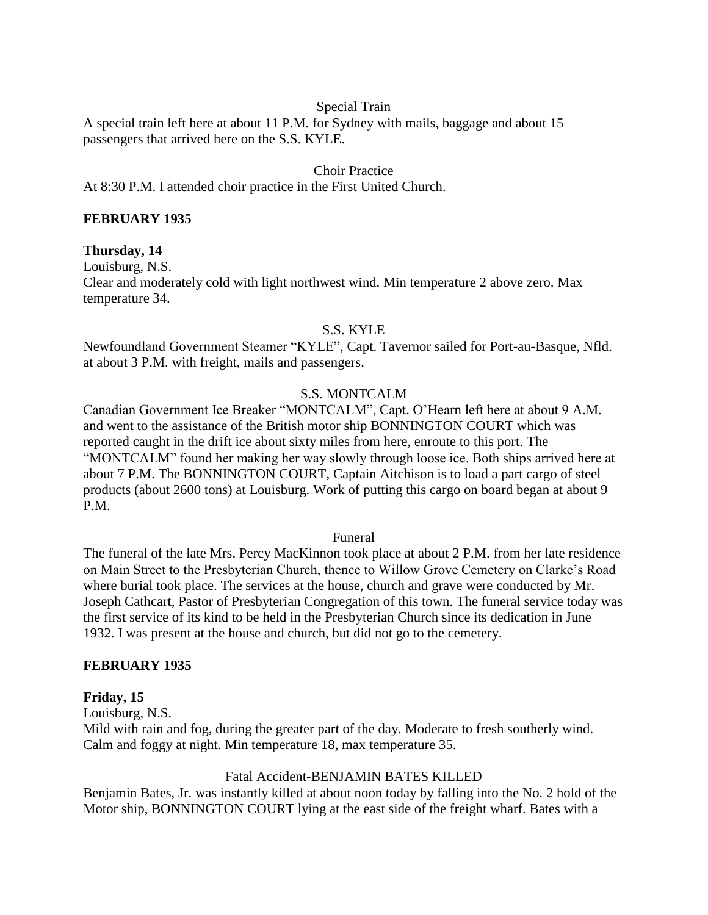Special Train

A special train left here at about 11 P.M. for Sydney with mails, baggage and about 15 passengers that arrived here on the S.S. KYLE.

Choir Practice

At 8:30 P.M. I attended choir practice in the First United Church.

**FEBRUARY 1935**

**Thursday, 14**

Louisburg, N.S.

Clear and moderately cold with light northwest wind. Min temperature 2 above zero. Max temperature 34.

S.S. KYLE

Newfoundland Government Steamer "KYLE", Capt. Tavernor sailed for Port-au-Basque, Nfld. at about 3 P.M. with freight, mails and passengers.

S.S. MONTCALM

Canadian Government Ice Breaker "MONTCALM", Capt. O'Hearn left here at about 9 A.M. and went to the assistance of the British motor ship BONNINGTON COURT which was reported caught in the drift ice about sixty miles from here, enroute to this port. The "MONTCALM" found her making her way slowly through loose ice. Both ships arrived here at about 7 P.M. The BONNINGTON COURT, Captain Aitchison is to load a part cargo of steel products (about 2600 tons) at Louisburg. Work of putting this cargo on board began at about 9 P.M.

Funeral

The funeral of the late Mrs. Percy MacKinnon took place at about 2 P.M. from her late residence on Main Street to the Presbyterian Church, thence to Willow Grove Cemetery on Clarke's Road where burial took place. The services at the house, church and grave were conducted by Mr. Joseph Cathcart, Pastor of Presbyterian Congregation of this town. The funeral service today was the first service of its kind to be held in the Presbyterian Church since its dedication in June 1932. I was present at the house and church, but did not go to the cemetery.

**FEBRUARY 1935**

**Friday, 15**

Louisburg, N.S.

Mild with rain and fog, during the greater part of the day. Moderate to fresh southerly wind. Calm and foggy at night. Min temperature 18, max temperature 35.

Fatal Accident-BENJAMIN BATES KILLED

Benjamin Bates, Jr. was instantly killed at about noon today by falling into the No. 2 hold of the Motor ship, BONNINGTON COURT lying at the east side of the freight wharf. Bates with a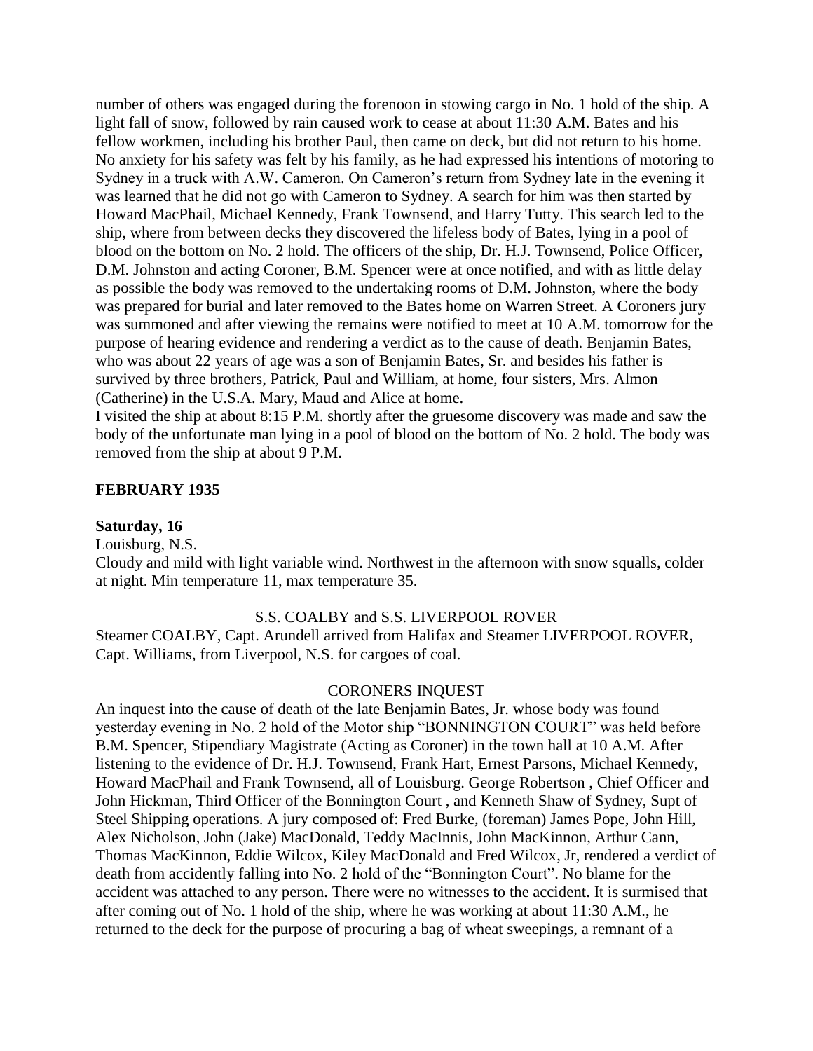number of others was engaged during the forenoon in stowing cargo in No. 1 hold of the ship. A light fall of snow, followed by rain caused work to cease at about 11:30 A.M. Bates and his fellow workmen, including his brother Paul, then came on deck, but did not return to his home. No anxiety for his safety was felt by his family, as he had expressed his intentions of motoring to Sydney in a truck with A.W. Cameron. On Cameron's return from Sydney late in the evening it was learned that he did not go with Cameron to Sydney. A search for him was then started by Howard MacPhail, Michael Kennedy, Frank Townsend, and Harry Tutty. This search led to the ship, where from between decks they discovered the lifeless body of Bates, lying in a pool of blood on the bottom on No. 2 hold. The officers of the ship, Dr. H.J. Townsend, Police Officer, D.M. Johnston and acting Coroner, B.M. Spencer were at once notified, and with as little delay as possible the body was removed to the undertaking rooms of D.M. Johnston, where the body was prepared for burial and later removed to the Bates home on Warren Street. A Coroners jury was summoned and after viewing the remains were notified to meet at 10 A.M. tomorrow for the purpose of hearing evidence and rendering a verdict as to the cause of death. Benjamin Bates, who was about 22 years of age was a son of Benjamin Bates, Sr. and besides his father is survived by three brothers, Patrick, Paul and William, at home, four sisters, Mrs. Almon (Catherine) in the U.S.A. Mary, Maud and Alice at home.

I visited the ship at about 8:15 P.M. shortly after the gruesome discovery was made and saw the body of the unfortunate man lying in a pool of blood on the bottom of No. 2 hold. The body was removed from the ship at about 9 P.M.

**FEBRUARY 1935**

**Saturday, 16**

Louisburg, N.S.

Cloudy and mild with light variable wind. Northwest in the afternoon with snow squalls, colder at night. Min temperature 11, max temperature 35.

S.S. COALBY and S.S. LIVERPOOL ROVER

Steamer COALBY, Capt. Arundell arrived from Halifax and Steamer LIVERPOOL ROVER, Capt. Williams, from Liverpool, N.S. for cargoes of coal.

CORONERS INQUEST

An inquest into the cause of death of the late Benjamin Bates, Jr. whose body was found yesterday evening in No. 2 hold of the Motor ship "BONNINGTON COURT" was held before B.M. Spencer, Stipendiary Magistrate (Acting as Coroner) in the town hall at 10 A.M. After listening to the evidence of Dr. H.J. Townsend, Frank Hart, Ernest Parsons, Michael Kennedy, Howard MacPhail and Frank Townsend, all of Louisburg. George Robertson , Chief Officer and John Hickman, Third Officer of the Bonnington Court , and Kenneth Shaw of Sydney, Supt of Steel Shipping operations. A jury composed of: Fred Burke, (foreman) James Pope, John Hill, Alex Nicholson, John (Jake) MacDonald, Teddy MacInnis, John MacKinnon, Arthur Cann, Thomas MacKinnon, Eddie Wilcox, Kiley MacDonald and Fred Wilcox, Jr, rendered a verdict of death from accidently falling into No. 2 hold of the "Bonnington Court". No blame for the accident was attached to any person. There were no witnesses to the accident. It is surmised that after coming out of No. 1 hold of the ship, where he was working at about 11:30 A.M., he returned to the deck for the purpose of procuring a bag of wheat sweepings, a remnant of a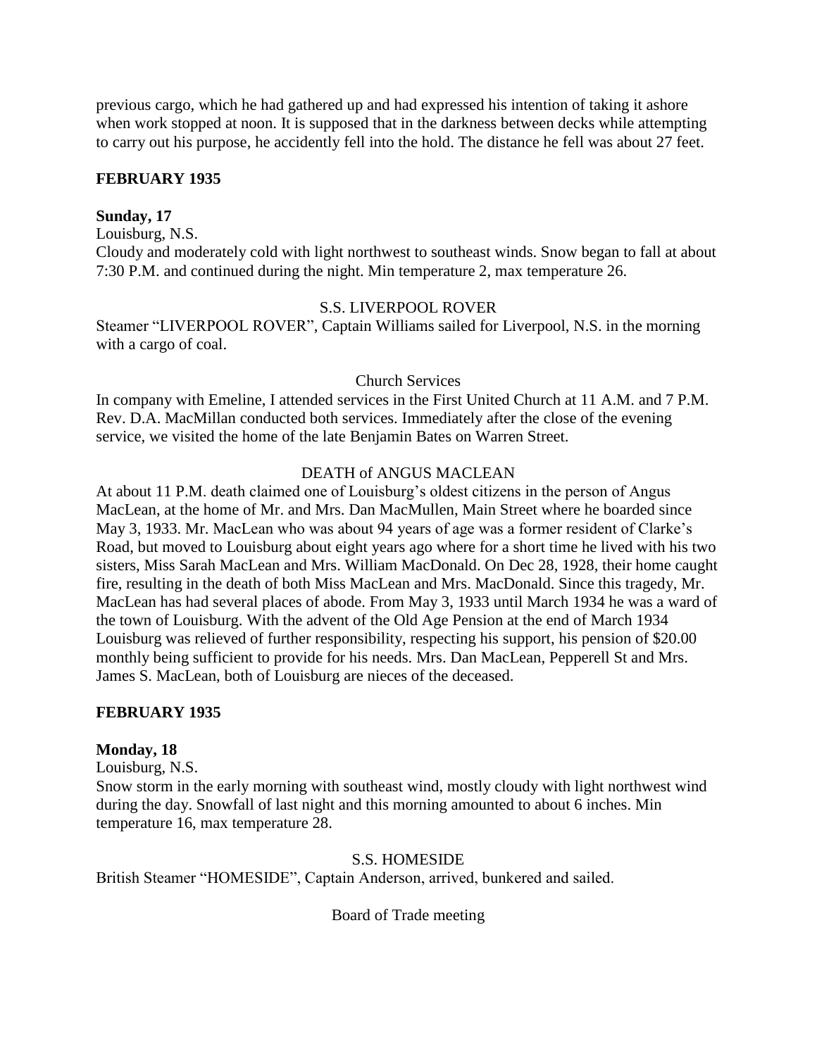previous cargo, which he had gathered up and had expressed his intention of taking it ashore when work stopped at noon. It is supposed that in the darkness between decks while attempting to carry out his purpose, he accidently fell into the hold. The distance he fell was about 27 feet.

**FEBRUARY 1935**

**Sunday, 17**

Louisburg, N.S.

Cloudy and moderately cold with light northwest to southeast winds. Snow began to fall at about 7:30 P.M. and continued during the night. Min temperature 2, max temperature 26.

S.S. LIVERPOOL ROVER

Steamer "LIVERPOOL ROVER", Captain Williams sailed for Liverpool, N.S. in the morning with a cargo of coal.

Church Services

In company with Emeline, I attended services in the First United Church at 11 A.M. and 7 P.M. Rev. D.A. MacMillan conducted both services. Immediately after the close of the evening service, we visited the home of the late Benjamin Bates on Warren Street.

DEATH of ANGUS MACLEAN

At about 11 P.M. death claimed one of Louisburg's oldest citizens in the person of Angus MacLean, at the home of Mr. and Mrs. Dan MacMullen, Main Street where he boarded since May 3, 1933. Mr. MacLean who was about 94 years of age was a former resident of Clarke's Road, but moved to Louisburg about eight years ago where for a short time he lived with his two sisters, Miss Sarah MacLean and Mrs. William MacDonald. On Dec 28, 1928, their home caught fire, resulting in the death of both Miss MacLean and Mrs. MacDonald. Since this tragedy, Mr. MacLean has had several places of abode. From May 3, 1933 until March 1934 he was a ward of the town of Louisburg. With the advent of the Old Age Pension at the end of March 1934 Louisburg was relieved of further responsibility, respecting his support, his pension of $20.00 monthly being sufficient to provide for his needs. Mrs. Dan MacLean, Pepperell St and Mrs. James S. MacLean, both of Louisburg are nieces of the deceased.

**FEBRUARY 1935**

**Monday, 18**

Louisburg, N.S.

Snow storm in the early morning with southeast wind, mostly cloudy with light northwest wind during the day. Snowfall of last night and this morning amounted to about 6 inches. Min temperature 16, max temperature 28.

S.S. HOMESIDE

British Steamer "HOMESIDE", Captain Anderson, arrived, bunkered and sailed.

Board of Trade meeting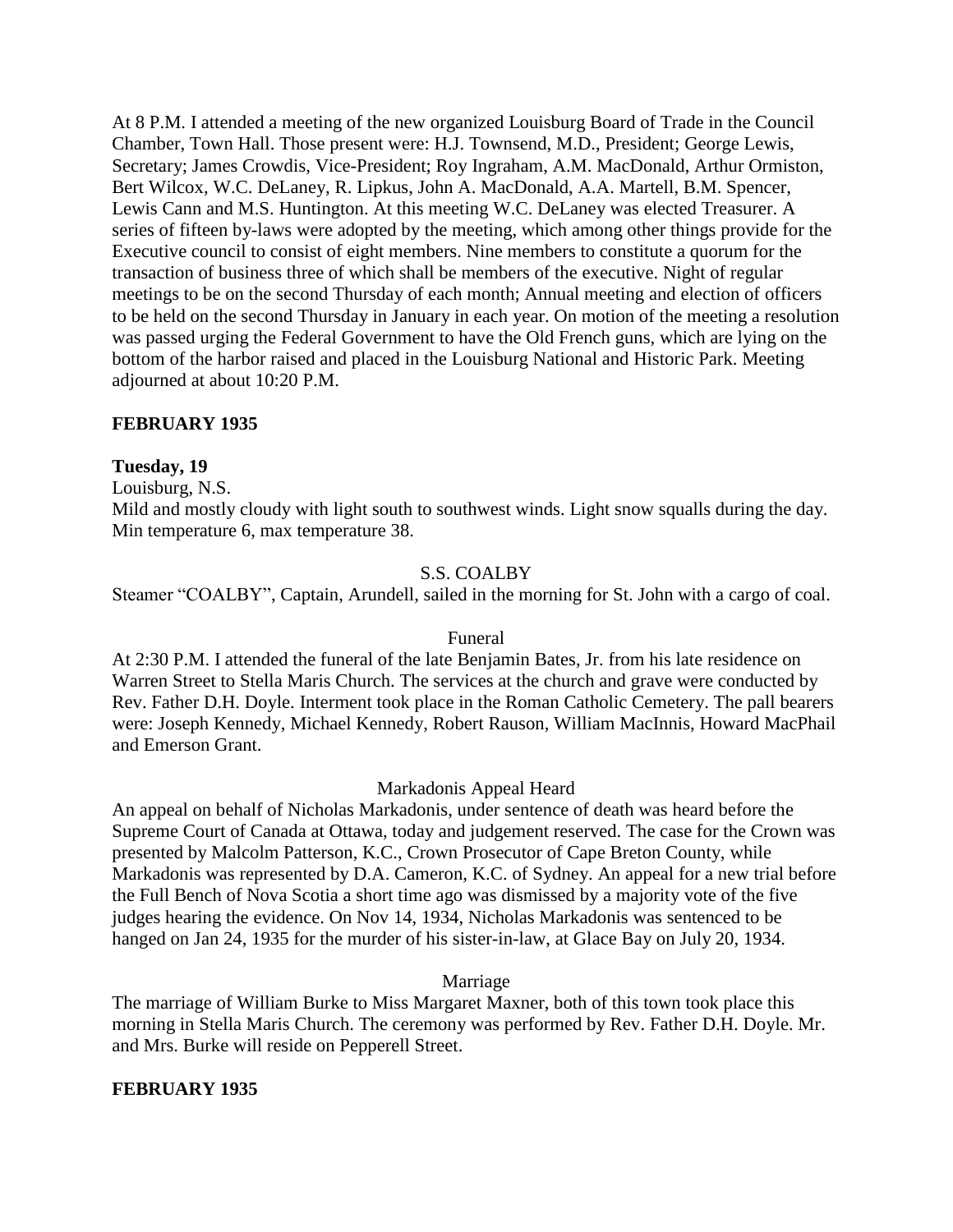At 8 P.M. I attended a meeting of the new organized Louisburg Board of Trade in the Council Chamber, Town Hall. Those present were: H.J. Townsend, M.D., President; George Lewis, Secretary; James Crowdis, Vice-President; Roy Ingraham, A.M. MacDonald, Arthur Ormiston, Bert Wilcox, W.C. DeLaney, R. Lipkus, John A. MacDonald, A.A. Martell, B.M. Spencer, Lewis Cann and M.S. Huntington. At this meeting W.C. DeLaney was elected Treasurer. A series of fifteen by-laws were adopted by the meeting, which among other things provide for the Executive council to consist of eight members. Nine members to constitute a quorum for the transaction of business three of which shall be members of the executive. Night of regular meetings to be on the second Thursday of each month; Annual meeting and election of officers to be held on the second Thursday in January in each year. On motion of the meeting a resolution was passed urging the Federal Government to have the Old French guns, which are lying on the bottom of the harbor raised and placed in the Louisburg National and Historic Park. Meeting adjourned at about 10:20 P.M.

**FEBRUARY 1935**

**Tuesday, 19**

Louisburg, N.S.

Mild and mostly cloudy with light south to southwest winds. Light snow squalls during the day. Min temperature 6, max temperature 38.

S.S. COALBY

Steamer "COALBY", Captain, Arundell, sailed in the morning for St. John with a cargo of coal.

Funeral

At 2:30 P.M. I attended the funeral of the late Benjamin Bates, Jr. from his late residence on Warren Street to Stella Maris Church. The services at the church and grave were conducted by Rev. Father D.H. Doyle. Interment took place in the Roman Catholic Cemetery. The pall bearers were: Joseph Kennedy, Michael Kennedy, Robert Rauson, William MacInnis, Howard MacPhail and Emerson Grant.

Markadonis Appeal Heard

An appeal on behalf of Nicholas Markadonis, under sentence of death was heard before the Supreme Court of Canada at Ottawa, today and judgement reserved. The case for the Crown was presented by Malcolm Patterson, K.C., Crown Prosecutor of Cape Breton County, while Markadonis was represented by D.A. Cameron, K.C. of Sydney. An appeal for a new trial before the Full Bench of Nova Scotia a short time ago was dismissed by a majority vote of the five judges hearing the evidence. On Nov 14, 1934, Nicholas Markadonis was sentenced to be hanged on Jan 24, 1935 for the murder of his sister-in-law, at Glace Bay on July 20, 1934.

Marriage

The marriage of William Burke to Miss Margaret Maxner, both of this town took place this morning in Stella Maris Church. The ceremony was performed by Rev. Father D.H. Doyle. Mr. and Mrs. Burke will reside on Pepperell Street.

**FEBRUARY 1935**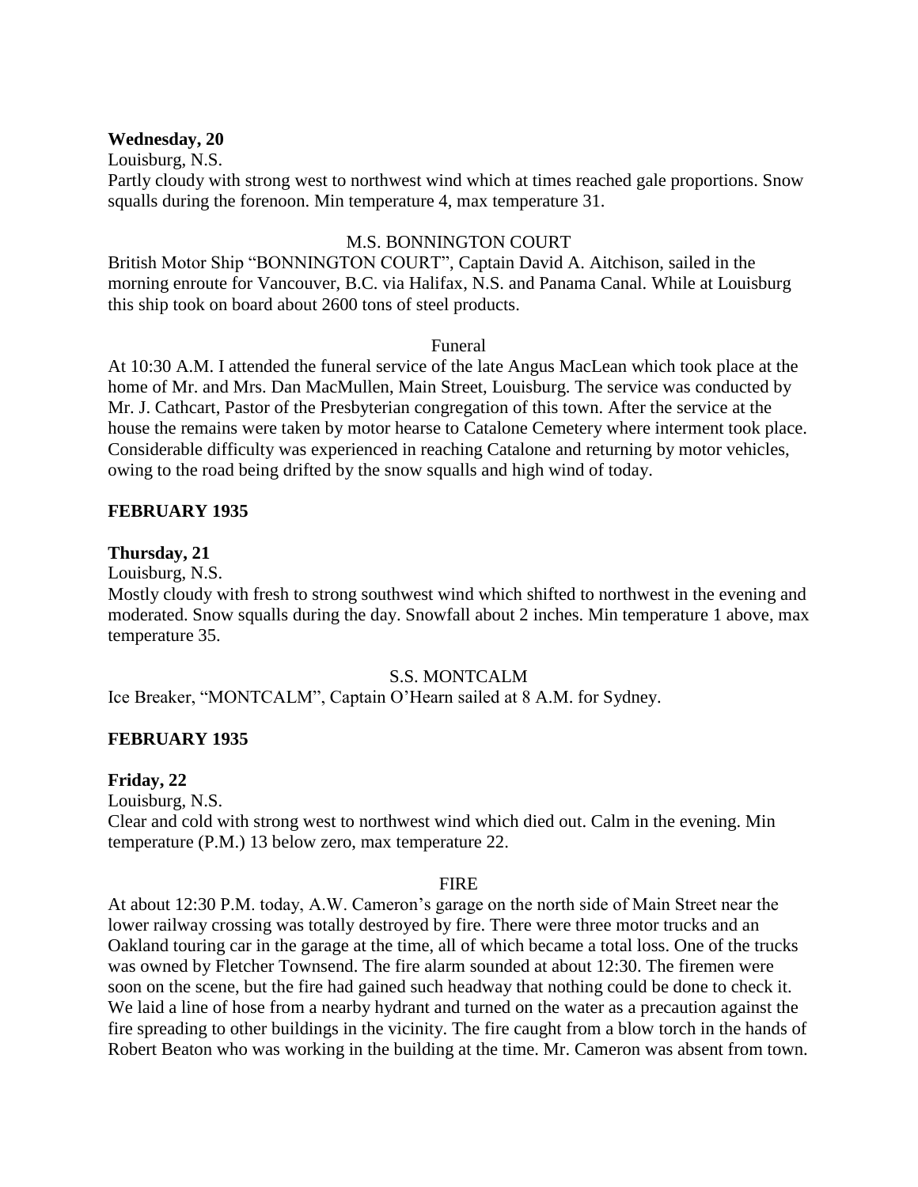**Wednesday, 20**

Louisburg, N.S.

Partly cloudy with strong west to northwest wind which at times reached gale proportions. Snow squalls during the forenoon. Min temperature 4, max temperature 31.

M.S. BONNINGTON COURT

British Motor Ship "BONNINGTON COURT", Captain David A. Aitchison, sailed in the morning enroute for Vancouver, B.C. via Halifax, N.S. and Panama Canal. While at Louisburg this ship took on board about 2600 tons of steel products.

Funeral

At 10:30 A.M. I attended the funeral service of the late Angus MacLean which took place at the home of Mr. and Mrs. Dan MacMullen, Main Street, Louisburg. The service was conducted by Mr. J. Cathcart, Pastor of the Presbyterian congregation of this town. After the service at the house the remains were taken by motor hearse to Catalone Cemetery where interment took place. Considerable difficulty was experienced in reaching Catalone and returning by motor vehicles, owing to the road being drifted by the snow squalls and high wind of today.

**FEBRUARY 1935**

**Thursday, 21**

Louisburg, N.S.

Mostly cloudy with fresh to strong southwest wind which shifted to northwest in the evening and moderated. Snow squalls during the day. Snowfall about 2 inches. Min temperature 1 above, max temperature 35.

S.S. MONTCALM

Ice Breaker, "MONTCALM", Captain O'Hearn sailed at 8 A.M. for Sydney.

**FEBRUARY 1935**

**Friday, 22**

Louisburg, N.S.

Clear and cold with strong west to northwest wind which died out. Calm in the evening. Min temperature (P.M.) 13 below zero, max temperature 22.

FIRE

At about 12:30 P.M. today, A.W. Cameron's garage on the north side of Main Street near the lower railway crossing was totally destroyed by fire. There were three motor trucks and an Oakland touring car in the garage at the time, all of which became a total loss. One of the trucks was owned by Fletcher Townsend. The fire alarm sounded at about 12:30. The firemen were soon on the scene, but the fire had gained such headway that nothing could be done to check it. We laid a line of hose from a nearby hydrant and turned on the water as a precaution against the fire spreading to other buildings in the vicinity. The fire caught from a blow torch in the hands of Robert Beaton who was working in the building at the time. Mr. Cameron was absent from town.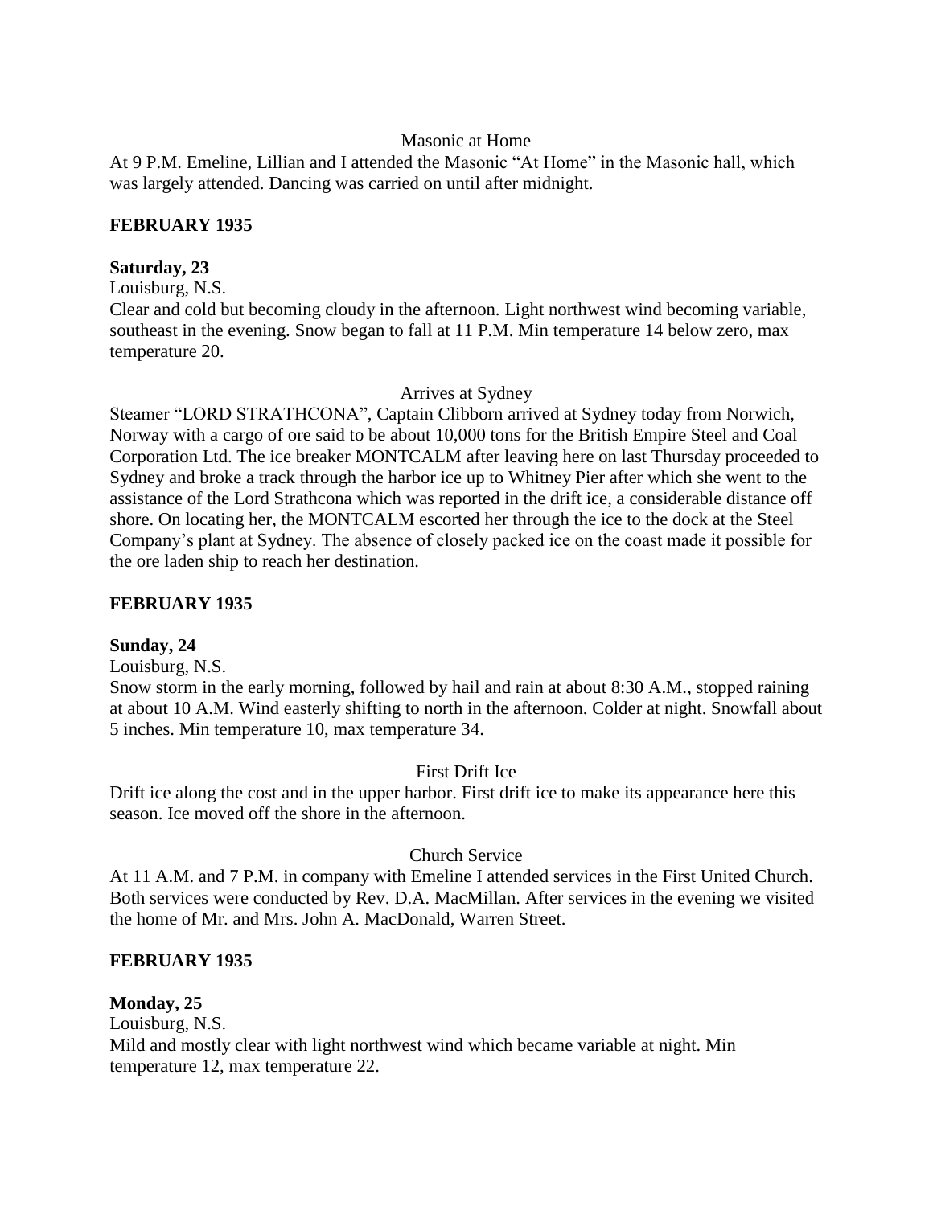Masonic at Home

At 9 P.M. Emeline, Lillian and I attended the Masonic "At Home" in the Masonic hall, which was largely attended. Dancing was carried on until after midnight.

**FEBRUARY 1935**

**Saturday, 23**

Louisburg, N.S.

Clear and cold but becoming cloudy in the afternoon. Light northwest wind becoming variable, southeast in the evening. Snow began to fall at 11 P.M. Min temperature 14 below zero, max temperature 20.

Arrives at Sydney

Steamer "LORD STRATHCONA", Captain Clibborn arrived at Sydney today from Norwich, Norway with a cargo of ore said to be about 10,000 tons for the British Empire Steel and Coal Corporation Ltd. The ice breaker MONTCALM after leaving here on last Thursday proceeded to Sydney and broke a track through the harbor ice up to Whitney Pier after which she went to the assistance of the Lord Strathcona which was reported in the drift ice, a considerable distance off shore. On locating her, the MONTCALM escorted her through the ice to the dock at the Steel Company's plant at Sydney. The absence of closely packed ice on the coast made it possible for the ore laden ship to reach her destination.

**FEBRUARY 1935**

**Sunday, 24**

Louisburg, N.S.

Snow storm in the early morning, followed by hail and rain at about 8:30 A.M., stopped raining at about 10 A.M. Wind easterly shifting to north in the afternoon. Colder at night. Snowfall about 5 inches. Min temperature 10, max temperature 34.

First Drift Ice

Drift ice along the cost and in the upper harbor. First drift ice to make its appearance here this season. Ice moved off the shore in the afternoon.

Church Service

At 11 A.M. and 7 P.M. in company with Emeline I attended services in the First United Church. Both services were conducted by Rev. D.A. MacMillan. After services in the evening we visited the home of Mr. and Mrs. John A. MacDonald, Warren Street.

**FEBRUARY 1935**

**Monday, 25**

Louisburg, N.S.

Mild and mostly clear with light northwest wind which became variable at night. Min temperature 12, max temperature 22.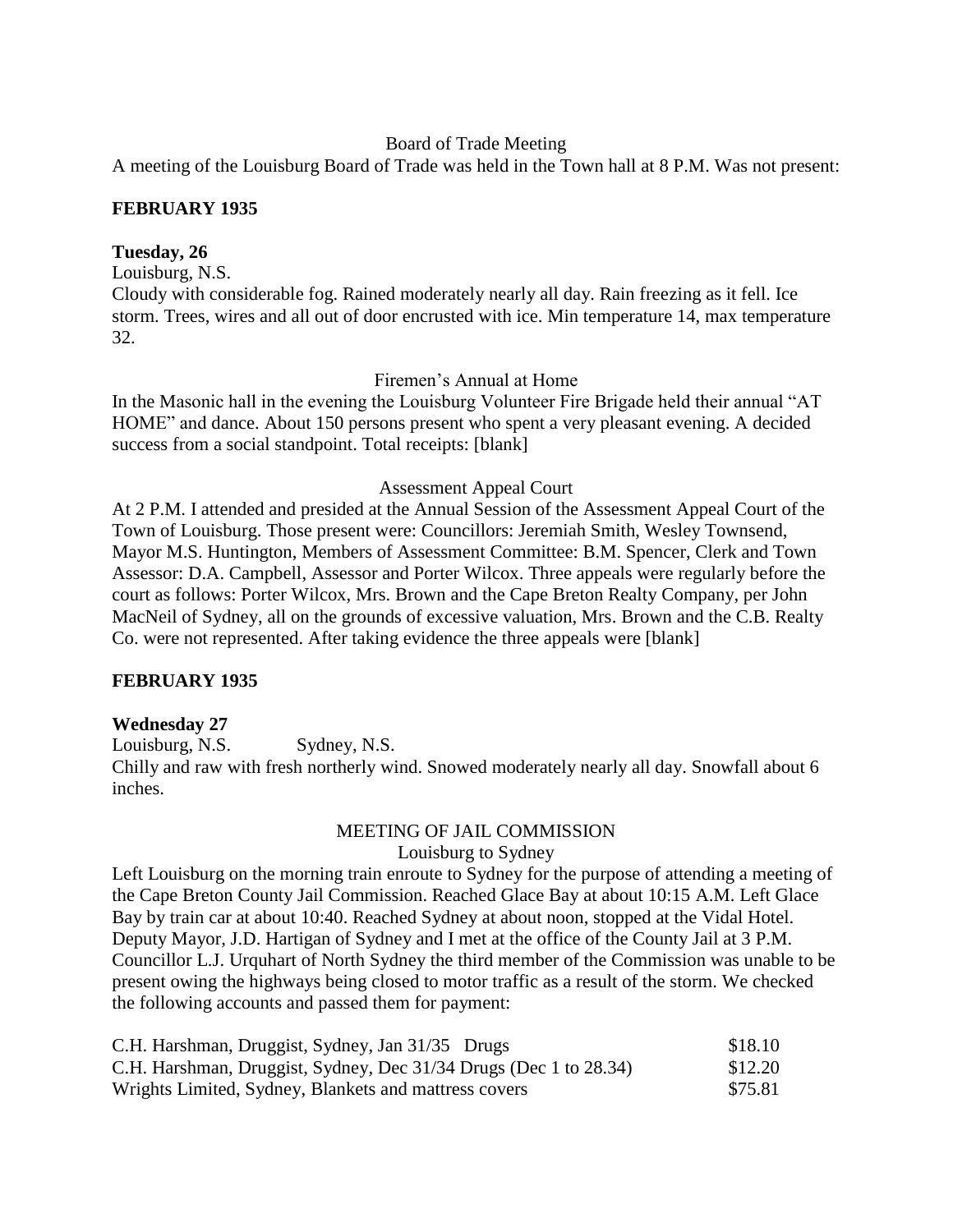Board of Trade Meeting

A meeting of the Louisburg Board of Trade was held in the Town hall at 8 P.M. Was not present:

**FEBRUARY 1935**

**Tuesday, 26**

Louisburg, N.S.

Cloudy with considerable fog. Rained moderately nearly all day. Rain freezing as it fell. Ice storm. Trees, wires and all out of door encrusted with ice. Min temperature 14, max temperature 32.

Firemen's Annual at Home

In the Masonic hall in the evening the Louisburg Volunteer Fire Brigade held their annual "AT HOME" and dance. About 150 persons present who spent a very pleasant evening. A decided success from a social standpoint. Total receipts: [blank]

Assessment Appeal Court

At 2 P.M. I attended and presided at the Annual Session of the Assessment Appeal Court of the Town of Louisburg. Those present were: Councillors: Jeremiah Smith, Wesley Townsend, Mayor M.S. Huntington, Members of Assessment Committee: B.M. Spencer, Clerk and Town Assessor: D.A. Campbell, Assessor and Porter Wilcox. Three appeals were regularly before the court as follows: Porter Wilcox, Mrs. Brown and the Cape Breton Realty Company, per John MacNeil of Sydney, all on the grounds of excessive valuation, Mrs. Brown and the C.B. Realty Co. were not represented. After taking evidence the three appeals were [blank]

**FEBRUARY 1935**

**Wednesday 27**

Louisburg, N.S. Sydney, N.S.

Chilly and raw with fresh northerly wind. Snowed moderately nearly all day. Snowfall about 6 inches.

MEETING OF JAIL COMMISSION

Louisburg to Sydney

Left Louisburg on the morning train enroute to Sydney for the purpose of attending a meeting of the Cape Breton County Jail Commission. Reached Glace Bay at about 10:15 A.M. Left Glace Bay by train car at about 10:40. Reached Sydney at about noon, stopped at the Vidal Hotel. Deputy Mayor, J.D. Hartigan of Sydney and I met at the office of the County Jail at 3 P.M. Councillor L.J. Urquhart of North Sydney the third member of the Commission was unable to be present owing the highways being closed to motor traffic as a result of the storm. We checked the following accounts and passed them for payment:

| | |
|---|---|
| C.H. Harshman, Druggist, Sydney, Jan 31/35 Drugs | $18.10 |
| C.H. Harshman, Druggist, Sydney, Dec 31/34 Drugs (Dec 1 to 28.34) | $12.20 |
| Wrights Limited, Sydney, Blankets and mattress covers | $75.81 |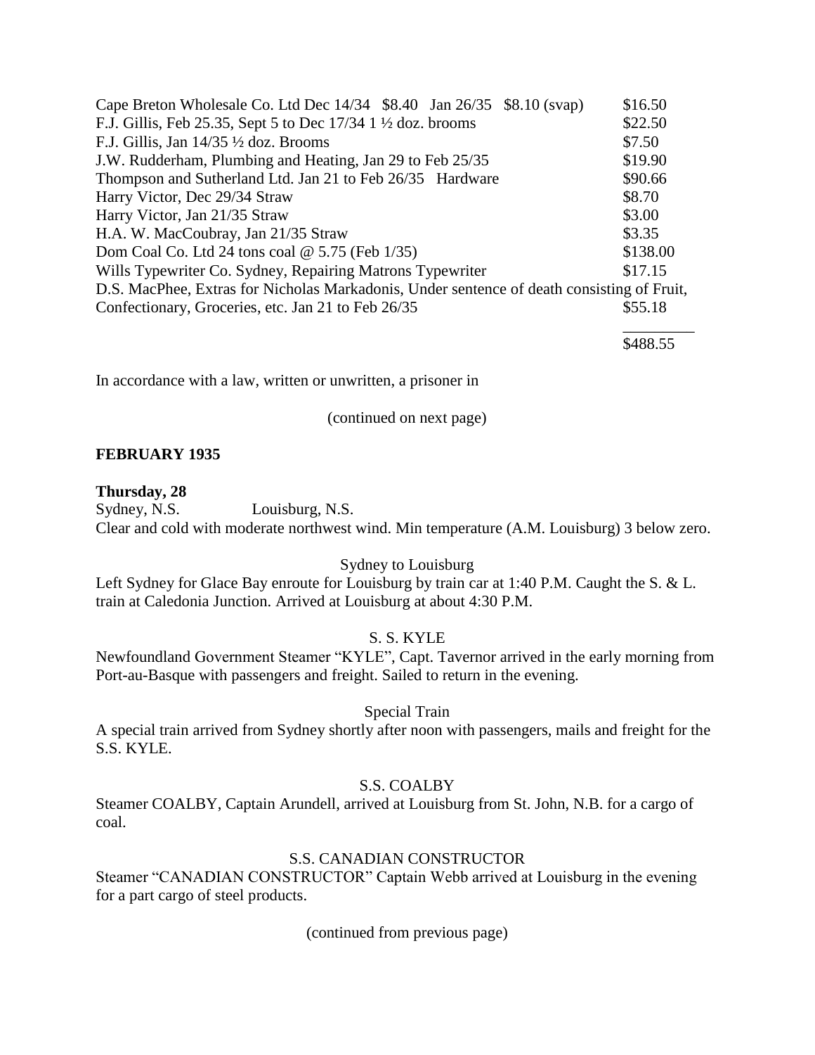| | |
|---|---|
| Cape Breton Wholesale Co. Ltd Dec 14/34 $8.40 Jan 26/35 $8.10 (svap) | $16.50 |
| F.J. Gillis, Feb 25.35, Sept 5 to Dec 17/34 1 ½ doz. brooms | $22.50 |
| F.J. Gillis, Jan 14/35 ½ doz. Brooms | $7.50 |
| J.W. Rudderham, Plumbing and Heating, Jan 29 to Feb 25/35 | $19.90 |
| Thompson and Sutherland Ltd. Jan 21 to Feb 26/35 Hardware | $90.66 |
| Harry Victor, Dec 29/34 Straw | $8.70 |
| Harry Victor, Jan 21/35 Straw | $3.00 |
| H.A. W. MacCoubray, Jan 21/35 Straw | $3.35 |
| Dom Coal Co. Ltd 24 tons coal @ 5.75 (Feb 1/35) | $138.00 |
| Wills Typewriter Co. Sydney, Repairing Matrons Typewriter | $17.15 |
| D.S. MacPhee, Extras for Nicholas Markadonis, Under sentence of death consisting of Fruit, Confectionary, Groceries, etc. Jan 21 to Feb 26/35 | $55.18 |
| | $488.55 |

In accordance with a law, written or unwritten, a prisoner in

(continued on next page)

**FEBRUARY 1935**

**Thursday, 28**

Sydney, N.S. Louisburg, N.S.

Clear and cold with moderate northwest wind. Min temperature (A.M. Louisburg) 3 below zero.

Sydney to Louisburg

Left Sydney for Glace Bay enroute for Louisburg by train car at 1:40 P.M. Caught the S. & L. train at Caledonia Junction. Arrived at Louisburg at about 4:30 P.M.

S. S. KYLE

Newfoundland Government Steamer "KYLE", Capt. Tavernor arrived in the early morning from Port-au-Basque with passengers and freight. Sailed to return in the evening.

Special Train

A special train arrived from Sydney shortly after noon with passengers, mails and freight for the S.S. KYLE.

S.S. COALBY

Steamer COALBY, Captain Arundell, arrived at Louisburg from St. John, N.B. for a cargo of coal.

S.S. CANADIAN CONSTRUCTOR

Steamer "CANADIAN CONSTRUCTOR" Captain Webb arrived at Louisburg in the evening for a part cargo of steel products.

(continued from previous page)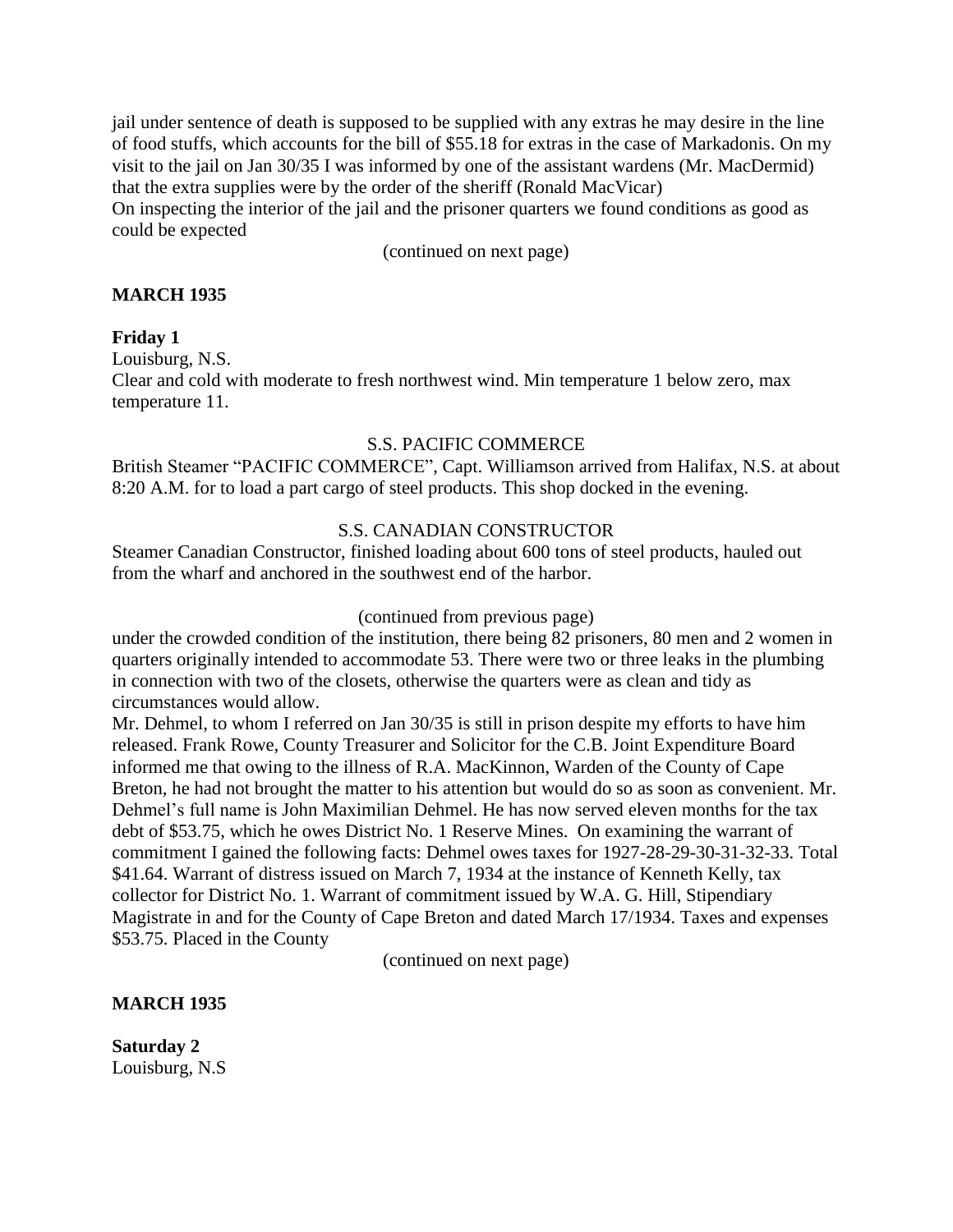jail under sentence of death is supposed to be supplied with any extras he may desire in the line of food stuffs, which accounts for the bill of $55.18 for extras in the case of Markadonis. On my visit to the jail on Jan 30/35 I was informed by one of the assistant wardens (Mr. MacDermid) that the extra supplies were by the order of the sheriff (Ronald MacVicar)
On inspecting the interior of the jail and the prisoner quarters we found conditions as good as could be expected

(continued on next page)

**MARCH 1935**

**Friday 1**
Louisburg, N.S.
Clear and cold with moderate to fresh northwest wind. Min temperature 1 below zero, max temperature 11.

S.S. PACIFIC COMMERCE

British Steamer "PACIFIC COMMERCE", Capt. Williamson arrived from Halifax, N.S. at about 8:20 A.M. for to load a part cargo of steel products. This shop docked in the evening.

S.S. CANADIAN CONSTRUCTOR

Steamer Canadian Constructor, finished loading about 600 tons of steel products, hauled out from the wharf and anchored in the southwest end of the harbor.

(continued from previous page)

under the crowded condition of the institution, there being 82 prisoners, 80 men and 2 women in quarters originally intended to accommodate 53. There were two or three leaks in the plumbing in connection with two of the closets, otherwise the quarters were as clean and tidy as circumstances would allow.
Mr. Dehmel, to whom I referred on Jan 30/35 is still in prison despite my efforts to have him released. Frank Rowe, County Treasurer and Solicitor for the C.B. Joint Expenditure Board informed me that owing to the illness of R.A. MacKinnon, Warden of the County of Cape Breton, he had not brought the matter to his attention but would do so as soon as convenient. Mr. Dehmel's full name is John Maximilian Dehmel. He has now served eleven months for the tax debt of $53.75, which he owes District No. 1 Reserve Mines. On examining the warrant of commitment I gained the following facts: Dehmel owes taxes for 1927-28-29-30-31-32-33. Total $41.64. Warrant of distress issued on March 7, 1934 at the instance of Kenneth Kelly, tax collector for District No. 1. Warrant of commitment issued by W.A. G. Hill, Stipendiary Magistrate in and for the County of Cape Breton and dated March 17/1934. Taxes and expenses $53.75. Placed in the County

(continued on next page)

**MARCH 1935**

**Saturday 2**
Louisburg, N.S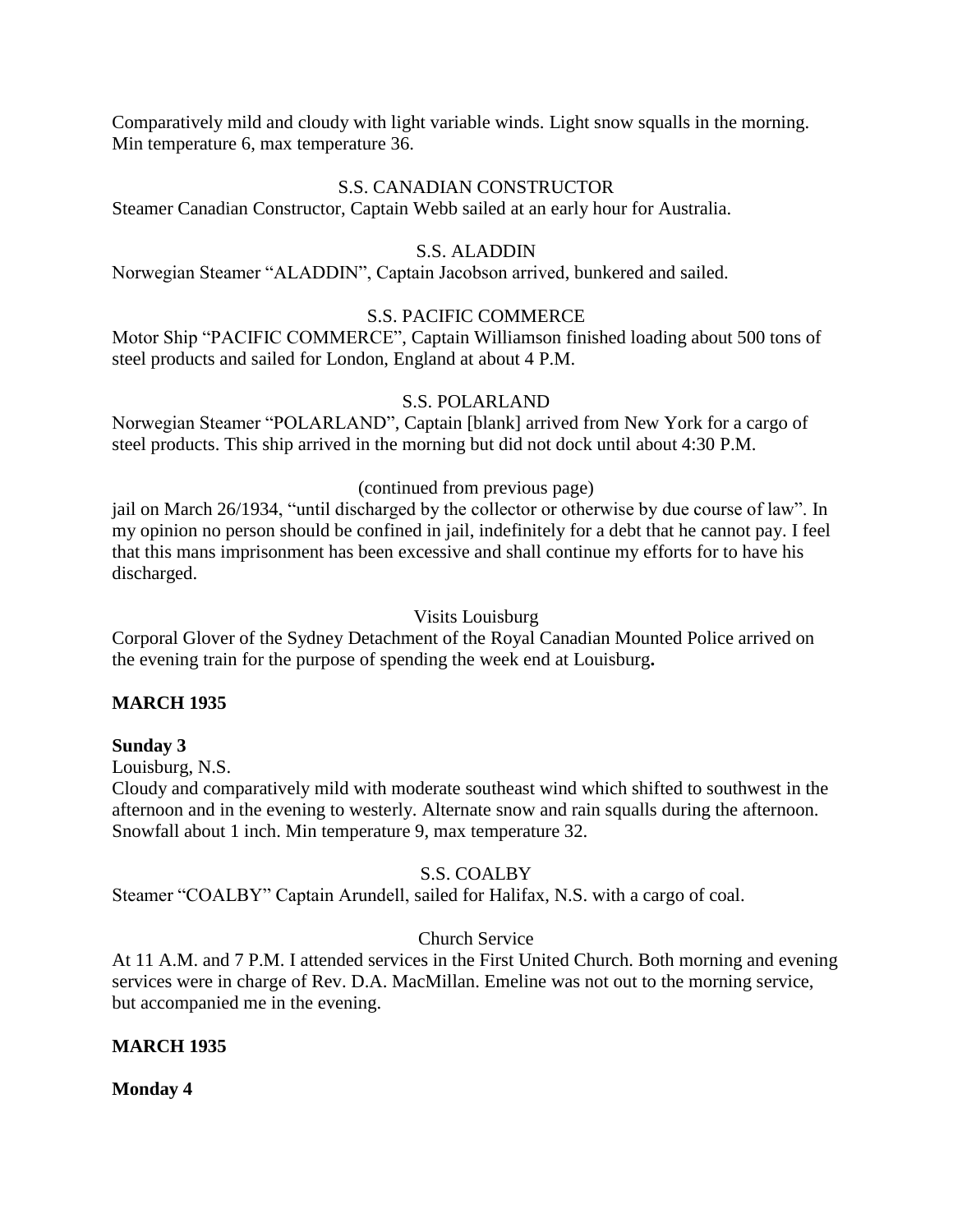Comparatively mild and cloudy with light variable winds. Light snow squalls in the morning. Min temperature 6, max temperature 36.

S.S. CANADIAN CONSTRUCTOR

Steamer Canadian Constructor, Captain Webb sailed at an early hour for Australia.

S.S. ALADDIN

Norwegian Steamer "ALADDIN", Captain Jacobson arrived, bunkered and sailed.

S.S. PACIFIC COMMERCE

Motor Ship "PACIFIC COMMERCE", Captain Williamson finished loading about 500 tons of steel products and sailed for London, England at about 4 P.M.

S.S. POLARLAND

Norwegian Steamer "POLARLAND", Captain [blank] arrived from New York for a cargo of steel products. This ship arrived in the morning but did not dock until about 4:30 P.M.

(continued from previous page)

jail on March 26/1934, "until discharged by the collector or otherwise by due course of law". In my opinion no person should be confined in jail, indefinitely for a debt that he cannot pay. I feel that this mans imprisonment has been excessive and shall continue my efforts for to have his discharged.

Visits Louisburg

Corporal Glover of the Sydney Detachment of the Royal Canadian Mounted Police arrived on the evening train for the purpose of spending the week end at Louisburg.

**MARCH 1935**

**Sunday 3**

Louisburg, N.S.

Cloudy and comparatively mild with moderate southeast wind which shifted to southwest in the afternoon and in the evening to westerly. Alternate snow and rain squalls during the afternoon. Snowfall about 1 inch. Min temperature 9, max temperature 32.

S.S. COALBY

Steamer "COALBY" Captain Arundell, sailed for Halifax, N.S. with a cargo of coal.

Church Service

At 11 A.M. and 7 P.M. I attended services in the First United Church. Both morning and evening services were in charge of Rev. D.A. MacMillan. Emeline was not out to the morning service, but accompanied me in the evening.

**MARCH 1935**

**Monday 4**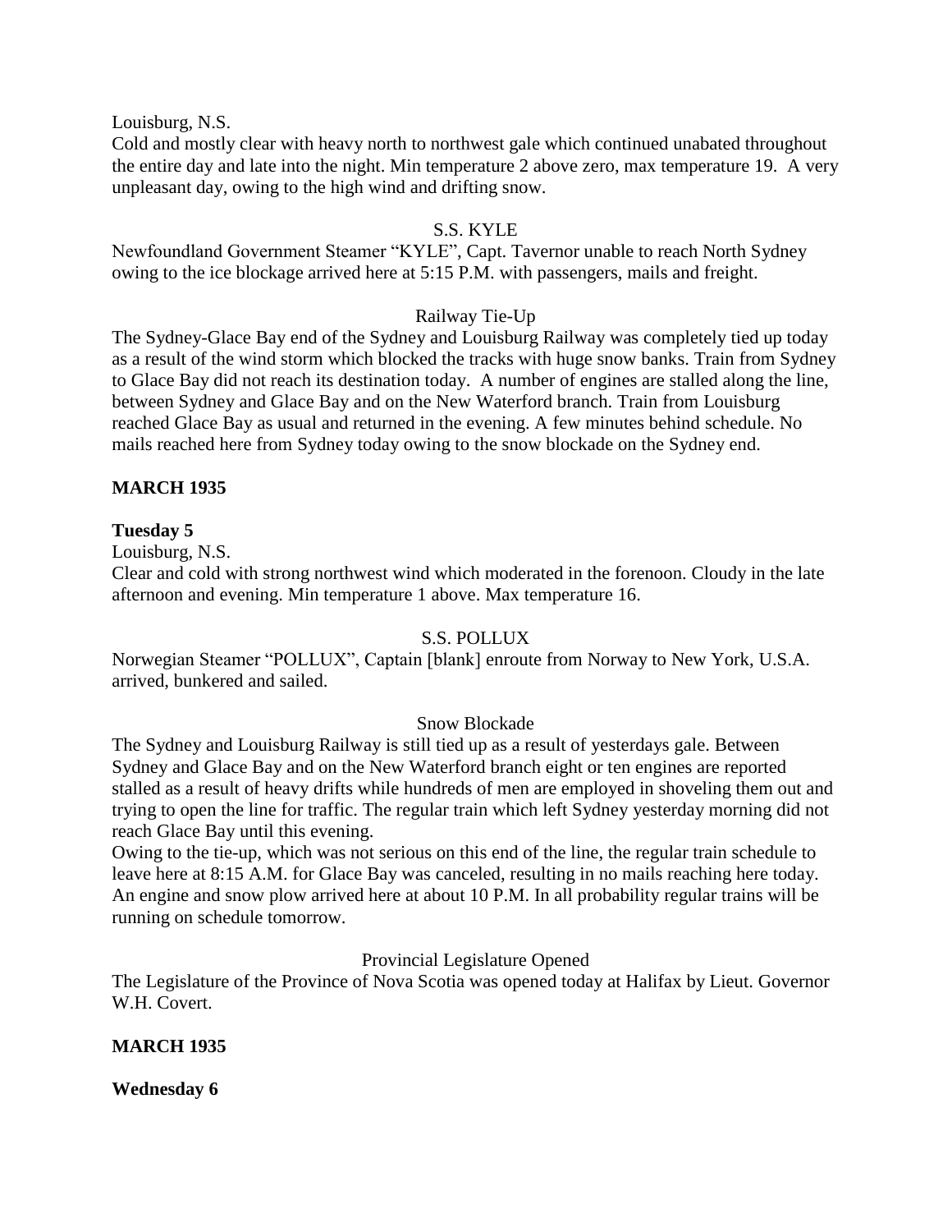Louisburg, N.S.

Cold and mostly clear with heavy north to northwest gale which continued unabated throughout the entire day and late into the night. Min temperature 2 above zero, max temperature 19. A very unpleasant day, owing to the high wind and drifting snow.

S.S. KYLE

Newfoundland Government Steamer "KYLE", Capt. Tavernor unable to reach North Sydney owing to the ice blockage arrived here at 5:15 P.M. with passengers, mails and freight.

Railway Tie-Up

The Sydney-Glace Bay end of the Sydney and Louisburg Railway was completely tied up today as a result of the wind storm which blocked the tracks with huge snow banks. Train from Sydney to Glace Bay did not reach its destination today. A number of engines are stalled along the line, between Sydney and Glace Bay and on the New Waterford branch. Train from Louisburg reached Glace Bay as usual and returned in the evening. A few minutes behind schedule. No mails reached here from Sydney today owing to the snow blockade on the Sydney end.

**MARCH 1935**

**Tuesday 5**

Louisburg, N.S.

Clear and cold with strong northwest wind which moderated in the forenoon. Cloudy in the late afternoon and evening. Min temperature 1 above. Max temperature 16.

S.S. POLLUX

Norwegian Steamer "POLLUX", Captain [blank] enroute from Norway to New York, U.S.A. arrived, bunkered and sailed.

Snow Blockade

The Sydney and Louisburg Railway is still tied up as a result of yesterdays gale. Between Sydney and Glace Bay and on the New Waterford branch eight or ten engines are reported stalled as a result of heavy drifts while hundreds of men are employed in shoveling them out and trying to open the line for traffic. The regular train which left Sydney yesterday morning did not reach Glace Bay until this evening.

Owing to the tie-up, which was not serious on this end of the line, the regular train schedule to leave here at 8:15 A.M. for Glace Bay was canceled, resulting in no mails reaching here today. An engine and snow plow arrived here at about 10 P.M. In all probability regular trains will be running on schedule tomorrow.

Provincial Legislature Opened

The Legislature of the Province of Nova Scotia was opened today at Halifax by Lieut. Governor W.H. Covert.

**MARCH 1935**

**Wednesday 6**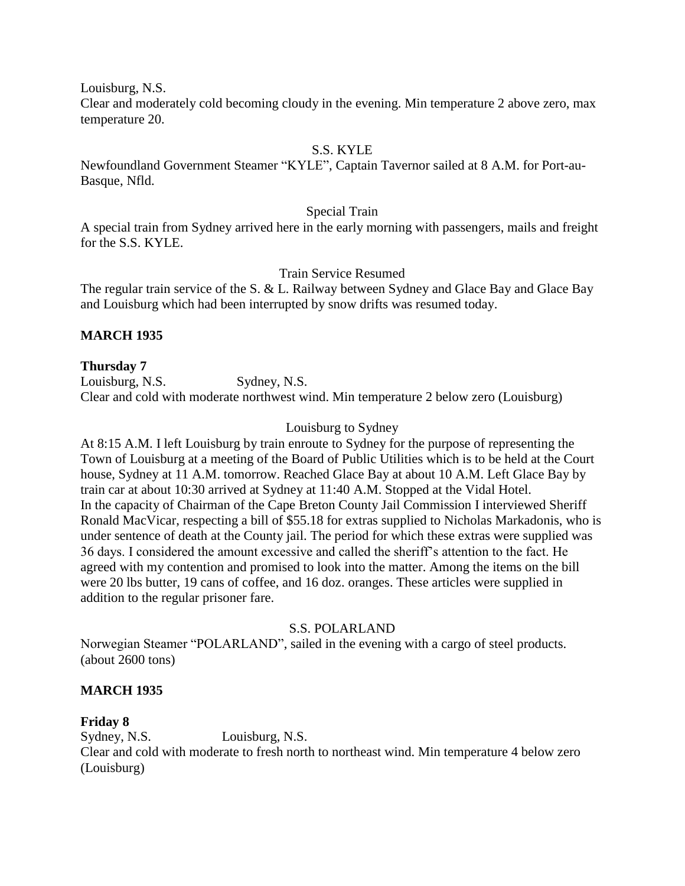Louisburg, N.S.
Clear and moderately cold becoming cloudy in the evening. Min temperature 2 above zero, max temperature 20.

S.S. KYLE

Newfoundland Government Steamer "KYLE", Captain Tavernor sailed at 8 A.M. for Port-au-Basque, Nfld.

Special Train

A special train from Sydney arrived here in the early morning with passengers, mails and freight for the S.S. KYLE.

Train Service Resumed

The regular train service of the S. & L. Railway between Sydney and Glace Bay and Glace Bay and Louisburg which had been interrupted by snow drifts was resumed today.

**MARCH 1935**

**Thursday 7**
Louisburg, N.S. Sydney, N.S.
Clear and cold with moderate northwest wind. Min temperature 2 below zero (Louisburg)

Louisburg to Sydney

At 8:15 A.M. I left Louisburg by train enroute to Sydney for the purpose of representing the Town of Louisburg at a meeting of the Board of Public Utilities which is to be held at the Court house, Sydney at 11 A.M. tomorrow. Reached Glace Bay at about 10 A.M. Left Glace Bay by train car at about 10:30 arrived at Sydney at 11:40 A.M. Stopped at the Vidal Hotel.
In the capacity of Chairman of the Cape Breton County Jail Commission I interviewed Sheriff Ronald MacVicar, respecting a bill of $55.18 for extras supplied to Nicholas Markadonis, who is under sentence of death at the County jail. The period for which these extras were supplied was 36 days. I considered the amount excessive and called the sheriff's attention to the fact. He agreed with my contention and promised to look into the matter. Among the items on the bill were 20 lbs butter, 19 cans of coffee, and 16 doz. oranges. These articles were supplied in addition to the regular prisoner fare.

S.S. POLARLAND

Norwegian Steamer "POLARLAND", sailed in the evening with a cargo of steel products. (about 2600 tons)

**MARCH 1935**

**Friday 8**
Sydney, N.S. Louisburg, N.S.
Clear and cold with moderate to fresh north to northeast wind. Min temperature 4 below zero (Louisburg)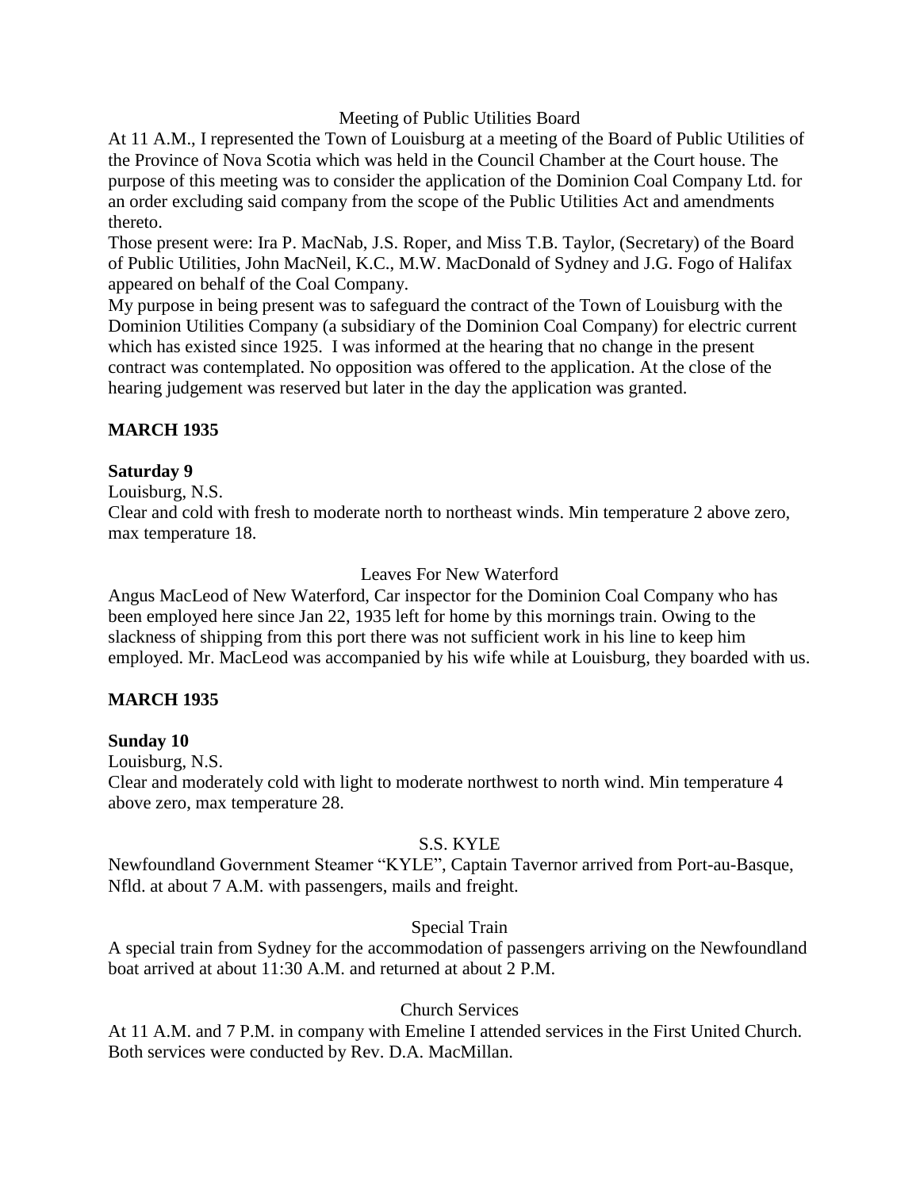Meeting of Public Utilities Board

At 11 A.M., I represented the Town of Louisburg at a meeting of the Board of Public Utilities of the Province of Nova Scotia which was held in the Council Chamber at the Court house. The purpose of this meeting was to consider the application of the Dominion Coal Company Ltd. for an order excluding said company from the scope of the Public Utilities Act and amendments thereto.

Those present were: Ira P. MacNab, J.S. Roper, and Miss T.B. Taylor, (Secretary) of the Board of Public Utilities, John MacNeil, K.C., M.W. MacDonald of Sydney and J.G. Fogo of Halifax appeared on behalf of the Coal Company.

My purpose in being present was to safeguard the contract of the Town of Louisburg with the Dominion Utilities Company (a subsidiary of the Dominion Coal Company) for electric current which has existed since 1925. I was informed at the hearing that no change in the present contract was contemplated. No opposition was offered to the application. At the close of the hearing judgement was reserved but later in the day the application was granted.

**MARCH 1935**

**Saturday 9**

Louisburg, N.S.

Clear and cold with fresh to moderate north to northeast winds. Min temperature 2 above zero, max temperature 18.

Leaves For New Waterford

Angus MacLeod of New Waterford, Car inspector for the Dominion Coal Company who has been employed here since Jan 22, 1935 left for home by this mornings train. Owing to the slackness of shipping from this port there was not sufficient work in his line to keep him employed. Mr. MacLeod was accompanied by his wife while at Louisburg, they boarded with us.

**MARCH 1935**

**Sunday 10**

Louisburg, N.S.

Clear and moderately cold with light to moderate northwest to north wind. Min temperature 4 above zero, max temperature 28.

S.S. KYLE

Newfoundland Government Steamer "KYLE", Captain Tavernor arrived from Port-au-Basque, Nfld. at about 7 A.M. with passengers, mails and freight.

Special Train

A special train from Sydney for the accommodation of passengers arriving on the Newfoundland boat arrived at about 11:30 A.M. and returned at about 2 P.M.

Church Services

At 11 A.M. and 7 P.M. in company with Emeline I attended services in the First United Church. Both services were conducted by Rev. D.A. MacMillan.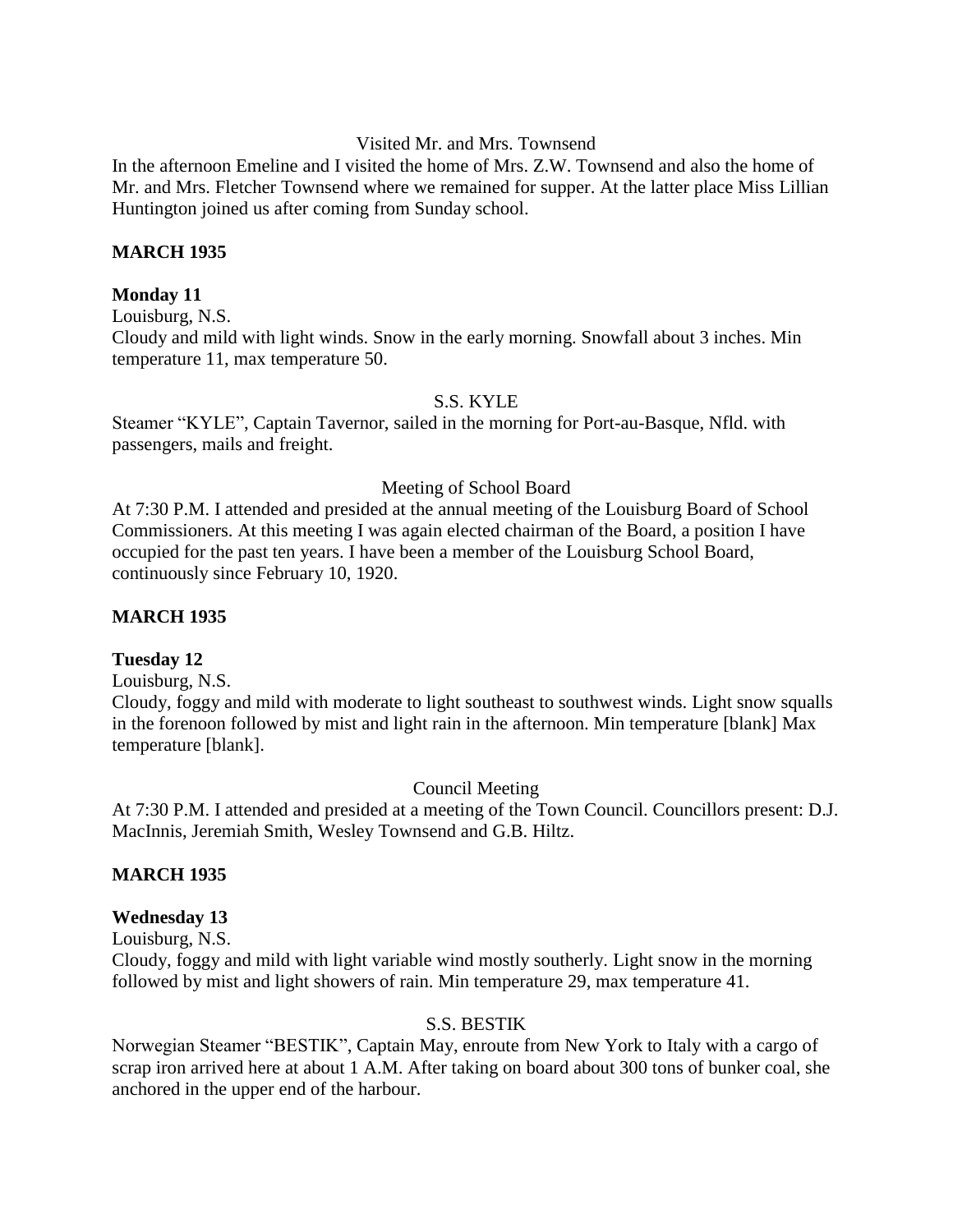Visited Mr. and Mrs. Townsend

In the afternoon Emeline and I visited the home of Mrs. Z.W. Townsend and also the home of Mr. and Mrs. Fletcher Townsend where we remained for supper. At the latter place Miss Lillian Huntington joined us after coming from Sunday school.

**MARCH 1935**

**Monday 11**

Louisburg, N.S.

Cloudy and mild with light winds. Snow in the early morning. Snowfall about 3 inches. Min temperature 11, max temperature 50.

S.S. KYLE

Steamer "KYLE", Captain Tavernor, sailed in the morning for Port-au-Basque, Nfld. with passengers, mails and freight.

Meeting of School Board

At 7:30 P.M. I attended and presided at the annual meeting of the Louisburg Board of School Commissioners. At this meeting I was again elected chairman of the Board, a position I have occupied for the past ten years. I have been a member of the Louisburg School Board, continuously since February 10, 1920.

**MARCH 1935**

**Tuesday 12**

Louisburg, N.S.

Cloudy, foggy and mild with moderate to light southeast to southwest winds. Light snow squalls in the forenoon followed by mist and light rain in the afternoon. Min temperature [blank] Max temperature [blank].

Council Meeting

At 7:30 P.M. I attended and presided at a meeting of the Town Council. Councillors present: D.J. MacInnis, Jeremiah Smith, Wesley Townsend and G.B. Hiltz.

**MARCH 1935**

**Wednesday 13**

Louisburg, N.S.

Cloudy, foggy and mild with light variable wind mostly southerly. Light snow in the morning followed by mist and light showers of rain. Min temperature 29, max temperature 41.

S.S. BESTIK

Norwegian Steamer "BESTIK", Captain May, enroute from New York to Italy with a cargo of scrap iron arrived here at about 1 A.M. After taking on board about 300 tons of bunker coal, she anchored in the upper end of the harbour.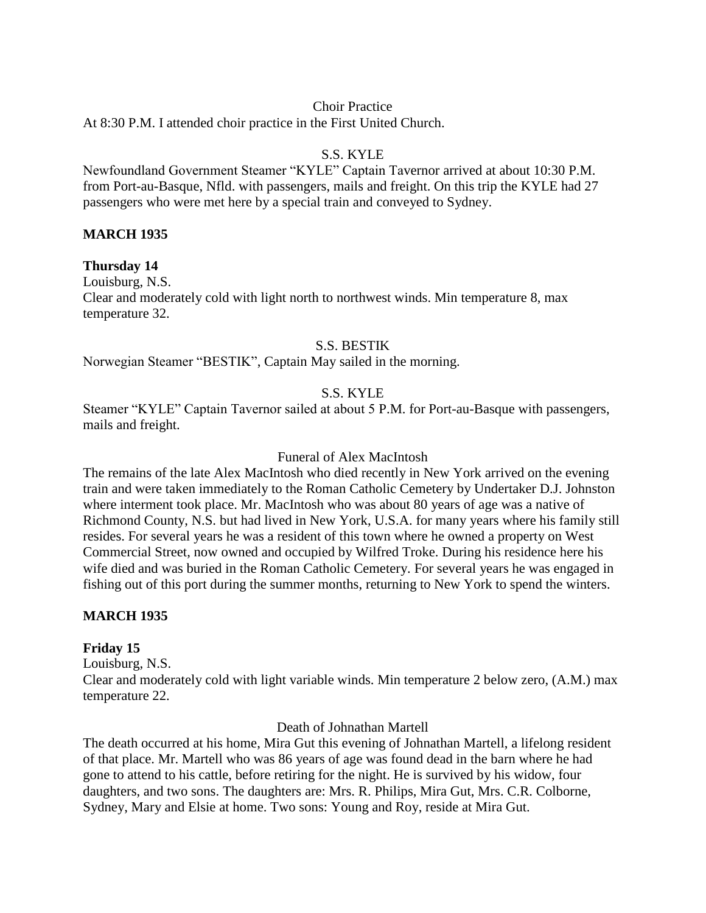Choir Practice

At 8:30 P.M. I attended choir practice in the First United Church.

S.S. KYLE

Newfoundland Government Steamer "KYLE" Captain Tavernor arrived at about 10:30 P.M. from Port-au-Basque, Nfld. with passengers, mails and freight. On this trip the KYLE had 27 passengers who were met here by a special train and conveyed to Sydney.

**MARCH 1935**

**Thursday 14**

Louisburg, N.S.

Clear and moderately cold with light north to northwest winds. Min temperature 8, max temperature 32.

S.S. BESTIK

Norwegian Steamer "BESTIK", Captain May sailed in the morning.

S.S. KYLE

Steamer "KYLE" Captain Tavernor sailed at about 5 P.M. for Port-au-Basque with passengers, mails and freight.

Funeral of Alex MacIntosh

The remains of the late Alex MacIntosh who died recently in New York arrived on the evening train and were taken immediately to the Roman Catholic Cemetery by Undertaker D.J. Johnston where interment took place. Mr. MacIntosh who was about 80 years of age was a native of Richmond County, N.S. but had lived in New York, U.S.A. for many years where his family still resides. For several years he was a resident of this town where he owned a property on West Commercial Street, now owned and occupied by Wilfred Troke. During his residence here his wife died and was buried in the Roman Catholic Cemetery. For several years he was engaged in fishing out of this port during the summer months, returning to New York to spend the winters.

**MARCH 1935**

**Friday 15**

Louisburg, N.S.

Clear and moderately cold with light variable winds. Min temperature 2 below zero, (A.M.) max temperature 22.

Death of Johnathan Martell

The death occurred at his home, Mira Gut this evening of Johnathan Martell, a lifelong resident of that place. Mr. Martell who was 86 years of age was found dead in the barn where he had gone to attend to his cattle, before retiring for the night. He is survived by his widow, four daughters, and two sons. The daughters are: Mrs. R. Philips, Mira Gut, Mrs. C.R. Colborne, Sydney, Mary and Elsie at home. Two sons: Young and Roy, reside at Mira Gut.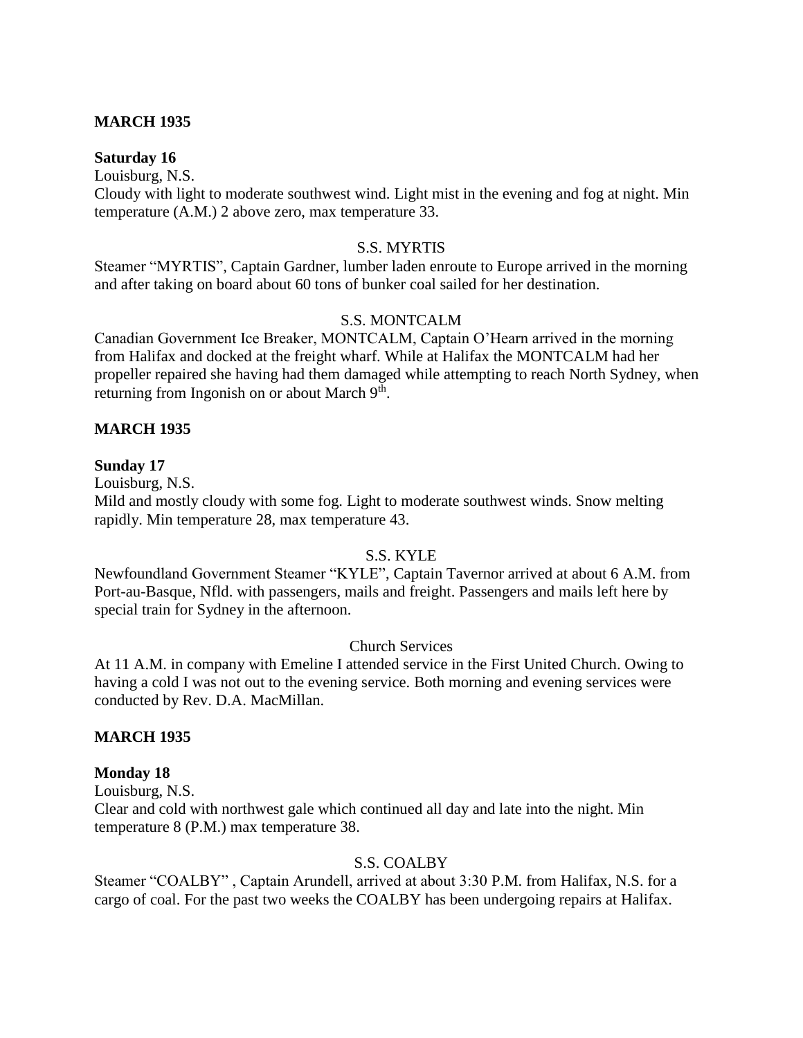**MARCH 1935**

**Saturday 16**

Louisburg, N.S.

Cloudy with light to moderate southwest wind. Light mist in the evening and fog at night. Min temperature (A.M.) 2 above zero, max temperature 33.

S.S. MYRTIS

Steamer "MYRTIS", Captain Gardner, lumber laden enroute to Europe arrived in the morning and after taking on board about 60 tons of bunker coal sailed for her destination.

S.S. MONTCALM

Canadian Government Ice Breaker, MONTCALM, Captain O'Hearn arrived in the morning from Halifax and docked at the freight wharf. While at Halifax the MONTCALM had her propeller repaired she having had them damaged while attempting to reach North Sydney, when returning from Ingonish on or about March 9th.

**MARCH 1935**

**Sunday 17**

Louisburg, N.S.

Mild and mostly cloudy with some fog. Light to moderate southwest winds. Snow melting rapidly. Min temperature 28, max temperature 43.

S.S. KYLE

Newfoundland Government Steamer "KYLE", Captain Tavernor arrived at about 6 A.M. from Port-au-Basque, Nfld. with passengers, mails and freight. Passengers and mails left here by special train for Sydney in the afternoon.

Church Services

At 11 A.M. in company with Emeline I attended service in the First United Church. Owing to having a cold I was not out to the evening service. Both morning and evening services were conducted by Rev. D.A. MacMillan.

**MARCH 1935**

**Monday 18**

Louisburg, N.S.

Clear and cold with northwest gale which continued all day and late into the night. Min temperature 8 (P.M.) max temperature 38.

S.S. COALBY

Steamer "COALBY" , Captain Arundell, arrived at about 3:30 P.M. from Halifax, N.S. for a cargo of coal. For the past two weeks the COALBY has been undergoing repairs at Halifax.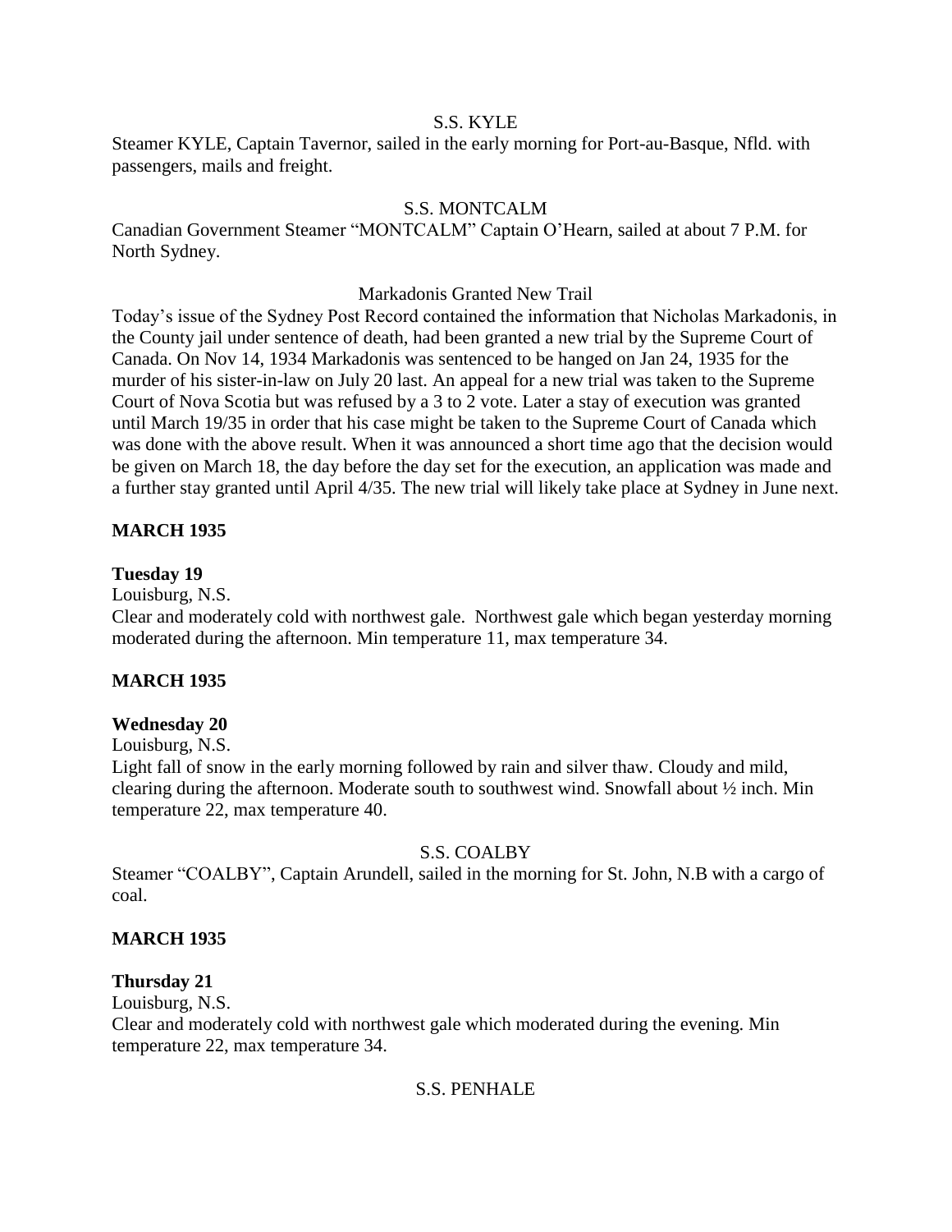S.S. KYLE

Steamer KYLE, Captain Tavernor, sailed in the early morning for Port-au-Basque, Nfld. with passengers, mails and freight.

S.S. MONTCALM

Canadian Government Steamer "MONTCALM" Captain O'Hearn, sailed at about 7 P.M. for North Sydney.

Markadonis Granted New Trail

Today's issue of the Sydney Post Record contained the information that Nicholas Markadonis, in the County jail under sentence of death, had been granted a new trial by the Supreme Court of Canada. On Nov 14, 1934 Markadonis was sentenced to be hanged on Jan 24, 1935 for the murder of his sister-in-law on July 20 last. An appeal for a new trial was taken to the Supreme Court of Nova Scotia but was refused by a 3 to 2 vote. Later a stay of execution was granted until March 19/35 in order that his case might be taken to the Supreme Court of Canada which was done with the above result. When it was announced a short time ago that the decision would be given on March 18, the day before the day set for the execution, an application was made and a further stay granted until April 4/35. The new trial will likely take place at Sydney in June next.

**MARCH 1935**

**Tuesday 19**

Louisburg, N.S.

Clear and moderately cold with northwest gale. Northwest gale which began yesterday morning moderated during the afternoon. Min temperature 11, max temperature 34.

**MARCH 1935**

**Wednesday 20**

Louisburg, N.S.

Light fall of snow in the early morning followed by rain and silver thaw. Cloudy and mild, clearing during the afternoon. Moderate south to southwest wind. Snowfall about ½ inch. Min temperature 22, max temperature 40.

S.S. COALBY

Steamer "COALBY", Captain Arundell, sailed in the morning for St. John, N.B with a cargo of coal.

**MARCH 1935**

**Thursday 21**

Louisburg, N.S.

Clear and moderately cold with northwest gale which moderated during the evening. Min temperature 22, max temperature 34.

S.S. PENHALE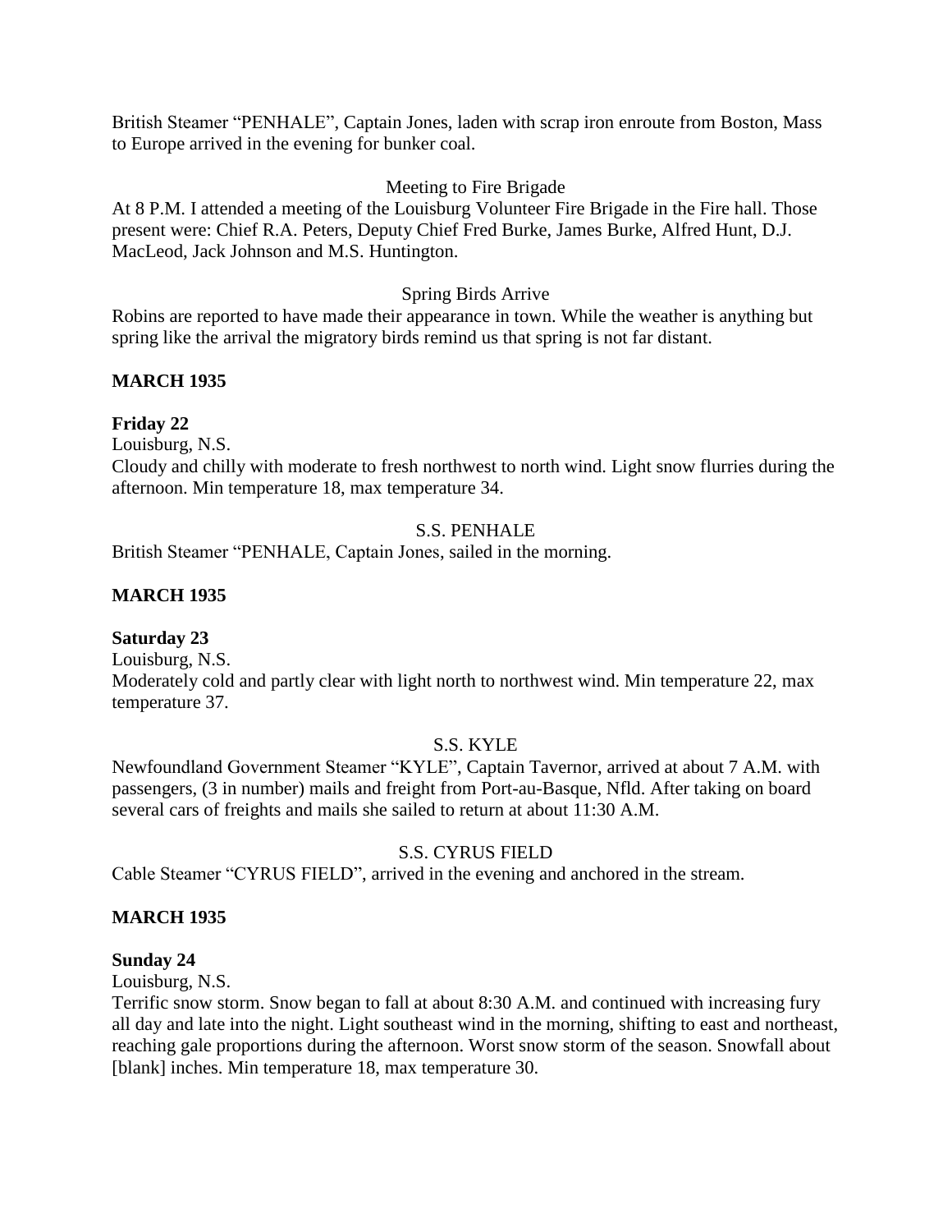British Steamer "PENHALE", Captain Jones, laden with scrap iron enroute from Boston, Mass to Europe arrived in the evening for bunker coal.

Meeting to Fire Brigade

At 8 P.M. I attended a meeting of the Louisburg Volunteer Fire Brigade in the Fire hall. Those present were: Chief R.A. Peters, Deputy Chief Fred Burke, James Burke, Alfred Hunt, D.J. MacLeod, Jack Johnson and M.S. Huntington.

Spring Birds Arrive

Robins are reported to have made their appearance in town. While the weather is anything but spring like the arrival the migratory birds remind us that spring is not far distant.

**MARCH 1935**

**Friday 22**

Louisburg, N.S.

Cloudy and chilly with moderate to fresh northwest to north wind. Light snow flurries during the afternoon. Min temperature 18, max temperature 34.

S.S. PENHALE

British Steamer "PENHALE, Captain Jones, sailed in the morning.

**MARCH 1935**

**Saturday 23**

Louisburg, N.S.

Moderately cold and partly clear with light north to northwest wind. Min temperature 22, max temperature 37.

S.S. KYLE

Newfoundland Government Steamer "KYLE", Captain Tavernor, arrived at about 7 A.M. with passengers, (3 in number) mails and freight from Port-au-Basque, Nfld. After taking on board several cars of freights and mails she sailed to return at about 11:30 A.M.

S.S. CYRUS FIELD

Cable Steamer "CYRUS FIELD", arrived in the evening and anchored in the stream.

**MARCH 1935**

**Sunday 24**

Louisburg, N.S.

Terrific snow storm. Snow began to fall at about 8:30 A.M. and continued with increasing fury all day and late into the night. Light southeast wind in the morning, shifting to east and northeast, reaching gale proportions during the afternoon. Worst snow storm of the season. Snowfall about [blank] inches. Min temperature 18, max temperature 30.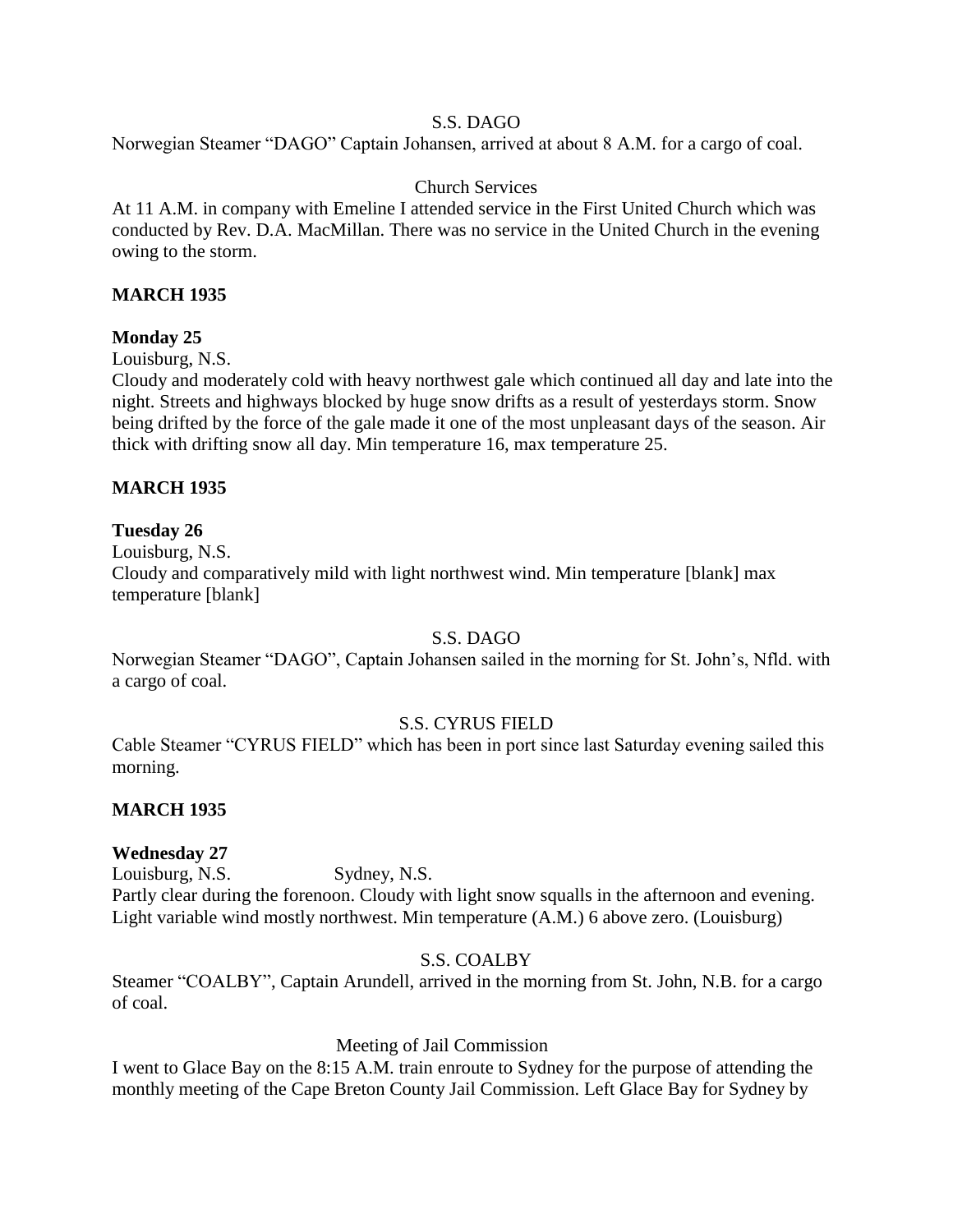S.S. DAGO

Norwegian Steamer "DAGO" Captain Johansen, arrived at about 8 A.M. for a cargo of coal.

Church Services

At 11 A.M. in company with Emeline I attended service in the First United Church which was conducted by Rev. D.A. MacMillan. There was no service in the United Church in the evening owing to the storm.

**MARCH 1935**

**Monday 25**

Louisburg, N.S.

Cloudy and moderately cold with heavy northwest gale which continued all day and late into the night. Streets and highways blocked by huge snow drifts as a result of yesterdays storm. Snow being drifted by the force of the gale made it one of the most unpleasant days of the season. Air thick with drifting snow all day. Min temperature 16, max temperature 25.

**MARCH 1935**

**Tuesday 26**

Louisburg, N.S.

Cloudy and comparatively mild with light northwest wind. Min temperature [blank] max temperature [blank]

S.S. DAGO

Norwegian Steamer "DAGO", Captain Johansen sailed in the morning for St. John's, Nfld. with a cargo of coal.

S.S. CYRUS FIELD

Cable Steamer "CYRUS FIELD" which has been in port since last Saturday evening sailed this morning.

**MARCH 1935**

**Wednesday 27**

Louisburg, N.S. Sydney, N.S.

Partly clear during the forenoon. Cloudy with light snow squalls in the afternoon and evening. Light variable wind mostly northwest. Min temperature (A.M.) 6 above zero. (Louisburg)

S.S. COALBY

Steamer "COALBY", Captain Arundell, arrived in the morning from St. John, N.B. for a cargo of coal.

Meeting of Jail Commission

I went to Glace Bay on the 8:15 A.M. train enroute to Sydney for the purpose of attending the monthly meeting of the Cape Breton County Jail Commission. Left Glace Bay for Sydney by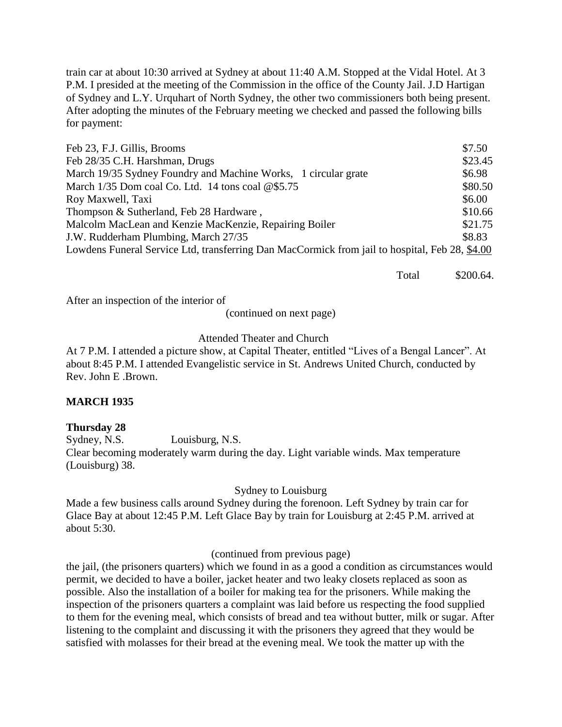train car at about 10:30 arrived at Sydney at about 11:40 A.M. Stopped at the Vidal Hotel. At 3 P.M. I presided at the meeting of the Commission in the office of the County Jail. J.D Hartigan of Sydney and L.Y. Urquhart of North Sydney, the other two commissioners both being present. After adopting the minutes of the February meeting we checked and passed the following bills for payment:

| | |
|---|---|
| Feb 23, F.J. Gillis, Brooms | $7.50 |
| Feb 28/35 C.H. Harshman, Drugs | $23.45 |
| March 19/35 Sydney Foundry and Machine Works, 1 circular grate | $6.98 |
| March 1/35 Dom coal Co. Ltd. 14 tons coal @$5.75 | $80.50 |
| Roy Maxwell, Taxi | $6.00 |
| Thompson & Sutherland, Feb 28 Hardware , | $10.66 |
| Malcolm MacLean and Kenzie MacKenzie, Repairing Boiler | $21.75 |
| J.W. Rudderham Plumbing, March 27/35 | $8.83 |
| Lowdens Funeral Service Ltd, transferring Dan MacCormick from jail to hospital, Feb 28, | <u>$4.00</u> |
| Total | $200.64. |

After an inspection of the interior of

(continued on next page)

Attended Theater and Church

At 7 P.M. I attended a picture show, at Capital Theater, entitled "Lives of a Bengal Lancer". At about 8:45 P.M. I attended Evangelistic service in St. Andrews United Church, conducted by Rev. John E .Brown.

**MARCH 1935**

**Thursday 28**

Sydney, N.S. Louisburg, N.S.

Clear becoming moderately warm during the day. Light variable winds. Max temperature (Louisburg) 38.

Sydney to Louisburg

Made a few business calls around Sydney during the forenoon. Left Sydney by train car for Glace Bay at about 12:45 P.M. Left Glace Bay by train for Louisburg at 2:45 P.M. arrived at about 5:30.

(continued from previous page)

the jail, (the prisoners quarters) which we found in as a good a condition as circumstances would permit, we decided to have a boiler, jacket heater and two leaky closets replaced as soon as possible. Also the installation of a boiler for making tea for the prisoners. While making the inspection of the prisoners quarters a complaint was laid before us respecting the food supplied to them for the evening meal, which consists of bread and tea without butter, milk or sugar. After listening to the complaint and discussing it with the prisoners they agreed that they would be satisfied with molasses for their bread at the evening meal. We took the matter up with the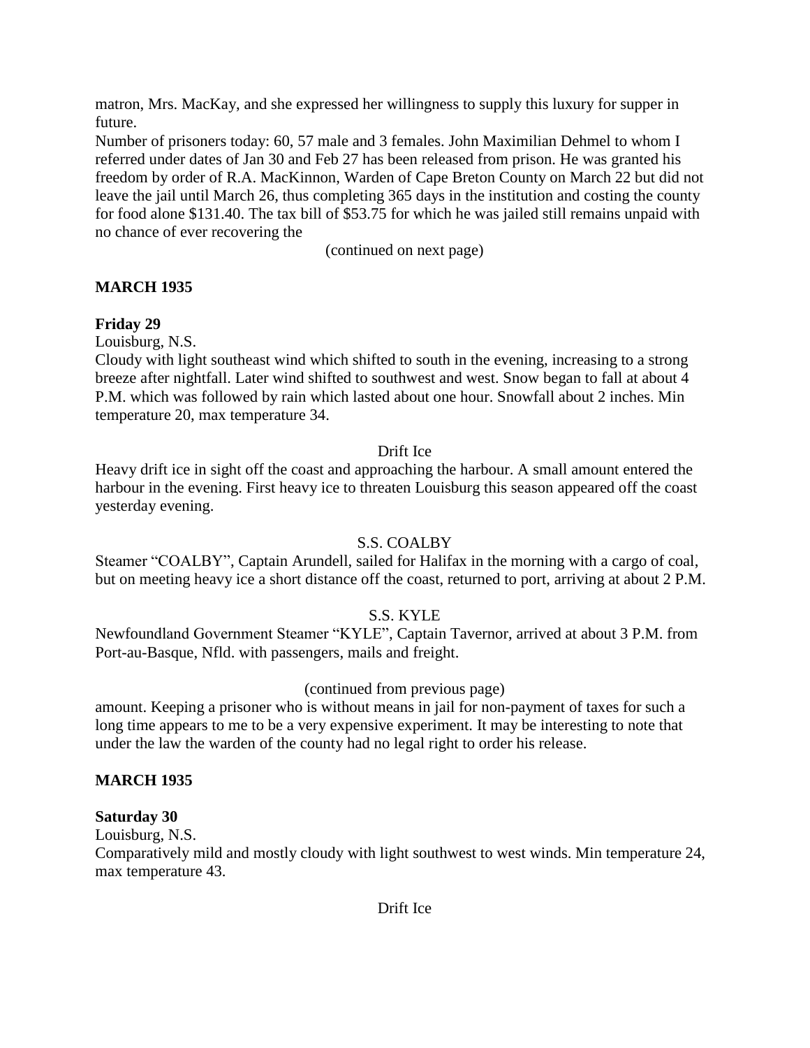matron, Mrs. MacKay, and she expressed her willingness to supply this luxury for supper in future.

Number of prisoners today: 60, 57 male and 3 females. John Maximilian Dehmel to whom I referred under dates of Jan 30 and Feb 27 has been released from prison. He was granted his freedom by order of R.A. MacKinnon, Warden of Cape Breton County on March 22 but did not leave the jail until March 26, thus completing 365 days in the institution and costing the county for food alone $131.40. The tax bill of $53.75 for which he was jailed still remains unpaid with no chance of ever recovering the

(continued on next page)

## MARCH 1935

### Friday 29

Louisburg, N.S.

Cloudy with light southeast wind which shifted to south in the evening, increasing to a strong breeze after nightfall. Later wind shifted to southwest and west. Snow began to fall at about 4 P.M. which was followed by rain which lasted about one hour. Snowfall about 2 inches. Min temperature 20, max temperature 34.

Drift Ice

Heavy drift ice in sight off the coast and approaching the harbour. A small amount entered the harbour in the evening. First heavy ice to threaten Louisburg this season appeared off the coast yesterday evening.

S.S. COALBY

Steamer "COALBY", Captain Arundell, sailed for Halifax in the morning with a cargo of coal, but on meeting heavy ice a short distance off the coast, returned to port, arriving at about 2 P.M.

S.S. KYLE

Newfoundland Government Steamer "KYLE", Captain Tavernor, arrived at about 3 P.M. from Port-au-Basque, Nfld. with passengers, mails and freight.

(continued from previous page)

amount. Keeping a prisoner who is without means in jail for non-payment of taxes for such a long time appears to me to be a very expensive experiment. It may be interesting to note that under the law the warden of the county had no legal right to order his release.

## MARCH 1935

### Saturday 30

Louisburg, N.S.

Comparatively mild and mostly cloudy with light southwest to west winds. Min temperature 24, max temperature 43.

Drift Ice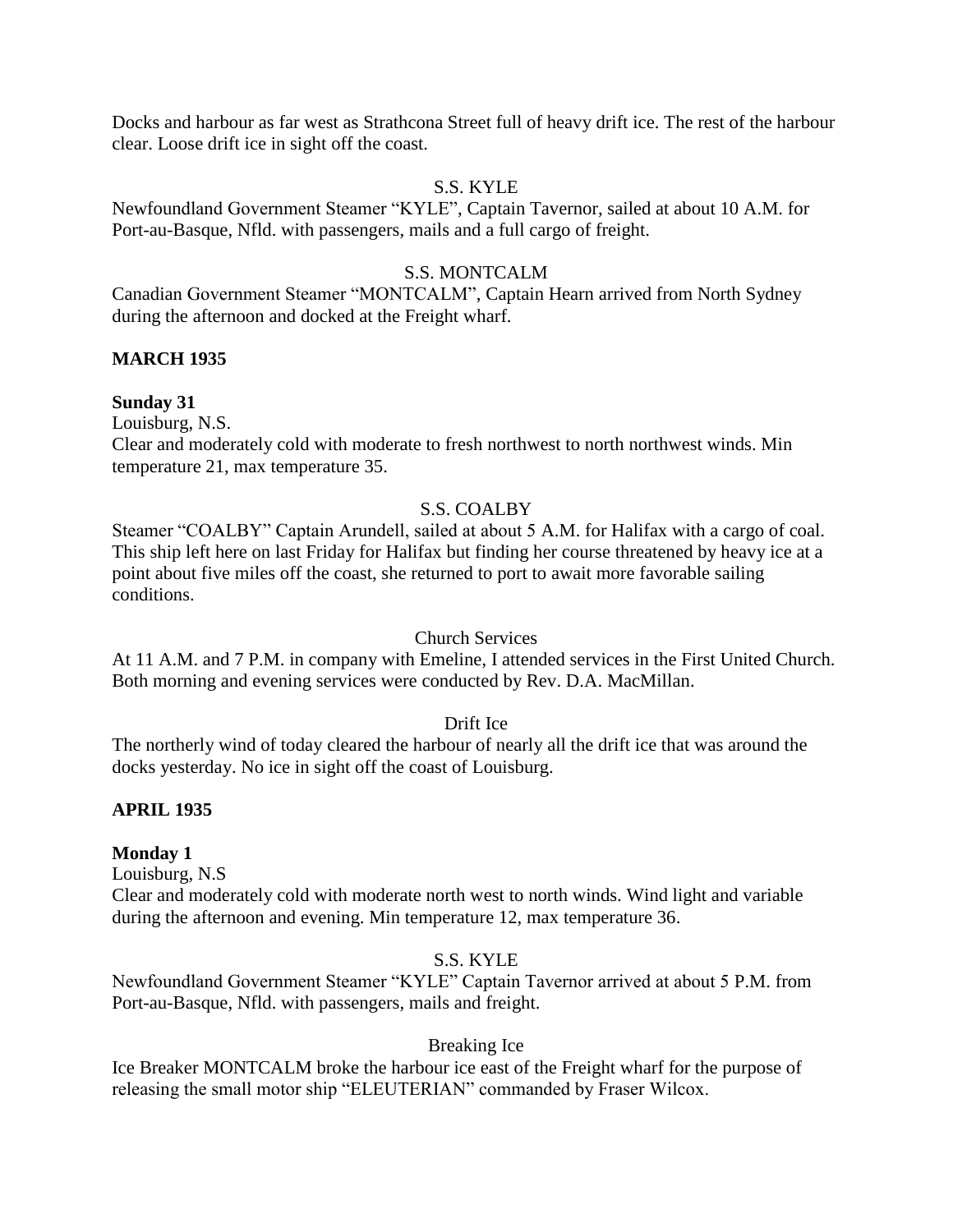Docks and harbour as far west as Strathcona Street full of heavy drift ice. The rest of the harbour clear. Loose drift ice in sight off the coast.

S.S. KYLE

Newfoundland Government Steamer "KYLE", Captain Tavernor, sailed at about 10 A.M. for Port-au-Basque, Nfld. with passengers, mails and a full cargo of freight.

S.S. MONTCALM

Canadian Government Steamer "MONTCALM", Captain Hearn arrived from North Sydney during the afternoon and docked at the Freight wharf.

**MARCH 1935**

**Sunday 31**

Louisburg, N.S.

Clear and moderately cold with moderate to fresh northwest to north northwest winds. Min temperature 21, max temperature 35.

S.S. COALBY

Steamer "COALBY" Captain Arundell, sailed at about 5 A.M. for Halifax with a cargo of coal. This ship left here on last Friday for Halifax but finding her course threatened by heavy ice at a point about five miles off the coast, she returned to port to await more favorable sailing conditions.

Church Services

At 11 A.M. and 7 P.M. in company with Emeline, I attended services in the First United Church. Both morning and evening services were conducted by Rev. D.A. MacMillan.

Drift Ice

The northerly wind of today cleared the harbour of nearly all the drift ice that was around the docks yesterday. No ice in sight off the coast of Louisburg.

**APRIL 1935**

**Monday 1**

Louisburg, N.S

Clear and moderately cold with moderate north west to north winds. Wind light and variable during the afternoon and evening. Min temperature 12, max temperature 36.

S.S. KYLE

Newfoundland Government Steamer "KYLE" Captain Tavernor arrived at about 5 P.M. from Port-au-Basque, Nfld. with passengers, mails and freight.

Breaking Ice

Ice Breaker MONTCALM broke the harbour ice east of the Freight wharf for the purpose of releasing the small motor ship "ELEUTERIAN" commanded by Fraser Wilcox.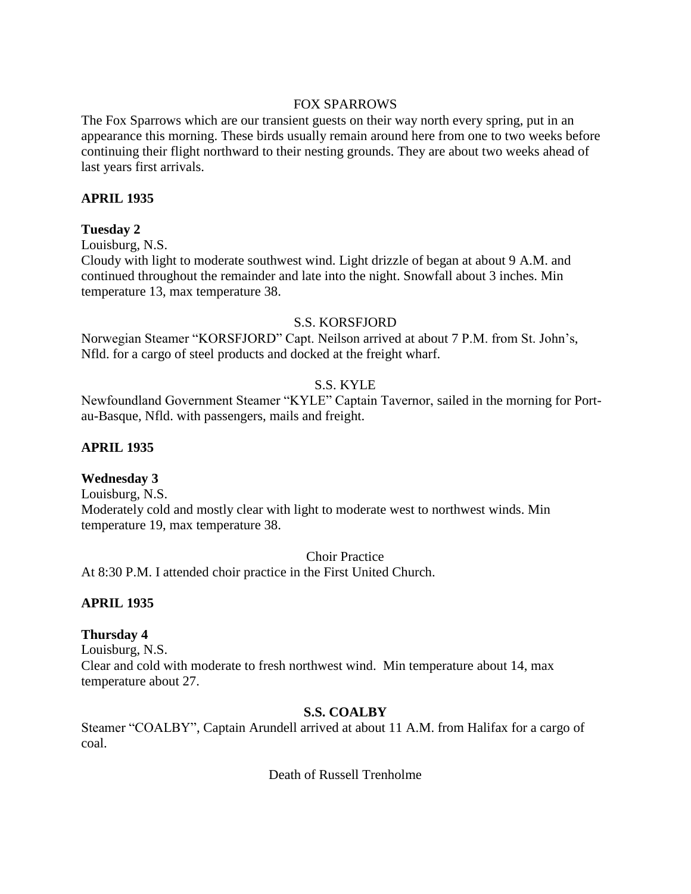FOX SPARROWS

The Fox Sparrows which are our transient guests on their way north every spring, put in an appearance this morning. These birds usually remain around here from one to two weeks before continuing their flight northward to their nesting grounds. They are about two weeks ahead of last years first arrivals.

**APRIL 1935**

**Tuesday 2**

Louisburg, N.S.

Cloudy with light to moderate southwest wind. Light drizzle of began at about 9 A.M. and continued throughout the remainder and late into the night. Snowfall about 3 inches. Min temperature 13, max temperature 38.

S.S. KORSFJORD

Norwegian Steamer "KORSFJORD" Capt. Neilson arrived at about 7 P.M. from St. John's, Nfld. for a cargo of steel products and docked at the freight wharf.

S.S. KYLE

Newfoundland Government Steamer "KYLE" Captain Tavernor, sailed in the morning for Port-au-Basque, Nfld. with passengers, mails and freight.

**APRIL 1935**

**Wednesday 3**

Louisburg, N.S.

Moderately cold and mostly clear with light to moderate west to northwest winds. Min temperature 19, max temperature 38.

Choir Practice

At 8:30 P.M. I attended choir practice in the First United Church.

**APRIL 1935**

**Thursday 4**

Louisburg, N.S.

Clear and cold with moderate to fresh northwest wind. Min temperature about 14, max temperature about 27.

**S.S. COALBY**

Steamer "COALBY", Captain Arundell arrived at about 11 A.M. from Halifax for a cargo of coal.

Death of Russell Trenholme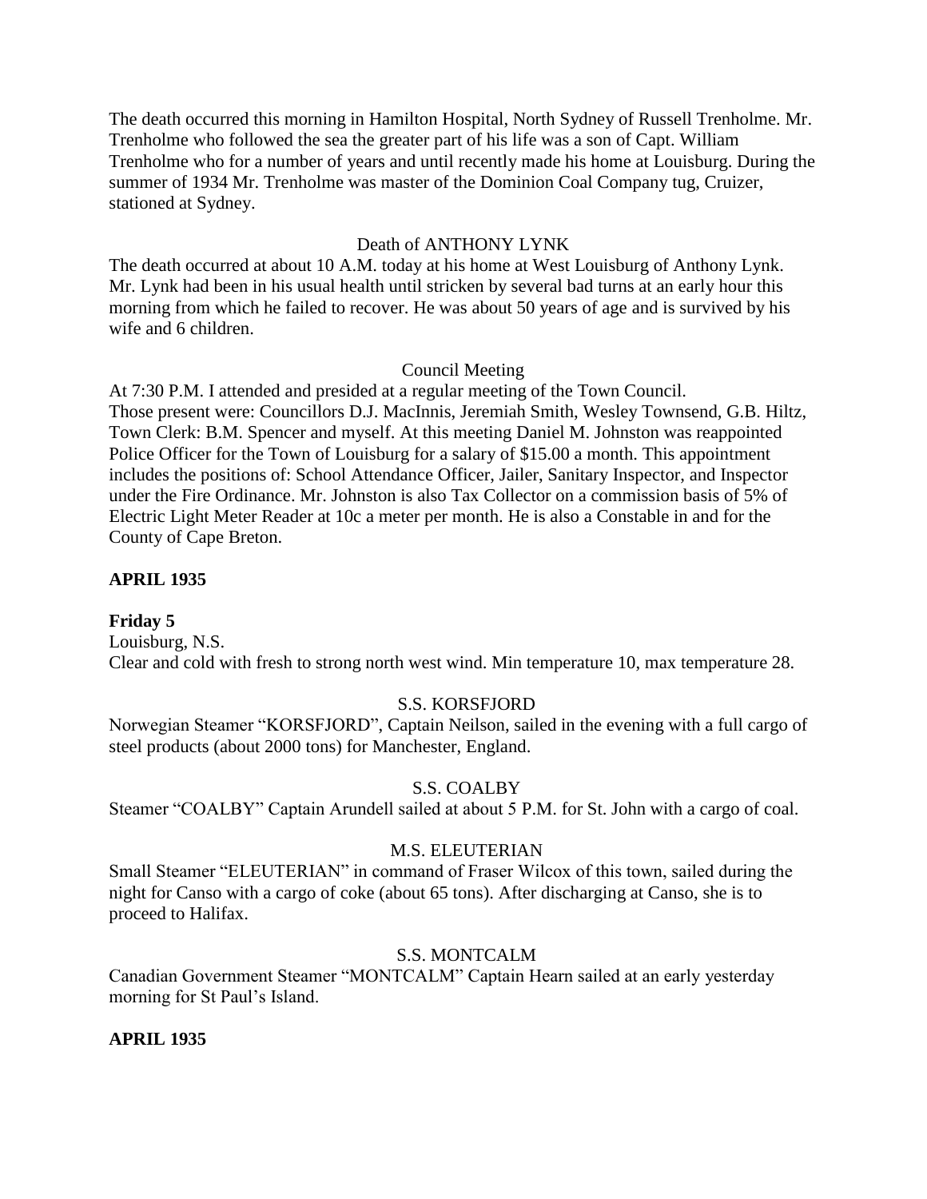The death occurred this morning in Hamilton Hospital, North Sydney of Russell Trenholme. Mr. Trenholme who followed the sea the greater part of his life was a son of Capt. William Trenholme who for a number of years and until recently made his home at Louisburg. During the summer of 1934 Mr. Trenholme was master of the Dominion Coal Company tug, Cruizer, stationed at Sydney.

Death of ANTHONY LYNK

The death occurred at about 10 A.M. today at his home at West Louisburg of Anthony Lynk. Mr. Lynk had been in his usual health until stricken by several bad turns at an early hour this morning from which he failed to recover. He was about 50 years of age and is survived by his wife and 6 children.

Council Meeting

At 7:30 P.M. I attended and presided at a regular meeting of the Town Council. Those present were: Councillors D.J. MacInnis, Jeremiah Smith, Wesley Townsend, G.B. Hiltz, Town Clerk: B.M. Spencer and myself. At this meeting Daniel M. Johnston was reappointed Police Officer for the Town of Louisburg for a salary of $15.00 a month. This appointment includes the positions of: School Attendance Officer, Jailer, Sanitary Inspector, and Inspector under the Fire Ordinance. Mr. Johnston is also Tax Collector on a commission basis of 5% of Electric Light Meter Reader at 10c a meter per month. He is also a Constable in and for the County of Cape Breton.

**APRIL 1935**

**Friday 5**

Louisburg, N.S.

Clear and cold with fresh to strong north west wind. Min temperature 10, max temperature 28.

S.S. KORSFJORD

Norwegian Steamer "KORSFJORD", Captain Neilson, sailed in the evening with a full cargo of steel products (about 2000 tons) for Manchester, England.

S.S. COALBY

Steamer "COALBY" Captain Arundell sailed at about 5 P.M. for St. John with a cargo of coal.

M.S. ELEUTERIAN

Small Steamer "ELEUTERIAN" in command of Fraser Wilcox of this town, sailed during the night for Canso with a cargo of coke (about 65 tons). After discharging at Canso, she is to proceed to Halifax.

S.S. MONTCALM

Canadian Government Steamer "MONTCALM" Captain Hearn sailed at an early yesterday morning for St Paul's Island.

**APRIL 1935**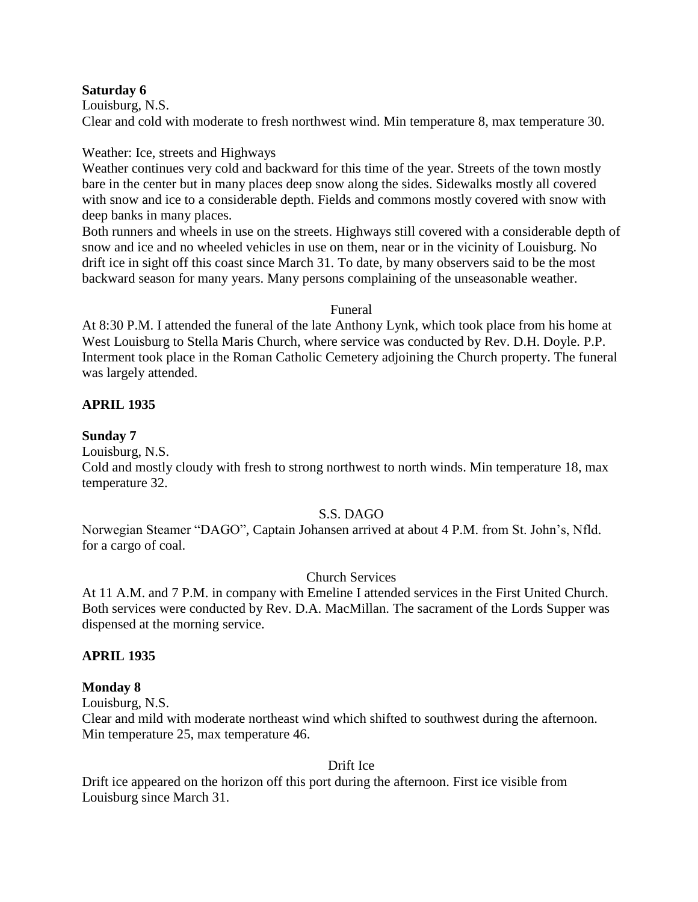**Saturday 6**

Louisburg, N.S.

Clear and cold with moderate to fresh northwest wind. Min temperature 8, max temperature 30.

Weather: Ice, streets and Highways

Weather continues very cold and backward for this time of the year. Streets of the town mostly bare in the center but in many places deep snow along the sides. Sidewalks mostly all covered with snow and ice to a considerable depth. Fields and commons mostly covered with snow with deep banks in many places.

Both runners and wheels in use on the streets. Highways still covered with a considerable depth of snow and ice and no wheeled vehicles in use on them, near or in the vicinity of Louisburg. No drift ice in sight off this coast since March 31. To date, by many observers said to be the most backward season for many years. Many persons complaining of the unseasonable weather.

Funeral

At 8:30 P.M. I attended the funeral of the late Anthony Lynk, which took place from his home at West Louisburg to Stella Maris Church, where service was conducted by Rev. D.H. Doyle. P.P. Interment took place in the Roman Catholic Cemetery adjoining the Church property. The funeral was largely attended.

**APRIL 1935**

**Sunday 7**

Louisburg, N.S.

Cold and mostly cloudy with fresh to strong northwest to north winds. Min temperature 18, max temperature 32.

S.S. DAGO

Norwegian Steamer "DAGO", Captain Johansen arrived at about 4 P.M. from St. John's, Nfld. for a cargo of coal.

Church Services

At 11 A.M. and 7 P.M. in company with Emeline I attended services in the First United Church. Both services were conducted by Rev. D.A. MacMillan. The sacrament of the Lords Supper was dispensed at the morning service.

**APRIL 1935**

**Monday 8**

Louisburg, N.S.

Clear and mild with moderate northeast wind which shifted to southwest during the afternoon. Min temperature 25, max temperature 46.

Drift Ice

Drift ice appeared on the horizon off this port during the afternoon. First ice visible from Louisburg since March 31.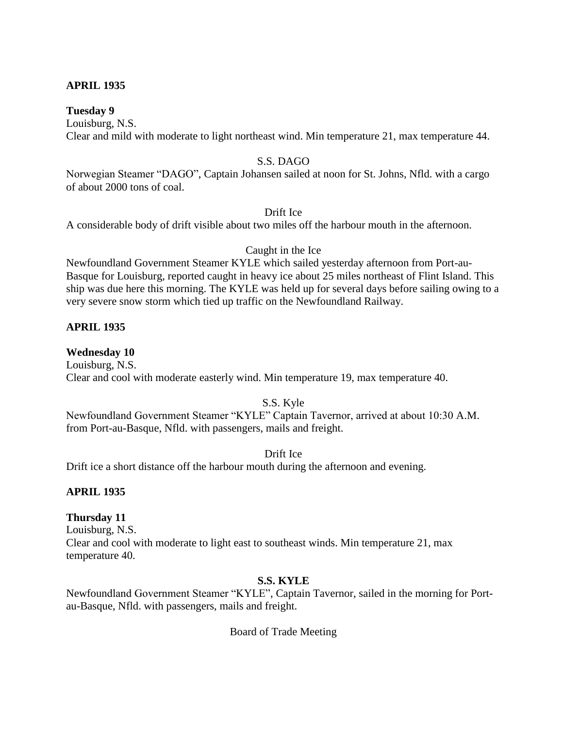**APRIL 1935**

**Tuesday 9**
Louisburg, N.S.
Clear and mild with moderate to light northeast wind. Min temperature 21, max temperature 44.

S.S. DAGO
Norwegian Steamer "DAGO", Captain Johansen sailed at noon for St. Johns, Nfld. with a cargo of about 2000 tons of coal.

Drift Ice
A considerable body of drift visible about two miles off the harbour mouth in the afternoon.

Caught in the Ice
Newfoundland Government Steamer KYLE which sailed yesterday afternoon from Port-au-Basque for Louisburg, reported caught in heavy ice about 25 miles northeast of Flint Island. This ship was due here this morning. The KYLE was held up for several days before sailing owing to a very severe snow storm which tied up traffic on the Newfoundland Railway.

**APRIL 1935**

**Wednesday 10**
Louisburg, N.S.
Clear and cool with moderate easterly wind. Min temperature 19, max temperature 40.

S.S. Kyle
Newfoundland Government Steamer "KYLE" Captain Tavernor, arrived at about 10:30 A.M. from Port-au-Basque, Nfld. with passengers, mails and freight.

Drift Ice
Drift ice a short distance off the harbour mouth during the afternoon and evening.

**APRIL 1935**

**Thursday 11**
Louisburg, N.S.
Clear and cool with moderate to light east to southeast winds. Min temperature 21, max temperature 40.

**S.S. KYLE**
Newfoundland Government Steamer "KYLE", Captain Tavernor, sailed in the morning for Port-au-Basque, Nfld. with passengers, mails and freight.

Board of Trade Meeting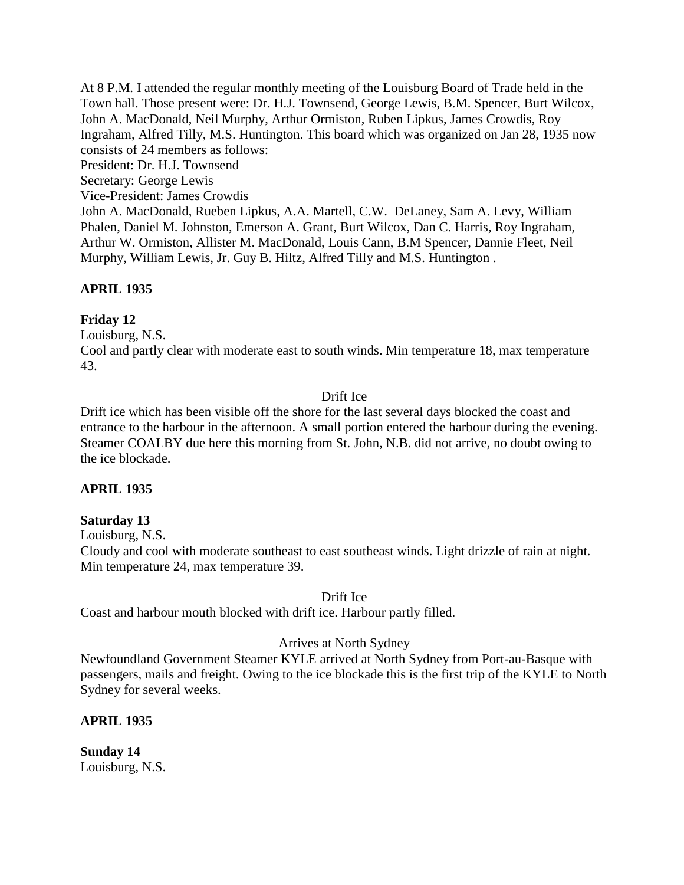At 8 P.M. I attended the regular monthly meeting of the Louisburg Board of Trade held in the Town hall. Those present were: Dr. H.J. Townsend, George Lewis, B.M. Spencer, Burt Wilcox, John A. MacDonald, Neil Murphy, Arthur Ormiston, Ruben Lipkus, James Crowdis, Roy Ingraham, Alfred Tilly, M.S. Huntington. This board which was organized on Jan 28, 1935 now consists of 24 members as follows:

President: Dr. H.J. Townsend
Secretary: George Lewis
Vice-President: James Crowdis
John A. MacDonald, Rueben Lipkus, A.A. Martell, C.W. DeLaney, Sam A. Levy, William Phalen, Daniel M. Johnston, Emerson A. Grant, Burt Wilcox, Dan C. Harris, Roy Ingraham, Arthur W. Ormiston, Allister M. MacDonald, Louis Cann, B.M Spencer, Dannie Fleet, Neil Murphy, William Lewis, Jr. Guy B. Hiltz, Alfred Tilly and M.S. Huntington .

**APRIL 1935**

**Friday 12**
Louisburg, N.S.
Cool and partly clear with moderate east to south winds. Min temperature 18, max temperature 43.

Drift Ice

Drift ice which has been visible off the shore for the last several days blocked the coast and entrance to the harbour in the afternoon. A small portion entered the harbour during the evening. Steamer COALBY due here this morning from St. John, N.B. did not arrive, no doubt owing to the ice blockade.

**APRIL 1935**

**Saturday 13**
Louisburg, N.S.
Cloudy and cool with moderate southeast to east southeast winds. Light drizzle of rain at night. Min temperature 24, max temperature 39.

Drift Ice

Coast and harbour mouth blocked with drift ice. Harbour partly filled.

Arrives at North Sydney

Newfoundland Government Steamer KYLE arrived at North Sydney from Port-au-Basque with passengers, mails and freight. Owing to the ice blockade this is the first trip of the KYLE to North Sydney for several weeks.

**APRIL 1935**

**Sunday 14**
Louisburg, N.S.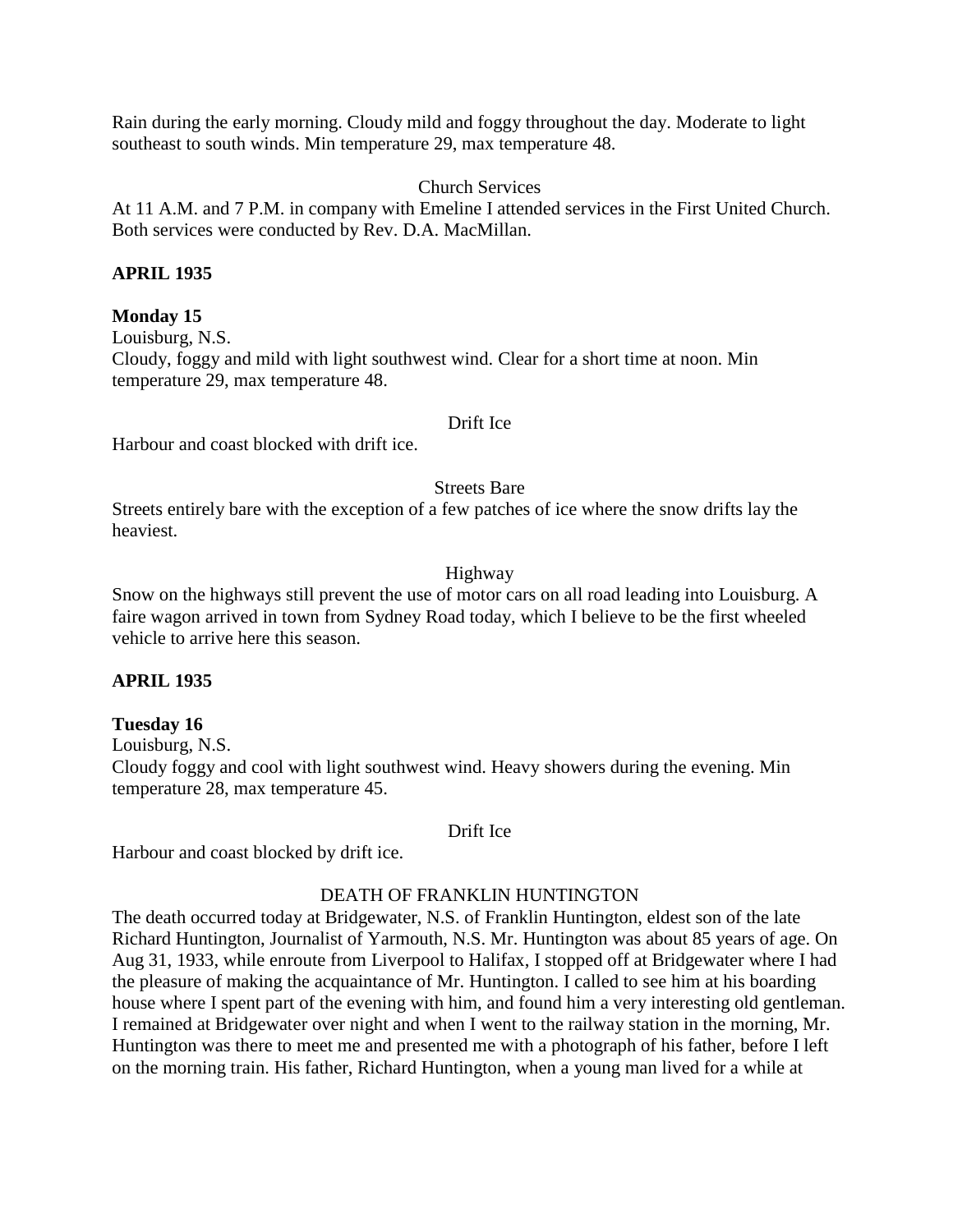Rain during the early morning. Cloudy mild and foggy throughout the day. Moderate to light southeast to south winds. Min temperature 29, max temperature 48.

Church Services

At 11 A.M. and 7 P.M. in company with Emeline I attended services in the First United Church. Both services were conducted by Rev. D.A. MacMillan.

**APRIL 1935**

**Monday 15**

Louisburg, N.S.

Cloudy, foggy and mild with light southwest wind. Clear for a short time at noon. Min temperature 29, max temperature 48.

Drift Ice

Harbour and coast blocked with drift ice.

Streets Bare

Streets entirely bare with the exception of a few patches of ice where the snow drifts lay the heaviest.

Highway

Snow on the highways still prevent the use of motor cars on all road leading into Louisburg. A faire wagon arrived in town from Sydney Road today, which I believe to be the first wheeled vehicle to arrive here this season.

**APRIL 1935**

**Tuesday 16**

Louisburg, N.S.

Cloudy foggy and cool with light southwest wind. Heavy showers during the evening. Min temperature 28, max temperature 45.

Drift Ice

Harbour and coast blocked by drift ice.

DEATH OF FRANKLIN HUNTINGTON

The death occurred today at Bridgewater, N.S. of Franklin Huntington, eldest son of the late Richard Huntington, Journalist of Yarmouth, N.S. Mr. Huntington was about 85 years of age. On Aug 31, 1933, while enroute from Liverpool to Halifax, I stopped off at Bridgewater where I had the pleasure of making the acquaintance of Mr. Huntington. I called to see him at his boarding house where I spent part of the evening with him, and found him a very interesting old gentleman. I remained at Bridgewater over night and when I went to the railway station in the morning, Mr. Huntington was there to meet me and presented me with a photograph of his father, before I left on the morning train. His father, Richard Huntington, when a young man lived for a while at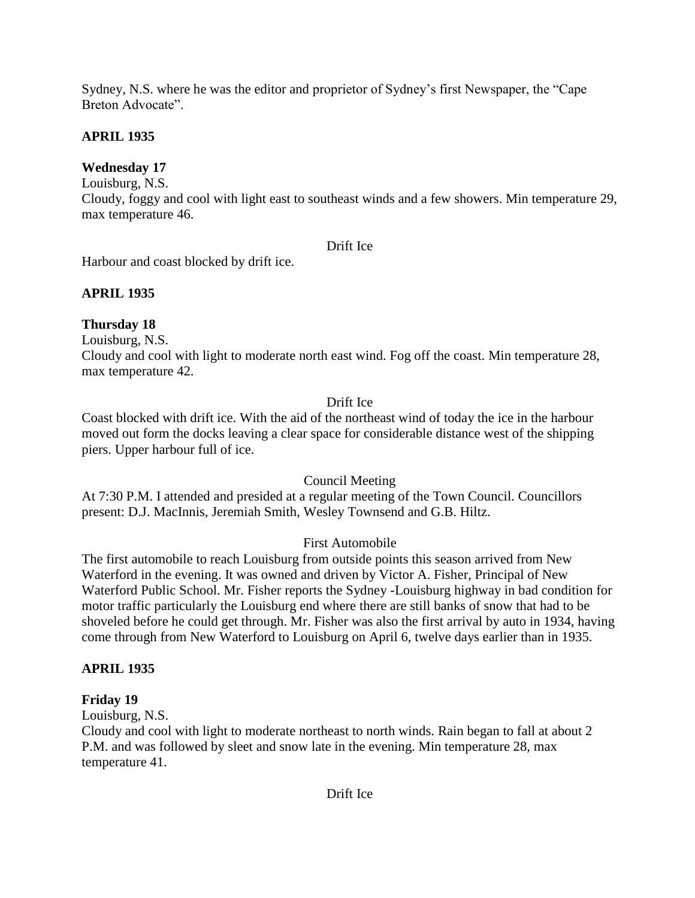Sydney, N.S. where he was the editor and proprietor of Sydney's first Newspaper, the "Cape Breton Advocate".

**APRIL 1935**

**Wednesday 17**

Louisburg, N.S.
Cloudy, foggy and cool with light east to southeast winds and a few showers. Min temperature 29, max temperature 46.

Drift Ice

Harbour and coast blocked by drift ice.

**APRIL 1935**

**Thursday 18**

Louisburg, N.S.
Cloudy and cool with light to moderate north east wind. Fog off the coast. Min temperature 28, max temperature 42.

Drift Ice

Coast blocked with drift ice. With the aid of the northeast wind of today the ice in the harbour moved out form the docks leaving a clear space for considerable distance west of the shipping piers. Upper harbour full of ice.

Council Meeting

At 7:30 P.M. I attended and presided at a regular meeting of the Town Council. Councillors present: D.J. MacInnis, Jeremiah Smith, Wesley Townsend and G.B. Hiltz.

First Automobile

The first automobile to reach Louisburg from outside points this season arrived from New Waterford in the evening. It was owned and driven by Victor A. Fisher, Principal of New Waterford Public School. Mr. Fisher reports the Sydney -Louisburg highway in bad condition for motor traffic particularly the Louisburg end where there are still banks of snow that had to be shoveled before he could get through. Mr. Fisher was also the first arrival by auto in 1934, having come through from New Waterford to Louisburg on April 6, twelve days earlier than in 1935.

**APRIL 1935**

**Friday 19**

Louisburg, N.S.
Cloudy and cool with light to moderate northeast to north winds. Rain began to fall at about 2 P.M. and was followed by sleet and snow late in the evening. Min temperature 28, max temperature 41.

Drift Ice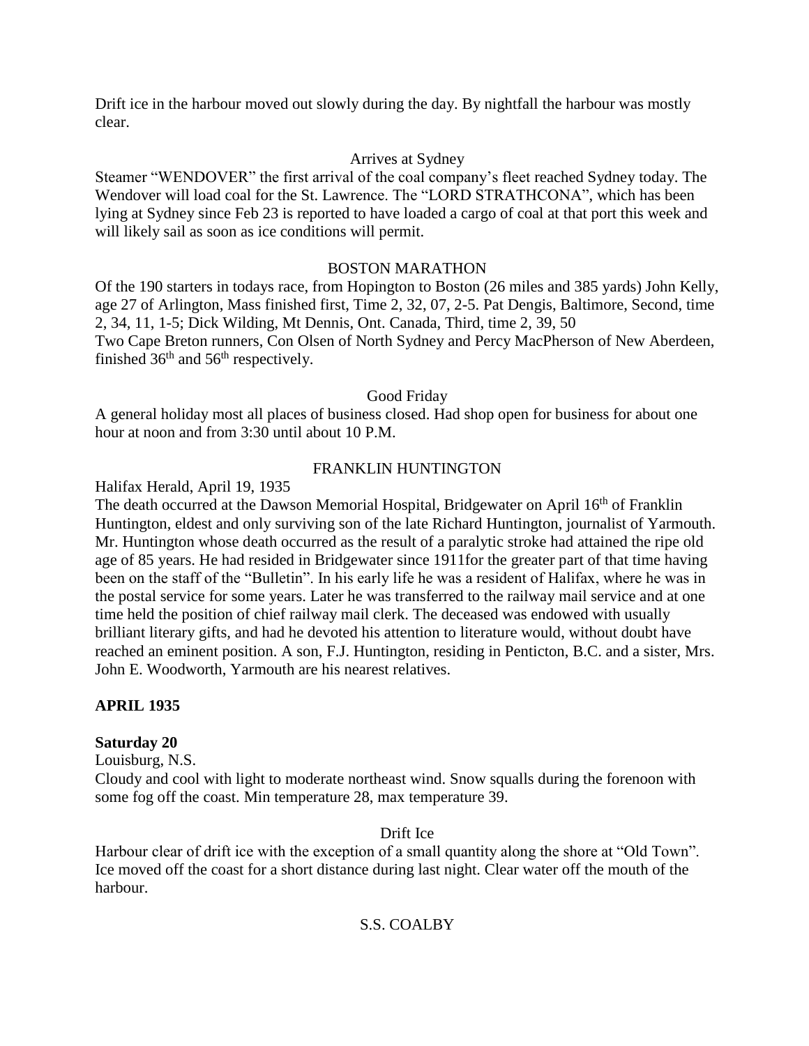Drift ice in the harbour moved out slowly during the day. By nightfall the harbour was mostly clear.

Arrives at Sydney

Steamer "WENDOVER" the first arrival of the coal company's fleet reached Sydney today. The Wendover will load coal for the St. Lawrence. The "LORD STRATHCONA", which has been lying at Sydney since Feb 23 is reported to have loaded a cargo of coal at that port this week and will likely sail as soon as ice conditions will permit.

BOSTON MARATHON

Of the 190 starters in todays race, from Hopington to Boston (26 miles and 385 yards) John Kelly, age 27 of Arlington, Mass finished first, Time 2, 32, 07, 2-5. Pat Dengis, Baltimore, Second, time 2, 34, 11, 1-5; Dick Wilding, Mt Dennis, Ont. Canada, Third, time 2, 39, 50

Two Cape Breton runners, Con Olsen of North Sydney and Percy MacPherson of New Aberdeen, finished 36th and 56th respectively.

Good Friday

A general holiday most all places of business closed. Had shop open for business for about one hour at noon and from 3:30 until about 10 P.M.

FRANKLIN HUNTINGTON

Halifax Herald, April 19, 1935

The death occurred at the Dawson Memorial Hospital, Bridgewater on April 16th of Franklin Huntington, eldest and only surviving son of the late Richard Huntington, journalist of Yarmouth. Mr. Huntington whose death occurred as the result of a paralytic stroke had attained the ripe old age of 85 years. He had resided in Bridgewater since 1911for the greater part of that time having been on the staff of the "Bulletin". In his early life he was a resident of Halifax, where he was in the postal service for some years. Later he was transferred to the railway mail service and at one time held the position of chief railway mail clerk. The deceased was endowed with usually brilliant literary gifts, and had he devoted his attention to literature would, without doubt have reached an eminent position. A son, F.J. Huntington, residing in Penticton, B.C. and a sister, Mrs. John E. Woodworth, Yarmouth are his nearest relatives.

**APRIL 1935**

**Saturday 20**

Louisburg, N.S.

Cloudy and cool with light to moderate northeast wind. Snow squalls during the forenoon with some fog off the coast. Min temperature 28, max temperature 39.

Drift Ice

Harbour clear of drift ice with the exception of a small quantity along the shore at "Old Town". Ice moved off the coast for a short distance during last night. Clear water off the mouth of the harbour.

S.S. COALBY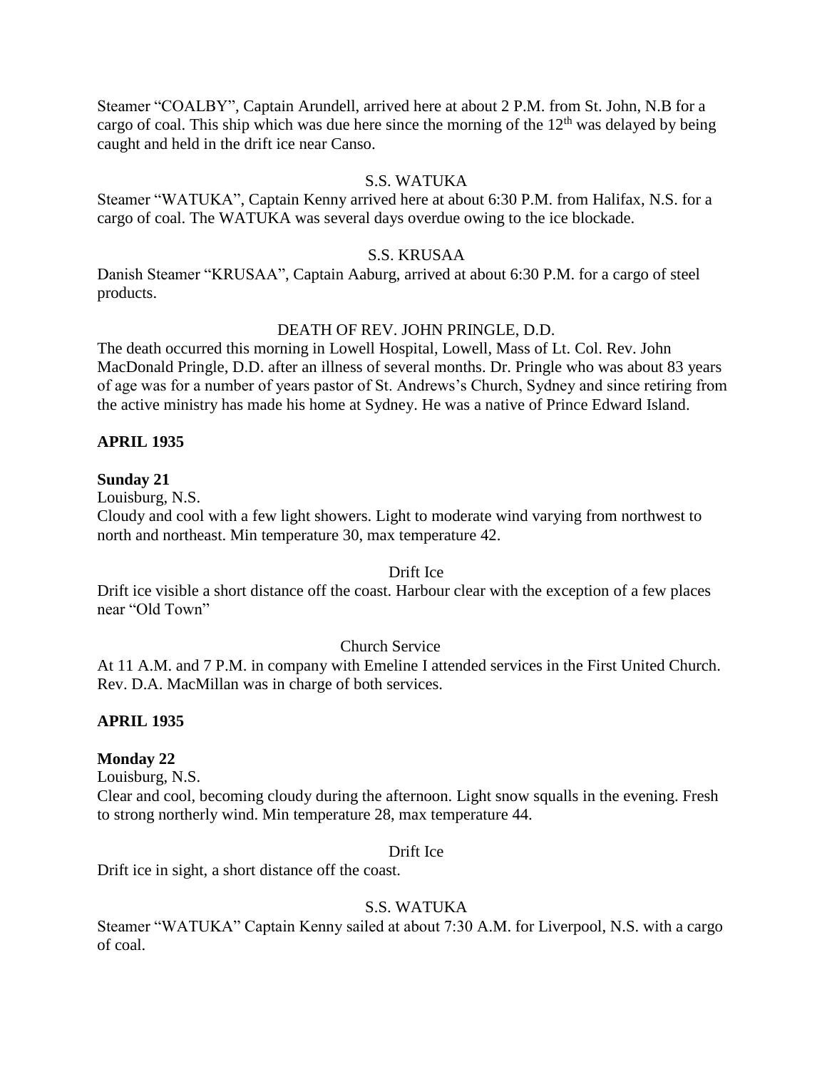Steamer "COALBY", Captain Arundell, arrived here at about 2 P.M. from St. John, N.B for a cargo of coal. This ship which was due here since the morning of the 12th was delayed by being caught and held in the drift ice near Canso.

S.S. WATUKA

Steamer "WATUKA", Captain Kenny arrived here at about 6:30 P.M. from Halifax, N.S. for a cargo of coal. The WATUKA was several days overdue owing to the ice blockade.

S.S. KRUSAA

Danish Steamer "KRUSAA", Captain Aaburg, arrived at about 6:30 P.M. for a cargo of steel products.

DEATH OF REV. JOHN PRINGLE, D.D.

The death occurred this morning in Lowell Hospital, Lowell, Mass of Lt. Col. Rev. John MacDonald Pringle, D.D. after an illness of several months. Dr. Pringle who was about 83 years of age was for a number of years pastor of St. Andrews's Church, Sydney and since retiring from the active ministry has made his home at Sydney. He was a native of Prince Edward Island.

**APRIL 1935**

**Sunday 21**

Louisburg, N.S.

Cloudy and cool with a few light showers. Light to moderate wind varying from northwest to north and northeast. Min temperature 30, max temperature 42.

Drift Ice

Drift ice visible a short distance off the coast. Harbour clear with the exception of a few places near "Old Town"

Church Service

At 11 A.M. and 7 P.M. in company with Emeline I attended services in the First United Church. Rev. D.A. MacMillan was in charge of both services.

**APRIL 1935**

**Monday 22**

Louisburg, N.S.

Clear and cool, becoming cloudy during the afternoon. Light snow squalls in the evening. Fresh to strong northerly wind. Min temperature 28, max temperature 44.

Drift Ice

Drift ice in sight, a short distance off the coast.

S.S. WATUKA

Steamer "WATUKA" Captain Kenny sailed at about 7:30 A.M. for Liverpool, N.S. with a cargo of coal.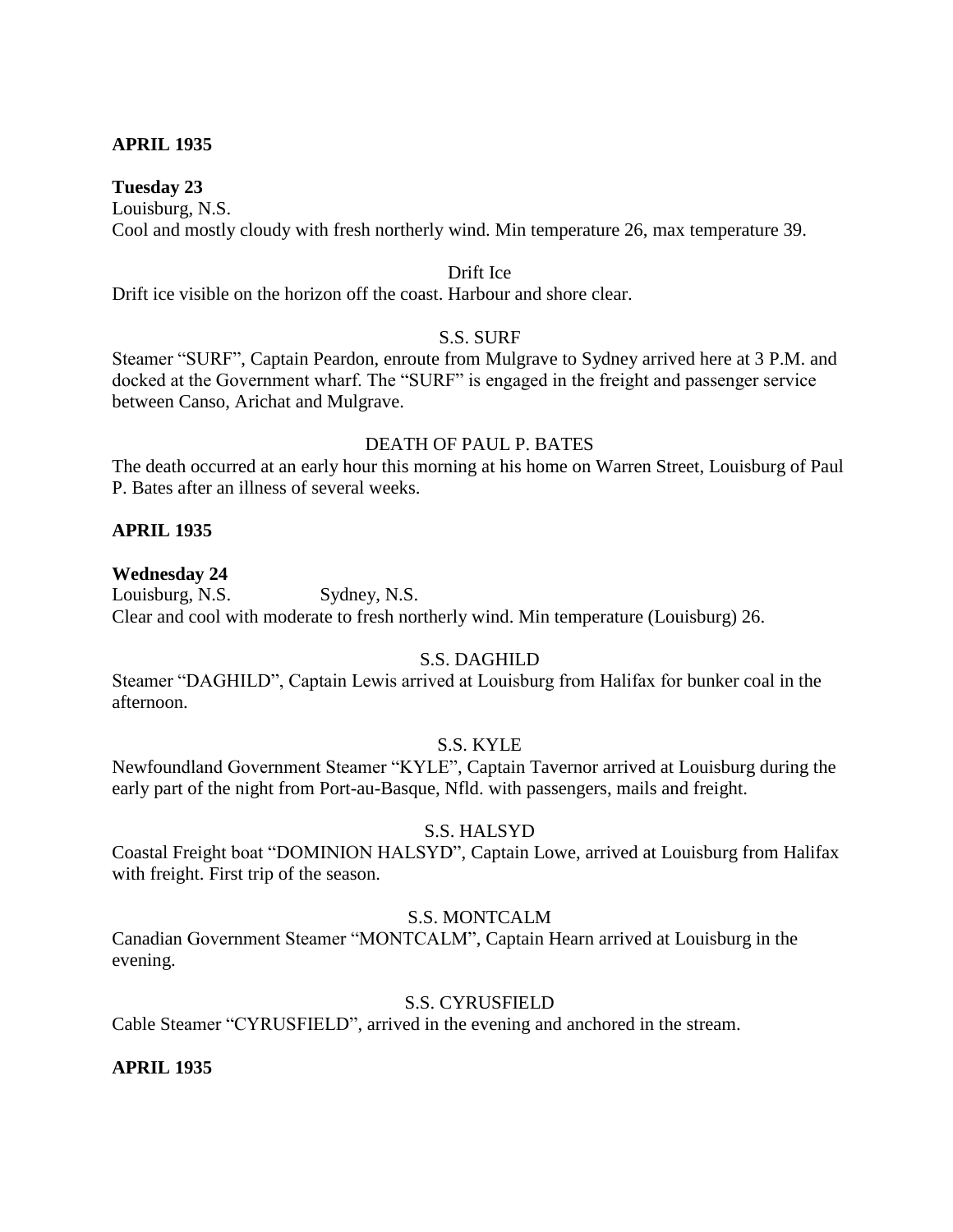**APRIL 1935**

**Tuesday 23**

Louisburg, N.S.

Cool and mostly cloudy with fresh northerly wind. Min temperature 26, max temperature 39.

Drift Ice

Drift ice visible on the horizon off the coast. Harbour and shore clear.

S.S. SURF

Steamer "SURF", Captain Peardon, enroute from Mulgrave to Sydney arrived here at 3 P.M. and docked at the Government wharf. The "SURF" is engaged in the freight and passenger service between Canso, Arichat and Mulgrave.

DEATH OF PAUL P. BATES

The death occurred at an early hour this morning at his home on Warren Street, Louisburg of Paul P. Bates after an illness of several weeks.

**APRIL 1935**

**Wednesday 24**

Louisburg, N.S. Sydney, N.S.

Clear and cool with moderate to fresh northerly wind. Min temperature (Louisburg) 26.

S.S. DAGHILD

Steamer "DAGHILD", Captain Lewis arrived at Louisburg from Halifax for bunker coal in the afternoon.

S.S. KYLE

Newfoundland Government Steamer "KYLE", Captain Tavernor arrived at Louisburg during the early part of the night from Port-au-Basque, Nfld. with passengers, mails and freight.

S.S. HALSYD

Coastal Freight boat "DOMINION HALSYD", Captain Lowe, arrived at Louisburg from Halifax with freight. First trip of the season.

S.S. MONTCALM

Canadian Government Steamer "MONTCALM", Captain Hearn arrived at Louisburg in the evening.

S.S. CYRUSFIELD

Cable Steamer "CYRUSFIELD", arrived in the evening and anchored in the stream.

**APRIL 1935**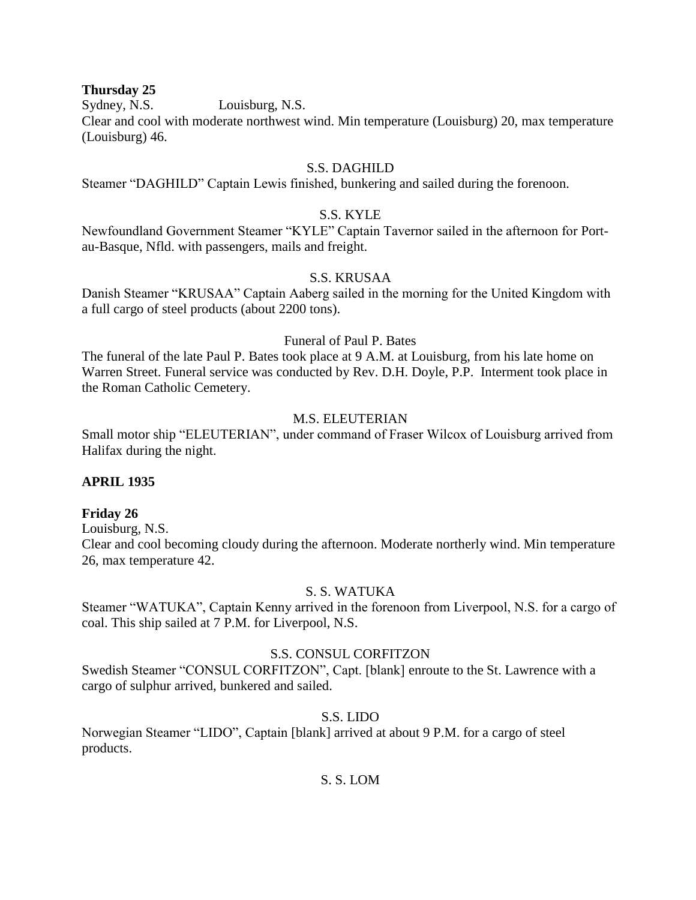**Thursday 25**

Sydney, N.S.                Louisburg, N.S.

Clear and cool with moderate northwest wind. Min temperature (Louisburg) 20, max temperature (Louisburg) 46.

S.S. DAGHILD

Steamer "DAGHILD" Captain Lewis finished, bunkering and sailed during the forenoon.

S.S. KYLE

Newfoundland Government Steamer "KYLE" Captain Tavernor sailed in the afternoon for Port-au-Basque, Nfld. with passengers, mails and freight.

S.S. KRUSAA

Danish Steamer "KRUSAA" Captain Aaberg sailed in the morning for the United Kingdom with a full cargo of steel products (about 2200 tons).

Funeral of Paul P. Bates

The funeral of the late Paul P. Bates took place at 9 A.M. at Louisburg, from his late home on Warren Street. Funeral service was conducted by Rev. D.H. Doyle, P.P. Interment took place in the Roman Catholic Cemetery.

M.S. ELEUTERIAN

Small motor ship "ELEUTERIAN", under command of Fraser Wilcox of Louisburg arrived from Halifax during the night.

**APRIL 1935**

**Friday 26**

Louisburg, N.S.

Clear and cool becoming cloudy during the afternoon. Moderate northerly wind. Min temperature 26, max temperature 42.

S. S. WATUKA

Steamer "WATUKA", Captain Kenny arrived in the forenoon from Liverpool, N.S. for a cargo of coal. This ship sailed at 7 P.M. for Liverpool, N.S.

S.S. CONSUL CORFITZON

Swedish Steamer "CONSUL CORFITZON", Capt. [blank] enroute to the St. Lawrence with a cargo of sulphur arrived, bunkered and sailed.

S.S. LIDO

Norwegian Steamer "LIDO", Captain [blank] arrived at about 9 P.M. for a cargo of steel products.

S. S. LOM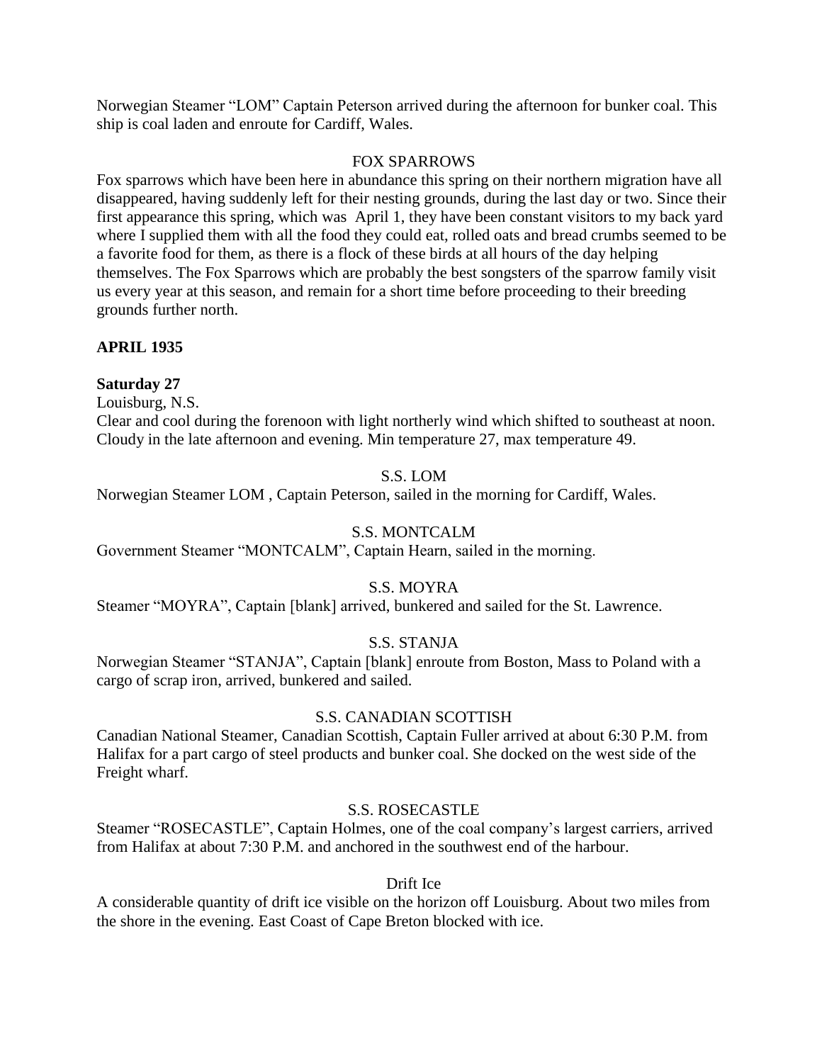Norwegian Steamer "LOM" Captain Peterson arrived during the afternoon for bunker coal. This ship is coal laden and enroute for Cardiff, Wales.

FOX SPARROWS

Fox sparrows which have been here in abundance this spring on their northern migration have all disappeared, having suddenly left for their nesting grounds, during the last day or two. Since their first appearance this spring, which was April 1, they have been constant visitors to my back yard where I supplied them with all the food they could eat, rolled oats and bread crumbs seemed to be a favorite food for them, as there is a flock of these birds at all hours of the day helping themselves. The Fox Sparrows which are probably the best songsters of the sparrow family visit us every year at this season, and remain for a short time before proceeding to their breeding grounds further north.

**APRIL 1935**

**Saturday 27**

Louisburg, N.S.

Clear and cool during the forenoon with light northerly wind which shifted to southeast at noon. Cloudy in the late afternoon and evening. Min temperature 27, max temperature 49.

S.S. LOM

Norwegian Steamer LOM , Captain Peterson, sailed in the morning for Cardiff, Wales.

S.S. MONTCALM

Government Steamer "MONTCALM", Captain Hearn, sailed in the morning.

S.S. MOYRA

Steamer "MOYRA", Captain [blank] arrived, bunkered and sailed for the St. Lawrence.

S.S. STANJA

Norwegian Steamer "STANJA", Captain [blank] enroute from Boston, Mass to Poland with a cargo of scrap iron, arrived, bunkered and sailed.

S.S. CANADIAN SCOTTISH

Canadian National Steamer, Canadian Scottish, Captain Fuller arrived at about 6:30 P.M. from Halifax for a part cargo of steel products and bunker coal. She docked on the west side of the Freight wharf.

S.S. ROSECASTLE

Steamer "ROSECASTLE", Captain Holmes, one of the coal company's largest carriers, arrived from Halifax at about 7:30 P.M. and anchored in the southwest end of the harbour.

Drift Ice

A considerable quantity of drift ice visible on the horizon off Louisburg. About two miles from the shore in the evening. East Coast of Cape Breton blocked with ice.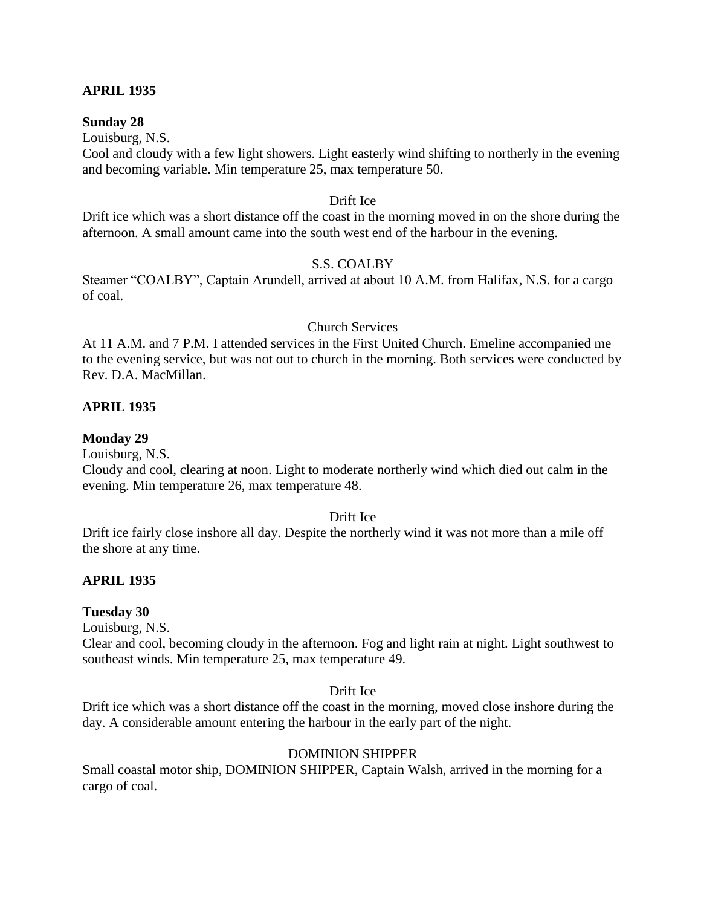**APRIL 1935**

**Sunday 28**

Louisburg, N.S.

Cool and cloudy with a few light showers. Light easterly wind shifting to northerly in the evening and becoming variable. Min temperature 25, max temperature 50.

Drift Ice

Drift ice which was a short distance off the coast in the morning moved in on the shore during the afternoon. A small amount came into the south west end of the harbour in the evening.

S.S. COALBY

Steamer "COALBY", Captain Arundell, arrived at about 10 A.M. from Halifax, N.S. for a cargo of coal.

Church Services

At 11 A.M. and 7 P.M. I attended services in the First United Church. Emeline accompanied me to the evening service, but was not out to church in the morning. Both services were conducted by Rev. D.A. MacMillan.

**APRIL 1935**

**Monday 29**

Louisburg, N.S.

Cloudy and cool, clearing at noon. Light to moderate northerly wind which died out calm in the evening. Min temperature 26, max temperature 48.

Drift Ice

Drift ice fairly close inshore all day. Despite the northerly wind it was not more than a mile off the shore at any time.

**APRIL 1935**

**Tuesday 30**

Louisburg, N.S.

Clear and cool, becoming cloudy in the afternoon. Fog and light rain at night. Light southwest to southeast winds. Min temperature 25, max temperature 49.

Drift Ice

Drift ice which was a short distance off the coast in the morning, moved close inshore during the day. A considerable amount entering the harbour in the early part of the night.

DOMINION SHIPPER

Small coastal motor ship, DOMINION SHIPPER, Captain Walsh, arrived in the morning for a cargo of coal.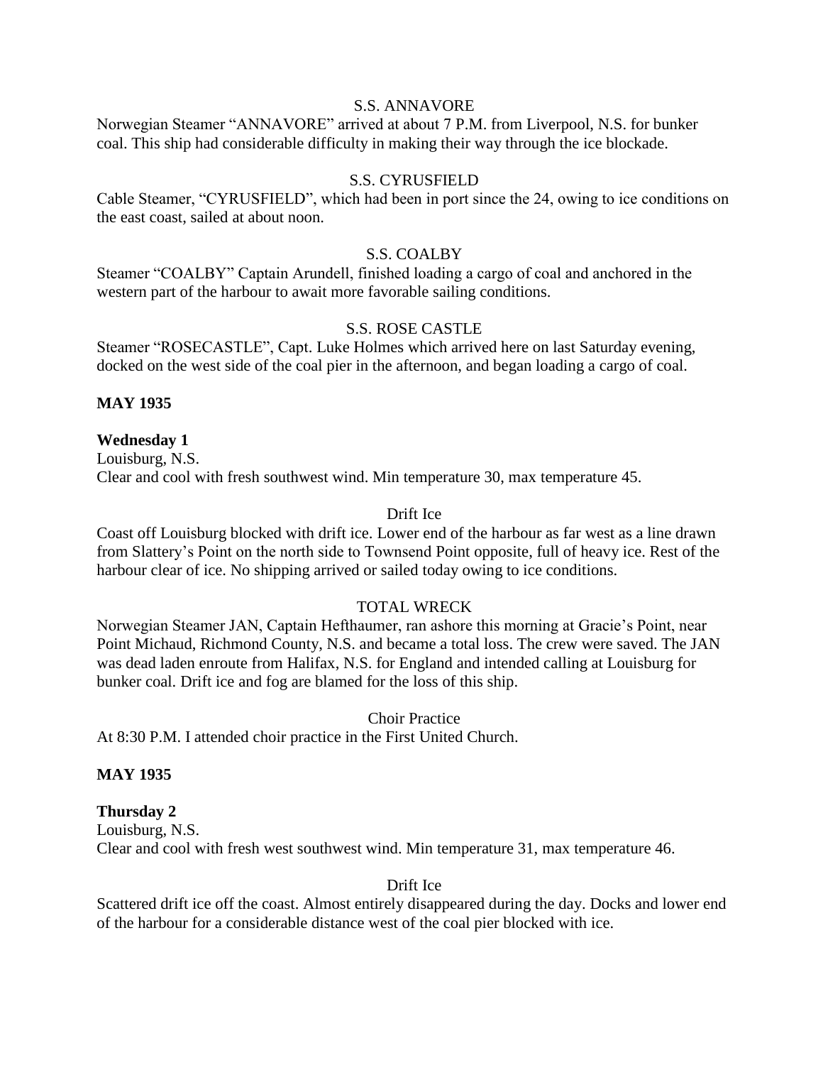S.S. ANNAVORE

Norwegian Steamer "ANNAVORE" arrived at about 7 P.M. from Liverpool, N.S. for bunker coal. This ship had considerable difficulty in making their way through the ice blockade.

S.S. CYRUSFIELD

Cable Steamer, "CYRUSFIELD", which had been in port since the 24, owing to ice conditions on the east coast, sailed at about noon.

S.S. COALBY

Steamer "COALBY" Captain Arundell, finished loading a cargo of coal and anchored in the western part of the harbour to await more favorable sailing conditions.

S.S. ROSE CASTLE

Steamer "ROSECASTLE", Capt. Luke Holmes which arrived here on last Saturday evening, docked on the west side of the coal pier in the afternoon, and began loading a cargo of coal.

**MAY 1935**

**Wednesday 1**

Louisburg, N.S.

Clear and cool with fresh southwest wind. Min temperature 30, max temperature 45.

Drift Ice

Coast off Louisburg blocked with drift ice. Lower end of the harbour as far west as a line drawn from Slattery's Point on the north side to Townsend Point opposite, full of heavy ice. Rest of the harbour clear of ice. No shipping arrived or sailed today owing to ice conditions.

TOTAL WRECK

Norwegian Steamer JAN, Captain Hefthaumer, ran ashore this morning at Gracie's Point, near Point Michaud, Richmond County, N.S. and became a total loss. The crew were saved. The JAN was dead laden enroute from Halifax, N.S. for England and intended calling at Louisburg for bunker coal. Drift ice and fog are blamed for the loss of this ship.

Choir Practice

At 8:30 P.M. I attended choir practice in the First United Church.

**MAY 1935**

**Thursday 2**

Louisburg, N.S.

Clear and cool with fresh west southwest wind. Min temperature 31, max temperature 46.

Drift Ice

Scattered drift ice off the coast. Almost entirely disappeared during the day. Docks and lower end of the harbour for a considerable distance west of the coal pier blocked with ice.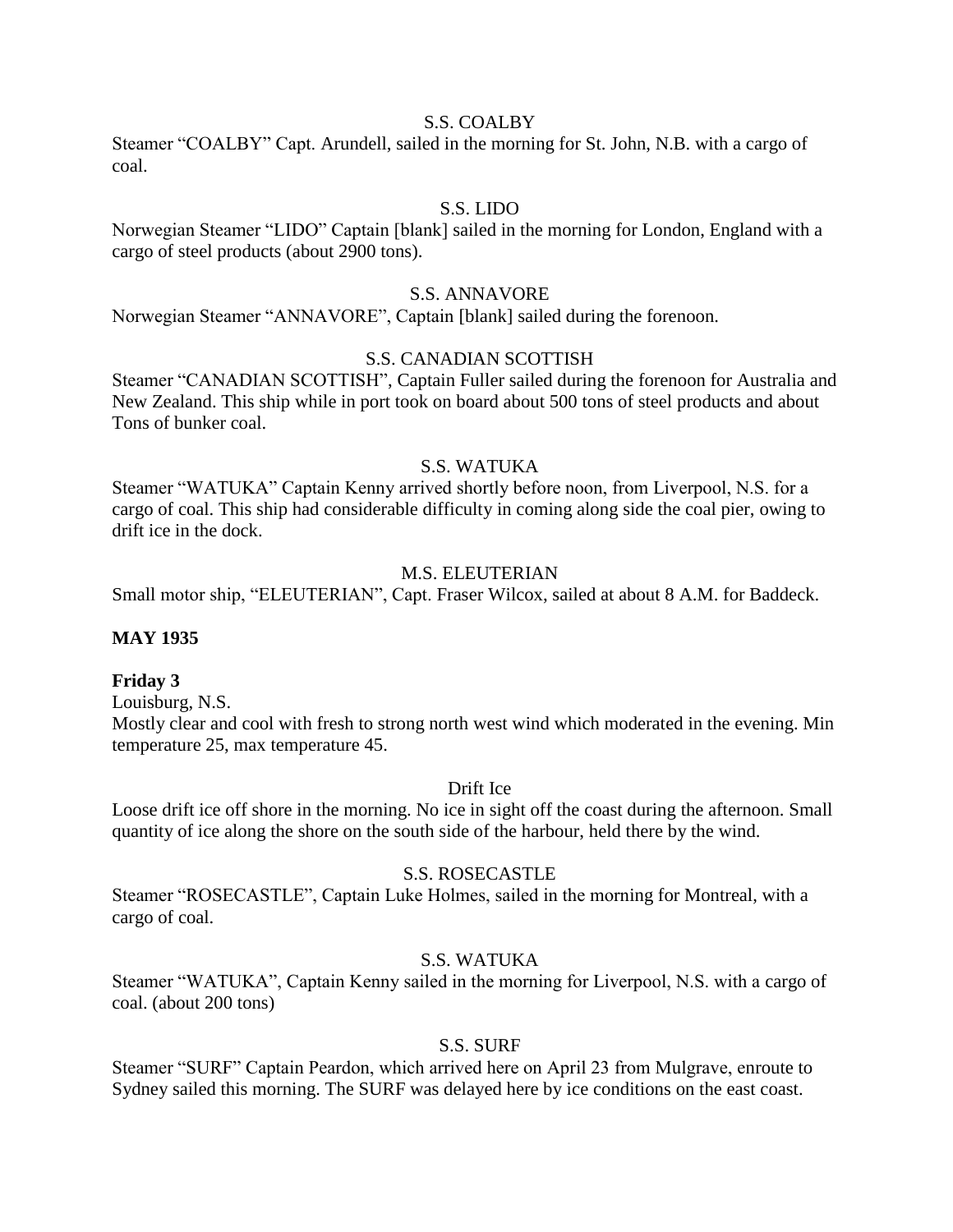S.S. COALBY

Steamer "COALBY" Capt. Arundell, sailed in the morning for St. John, N.B. with a cargo of coal.

S.S. LIDO

Norwegian Steamer "LIDO" Captain [blank] sailed in the morning for London, England with a cargo of steel products (about 2900 tons).

S.S. ANNAVORE

Norwegian Steamer "ANNAVORE", Captain [blank] sailed during the forenoon.

S.S. CANADIAN SCOTTISH

Steamer "CANADIAN SCOTTISH", Captain Fuller sailed during the forenoon for Australia and New Zealand. This ship while in port took on board about 500 tons of steel products and about Tons of bunker coal.

S.S. WATUKA

Steamer "WATUKA" Captain Kenny arrived shortly before noon, from Liverpool, N.S. for a cargo of coal. This ship had considerable difficulty in coming along side the coal pier, owing to drift ice in the dock.

M.S. ELEUTERIAN

Small motor ship, "ELEUTERIAN", Capt. Fraser Wilcox, sailed at about 8 A.M. for Baddeck.

**MAY 1935**

**Friday 3**

Louisburg, N.S.

Mostly clear and cool with fresh to strong north west wind which moderated in the evening. Min temperature 25, max temperature 45.

Drift Ice

Loose drift ice off shore in the morning. No ice in sight off the coast during the afternoon. Small quantity of ice along the shore on the south side of the harbour, held there by the wind.

S.S. ROSECASTLE

Steamer "ROSECASTLE", Captain Luke Holmes, sailed in the morning for Montreal, with a cargo of coal.

S.S. WATUKA

Steamer "WATUKA", Captain Kenny sailed in the morning for Liverpool, N.S. with a cargo of coal. (about 200 tons)

S.S. SURF

Steamer "SURF" Captain Peardon, which arrived here on April 23 from Mulgrave, enroute to Sydney sailed this morning. The SURF was delayed here by ice conditions on the east coast.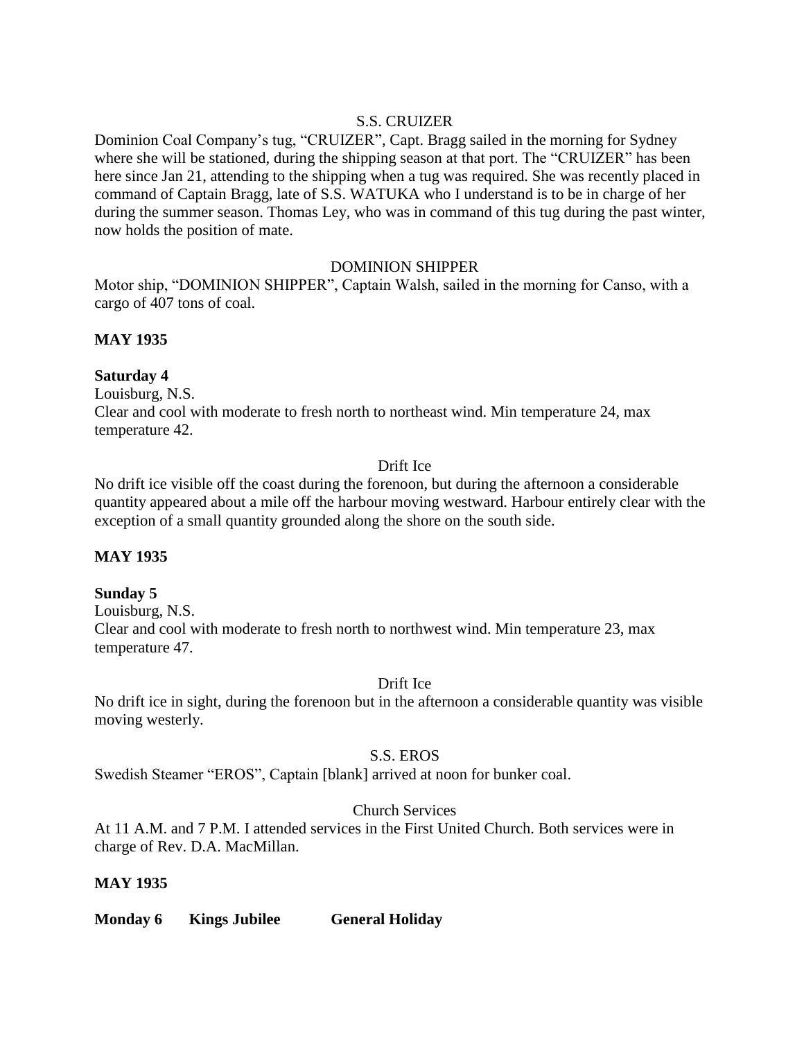S.S. CRUIZER

Dominion Coal Company's tug, "CRUIZER", Capt. Bragg sailed in the morning for Sydney where she will be stationed, during the shipping season at that port. The "CRUIZER" has been here since Jan 21, attending to the shipping when a tug was required. She was recently placed in command of Captain Bragg, late of S.S. WATUKA who I understand is to be in charge of her during the summer season. Thomas Ley, who was in command of this tug during the past winter, now holds the position of mate.

DOMINION SHIPPER

Motor ship, "DOMINION SHIPPER", Captain Walsh, sailed in the morning for Canso, with a cargo of 407 tons of coal.

**MAY 1935**

**Saturday 4**

Louisburg, N.S.

Clear and cool with moderate to fresh north to northeast wind. Min temperature 24, max temperature 42.

Drift Ice

No drift ice visible off the coast during the forenoon, but during the afternoon a considerable quantity appeared about a mile off the harbour moving westward. Harbour entirely clear with the exception of a small quantity grounded along the shore on the south side.

**MAY 1935**

**Sunday 5**

Louisburg, N.S.

Clear and cool with moderate to fresh north to northwest wind. Min temperature 23, max temperature 47.

Drift Ice

No drift ice in sight, during the forenoon but in the afternoon a considerable quantity was visible moving westerly.

S.S. EROS

Swedish Steamer "EROS", Captain [blank] arrived at noon for bunker coal.

Church Services

At 11 A.M. and 7 P.M. I attended services in the First United Church. Both services were in charge of Rev. D.A. MacMillan.

**MAY 1935**

**Monday 6 Kings Jubilee General Holiday**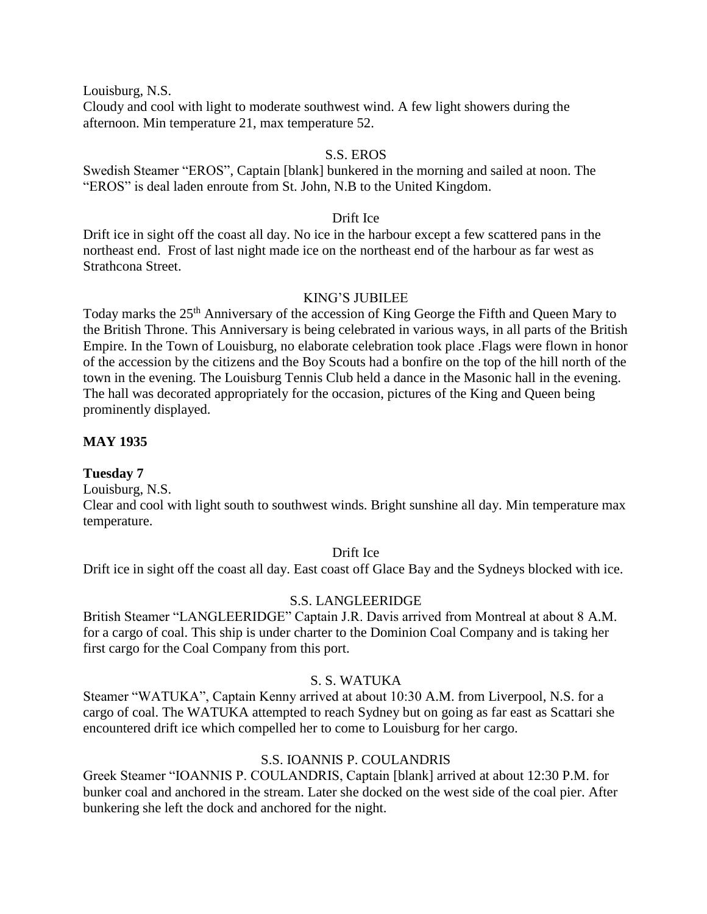Louisburg, N.S.
Cloudy and cool with light to moderate southwest wind. A few light showers during the afternoon. Min temperature 21, max temperature 52.

S.S. EROS

Swedish Steamer "EROS", Captain [blank] bunkered in the morning and sailed at noon. The "EROS" is deal laden enroute from St. John, N.B to the United Kingdom.

Drift Ice

Drift ice in sight off the coast all day. No ice in the harbour except a few scattered pans in the northeast end. Frost of last night made ice on the northeast end of the harbour as far west as Strathcona Street.

KING'S JUBILEE

Today marks the 25th Anniversary of the accession of King George the Fifth and Queen Mary to the British Throne. This Anniversary is being celebrated in various ways, in all parts of the British Empire. In the Town of Louisburg, no elaborate celebration took place .Flags were flown in honor of the accession by the citizens and the Boy Scouts had a bonfire on the top of the hill north of the town in the evening. The Louisburg Tennis Club held a dance in the Masonic hall in the evening. The hall was decorated appropriately for the occasion, pictures of the King and Queen being prominently displayed.

**MAY 1935**

**Tuesday 7**

Louisburg, N.S.
Clear and cool with light south to southwest winds. Bright sunshine all day. Min temperature max temperature.

Drift Ice

Drift ice in sight off the coast all day. East coast off Glace Bay and the Sydneys blocked with ice.

S.S. LANGLEERIDGE

British Steamer "LANGLEERIDGE" Captain J.R. Davis arrived from Montreal at about 8 A.M. for a cargo of coal. This ship is under charter to the Dominion Coal Company and is taking her first cargo for the Coal Company from this port.

S. S. WATUKA

Steamer "WATUKA", Captain Kenny arrived at about 10:30 A.M. from Liverpool, N.S. for a cargo of coal. The WATUKA attempted to reach Sydney but on going as far east as Scattari she encountered drift ice which compelled her to come to Louisburg for her cargo.

S.S. IOANNIS P. COULANDRIS

Greek Steamer "IOANNIS P. COULANDRIS, Captain [blank] arrived at about 12:30 P.M. for bunker coal and anchored in the stream. Later she docked on the west side of the coal pier. After bunkering she left the dock and anchored for the night.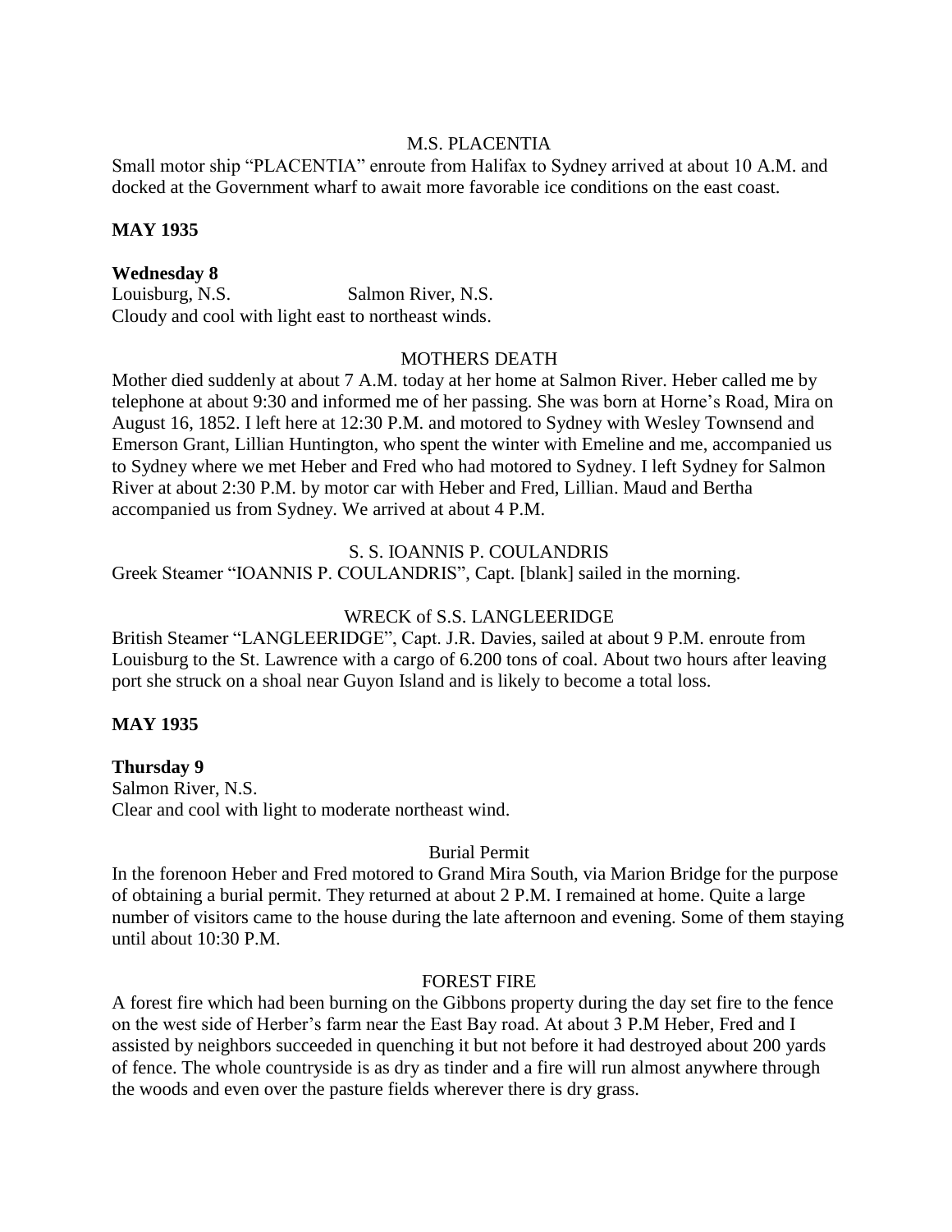M.S. PLACENTIA

Small motor ship "PLACENTIA" enroute from Halifax to Sydney arrived at about 10 A.M. and docked at the Government wharf to await more favorable ice conditions on the east coast.

**MAY 1935**

**Wednesday 8**

Louisburg, N.S. Salmon River, N.S.

Cloudy and cool with light east to northeast winds.

MOTHERS DEATH

Mother died suddenly at about 7 A.M. today at her home at Salmon River. Heber called me by telephone at about 9:30 and informed me of her passing. She was born at Horne's Road, Mira on August 16, 1852. I left here at 12:30 P.M. and motored to Sydney with Wesley Townsend and Emerson Grant, Lillian Huntington, who spent the winter with Emeline and me, accompanied us to Sydney where we met Heber and Fred who had motored to Sydney. I left Sydney for Salmon River at about 2:30 P.M. by motor car with Heber and Fred, Lillian. Maud and Bertha accompanied us from Sydney. We arrived at about 4 P.M.

S. S. IOANNIS P. COULANDRIS

Greek Steamer "IOANNIS P. COULANDRIS", Capt. [blank] sailed in the morning.

WRECK of S.S. LANGLEERIDGE

British Steamer "LANGLEERIDGE", Capt. J.R. Davies, sailed at about 9 P.M. enroute from Louisburg to the St. Lawrence with a cargo of 6.200 tons of coal. About two hours after leaving port she struck on a shoal near Guyon Island and is likely to become a total loss.

**MAY 1935**

**Thursday 9**

Salmon River, N.S.

Clear and cool with light to moderate northeast wind.

Burial Permit

In the forenoon Heber and Fred motored to Grand Mira South, via Marion Bridge for the purpose of obtaining a burial permit. They returned at about 2 P.M. I remained at home. Quite a large number of visitors came to the house during the late afternoon and evening. Some of them staying until about 10:30 P.M.

FOREST FIRE

A forest fire which had been burning on the Gibbons property during the day set fire to the fence on the west side of Herber's farm near the East Bay road. At about 3 P.M Heber, Fred and I assisted by neighbors succeeded in quenching it but not before it had destroyed about 200 yards of fence. The whole countryside is as dry as tinder and a fire will run almost anywhere through the woods and even over the pasture fields wherever there is dry grass.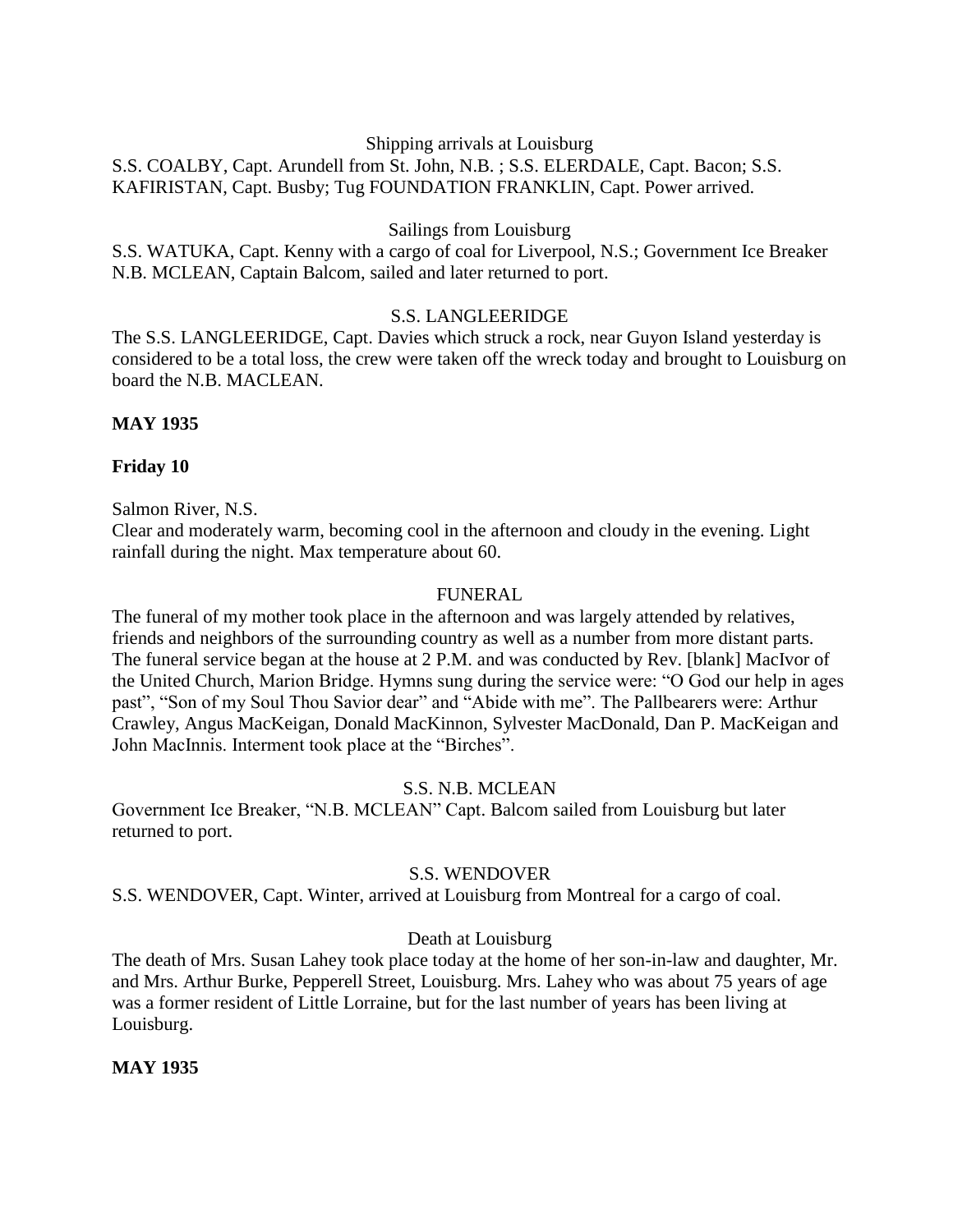Shipping arrivals at Louisburg

S.S. COALBY, Capt. Arundell from St. John, N.B. ; S.S. ELERDALE, Capt. Bacon; S.S. KAFIRISTAN, Capt. Busby; Tug FOUNDATION FRANKLIN, Capt. Power arrived.

Sailings from Louisburg

S.S. WATUKA, Capt. Kenny with a cargo of coal for Liverpool, N.S.; Government Ice Breaker N.B. MCLEAN, Captain Balcom, sailed and later returned to port.

S.S. LANGLEERIDGE

The S.S. LANGLEERIDGE, Capt. Davies which struck a rock, near Guyon Island yesterday is considered to be a total loss, the crew were taken off the wreck today and brought to Louisburg on board the N.B. MACLEAN.

**MAY 1935**

**Friday 10**

Salmon River, N.S.

Clear and moderately warm, becoming cool in the afternoon and cloudy in the evening. Light rainfall during the night. Max temperature about 60.

FUNERAL

The funeral of my mother took place in the afternoon and was largely attended by relatives, friends and neighbors of the surrounding country as well as a number from more distant parts. The funeral service began at the house at 2 P.M. and was conducted by Rev. [blank] MacIvor of the United Church, Marion Bridge. Hymns sung during the service were: "O God our help in ages past", "Son of my Soul Thou Savior dear" and "Abide with me". The Pallbearers were: Arthur Crawley, Angus MacKeigan, Donald MacKinnon, Sylvester MacDonald, Dan P. MacKeigan and John MacInnis. Interment took place at the "Birches".

S.S. N.B. MCLEAN

Government Ice Breaker, "N.B. MCLEAN" Capt. Balcom sailed from Louisburg but later returned to port.

S.S. WENDOVER

S.S. WENDOVER, Capt. Winter, arrived at Louisburg from Montreal for a cargo of coal.

Death at Louisburg

The death of Mrs. Susan Lahey took place today at the home of her son-in-law and daughter, Mr. and Mrs. Arthur Burke, Pepperell Street, Louisburg. Mrs. Lahey who was about 75 years of age was a former resident of Little Lorraine, but for the last number of years has been living at Louisburg.

**MAY 1935**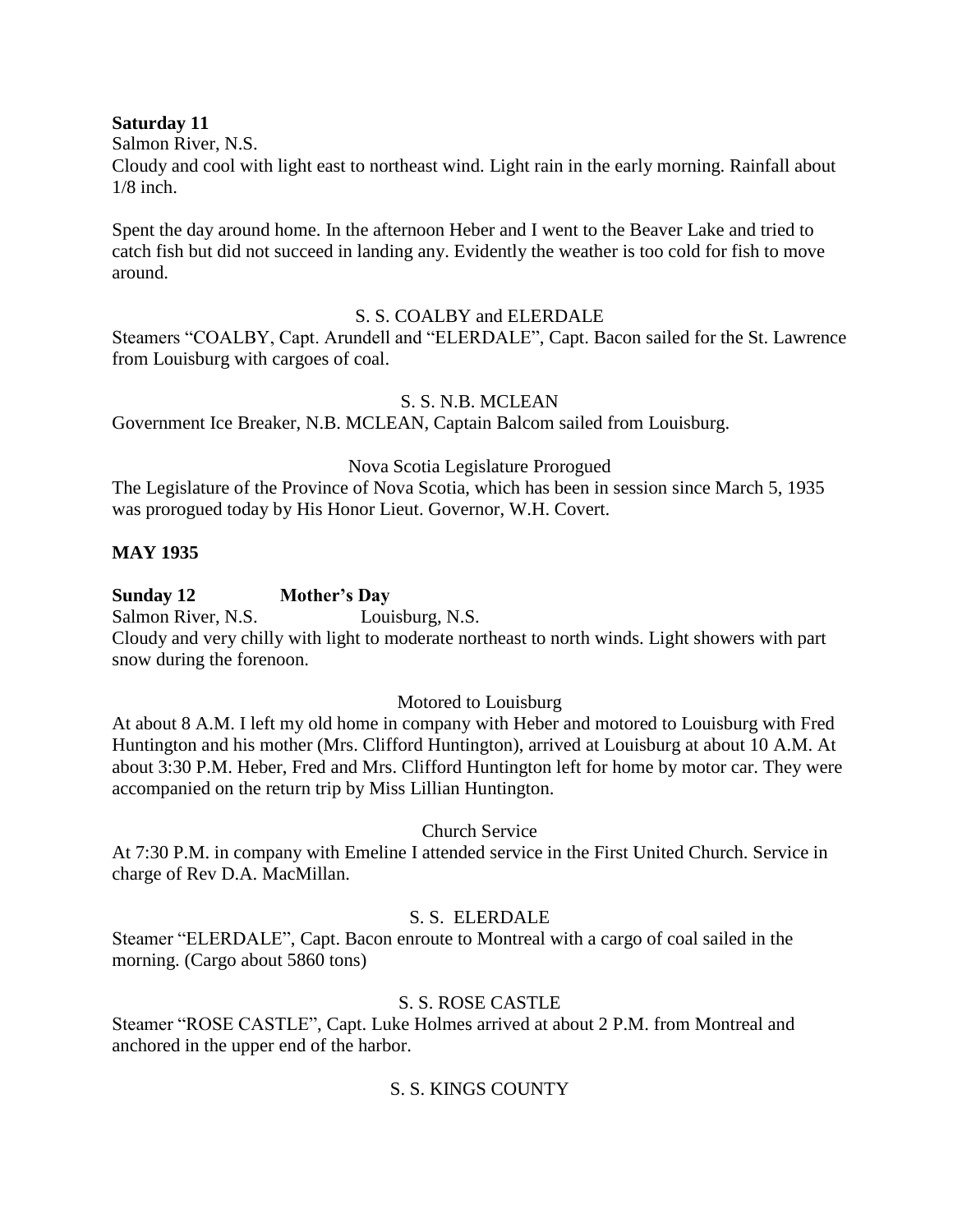**Saturday 11**
Salmon River, N.S.
Cloudy and cool with light east to northeast wind. Light rain in the early morning. Rainfall about 1/8 inch.

Spent the day around home. In the afternoon Heber and I went to the Beaver Lake and tried to catch fish but did not succeed in landing any. Evidently the weather is too cold for fish to move around.

S. S. COALBY and ELERDALE
Steamers "COALBY, Capt. Arundell and "ELERDALE", Capt. Bacon sailed for the St. Lawrence from Louisburg with cargoes of coal.

S. S. N.B. MCLEAN
Government Ice Breaker, N.B. MCLEAN, Captain Balcom sailed from Louisburg.

Nova Scotia Legislature Prorogued
The Legislature of the Province of Nova Scotia, which has been in session since March 5, 1935 was prorogued today by His Honor Lieut. Governor, W.H. Covert.

**MAY 1935**

**Sunday 12 Mother's Day**
Salmon River, N.S. Louisburg, N.S.
Cloudy and very chilly with light to moderate northeast to north winds. Light showers with part snow during the forenoon.

Motored to Louisburg
At about 8 A.M. I left my old home in company with Heber and motored to Louisburg with Fred Huntington and his mother (Mrs. Clifford Huntington), arrived at Louisburg at about 10 A.M. At about 3:30 P.M. Heber, Fred and Mrs. Clifford Huntington left for home by motor car. They were accompanied on the return trip by Miss Lillian Huntington.

Church Service
At 7:30 P.M. in company with Emeline I attended service in the First United Church. Service in charge of Rev D.A. MacMillan.

S. S. ELERDALE
Steamer "ELERDALE", Capt. Bacon enroute to Montreal with a cargo of coal sailed in the morning. (Cargo about 5860 tons)

S. S. ROSE CASTLE
Steamer "ROSE CASTLE", Capt. Luke Holmes arrived at about 2 P.M. from Montreal and anchored in the upper end of the harbor.

S. S. KINGS COUNTY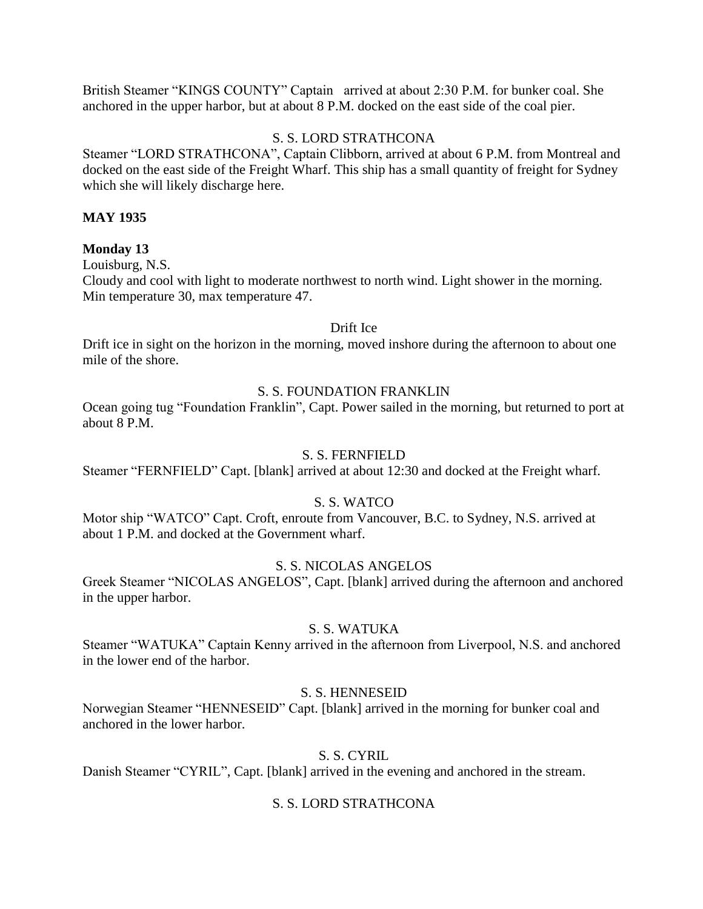British Steamer "KINGS COUNTY" Captain  arrived at about 2:30 P.M. for bunker coal. She anchored in the upper harbor, but at about 8 P.M. docked on the east side of the coal pier.

S. S. LORD STRATHCONA

Steamer "LORD STRATHCONA", Captain Clibborn, arrived at about 6 P.M. from Montreal and docked on the east side of the Freight Wharf. This ship has a small quantity of freight for Sydney which she will likely discharge here.

**MAY 1935**

**Monday 13**

Louisburg, N.S.
Cloudy and cool with light to moderate northwest to north wind. Light shower in the morning. Min temperature 30, max temperature 47.

Drift Ice

Drift ice in sight on the horizon in the morning, moved inshore during the afternoon to about one mile of the shore.

S. S. FOUNDATION FRANKLIN

Ocean going tug "Foundation Franklin", Capt. Power sailed in the morning, but returned to port at about 8 P.M.

S. S. FERNFIELD

Steamer "FERNFIELD" Capt. [blank] arrived at about 12:30 and docked at the Freight wharf.

S. S. WATCO

Motor ship "WATCO" Capt. Croft, enroute from Vancouver, B.C. to Sydney, N.S. arrived at about 1 P.M. and docked at the Government wharf.

S. S. NICOLAS ANGELOS

Greek Steamer "NICOLAS ANGELOS", Capt. [blank] arrived during the afternoon and anchored in the upper harbor.

S. S. WATUKA

Steamer "WATUKA" Captain Kenny arrived in the afternoon from Liverpool, N.S. and anchored in the lower end of the harbor.

S. S. HENNESEID

Norwegian Steamer "HENNESEID" Capt. [blank] arrived in the morning for bunker coal and anchored in the lower harbor.

S. S. CYRIL

Danish Steamer "CYRIL", Capt. [blank] arrived in the evening and anchored in the stream.

S. S. LORD STRATHCONA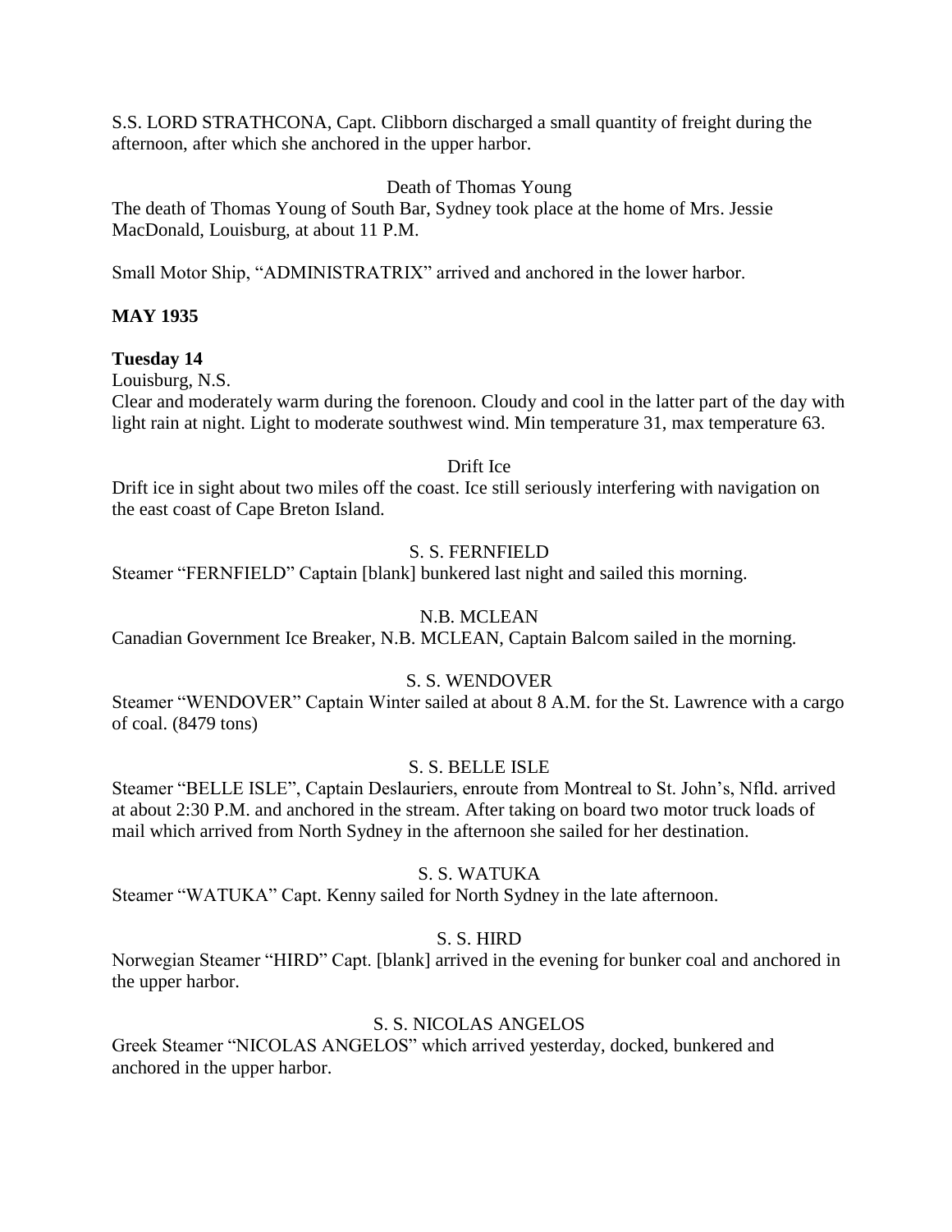S.S. LORD STRATHCONA, Capt. Clibborn discharged a small quantity of freight during the afternoon, after which she anchored in the upper harbor.

Death of Thomas Young

The death of Thomas Young of South Bar, Sydney took place at the home of Mrs. Jessie MacDonald, Louisburg, at about 11 P.M.

Small Motor Ship, "ADMINISTRATRIX" arrived and anchored in the lower harbor.

**MAY 1935**

**Tuesday 14**

Louisburg, N.S.

Clear and moderately warm during the forenoon. Cloudy and cool in the latter part of the day with light rain at night. Light to moderate southwest wind. Min temperature 31, max temperature 63.

Drift Ice

Drift ice in sight about two miles off the coast. Ice still seriously interfering with navigation on the east coast of Cape Breton Island.

S. S. FERNFIELD

Steamer "FERNFIELD" Captain [blank] bunkered last night and sailed this morning.

N.B. MCLEAN

Canadian Government Ice Breaker, N.B. MCLEAN, Captain Balcom sailed in the morning.

S. S. WENDOVER

Steamer "WENDOVER" Captain Winter sailed at about 8 A.M. for the St. Lawrence with a cargo of coal. (8479 tons)

S. S. BELLE ISLE

Steamer "BELLE ISLE", Captain Deslauriers, enroute from Montreal to St. John's, Nfld. arrived at about 2:30 P.M. and anchored in the stream. After taking on board two motor truck loads of mail which arrived from North Sydney in the afternoon she sailed for her destination.

S. S. WATUKA

Steamer "WATUKA" Capt. Kenny sailed for North Sydney in the late afternoon.

S. S. HIRD

Norwegian Steamer "HIRD" Capt. [blank] arrived in the evening for bunker coal and anchored in the upper harbor.

S. S. NICOLAS ANGELOS

Greek Steamer "NICOLAS ANGELOS" which arrived yesterday, docked, bunkered and anchored in the upper harbor.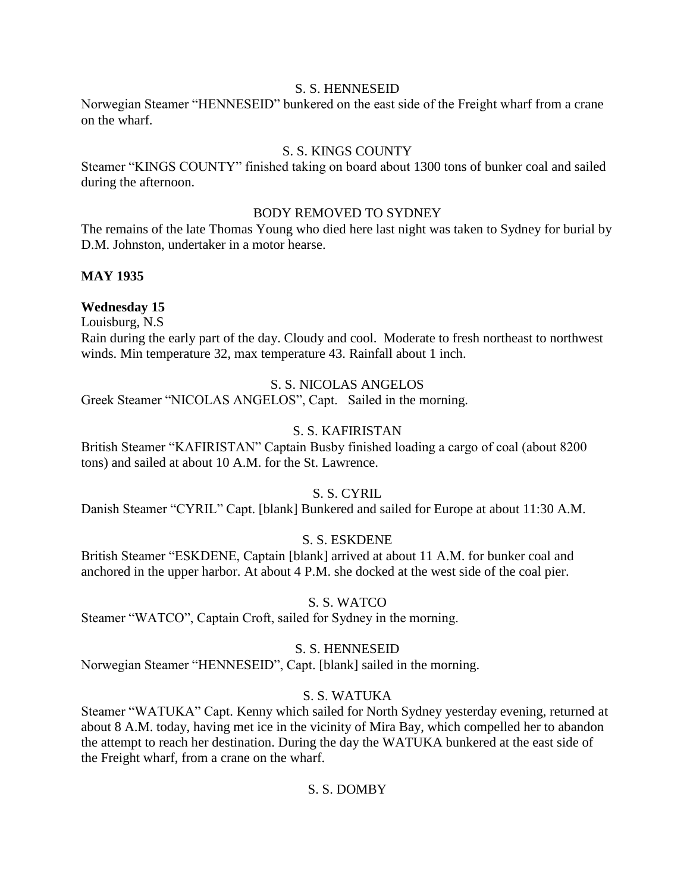S. S. HENNESEID

Norwegian Steamer "HENNESEID" bunkered on the east side of the Freight wharf from a crane on the wharf.

S. S. KINGS COUNTY

Steamer "KINGS COUNTY" finished taking on board about 1300 tons of bunker coal and sailed during the afternoon.

BODY REMOVED TO SYDNEY

The remains of the late Thomas Young who died here last night was taken to Sydney for burial by D.M. Johnston, undertaker in a motor hearse.

**MAY 1935**

**Wednesday 15**

Louisburg, N.S

Rain during the early part of the day. Cloudy and cool. Moderate to fresh northeast to northwest winds. Min temperature 32, max temperature 43. Rainfall about 1 inch.

S. S. NICOLAS ANGELOS

Greek Steamer "NICOLAS ANGELOS", Capt. Sailed in the morning.

S. S. KAFIRISTAN

British Steamer "KAFIRISTAN" Captain Busby finished loading a cargo of coal (about 8200 tons) and sailed at about 10 A.M. for the St. Lawrence.

S. S. CYRIL

Danish Steamer "CYRIL" Capt. [blank] Bunkered and sailed for Europe at about 11:30 A.M.

S. S. ESKDENE

British Steamer "ESKDENE, Captain [blank] arrived at about 11 A.M. for bunker coal and anchored in the upper harbor. At about 4 P.M. she docked at the west side of the coal pier.

S. S. WATCO

Steamer "WATCO", Captain Croft, sailed for Sydney in the morning.

S. S. HENNESEID

Norwegian Steamer "HENNESEID", Capt. [blank] sailed in the morning.

S. S. WATUKA

Steamer "WATUKA" Capt. Kenny which sailed for North Sydney yesterday evening, returned at about 8 A.M. today, having met ice in the vicinity of Mira Bay, which compelled her to abandon the attempt to reach her destination. During the day the WATUKA bunkered at the east side of the Freight wharf, from a crane on the wharf.

S. S. DOMBY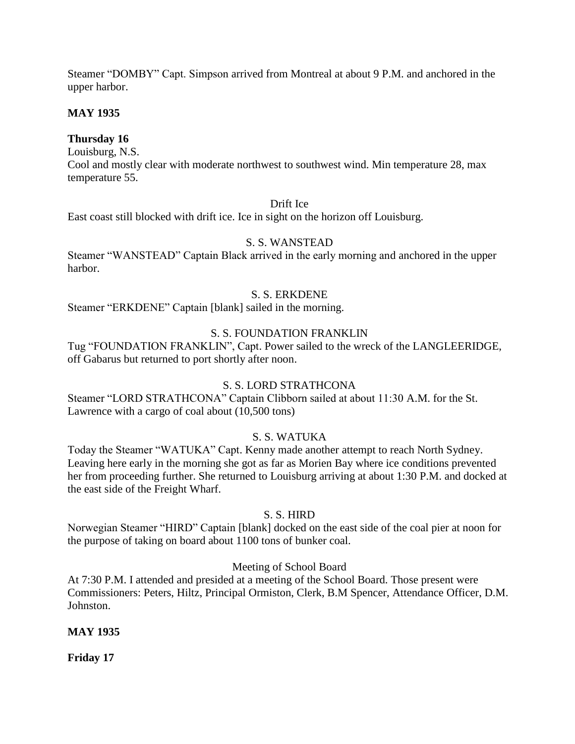Steamer “DOMBY” Capt. Simpson arrived from Montreal at about 9 P.M. and anchored in the upper harbor.

**MAY 1935**

**Thursday 16**

Louisburg, N.S.

Cool and mostly clear with moderate northwest to southwest wind. Min temperature 28, max temperature 55.

Drift Ice

East coast still blocked with drift ice. Ice in sight on the horizon off Louisburg.

S. S. WANSTEAD

Steamer “WANSTEAD” Captain Black arrived in the early morning and anchored in the upper harbor.

S. S. ERKDENE

Steamer “ERKDENE” Captain [blank] sailed in the morning.

S. S. FOUNDATION FRANKLIN

Tug “FOUNDATION FRANKLIN”, Capt. Power sailed to the wreck of the LANGLEERIDGE, off Gabarus but returned to port shortly after noon.

S. S. LORD STRATHCONA

Steamer “LORD STRATHCONA” Captain Clibborn sailed at about 11:30 A.M. for the St. Lawrence with a cargo of coal about (10,500 tons)

S. S. WATUKA

Today the Steamer “WATUKA” Capt. Kenny made another attempt to reach North Sydney. Leaving here early in the morning she got as far as Morien Bay where ice conditions prevented her from proceeding further. She returned to Louisburg arriving at about 1:30 P.M. and docked at the east side of the Freight Wharf.

S. S. HIRD

Norwegian Steamer “HIRD” Captain [blank] docked on the east side of the coal pier at noon for the purpose of taking on board about 1100 tons of bunker coal.

Meeting of School Board

At 7:30 P.M. I attended and presided at a meeting of the School Board. Those present were Commissioners: Peters, Hiltz, Principal Ormiston, Clerk, B.M Spencer, Attendance Officer, D.M. Johnston.

**MAY 1935**

**Friday 17**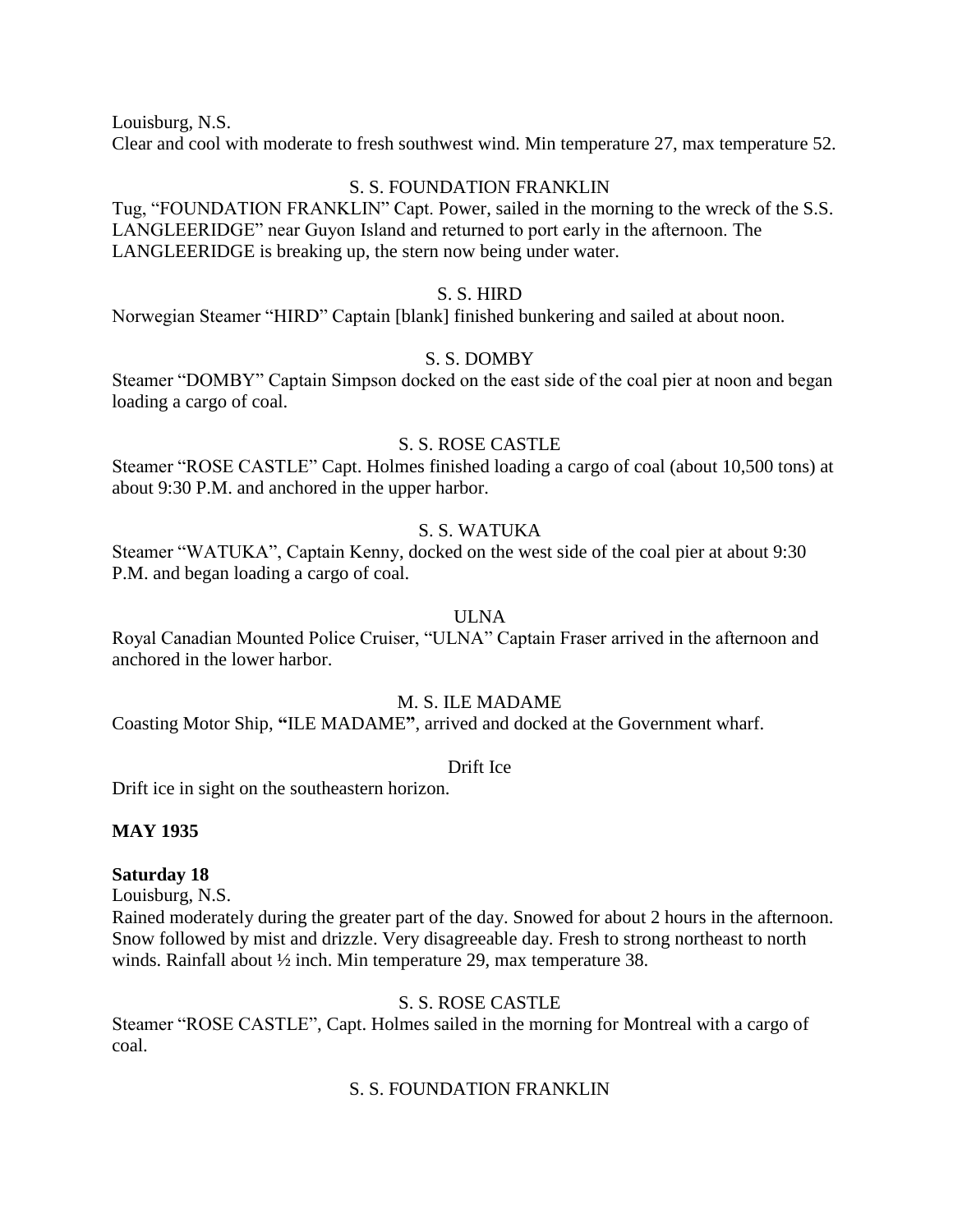Louisburg, N.S.
Clear and cool with moderate to fresh southwest wind. Min temperature 27, max temperature 52.

S. S. FOUNDATION FRANKLIN
Tug, "FOUNDATION FRANKLIN" Capt. Power, sailed in the morning to the wreck of the S.S. LANGLEERIDGE" near Guyon Island and returned to port early in the afternoon. The LANGLEERIDGE is breaking up, the stern now being under water.

S. S. HIRD
Norwegian Steamer "HIRD" Captain [blank] finished bunkering and sailed at about noon.

S. S. DOMBY
Steamer "DOMBY" Captain Simpson docked on the east side of the coal pier at noon and began loading a cargo of coal.

S. S. ROSE CASTLE
Steamer "ROSE CASTLE" Capt. Holmes finished loading a cargo of coal (about 10,500 tons) at about 9:30 P.M. and anchored in the upper harbor.

S. S. WATUKA
Steamer "WATUKA", Captain Kenny, docked on the west side of the coal pier at about 9:30 P.M. and began loading a cargo of coal.

ULNA
Royal Canadian Mounted Police Cruiser, "ULNA" Captain Fraser arrived in the afternoon and anchored in the lower harbor.

M. S. ILE MADAME
Coasting Motor Ship, **"**ILE MADAME**"**, arrived and docked at the Government wharf.

Drift Ice
Drift ice in sight on the southeastern horizon.

**MAY 1935**

**Saturday 18**
Louisburg, N.S.
Rained moderately during the greater part of the day. Snowed for about 2 hours in the afternoon. Snow followed by mist and drizzle. Very disagreeable day. Fresh to strong northeast to north winds. Rainfall about ½ inch. Min temperature 29, max temperature 38.

S. S. ROSE CASTLE
Steamer "ROSE CASTLE", Capt. Holmes sailed in the morning for Montreal with a cargo of coal.

S. S. FOUNDATION FRANKLIN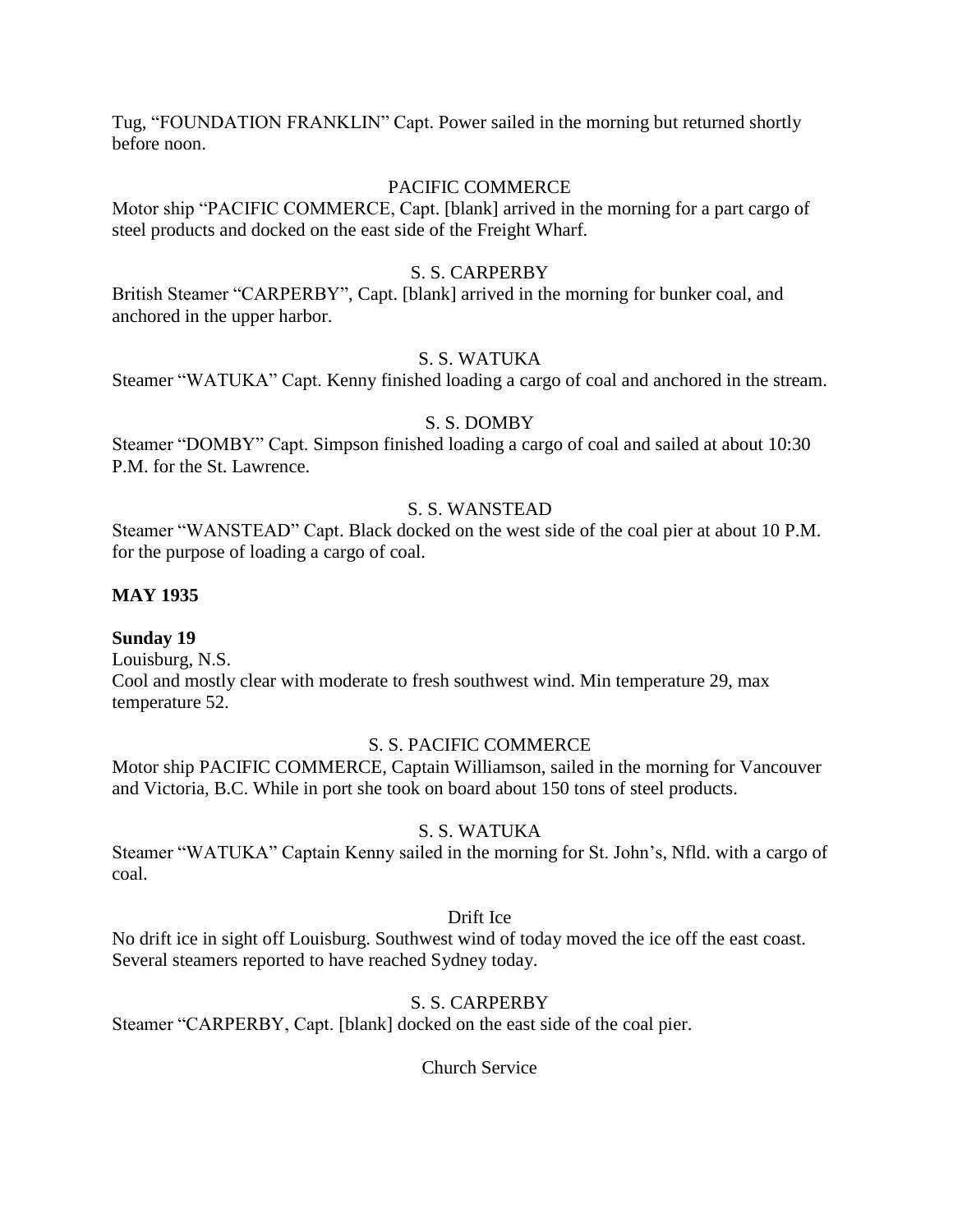Tug, “FOUNDATION FRANKLIN” Capt. Power sailed in the morning but returned shortly before noon.

PACIFIC COMMERCE

Motor ship “PACIFIC COMMERCE, Capt. [blank] arrived in the morning for a part cargo of steel products and docked on the east side of the Freight Wharf.

S. S. CARPERBY

British Steamer “CARPERBY”, Capt. [blank] arrived in the morning for bunker coal, and anchored in the upper harbor.

S. S. WATUKA

Steamer “WATUKA” Capt. Kenny finished loading a cargo of coal and anchored in the stream.

S. S. DOMBY

Steamer “DOMBY” Capt. Simpson finished loading a cargo of coal and sailed at about 10:30 P.M. for the St. Lawrence.

S. S. WANSTEAD

Steamer “WANSTEAD” Capt. Black docked on the west side of the coal pier at about 10 P.M. for the purpose of loading a cargo of coal.

**MAY 1935**

**Sunday 19**

Louisburg, N.S.

Cool and mostly clear with moderate to fresh southwest wind. Min temperature 29, max temperature 52.

S. S. PACIFIC COMMERCE

Motor ship PACIFIC COMMERCE, Captain Williamson, sailed in the morning for Vancouver and Victoria, B.C. While in port she took on board about 150 tons of steel products.

S. S. WATUKA

Steamer “WATUKA” Captain Kenny sailed in the morning for St. John’s, Nfld. with a cargo of coal.

Drift Ice

No drift ice in sight off Louisburg. Southwest wind of today moved the ice off the east coast. Several steamers reported to have reached Sydney today.

S. S. CARPERBY

Steamer “CARPERBY, Capt. [blank] docked on the east side of the coal pier.

Church Service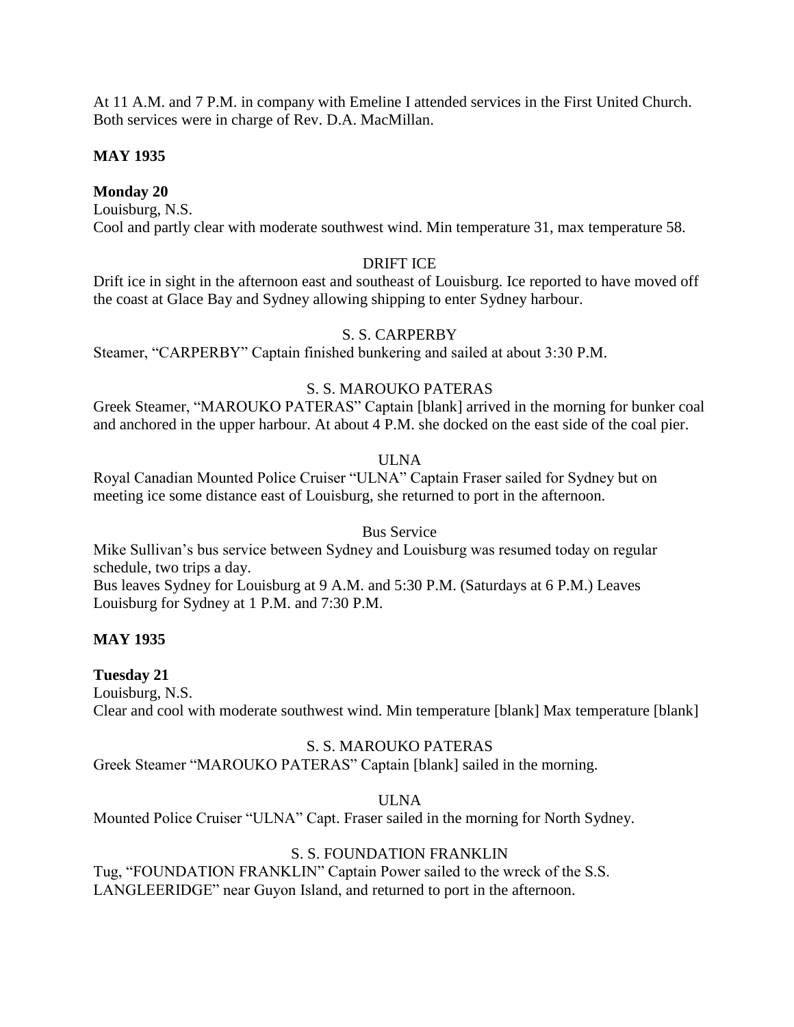At 11 A.M. and 7 P.M. in company with Emeline I attended services in the First United Church. Both services were in charge of Rev. D.A. MacMillan.

**MAY 1935**

**Monday 20**

Louisburg, N.S.
Cool and partly clear with moderate southwest wind. Min temperature 31, max temperature 58.

DRIFT ICE

Drift ice in sight in the afternoon east and southeast of Louisburg. Ice reported to have moved off the coast at Glace Bay and Sydney allowing shipping to enter Sydney harbour.

S. S. CARPERBY

Steamer, "CARPERBY" Captain finished bunkering and sailed at about 3:30 P.M.

S. S. MAROUKO PATERAS

Greek Steamer, "MAROUKO PATERAS" Captain [blank] arrived in the morning for bunker coal and anchored in the upper harbour. At about 4 P.M. she docked on the east side of the coal pier.

ULNA

Royal Canadian Mounted Police Cruiser "ULNA" Captain Fraser sailed for Sydney but on meeting ice some distance east of Louisburg, she returned to port in the afternoon.

Bus Service

Mike Sullivan's bus service between Sydney and Louisburg was resumed today on regular schedule, two trips a day.
Bus leaves Sydney for Louisburg at 9 A.M. and 5:30 P.M. (Saturdays at 6 P.M.) Leaves Louisburg for Sydney at 1 P.M. and 7:30 P.M.

**MAY 1935**

**Tuesday 21**

Louisburg, N.S.
Clear and cool with moderate southwest wind. Min temperature [blank] Max temperature [blank]

S. S. MAROUKO PATERAS

Greek Steamer "MAROUKO PATERAS" Captain [blank] sailed in the morning.

ULNA

Mounted Police Cruiser "ULNA" Capt. Fraser sailed in the morning for North Sydney.

S. S. FOUNDATION FRANKLIN

Tug, "FOUNDATION FRANKLIN" Captain Power sailed to the wreck of the S.S. LANGLEERIDGE" near Guyon Island, and returned to port in the afternoon.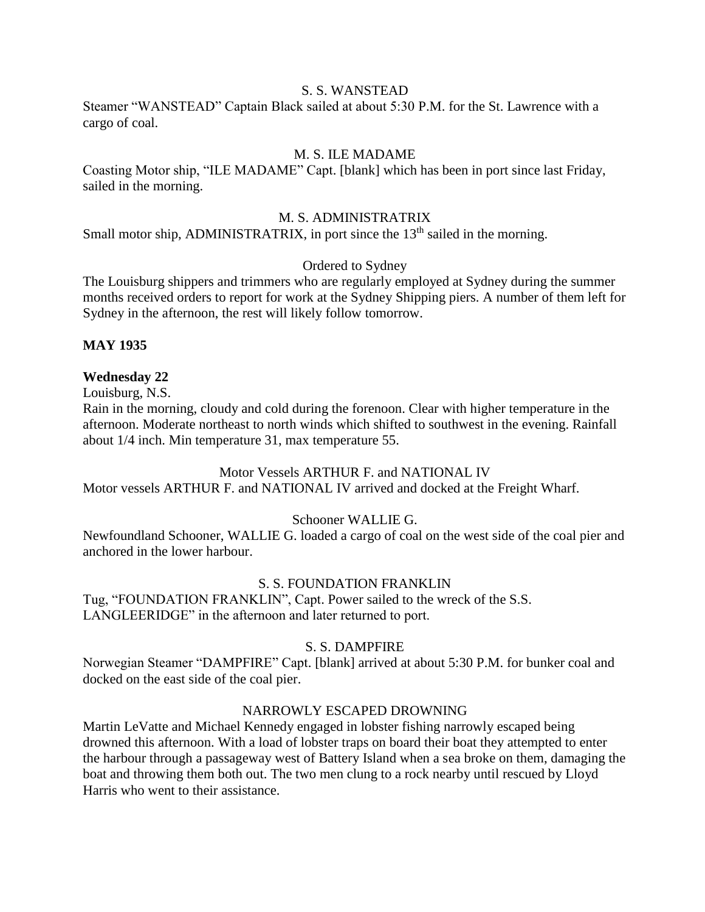S. S. WANSTEAD

Steamer "WANSTEAD" Captain Black sailed at about 5:30 P.M. for the St. Lawrence with a cargo of coal.

M. S. ILE MADAME

Coasting Motor ship, "ILE MADAME" Capt. [blank] which has been in port since last Friday, sailed in the morning.

M. S. ADMINISTRATRIX

Small motor ship, ADMINISTRATRIX, in port since the 13th sailed in the morning.

Ordered to Sydney

The Louisburg shippers and trimmers who are regularly employed at Sydney during the summer months received orders to report for work at the Sydney Shipping piers. A number of them left for Sydney in the afternoon, the rest will likely follow tomorrow.

**MAY 1935**

**Wednesday 22**

Louisburg, N.S.

Rain in the morning, cloudy and cold during the forenoon. Clear with higher temperature in the afternoon. Moderate northeast to north winds which shifted to southwest in the evening. Rainfall about 1/4 inch. Min temperature 31, max temperature 55.

Motor Vessels ARTHUR F. and NATIONAL IV

Motor vessels ARTHUR F. and NATIONAL IV arrived and docked at the Freight Wharf.

Schooner WALLIE G.

Newfoundland Schooner, WALLIE G. loaded a cargo of coal on the west side of the coal pier and anchored in the lower harbour.

S. S. FOUNDATION FRANKLIN

Tug, "FOUNDATION FRANKLIN", Capt. Power sailed to the wreck of the S.S. LANGLEERIDGE" in the afternoon and later returned to port.

S. S. DAMPFIRE

Norwegian Steamer "DAMPFIRE" Capt. [blank] arrived at about 5:30 P.M. for bunker coal and docked on the east side of the coal pier.

NARROWLY ESCAPED DROWNING

Martin LeVatte and Michael Kennedy engaged in lobster fishing narrowly escaped being drowned this afternoon. With a load of lobster traps on board their boat they attempted to enter the harbour through a passageway west of Battery Island when a sea broke on them, damaging the boat and throwing them both out. The two men clung to a rock nearby until rescued by Lloyd Harris who went to their assistance.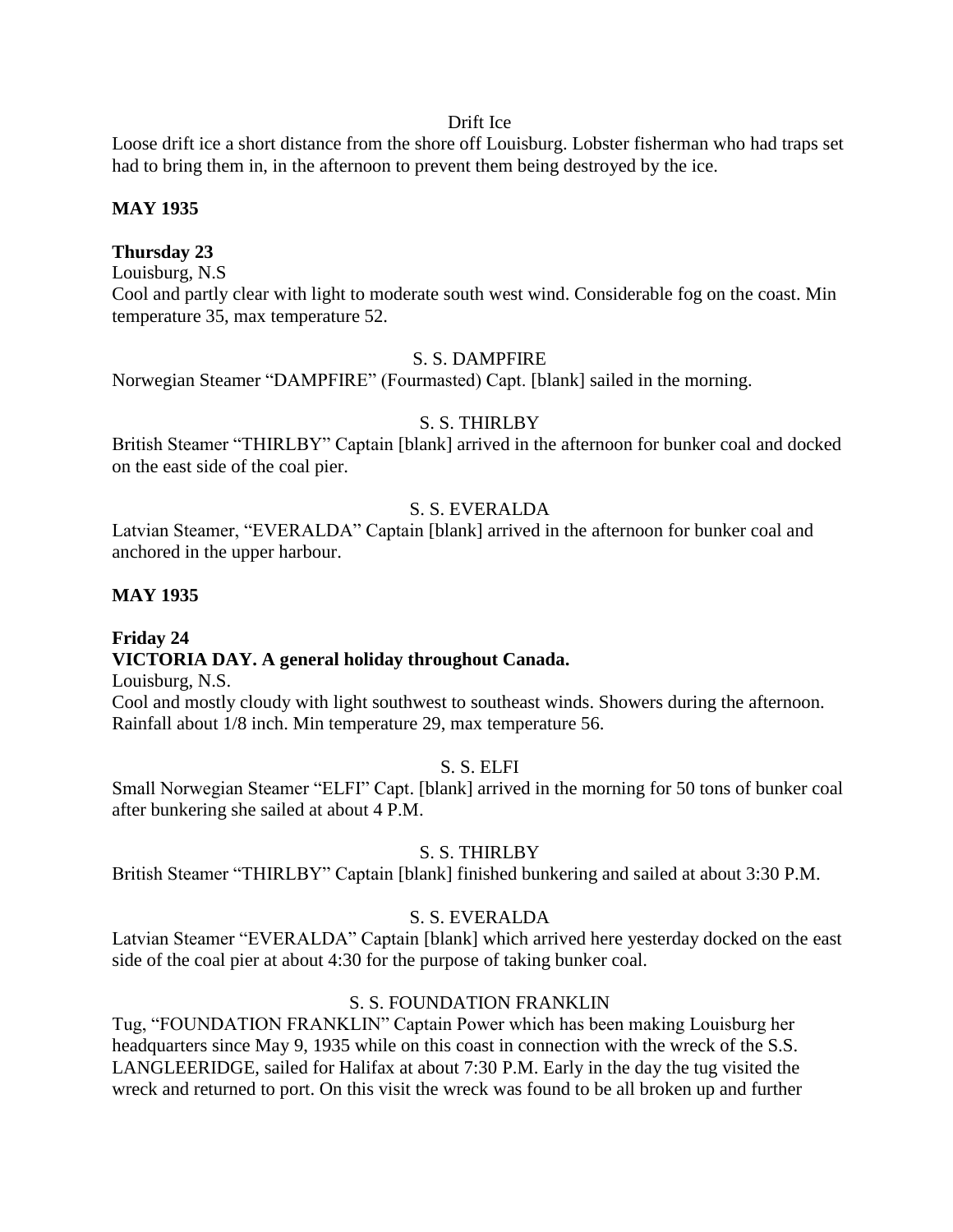Drift Ice

Loose drift ice a short distance from the shore off Louisburg. Lobster fisherman who had traps set had to bring them in, in the afternoon to prevent them being destroyed by the ice.

**MAY 1935**

**Thursday 23**

Louisburg, N.S

Cool and partly clear with light to moderate south west wind. Considerable fog on the coast. Min temperature 35, max temperature 52.

S. S. DAMPFIRE

Norwegian Steamer "DAMPFIRE" (Fourmasted) Capt. [blank] sailed in the morning.

S. S. THIRLBY

British Steamer "THIRLBY" Captain [blank] arrived in the afternoon for bunker coal and docked on the east side of the coal pier.

S. S. EVERALDA

Latvian Steamer, "EVERALDA" Captain [blank] arrived in the afternoon for bunker coal and anchored in the upper harbour.

**MAY 1935**

**Friday 24**

**VICTORIA DAY. A general holiday throughout Canada.**

Louisburg, N.S.

Cool and mostly cloudy with light southwest to southeast winds. Showers during the afternoon. Rainfall about 1/8 inch. Min temperature 29, max temperature 56.

S. S. ELFI

Small Norwegian Steamer "ELFI" Capt. [blank] arrived in the morning for 50 tons of bunker coal after bunkering she sailed at about 4 P.M.

S. S. THIRLBY

British Steamer "THIRLBY" Captain [blank] finished bunkering and sailed at about 3:30 P.M.

S. S. EVERALDA

Latvian Steamer "EVERALDA" Captain [blank] which arrived here yesterday docked on the east side of the coal pier at about 4:30 for the purpose of taking bunker coal.

S. S. FOUNDATION FRANKLIN

Tug, "FOUNDATION FRANKLIN" Captain Power which has been making Louisburg her headquarters since May 9, 1935 while on this coast in connection with the wreck of the S.S. LANGLEERIDGE, sailed for Halifax at about 7:30 P.M. Early in the day the tug visited the wreck and returned to port. On this visit the wreck was found to be all broken up and further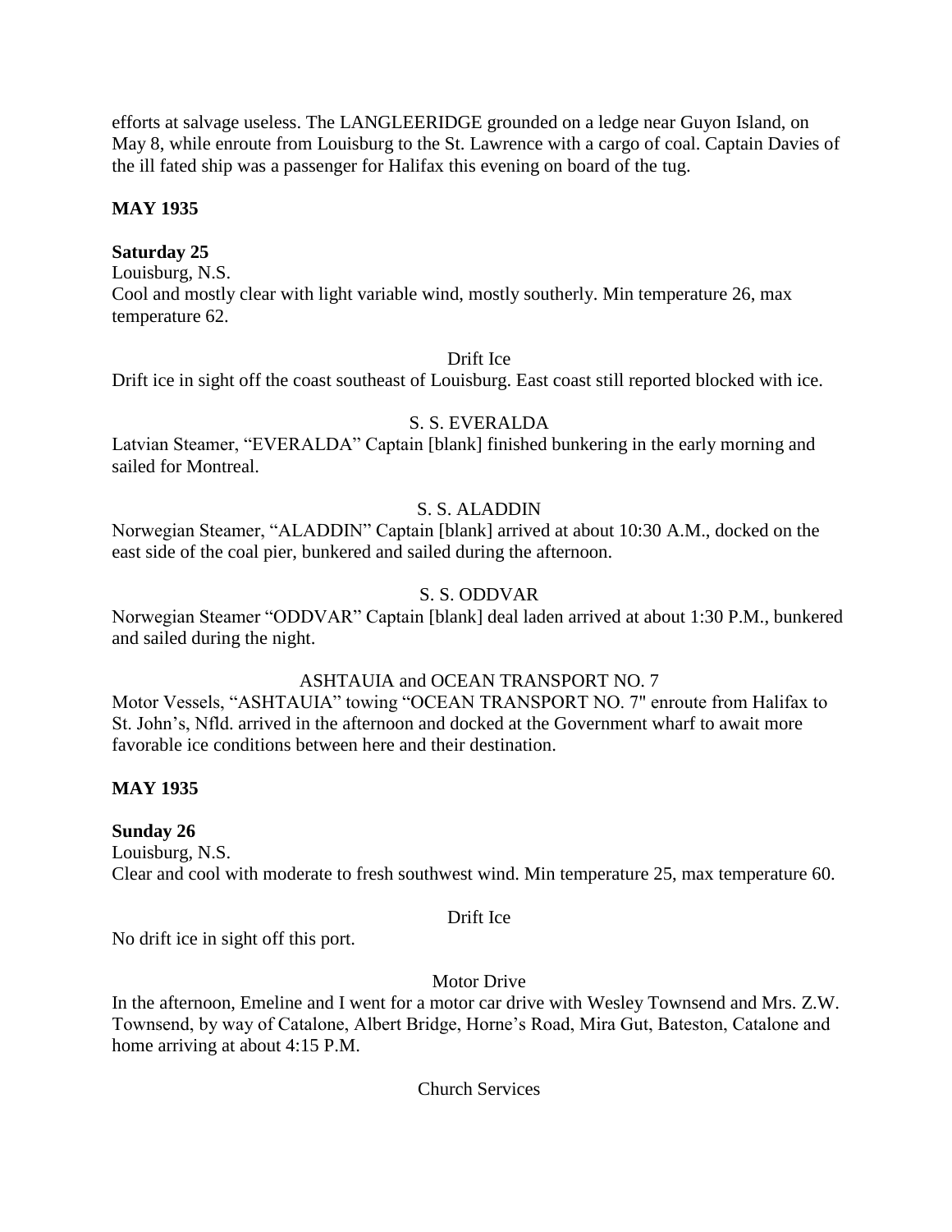efforts at salvage useless. The LANGLEERIDGE grounded on a ledge near Guyon Island, on May 8, while enroute from Louisburg to the St. Lawrence with a cargo of coal. Captain Davies of the ill fated ship was a passenger for Halifax this evening on board of the tug.

**MAY 1935**

**Saturday 25**

Louisburg, N.S.

Cool and mostly clear with light variable wind, mostly southerly. Min temperature 26, max temperature 62.

Drift Ice

Drift ice in sight off the coast southeast of Louisburg. East coast still reported blocked with ice.

S. S. EVERALDA

Latvian Steamer, "EVERALDA" Captain [blank] finished bunkering in the early morning and sailed for Montreal.

S. S. ALADDIN

Norwegian Steamer, "ALADDIN" Captain [blank] arrived at about 10:30 A.M., docked on the east side of the coal pier, bunkered and sailed during the afternoon.

S. S. ODDVAR

Norwegian Steamer "ODDVAR" Captain [blank] deal laden arrived at about 1:30 P.M., bunkered and sailed during the night.

ASHTAUIA and OCEAN TRANSPORT NO. 7

Motor Vessels, "ASHTAUIA" towing "OCEAN TRANSPORT NO. 7" enroute from Halifax to St. John's, Nfld. arrived in the afternoon and docked at the Government wharf to await more favorable ice conditions between here and their destination.

**MAY 1935**

**Sunday 26**

Louisburg, N.S.

Clear and cool with moderate to fresh southwest wind. Min temperature 25, max temperature 60.

Drift Ice

No drift ice in sight off this port.

Motor Drive

In the afternoon, Emeline and I went for a motor car drive with Wesley Townsend and Mrs. Z.W. Townsend, by way of Catalone, Albert Bridge, Horne's Road, Mira Gut, Bateston, Catalone and home arriving at about 4:15 P.M.

Church Services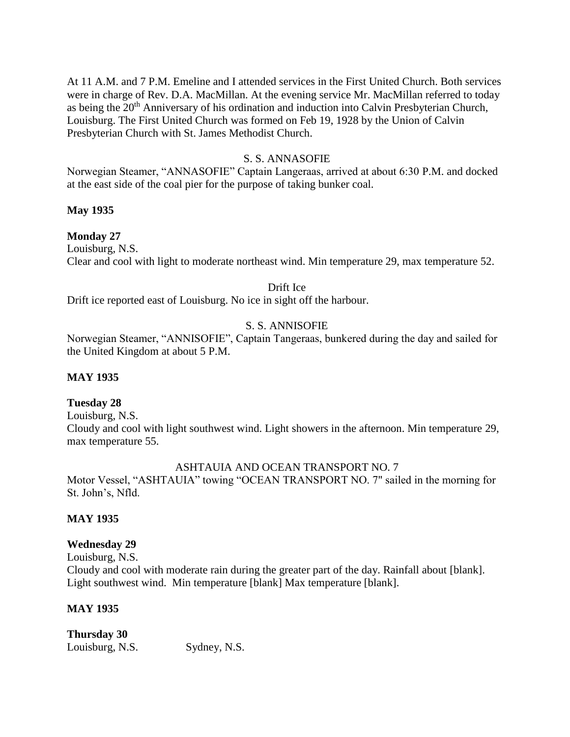At 11 A.M. and 7 P.M. Emeline and I attended services in the First United Church. Both services were in charge of Rev. D.A. MacMillan. At the evening service Mr. MacMillan referred to today as being the 20th Anniversary of his ordination and induction into Calvin Presbyterian Church, Louisburg. The First United Church was formed on Feb 19, 1928 by the Union of Calvin Presbyterian Church with St. James Methodist Church.

S. S. ANNASOFIE

Norwegian Steamer, "ANNASOFIE" Captain Langeraas, arrived at about 6:30 P.M. and docked at the east side of the coal pier for the purpose of taking bunker coal.

**May 1935**

**Monday 27**

Louisburg, N.S.

Clear and cool with light to moderate northeast wind. Min temperature 29, max temperature 52.

Drift Ice

Drift ice reported east of Louisburg. No ice in sight off the harbour.

S. S. ANNISOFIE

Norwegian Steamer, "ANNISOFIE", Captain Tangeraas, bunkered during the day and sailed for the United Kingdom at about 5 P.M.

**MAY 1935**

**Tuesday 28**

Louisburg, N.S.

Cloudy and cool with light southwest wind. Light showers in the afternoon. Min temperature 29, max temperature 55.

ASHTAUIA AND OCEAN TRANSPORT NO. 7

Motor Vessel, "ASHTAUIA" towing "OCEAN TRANSPORT NO. 7" sailed in the morning for St. John's, Nfld.

**MAY 1935**

**Wednesday 29**

Louisburg, N.S.

Cloudy and cool with moderate rain during the greater part of the day. Rainfall about [blank]. Light southwest wind. Min temperature [blank] Max temperature [blank].

**MAY 1935**

**Thursday 30**

Louisburg, N.S. Sydney, N.S.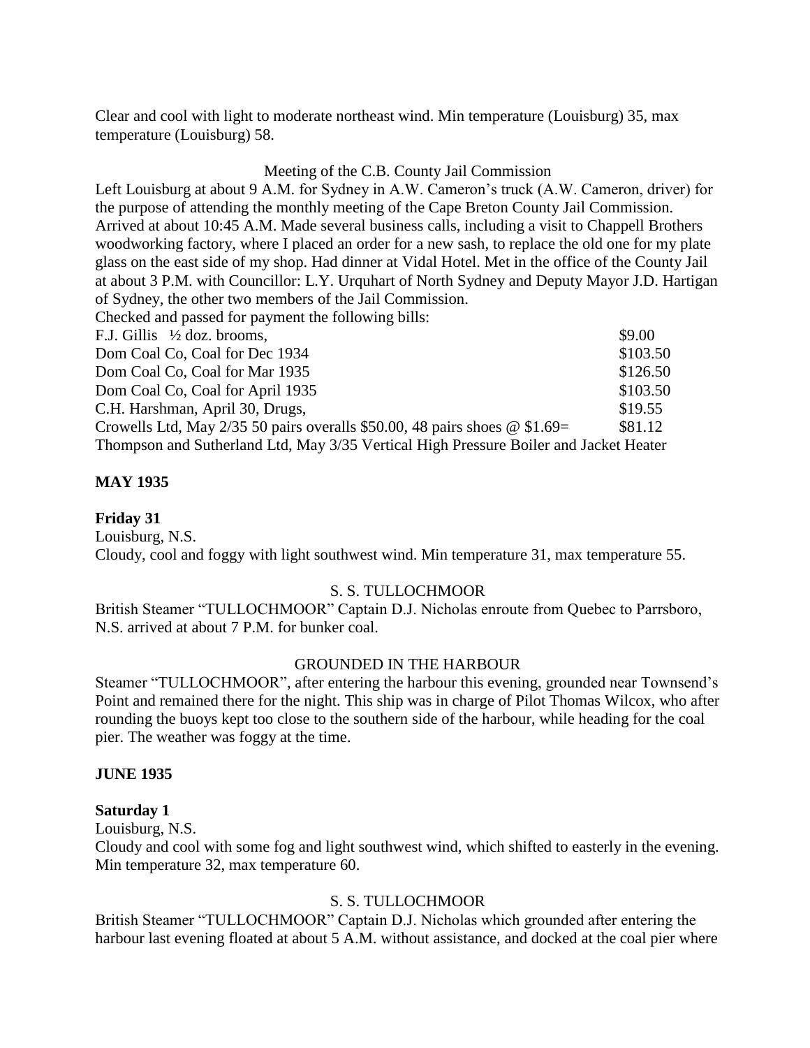Clear and cool with light to moderate northeast wind. Min temperature (Louisburg) 35, max temperature (Louisburg) 58.

Meeting of the C.B. County Jail Commission

Left Louisburg at about 9 A.M. for Sydney in A.W. Cameron's truck (A.W. Cameron, driver) for the purpose of attending the monthly meeting of the Cape Breton County Jail Commission. Arrived at about 10:45 A.M. Made several business calls, including a visit to Chappell Brothers woodworking factory, where I placed an order for a new sash, to replace the old one for my plate glass on the east side of my shop. Had dinner at Vidal Hotel. Met in the office of the County Jail at about 3 P.M. with Councillor: L.Y. Urquhart of North Sydney and Deputy Mayor J.D. Hartigan of Sydney, the other two members of the Jail Commission.

Checked and passed for payment the following bills:

| | |
|---|---|
| F.J. Gillis ½ doz. brooms, | $9.00 |
| Dom Coal Co, Coal for Dec 1934 | $103.50 |
| Dom Coal Co, Coal for Mar 1935 | $126.50 |
| Dom Coal Co, Coal for April 1935 | $103.50 |
| C.H. Harshman, April 30, Drugs, | $19.55 |
| Crowells Ltd, May 2/35 50 pairs overalls $50.00, 48 pairs shoes @ $1.69= | $81.12 |
| Thompson and Sutherland Ltd, May 3/35 Vertical High Pressure Boiler and Jacket Heater | |

**MAY 1935**

**Friday 31**

Louisburg, N.S.

Cloudy, cool and foggy with light southwest wind. Min temperature 31, max temperature 55.

S. S. TULLOCHMOOR

British Steamer "TULLOCHMOOR" Captain D.J. Nicholas enroute from Quebec to Parrsboro, N.S. arrived at about 7 P.M. for bunker coal.

GROUNDED IN THE HARBOUR

Steamer "TULLOCHMOOR", after entering the harbour this evening, grounded near Townsend's Point and remained there for the night. This ship was in charge of Pilot Thomas Wilcox, who after rounding the buoys kept too close to the southern side of the harbour, while heading for the coal pier. The weather was foggy at the time.

**JUNE 1935**

**Saturday 1**

Louisburg, N.S.

Cloudy and cool with some fog and light southwest wind, which shifted to easterly in the evening. Min temperature 32, max temperature 60.

S. S. TULLOCHMOOR

British Steamer "TULLOCHMOOR" Captain D.J. Nicholas which grounded after entering the harbour last evening floated at about 5 A.M. without assistance, and docked at the coal pier where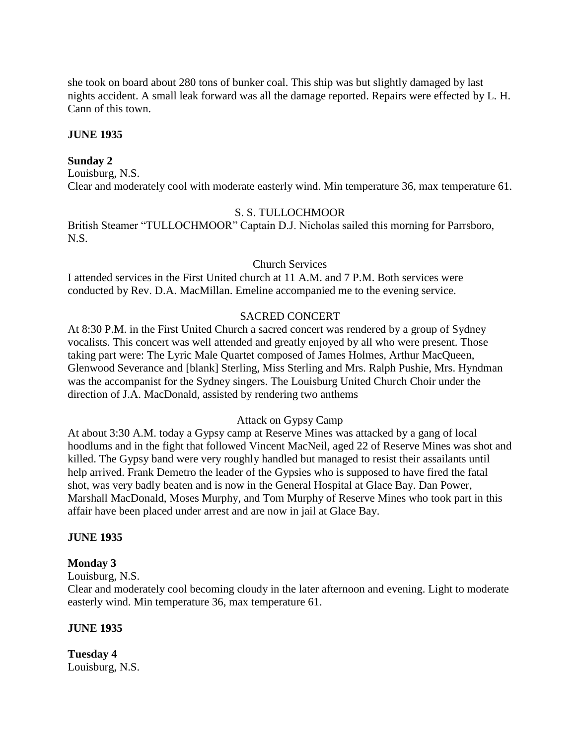she took on board about 280 tons of bunker coal. This ship was but slightly damaged by last nights accident. A small leak forward was all the damage reported. Repairs were effected by L. H. Cann of this town.

**JUNE 1935**

**Sunday 2**
Louisburg, N.S.
Clear and moderately cool with moderate easterly wind. Min temperature 36, max temperature 61.

S. S. TULLOCHMOOR

British Steamer "TULLOCHMOOR" Captain D.J. Nicholas sailed this morning for Parrsboro, N.S.

Church Services

I attended services in the First United church at 11 A.M. and 7 P.M. Both services were conducted by Rev. D.A. MacMillan. Emeline accompanied me to the evening service.

SACRED CONCERT

At 8:30 P.M. in the First United Church a sacred concert was rendered by a group of Sydney vocalists. This concert was well attended and greatly enjoyed by all who were present. Those taking part were: The Lyric Male Quartet composed of James Holmes, Arthur MacQueen, Glenwood Severance and [blank] Sterling, Miss Sterling and Mrs. Ralph Pushie, Mrs. Hyndman was the accompanist for the Sydney singers. The Louisburg United Church Choir under the direction of J.A. MacDonald, assisted by rendering two anthems

Attack on Gypsy Camp

At about 3:30 A.M. today a Gypsy camp at Reserve Mines was attacked by a gang of local hoodlums and in the fight that followed Vincent MacNeil, aged 22 of Reserve Mines was shot and killed. The Gypsy band were very roughly handled but managed to resist their assailants until help arrived. Frank Demetro the leader of the Gypsies who is supposed to have fired the fatal shot, was very badly beaten and is now in the General Hospital at Glace Bay. Dan Power, Marshall MacDonald, Moses Murphy, and Tom Murphy of Reserve Mines who took part in this affair have been placed under arrest and are now in jail at Glace Bay.

**JUNE 1935**

**Monday 3**
Louisburg, N.S.
Clear and moderately cool becoming cloudy in the later afternoon and evening. Light to moderate easterly wind. Min temperature 36, max temperature 61.

**JUNE 1935**

**Tuesday 4**
Louisburg, N.S.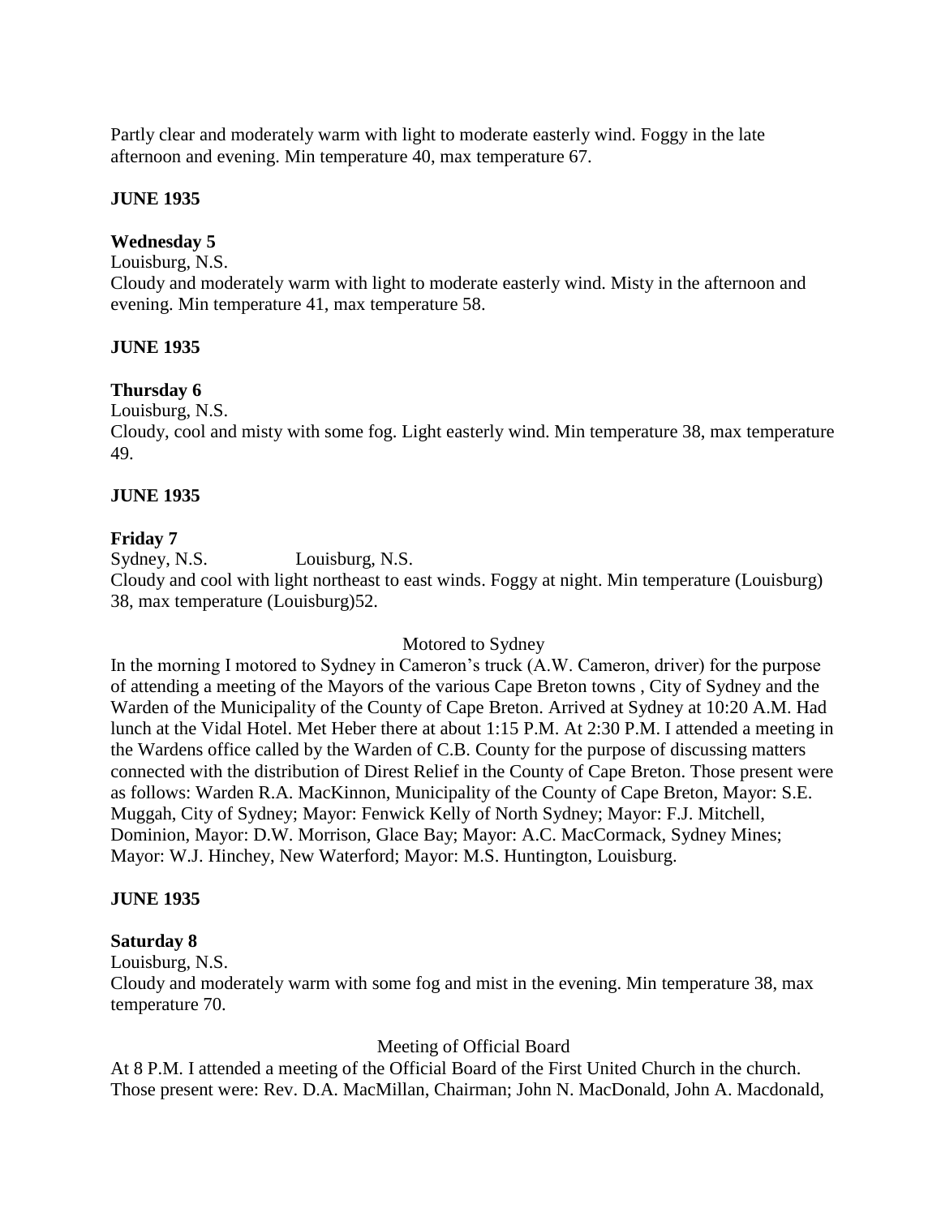Partly clear and moderately warm with light to moderate easterly wind. Foggy in the late afternoon and evening. Min temperature 40, max temperature 67.

**JUNE 1935**

**Wednesday 5**

Louisburg, N.S.

Cloudy and moderately warm with light to moderate easterly wind. Misty in the afternoon and evening. Min temperature 41, max temperature 58.

**JUNE 1935**

**Thursday 6**

Louisburg, N.S.

Cloudy, cool and misty with some fog. Light easterly wind. Min temperature 38, max temperature 49.

**JUNE 1935**

**Friday 7**

Sydney, N.S. Louisburg, N.S.

Cloudy and cool with light northeast to east winds. Foggy at night. Min temperature (Louisburg) 38, max temperature (Louisburg)52.

Motored to Sydney

In the morning I motored to Sydney in Cameron's truck (A.W. Cameron, driver) for the purpose of attending a meeting of the Mayors of the various Cape Breton towns , City of Sydney and the Warden of the Municipality of the County of Cape Breton. Arrived at Sydney at 10:20 A.M. Had lunch at the Vidal Hotel. Met Heber there at about 1:15 P.M. At 2:30 P.M. I attended a meeting in the Wardens office called by the Warden of C.B. County for the purpose of discussing matters connected with the distribution of Direst Relief in the County of Cape Breton. Those present were as follows: Warden R.A. MacKinnon, Municipality of the County of Cape Breton, Mayor: S.E. Muggah, City of Sydney; Mayor: Fenwick Kelly of North Sydney; Mayor: F.J. Mitchell, Dominion, Mayor: D.W. Morrison, Glace Bay; Mayor: A.C. MacCormack, Sydney Mines; Mayor: W.J. Hinchey, New Waterford; Mayor: M.S. Huntington, Louisburg.

**JUNE 1935**

**Saturday 8**

Louisburg, N.S.

Cloudy and moderately warm with some fog and mist in the evening. Min temperature 38, max temperature 70.

Meeting of Official Board

At 8 P.M. I attended a meeting of the Official Board of the First United Church in the church. Those present were: Rev. D.A. MacMillan, Chairman; John N. MacDonald, John A. Macdonald,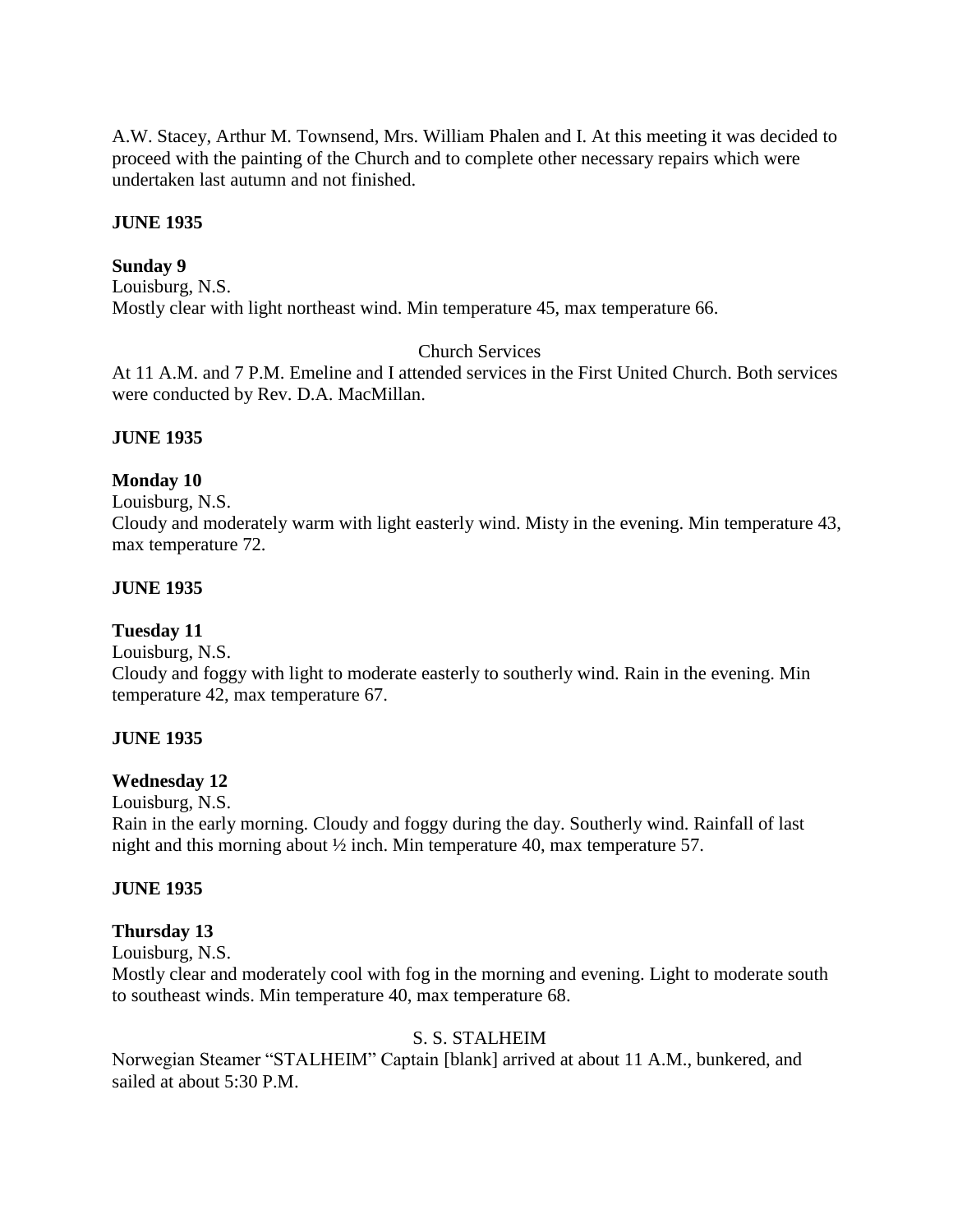A.W. Stacey, Arthur M. Townsend, Mrs. William Phalen and I. At this meeting it was decided to proceed with the painting of the Church and to complete other necessary repairs which were undertaken last autumn and not finished.

**JUNE 1935**

**Sunday 9**
Louisburg, N.S.
Mostly clear with light northeast wind. Min temperature 45, max temperature 66.

Church Services

At 11 A.M. and 7 P.M. Emeline and I attended services in the First United Church. Both services were conducted by Rev. D.A. MacMillan.

**JUNE 1935**

**Monday 10**
Louisburg, N.S.
Cloudy and moderately warm with light easterly wind. Misty in the evening. Min temperature 43, max temperature 72.

**JUNE 1935**

**Tuesday 11**
Louisburg, N.S.
Cloudy and foggy with light to moderate easterly to southerly wind. Rain in the evening. Min temperature 42, max temperature 67.

**JUNE 1935**

**Wednesday 12**
Louisburg, N.S.
Rain in the early morning. Cloudy and foggy during the day. Southerly wind. Rainfall of last night and this morning about ½ inch. Min temperature 40, max temperature 57.

**JUNE 1935**

**Thursday 13**
Louisburg, N.S.
Mostly clear and moderately cool with fog in the morning and evening. Light to moderate south to southeast winds. Min temperature 40, max temperature 68.

S. S. STALHEIM

Norwegian Steamer "STALHEIM" Captain [blank] arrived at about 11 A.M., bunkered, and sailed at about 5:30 P.M.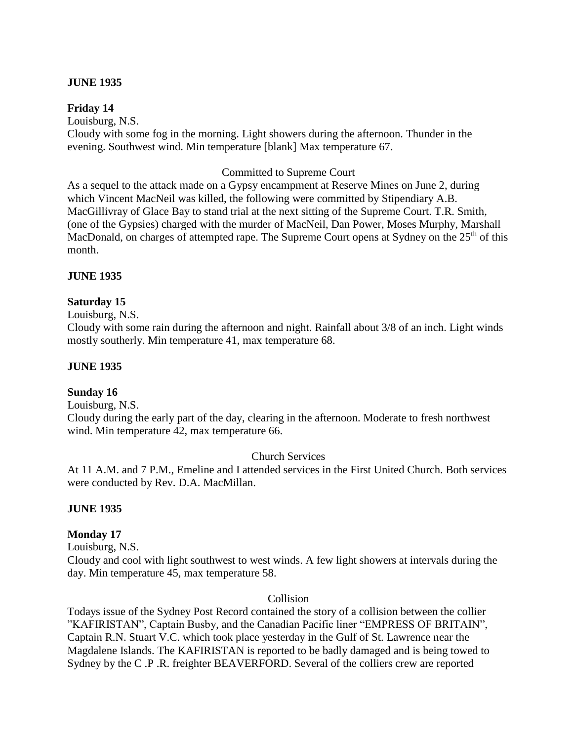**JUNE 1935**

**Friday 14**

Louisburg, N.S.

Cloudy with some fog in the morning. Light showers during the afternoon. Thunder in the evening. Southwest wind. Min temperature [blank] Max temperature 67.

Committed to Supreme Court

As a sequel to the attack made on a Gypsy encampment at Reserve Mines on June 2, during which Vincent MacNeil was killed, the following were committed by Stipendiary A.B. MacGillivray of Glace Bay to stand trial at the next sitting of the Supreme Court. T.R. Smith, (one of the Gypsies) charged with the murder of MacNeil, Dan Power, Moses Murphy, Marshall MacDonald, on charges of attempted rape. The Supreme Court opens at Sydney on the 25th of this month.

**JUNE 1935**

**Saturday 15**

Louisburg, N.S.

Cloudy with some rain during the afternoon and night. Rainfall about 3/8 of an inch. Light winds mostly southerly. Min temperature 41, max temperature 68.

**JUNE 1935**

**Sunday 16**

Louisburg, N.S.

Cloudy during the early part of the day, clearing in the afternoon. Moderate to fresh northwest wind. Min temperature 42, max temperature 66.

Church Services

At 11 A.M. and 7 P.M., Emeline and I attended services in the First United Church. Both services were conducted by Rev. D.A. MacMillan.

**JUNE 1935**

**Monday 17**

Louisburg, N.S.

Cloudy and cool with light southwest to west winds. A few light showers at intervals during the day. Min temperature 45, max temperature 58.

Collision

Todays issue of the Sydney Post Record contained the story of a collision between the collier "KAFIRISTAN", Captain Busby, and the Canadian Pacific liner "EMPRESS OF BRITAIN", Captain R.N. Stuart V.C. which took place yesterday in the Gulf of St. Lawrence near the Magdalene Islands. The KAFIRISTAN is reported to be badly damaged and is being towed to Sydney by the C .P .R. freighter BEAVERFORD. Several of the colliers crew are reported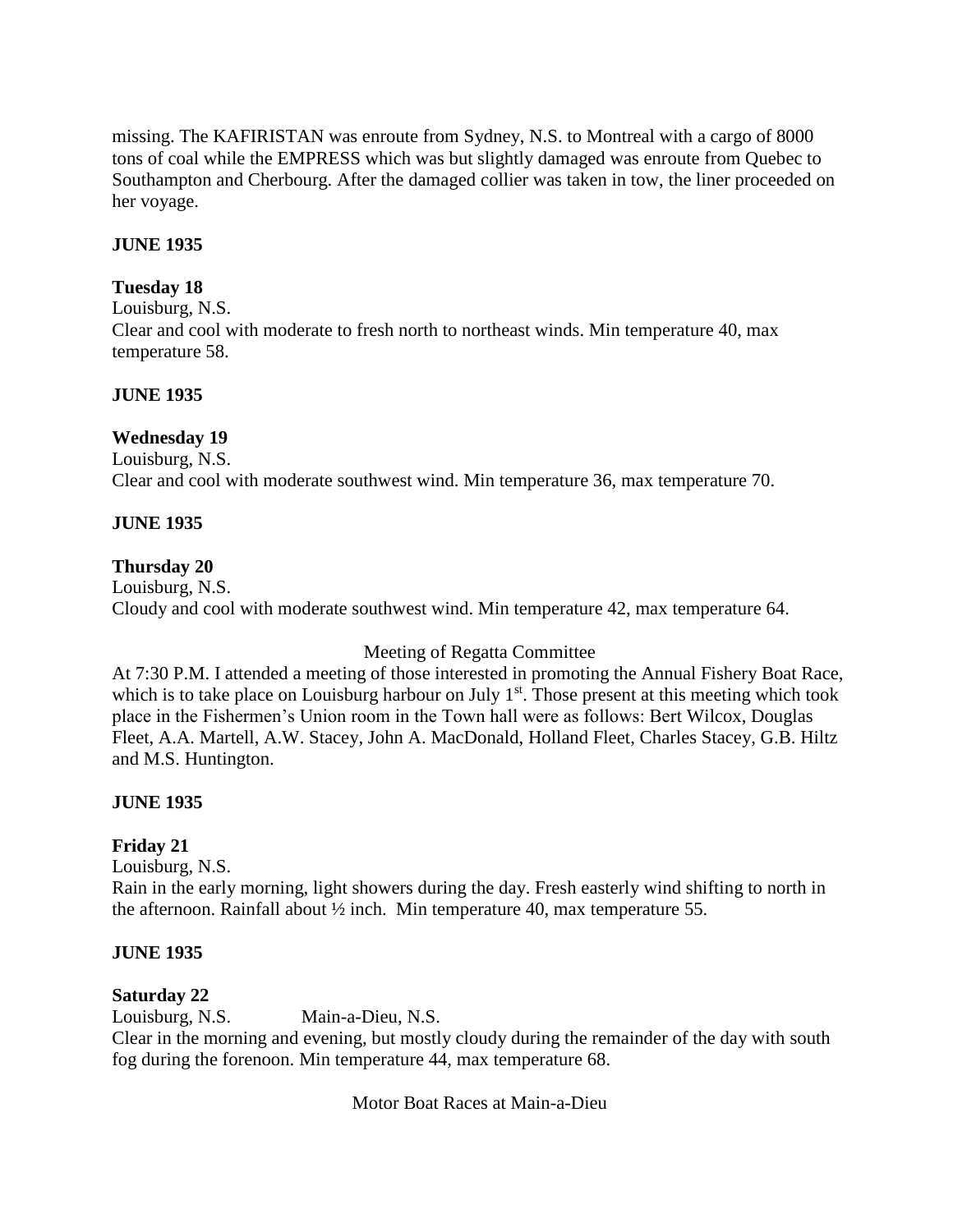missing. The KAFIRISTAN was enroute from Sydney, N.S. to Montreal with a cargo of 8000 tons of coal while the EMPRESS which was but slightly damaged was enroute from Quebec to Southampton and Cherbourg. After the damaged collier was taken in tow, the liner proceeded on her voyage.

**JUNE 1935**

**Tuesday 18**

Louisburg, N.S.

Clear and cool with moderate to fresh north to northeast winds. Min temperature 40, max temperature 58.

**JUNE 1935**

**Wednesday 19**

Louisburg, N.S.

Clear and cool with moderate southwest wind. Min temperature 36, max temperature 70.

**JUNE 1935**

**Thursday 20**

Louisburg, N.S.

Cloudy and cool with moderate southwest wind. Min temperature 42, max temperature 64.

Meeting of Regatta Committee

At 7:30 P.M. I attended a meeting of those interested in promoting the Annual Fishery Boat Race, which is to take place on Louisburg harbour on July 1st. Those present at this meeting which took place in the Fishermen's Union room in the Town hall were as follows: Bert Wilcox, Douglas Fleet, A.A. Martell, A.W. Stacey, John A. MacDonald, Holland Fleet, Charles Stacey, G.B. Hiltz and M.S. Huntington.

**JUNE 1935**

**Friday 21**

Louisburg, N.S.

Rain in the early morning, light showers during the day. Fresh easterly wind shifting to north in the afternoon. Rainfall about ½ inch. Min temperature 40, max temperature 55.

**JUNE 1935**

**Saturday 22**

Louisburg, N.S. Main-a-Dieu, N.S.

Clear in the morning and evening, but mostly cloudy during the remainder of the day with south fog during the forenoon. Min temperature 44, max temperature 68.

Motor Boat Races at Main-a-Dieu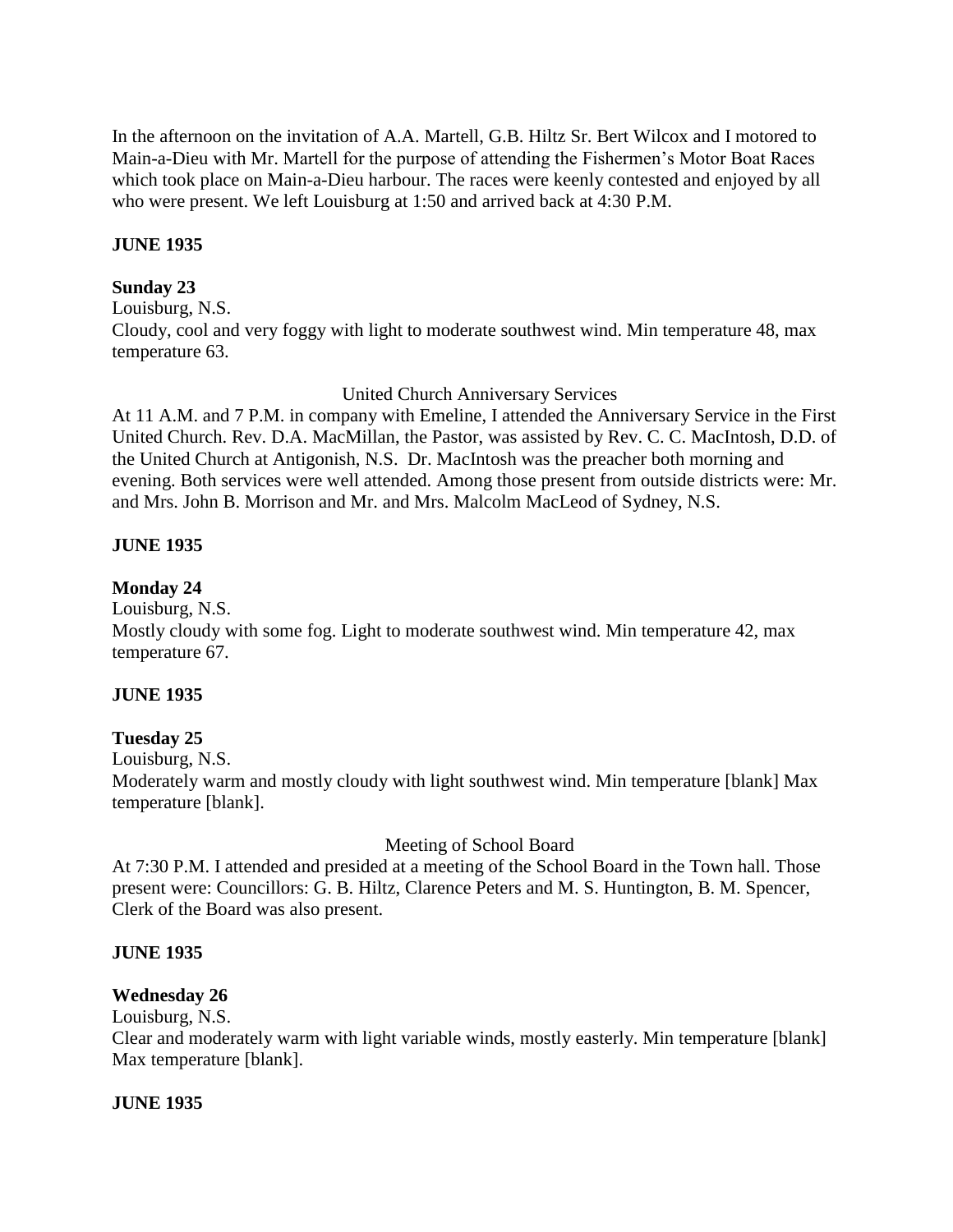In the afternoon on the invitation of A.A. Martell, G.B. Hiltz Sr. Bert Wilcox and I motored to Main-a-Dieu with Mr. Martell for the purpose of attending the Fishermen's Motor Boat Races which took place on Main-a-Dieu harbour. The races were keenly contested and enjoyed by all who were present. We left Louisburg at 1:50 and arrived back at 4:30 P.M.

**JUNE 1935**

**Sunday 23**

Louisburg, N.S.

Cloudy, cool and very foggy with light to moderate southwest wind. Min temperature 48, max temperature 63.

United Church Anniversary Services

At 11 A.M. and 7 P.M. in company with Emeline, I attended the Anniversary Service in the First United Church. Rev. D.A. MacMillan, the Pastor, was assisted by Rev. C. C. MacIntosh, D.D. of the United Church at Antigonish, N.S. Dr. MacIntosh was the preacher both morning and evening. Both services were well attended. Among those present from outside districts were: Mr. and Mrs. John B. Morrison and Mr. and Mrs. Malcolm MacLeod of Sydney, N.S.

**JUNE 1935**

**Monday 24**

Louisburg, N.S.

Mostly cloudy with some fog. Light to moderate southwest wind. Min temperature 42, max temperature 67.

**JUNE 1935**

**Tuesday 25**

Louisburg, N.S.

Moderately warm and mostly cloudy with light southwest wind. Min temperature [blank] Max temperature [blank].

Meeting of School Board

At 7:30 P.M. I attended and presided at a meeting of the School Board in the Town hall. Those present were: Councillors: G. B. Hiltz, Clarence Peters and M. S. Huntington, B. M. Spencer, Clerk of the Board was also present.

**JUNE 1935**

**Wednesday 26**

Louisburg, N.S.

Clear and moderately warm with light variable winds, mostly easterly. Min temperature [blank] Max temperature [blank].

**JUNE 1935**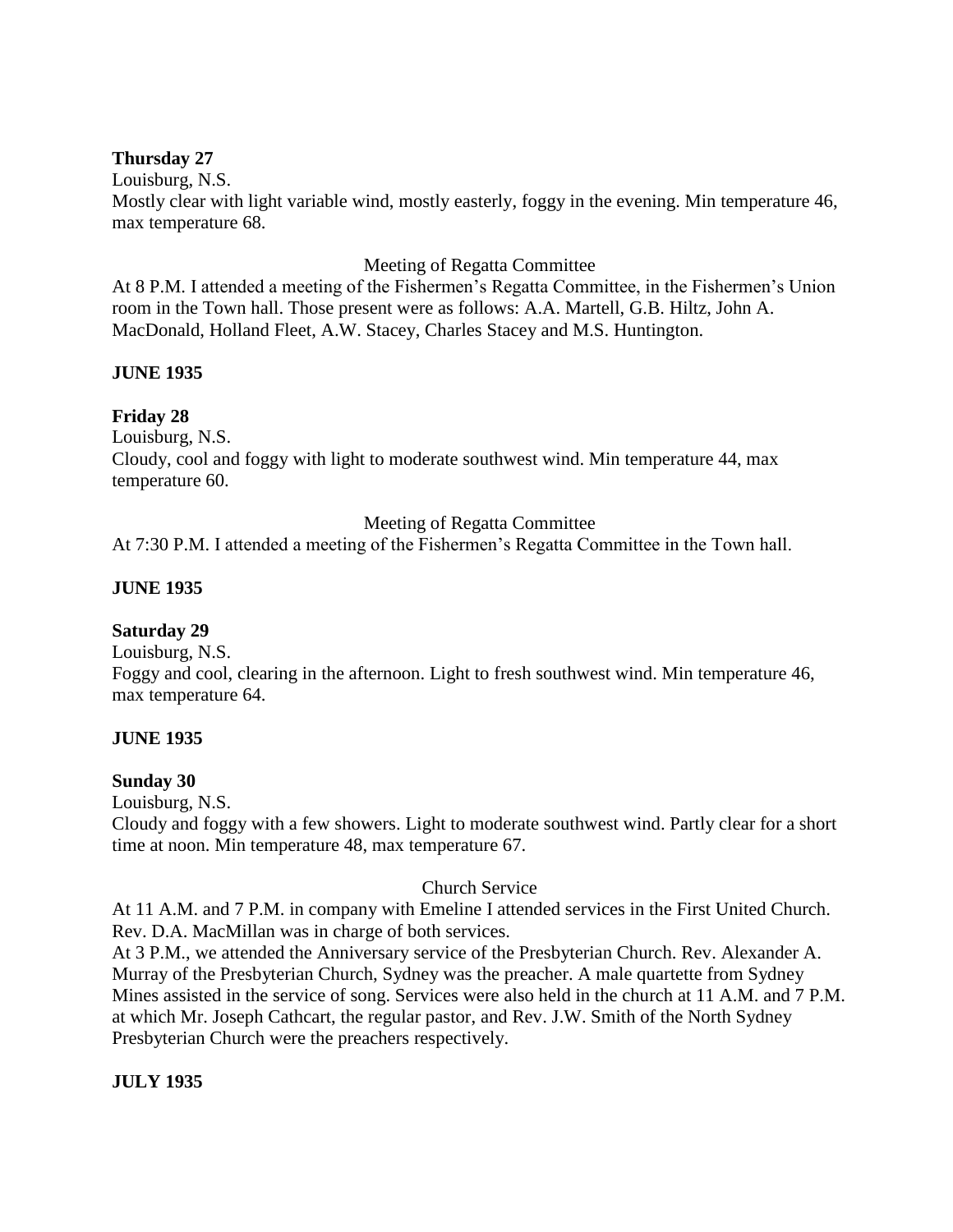**Thursday 27**

Louisburg, N.S.

Mostly clear with light variable wind, mostly easterly, foggy in the evening. Min temperature 46, max temperature 68.

Meeting of Regatta Committee

At 8 P.M. I attended a meeting of the Fishermen's Regatta Committee, in the Fishermen's Union room in the Town hall. Those present were as follows: A.A. Martell, G.B. Hiltz, John A. MacDonald, Holland Fleet, A.W. Stacey, Charles Stacey and M.S. Huntington.

**JUNE 1935**

**Friday 28**

Louisburg, N.S.

Cloudy, cool and foggy with light to moderate southwest wind. Min temperature 44, max temperature 60.

Meeting of Regatta Committee

At 7:30 P.M. I attended a meeting of the Fishermen's Regatta Committee in the Town hall.

**JUNE 1935**

**Saturday 29**

Louisburg, N.S.

Foggy and cool, clearing in the afternoon. Light to fresh southwest wind. Min temperature 46, max temperature 64.

**JUNE 1935**

**Sunday 30**

Louisburg, N.S.

Cloudy and foggy with a few showers. Light to moderate southwest wind. Partly clear for a short time at noon. Min temperature 48, max temperature 67.

Church Service

At 11 A.M. and 7 P.M. in company with Emeline I attended services in the First United Church. Rev. D.A. MacMillan was in charge of both services.

At 3 P.M., we attended the Anniversary service of the Presbyterian Church. Rev. Alexander A. Murray of the Presbyterian Church, Sydney was the preacher. A male quartette from Sydney Mines assisted in the service of song. Services were also held in the church at 11 A.M. and 7 P.M. at which Mr. Joseph Cathcart, the regular pastor, and Rev. J.W. Smith of the North Sydney Presbyterian Church were the preachers respectively.

**JULY 1935**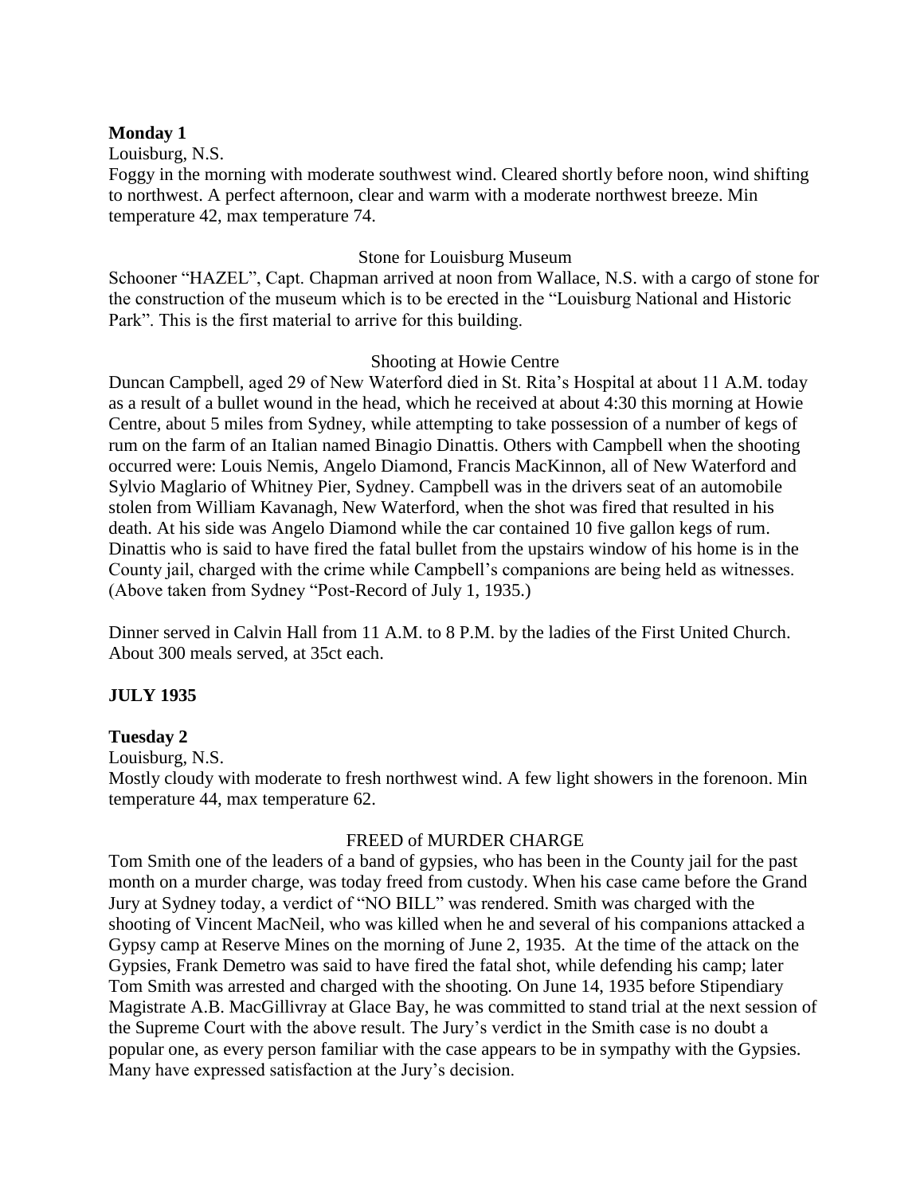**Monday 1**

Louisburg, N.S.

Foggy in the morning with moderate southwest wind. Cleared shortly before noon, wind shifting to northwest. A perfect afternoon, clear and warm with a moderate northwest breeze. Min temperature 42, max temperature 74.

Stone for Louisburg Museum

Schooner "HAZEL", Capt. Chapman arrived at noon from Wallace, N.S. with a cargo of stone for the construction of the museum which is to be erected in the "Louisburg National and Historic Park". This is the first material to arrive for this building.

Shooting at Howie Centre

Duncan Campbell, aged 29 of New Waterford died in St. Rita's Hospital at about 11 A.M. today as a result of a bullet wound in the head, which he received at about 4:30 this morning at Howie Centre, about 5 miles from Sydney, while attempting to take possession of a number of kegs of rum on the farm of an Italian named Binagio Dinattis. Others with Campbell when the shooting occurred were: Louis Nemis, Angelo Diamond, Francis MacKinnon, all of New Waterford and Sylvio Maglario of Whitney Pier, Sydney. Campbell was in the drivers seat of an automobile stolen from William Kavanagh, New Waterford, when the shot was fired that resulted in his death. At his side was Angelo Diamond while the car contained 10 five gallon kegs of rum. Dinattis who is said to have fired the fatal bullet from the upstairs window of his home is in the County jail, charged with the crime while Campbell's companions are being held as witnesses. (Above taken from Sydney "Post-Record of July 1, 1935.)

Dinner served in Calvin Hall from 11 A.M. to 8 P.M. by the ladies of the First United Church. About 300 meals served, at 35ct each.

**JULY 1935**

**Tuesday 2**

Louisburg, N.S.

Mostly cloudy with moderate to fresh northwest wind. A few light showers in the forenoon. Min temperature 44, max temperature 62.

FREED of MURDER CHARGE

Tom Smith one of the leaders of a band of gypsies, who has been in the County jail for the past month on a murder charge, was today freed from custody. When his case came before the Grand Jury at Sydney today, a verdict of "NO BILL" was rendered. Smith was charged with the shooting of Vincent MacNeil, who was killed when he and several of his companions attacked a Gypsy camp at Reserve Mines on the morning of June 2, 1935. At the time of the attack on the Gypsies, Frank Demetro was said to have fired the fatal shot, while defending his camp; later Tom Smith was arrested and charged with the shooting. On June 14, 1935 before Stipendiary Magistrate A.B. MacGillivray at Glace Bay, he was committed to stand trial at the next session of the Supreme Court with the above result. The Jury's verdict in the Smith case is no doubt a popular one, as every person familiar with the case appears to be in sympathy with the Gypsies. Many have expressed satisfaction at the Jury's decision.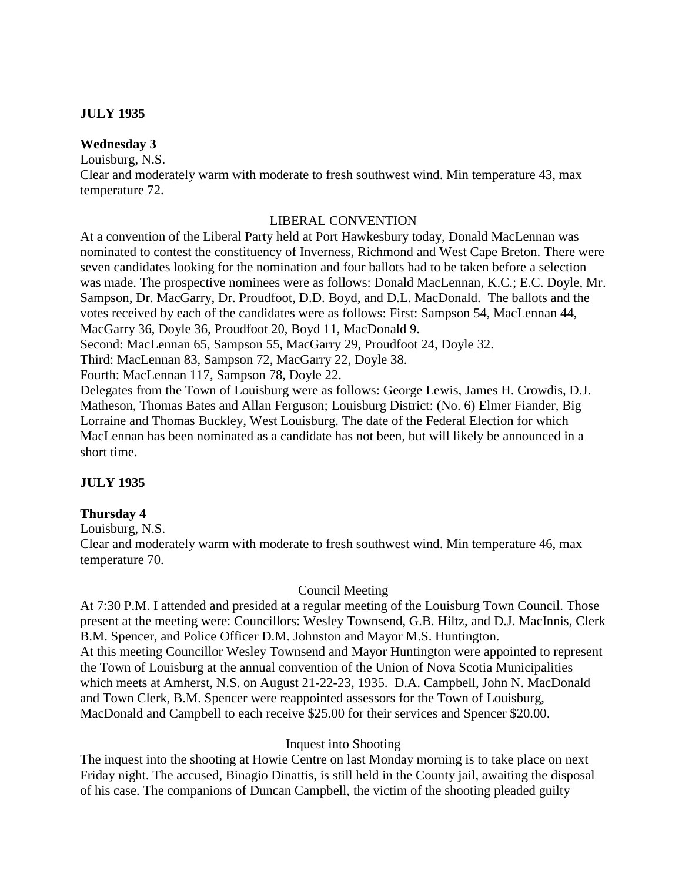**JULY 1935**

**Wednesday 3**

Louisburg, N.S.

Clear and moderately warm with moderate to fresh southwest wind. Min temperature 43, max temperature 72.

LIBERAL CONVENTION

At a convention of the Liberal Party held at Port Hawkesbury today, Donald MacLennan was nominated to contest the constituency of Inverness, Richmond and West Cape Breton. There were seven candidates looking for the nomination and four ballots had to be taken before a selection was made. The prospective nominees were as follows: Donald MacLennan, K.C.; E.C. Doyle, Mr. Sampson, Dr. MacGarry, Dr. Proudfoot, D.D. Boyd, and D.L. MacDonald. The ballots and the votes received by each of the candidates were as follows: First: Sampson 54, MacLennan 44, MacGarry 36, Doyle 36, Proudfoot 20, Boyd 11, MacDonald 9.

Second: MacLennan 65, Sampson 55, MacGarry 29, Proudfoot 24, Doyle 32.

Third: MacLennan 83, Sampson 72, MacGarry 22, Doyle 38.

Fourth: MacLennan 117, Sampson 78, Doyle 22.

Delegates from the Town of Louisburg were as follows: George Lewis, James H. Crowdis, D.J. Matheson, Thomas Bates and Allan Ferguson; Louisburg District: (No. 6) Elmer Fiander, Big Lorraine and Thomas Buckley, West Louisburg. The date of the Federal Election for which MacLennan has been nominated as a candidate has not been, but will likely be announced in a short time.

**JULY 1935**

**Thursday 4**

Louisburg, N.S.

Clear and moderately warm with moderate to fresh southwest wind. Min temperature 46, max temperature 70.

Council Meeting

At 7:30 P.M. I attended and presided at a regular meeting of the Louisburg Town Council. Those present at the meeting were: Councillors: Wesley Townsend, G.B. Hiltz, and D.J. MacInnis, Clerk B.M. Spencer, and Police Officer D.M. Johnston and Mayor M.S. Huntington.

At this meeting Councillor Wesley Townsend and Mayor Huntington were appointed to represent the Town of Louisburg at the annual convention of the Union of Nova Scotia Municipalities which meets at Amherst, N.S. on August 21-22-23, 1935. D.A. Campbell, John N. MacDonald and Town Clerk, B.M. Spencer were reappointed assessors for the Town of Louisburg, MacDonald and Campbell to each receive $25.00 for their services and Spencer $20.00.

Inquest into Shooting

The inquest into the shooting at Howie Centre on last Monday morning is to take place on next Friday night. The accused, Binagio Dinattis, is still held in the County jail, awaiting the disposal of his case. The companions of Duncan Campbell, the victim of the shooting pleaded guilty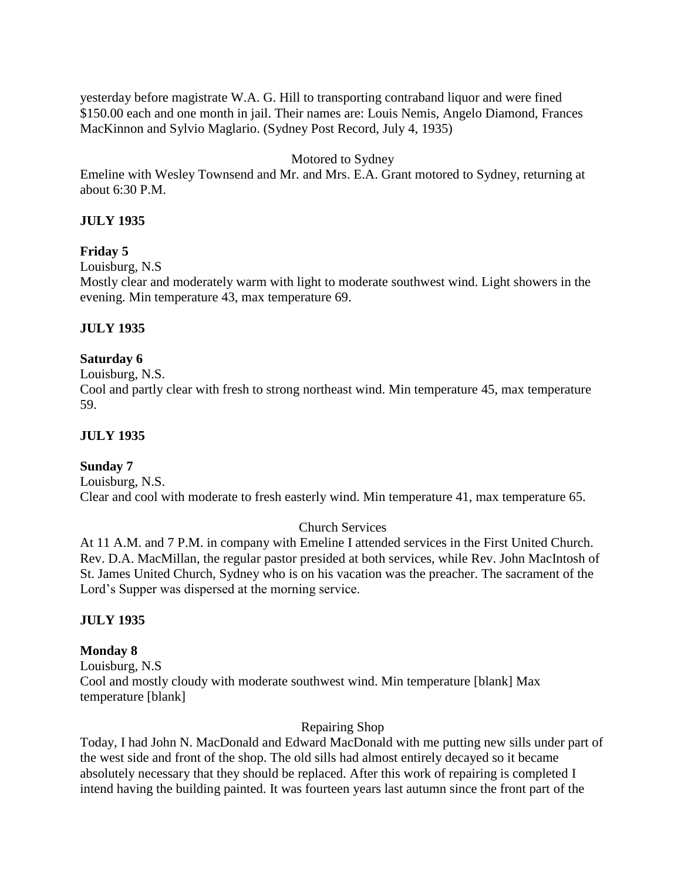yesterday before magistrate W.A. G. Hill to transporting contraband liquor and were fined $150.00 each and one month in jail. Their names are: Louis Nemis, Angelo Diamond, Frances MacKinnon and Sylvio Maglario. (Sydney Post Record, July 4, 1935)

Motored to Sydney

Emeline with Wesley Townsend and Mr. and Mrs. E.A. Grant motored to Sydney, returning at about 6:30 P.M.

**JULY 1935**

**Friday 5**

Louisburg, N.S

Mostly clear and moderately warm with light to moderate southwest wind. Light showers in the evening. Min temperature 43, max temperature 69.

**JULY 1935**

**Saturday 6**

Louisburg, N.S.

Cool and partly clear with fresh to strong northeast wind. Min temperature 45, max temperature 59.

**JULY 1935**

**Sunday 7**

Louisburg, N.S.

Clear and cool with moderate to fresh easterly wind. Min temperature 41, max temperature 65.

Church Services

At 11 A.M. and 7 P.M. in company with Emeline I attended services in the First United Church. Rev. D.A. MacMillan, the regular pastor presided at both services, while Rev. John MacIntosh of St. James United Church, Sydney who is on his vacation was the preacher. The sacrament of the Lord's Supper was dispersed at the morning service.

**JULY 1935**

**Monday 8**

Louisburg, N.S

Cool and mostly cloudy with moderate southwest wind. Min temperature [blank] Max temperature [blank]

Repairing Shop

Today, I had John N. MacDonald and Edward MacDonald with me putting new sills under part of the west side and front of the shop. The old sills had almost entirely decayed so it became absolutely necessary that they should be replaced. After this work of repairing is completed I intend having the building painted. It was fourteen years last autumn since the front part of the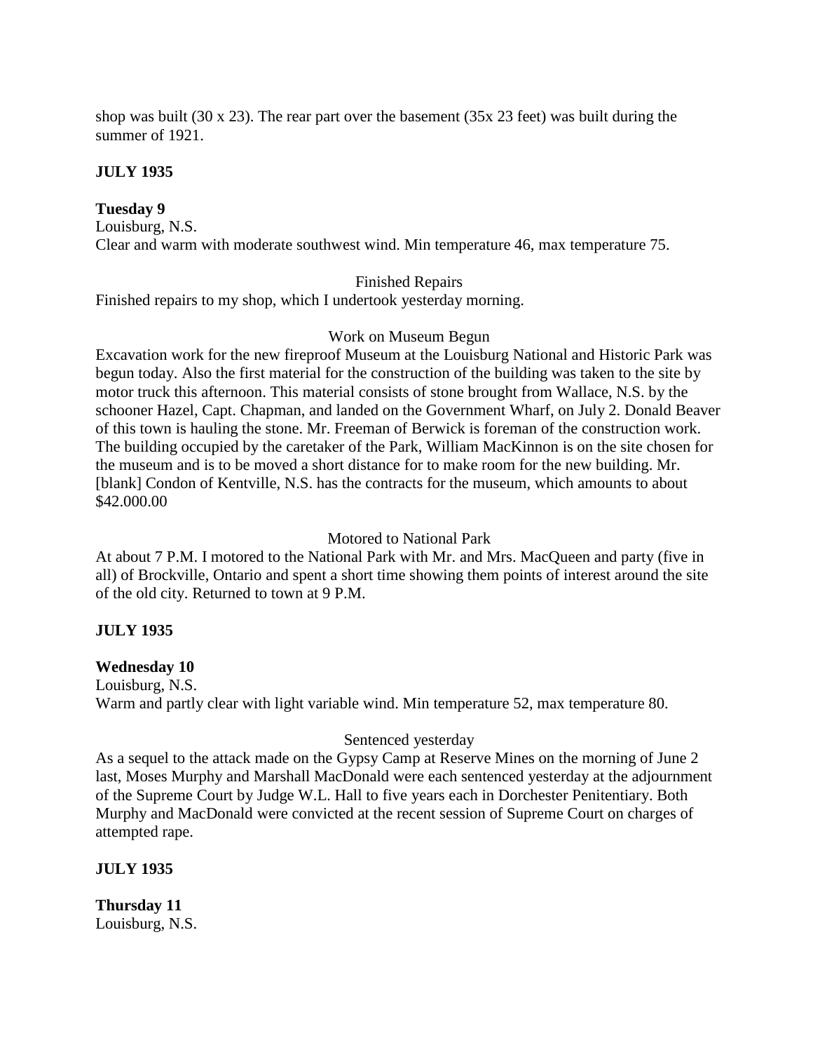shop was built (30 x 23). The rear part over the basement (35x 23 feet) was built during the summer of 1921.

**JULY 1935**

**Tuesday 9**
Louisburg, N.S.
Clear and warm with moderate southwest wind. Min temperature 46, max temperature 75.

Finished Repairs

Finished repairs to my shop, which I undertook yesterday morning.

Work on Museum Begun

Excavation work for the new fireproof Museum at the Louisburg National and Historic Park was begun today. Also the first material for the construction of the building was taken to the site by motor truck this afternoon. This material consists of stone brought from Wallace, N.S. by the schooner Hazel, Capt. Chapman, and landed on the Government Wharf, on July 2. Donald Beaver of this town is hauling the stone. Mr. Freeman of Berwick is foreman of the construction work. The building occupied by the caretaker of the Park, William MacKinnon is on the site chosen for the museum and is to be moved a short distance for to make room for the new building. Mr. [blank] Condon of Kentville, N.S. has the contracts for the museum, which amounts to about $42.000.00

Motored to National Park

At about 7 P.M. I motored to the National Park with Mr. and Mrs. MacQueen and party (five in all) of Brockville, Ontario and spent a short time showing them points of interest around the site of the old city. Returned to town at 9 P.M.

**JULY 1935**

**Wednesday 10**
Louisburg, N.S.
Warm and partly clear with light variable wind. Min temperature 52, max temperature 80.

Sentenced yesterday

As a sequel to the attack made on the Gypsy Camp at Reserve Mines on the morning of June 2 last, Moses Murphy and Marshall MacDonald were each sentenced yesterday at the adjournment of the Supreme Court by Judge W.L. Hall to five years each in Dorchester Penitentiary. Both Murphy and MacDonald were convicted at the recent session of Supreme Court on charges of attempted rape.

**JULY 1935**

**Thursday 11**
Louisburg, N.S.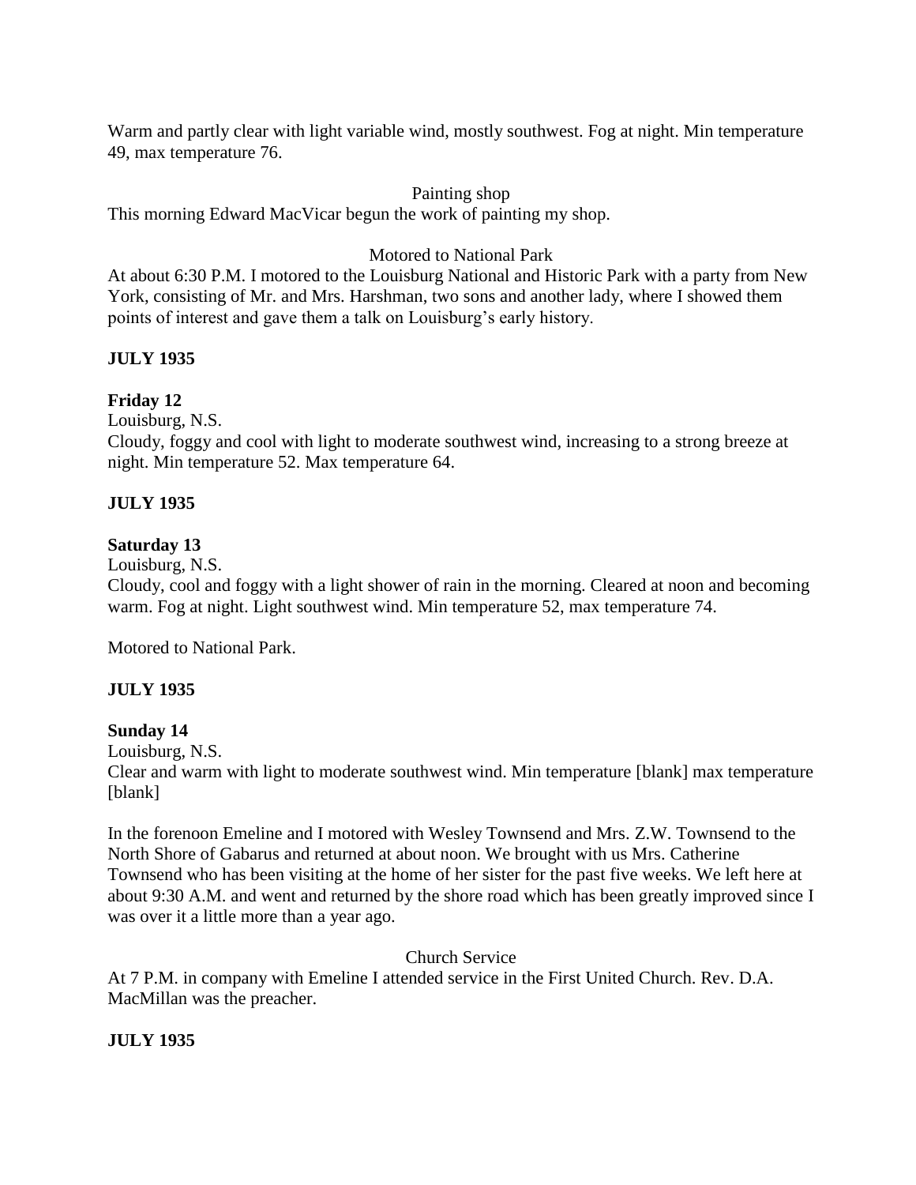Warm and partly clear with light variable wind, mostly southwest. Fog at night. Min temperature 49, max temperature 76.

Painting shop

This morning Edward MacVicar begun the work of painting my shop.

Motored to National Park

At about 6:30 P.M. I motored to the Louisburg National and Historic Park with a party from New York, consisting of Mr. and Mrs. Harshman, two sons and another lady, where I showed them points of interest and gave them a talk on Louisburg's early history.

**JULY 1935**

**Friday 12**

Louisburg, N.S.

Cloudy, foggy and cool with light to moderate southwest wind, increasing to a strong breeze at night. Min temperature 52. Max temperature 64.

**JULY 1935**

**Saturday 13**

Louisburg, N.S.

Cloudy, cool and foggy with a light shower of rain in the morning. Cleared at noon and becoming warm. Fog at night. Light southwest wind. Min temperature 52, max temperature 74.

Motored to National Park.

**JULY 1935**

**Sunday 14**

Louisburg, N.S.

Clear and warm with light to moderate southwest wind. Min temperature [blank] max temperature [blank]

In the forenoon Emeline and I motored with Wesley Townsend and Mrs. Z.W. Townsend to the North Shore of Gabarus and returned at about noon. We brought with us Mrs. Catherine Townsend who has been visiting at the home of her sister for the past five weeks. We left here at about 9:30 A.M. and went and returned by the shore road which has been greatly improved since I was over it a little more than a year ago.

Church Service

At 7 P.M. in company with Emeline I attended service in the First United Church. Rev. D.A. MacMillan was the preacher.

**JULY 1935**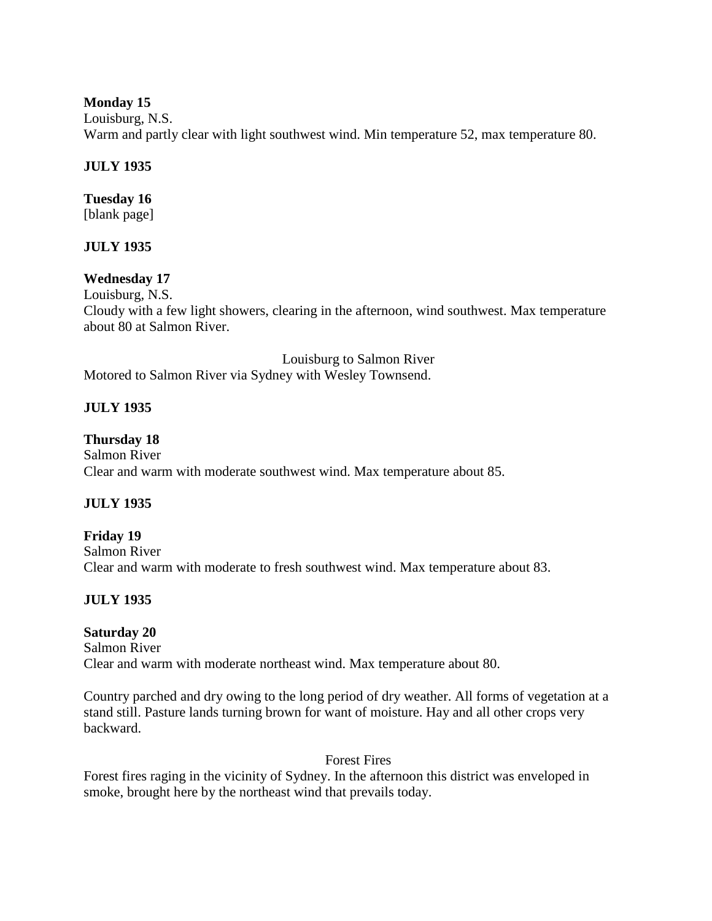**Monday 15**
Louisburg, N.S.
Warm and partly clear with light southwest wind. Min temperature 52, max temperature 80.

**JULY 1935**

**Tuesday 16**
[blank page]

**JULY 1935**

**Wednesday 17**
Louisburg, N.S.
Cloudy with a few light showers, clearing in the afternoon, wind southwest. Max temperature about 80 at Salmon River.

Louisburg to Salmon River

Motored to Salmon River via Sydney with Wesley Townsend.

**JULY 1935**

**Thursday 18**
Salmon River
Clear and warm with moderate southwest wind. Max temperature about 85.

**JULY 1935**

**Friday 19**
Salmon River
Clear and warm with moderate to fresh southwest wind. Max temperature about 83.

**JULY 1935**

**Saturday 20**
Salmon River
Clear and warm with moderate northeast wind. Max temperature about 80.

Country parched and dry owing to the long period of dry weather. All forms of vegetation at a stand still. Pasture lands turning brown for want of moisture. Hay and all other crops very backward.

Forest Fires

Forest fires raging in the vicinity of Sydney. In the afternoon this district was enveloped in smoke, brought here by the northeast wind that prevails today.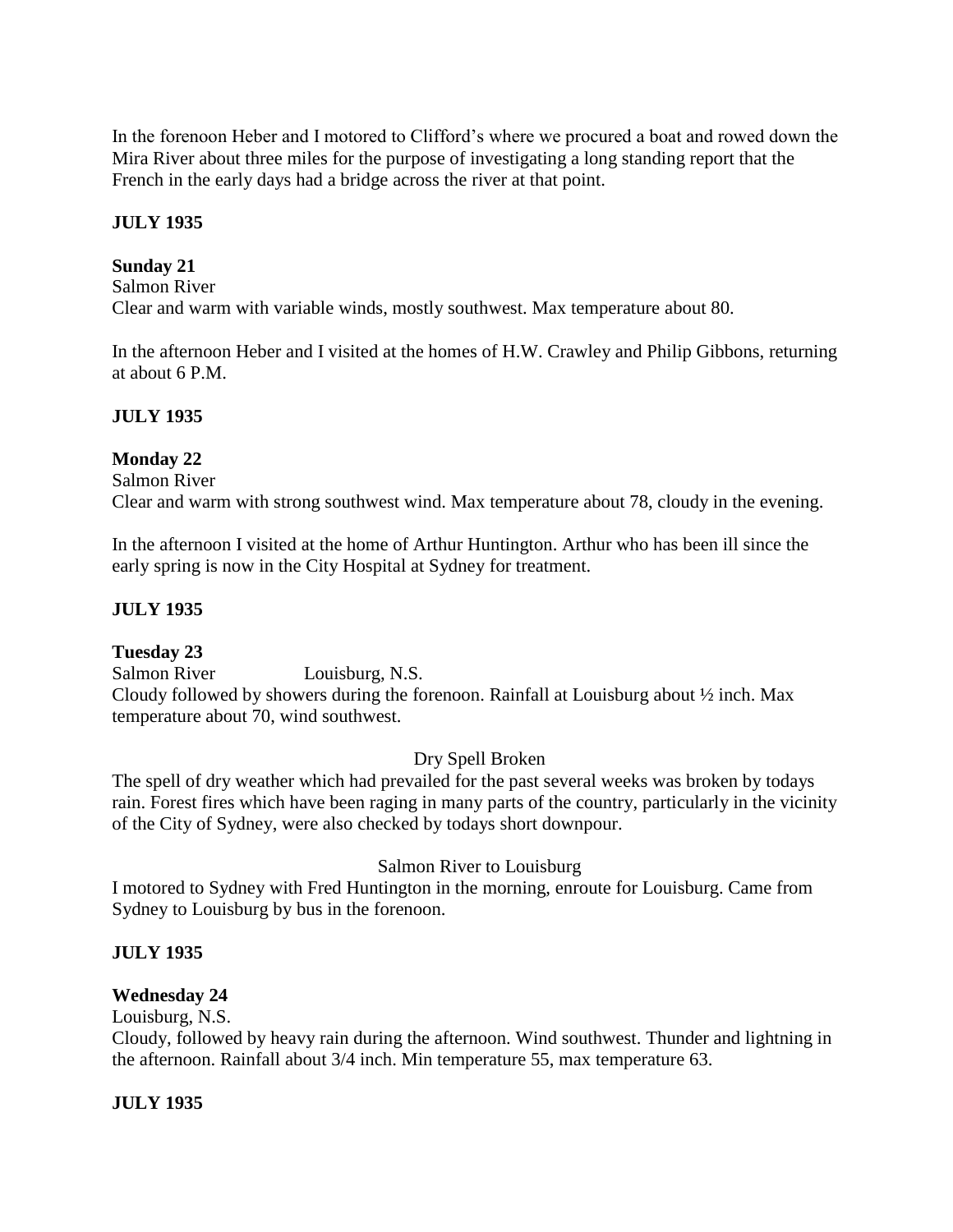In the forenoon Heber and I motored to Clifford's where we procured a boat and rowed down the Mira River about three miles for the purpose of investigating a long standing report that the French in the early days had a bridge across the river at that point.

**JULY 1935**

**Sunday 21**
Salmon River
Clear and warm with variable winds, mostly southwest. Max temperature about 80.

In the afternoon Heber and I visited at the homes of H.W. Crawley and Philip Gibbons, returning at about 6 P.M.

**JULY 1935**

**Monday 22**
Salmon River
Clear and warm with strong southwest wind. Max temperature about 78, cloudy in the evening.

In the afternoon I visited at the home of Arthur Huntington. Arthur who has been ill since the early spring is now in the City Hospital at Sydney for treatment.

**JULY 1935**

**Tuesday 23**
Salmon River Louisburg, N.S.
Cloudy followed by showers during the forenoon. Rainfall at Louisburg about ½ inch. Max temperature about 70, wind southwest.

Dry Spell Broken

The spell of dry weather which had prevailed for the past several weeks was broken by todays rain. Forest fires which have been raging in many parts of the country, particularly in the vicinity of the City of Sydney, were also checked by todays short downpour.

Salmon River to Louisburg

I motored to Sydney with Fred Huntington in the morning, enroute for Louisburg. Came from Sydney to Louisburg by bus in the forenoon.

**JULY 1935**

**Wednesday 24**
Louisburg, N.S.
Cloudy, followed by heavy rain during the afternoon. Wind southwest. Thunder and lightning in the afternoon. Rainfall about 3/4 inch. Min temperature 55, max temperature 63.

**JULY 1935**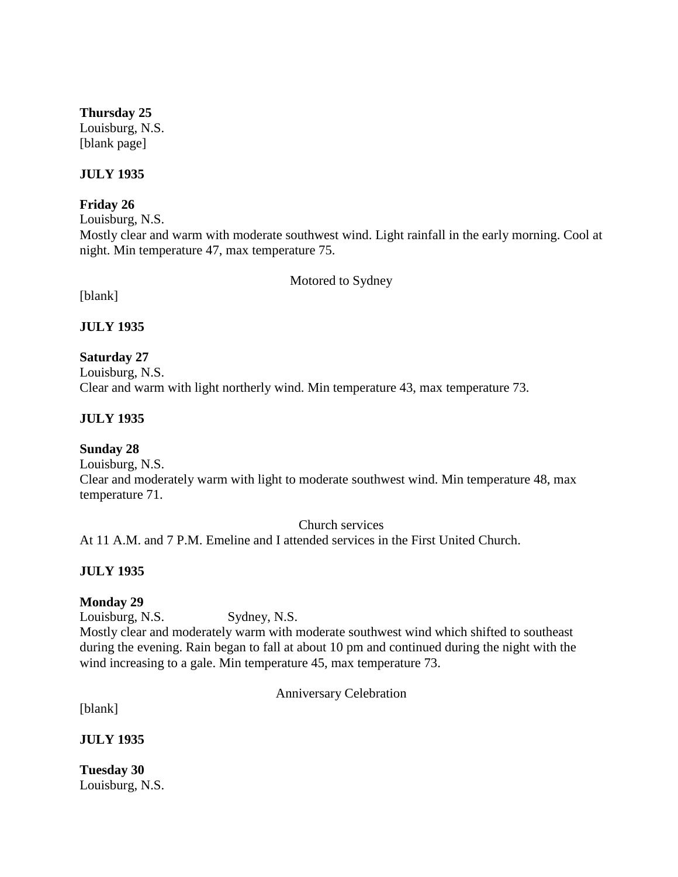**Thursday 25**
Louisburg, N.S.
[blank page]

**JULY 1935**

**Friday 26**
Louisburg, N.S.
Mostly clear and warm with moderate southwest wind. Light rainfall in the early morning. Cool at night. Min temperature 47, max temperature 75.

Motored to Sydney

[blank]

**JULY 1935**

**Saturday 27**
Louisburg, N.S.
Clear and warm with light northerly wind. Min temperature 43, max temperature 73.

**JULY 1935**

**Sunday 28**
Louisburg, N.S.
Clear and moderately warm with light to moderate southwest wind. Min temperature 48, max temperature 71.

Church services

At 11 A.M. and 7 P.M. Emeline and I attended services in the First United Church.

**JULY 1935**

**Monday 29**
Louisburg, N.S. Sydney, N.S.
Mostly clear and moderately warm with moderate southwest wind which shifted to southeast during the evening. Rain began to fall at about 10 pm and continued during the night with the wind increasing to a gale. Min temperature 45, max temperature 73.

Anniversary Celebration

[blank]

**JULY 1935**

**Tuesday 30**
Louisburg, N.S.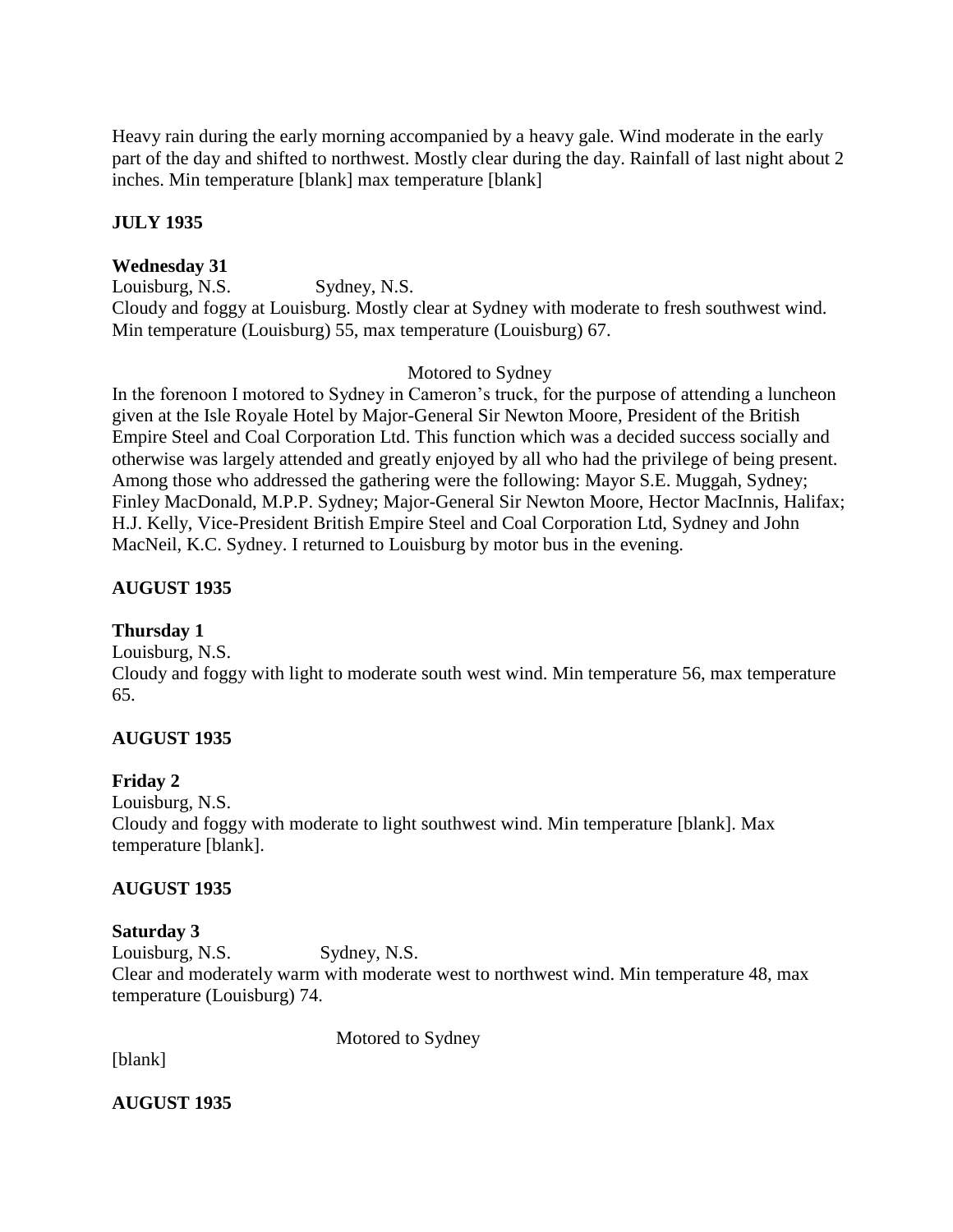Heavy rain during the early morning accompanied by a heavy gale. Wind moderate in the early part of the day and shifted to northwest. Mostly clear during the day. Rainfall of last night about 2 inches. Min temperature [blank] max temperature [blank]

**JULY 1935**

**Wednesday 31**

Louisburg, N.S.  Sydney, N.S.

Cloudy and foggy at Louisburg. Mostly clear at Sydney with moderate to fresh southwest wind. Min temperature (Louisburg) 55, max temperature (Louisburg) 67.

Motored to Sydney

In the forenoon I motored to Sydney in Cameron's truck, for the purpose of attending a luncheon given at the Isle Royale Hotel by Major-General Sir Newton Moore, President of the British Empire Steel and Coal Corporation Ltd. This function which was a decided success socially and otherwise was largely attended and greatly enjoyed by all who had the privilege of being present. Among those who addressed the gathering were the following: Mayor S.E. Muggah, Sydney; Finley MacDonald, M.P.P. Sydney; Major-General Sir Newton Moore, Hector MacInnis, Halifax; H.J. Kelly, Vice-President British Empire Steel and Coal Corporation Ltd, Sydney and John MacNeil, K.C. Sydney. I returned to Louisburg by motor bus in the evening.

**AUGUST 1935**

**Thursday 1**

Louisburg, N.S.

Cloudy and foggy with light to moderate south west wind. Min temperature 56, max temperature 65.

**AUGUST 1935**

**Friday 2**

Louisburg, N.S.

Cloudy and foggy with moderate to light southwest wind. Min temperature [blank]. Max temperature [blank].

**AUGUST 1935**

**Saturday 3**

Louisburg, N.S.  Sydney, N.S.

Clear and moderately warm with moderate west to northwest wind. Min temperature 48, max temperature (Louisburg) 74.

Motored to Sydney

[blank]

**AUGUST 1935**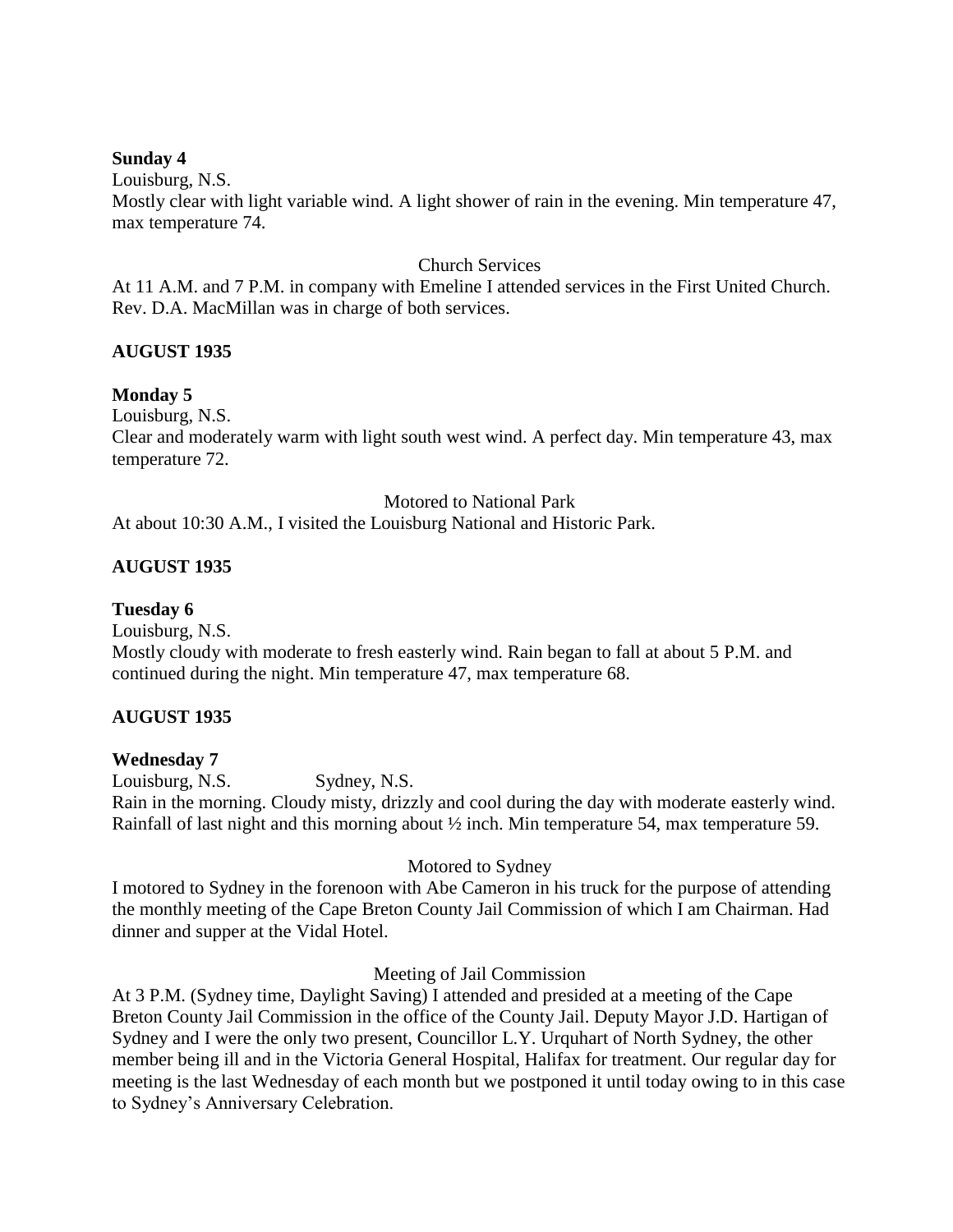**Sunday 4**

Louisburg, N.S.

Mostly clear with light variable wind. A light shower of rain in the evening. Min temperature 47, max temperature 74.

Church Services

At 11 A.M. and 7 P.M. in company with Emeline I attended services in the First United Church. Rev. D.A. MacMillan was in charge of both services.

**AUGUST 1935**

**Monday 5**

Louisburg, N.S.

Clear and moderately warm with light south west wind. A perfect day. Min temperature 43, max temperature 72.

Motored to National Park

At about 10:30 A.M., I visited the Louisburg National and Historic Park.

**AUGUST 1935**

**Tuesday 6**

Louisburg, N.S.

Mostly cloudy with moderate to fresh easterly wind. Rain began to fall at about 5 P.M. and continued during the night. Min temperature 47, max temperature 68.

**AUGUST 1935**

**Wednesday 7**

Louisburg, N.S. Sydney, N.S.

Rain in the morning. Cloudy misty, drizzly and cool during the day with moderate easterly wind. Rainfall of last night and this morning about ½ inch. Min temperature 54, max temperature 59.

Motored to Sydney

I motored to Sydney in the forenoon with Abe Cameron in his truck for the purpose of attending the monthly meeting of the Cape Breton County Jail Commission of which I am Chairman. Had dinner and supper at the Vidal Hotel.

Meeting of Jail Commission

At 3 P.M. (Sydney time, Daylight Saving) I attended and presided at a meeting of the Cape Breton County Jail Commission in the office of the County Jail. Deputy Mayor J.D. Hartigan of Sydney and I were the only two present, Councillor L.Y. Urquhart of North Sydney, the other member being ill and in the Victoria General Hospital, Halifax for treatment. Our regular day for meeting is the last Wednesday of each month but we postponed it until today owing to in this case to Sydney's Anniversary Celebration.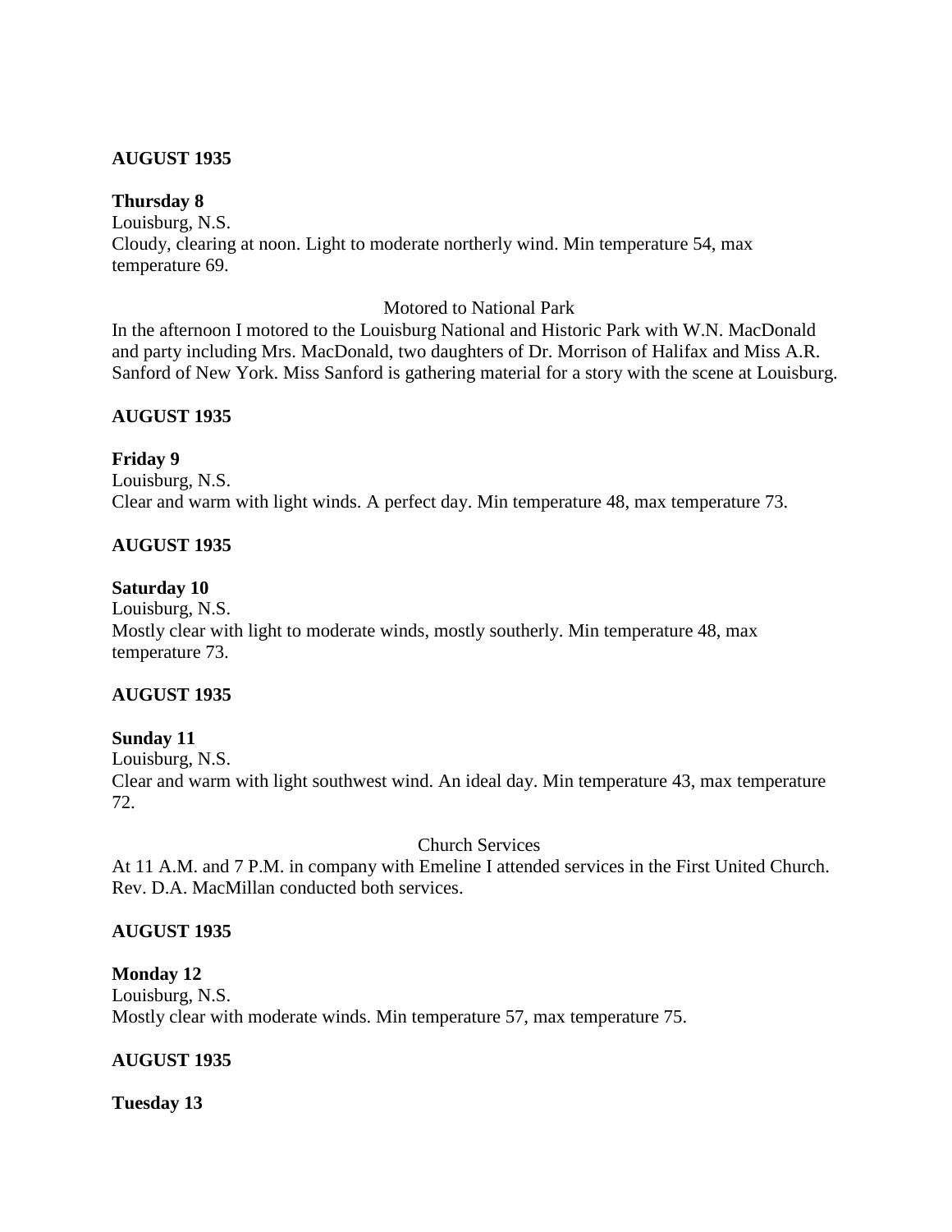**AUGUST 1935**

**Thursday 8**
Louisburg, N.S.
Cloudy, clearing at noon. Light to moderate northerly wind. Min temperature 54, max temperature 69.

Motored to National Park

In the afternoon I motored to the Louisburg National and Historic Park with W.N. MacDonald and party including Mrs. MacDonald, two daughters of Dr. Morrison of Halifax and Miss A.R. Sanford of New York. Miss Sanford is gathering material for a story with the scene at Louisburg.

**AUGUST 1935**

**Friday 9**
Louisburg, N.S.
Clear and warm with light winds. A perfect day. Min temperature 48, max temperature 73.

**AUGUST 1935**

**Saturday 10**
Louisburg, N.S.
Mostly clear with light to moderate winds, mostly southerly. Min temperature 48, max temperature 73.

**AUGUST 1935**

**Sunday 11**
Louisburg, N.S.
Clear and warm with light southwest wind. An ideal day. Min temperature 43, max temperature 72.

Church Services

At 11 A.M. and 7 P.M. in company with Emeline I attended services in the First United Church. Rev. D.A. MacMillan conducted both services.

**AUGUST 1935**

**Monday 12**
Louisburg, N.S.
Mostly clear with moderate winds. Min temperature 57, max temperature 75.

**AUGUST 1935**

**Tuesday 13**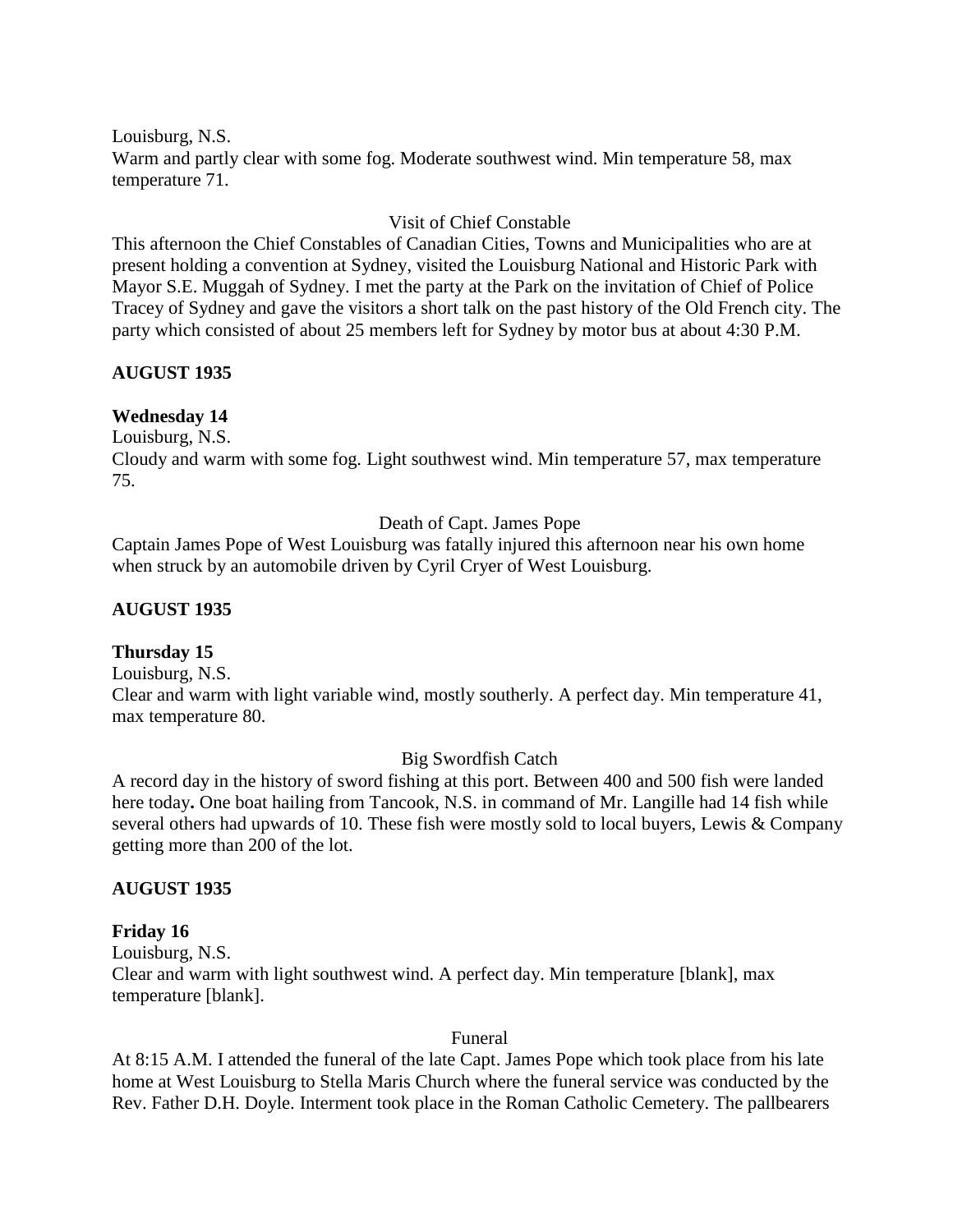Louisburg, N.S.
Warm and partly clear with some fog. Moderate southwest wind. Min temperature 58, max temperature 71.

Visit of Chief Constable

This afternoon the Chief Constables of Canadian Cities, Towns and Municipalities who are at present holding a convention at Sydney, visited the Louisburg National and Historic Park with Mayor S.E. Muggah of Sydney. I met the party at the Park on the invitation of Chief of Police Tracey of Sydney and gave the visitors a short talk on the past history of the Old French city. The party which consisted of about 25 members left for Sydney by motor bus at about 4:30 P.M.

**AUGUST 1935**

**Wednesday 14**

Louisburg, N.S.
Cloudy and warm with some fog. Light southwest wind. Min temperature 57, max temperature 75.

Death of Capt. James Pope

Captain James Pope of West Louisburg was fatally injured this afternoon near his own home when struck by an automobile driven by Cyril Cryer of West Louisburg.

**AUGUST 1935**

**Thursday 15**

Louisburg, N.S.
Clear and warm with light variable wind, mostly southerly. A perfect day. Min temperature 41, max temperature 80.

Big Swordfish Catch

A record day in the history of sword fishing at this port. Between 400 and 500 fish were landed here today**.** One boat hailing from Tancook, N.S. in command of Mr. Langille had 14 fish while several others had upwards of 10. These fish were mostly sold to local buyers, Lewis & Company getting more than 200 of the lot.

**AUGUST 1935**

**Friday 16**

Louisburg, N.S.
Clear and warm with light southwest wind. A perfect day. Min temperature [blank], max temperature [blank].

Funeral

At 8:15 A.M. I attended the funeral of the late Capt. James Pope which took place from his late home at West Louisburg to Stella Maris Church where the funeral service was conducted by the Rev. Father D.H. Doyle. Interment took place in the Roman Catholic Cemetery. The pallbearers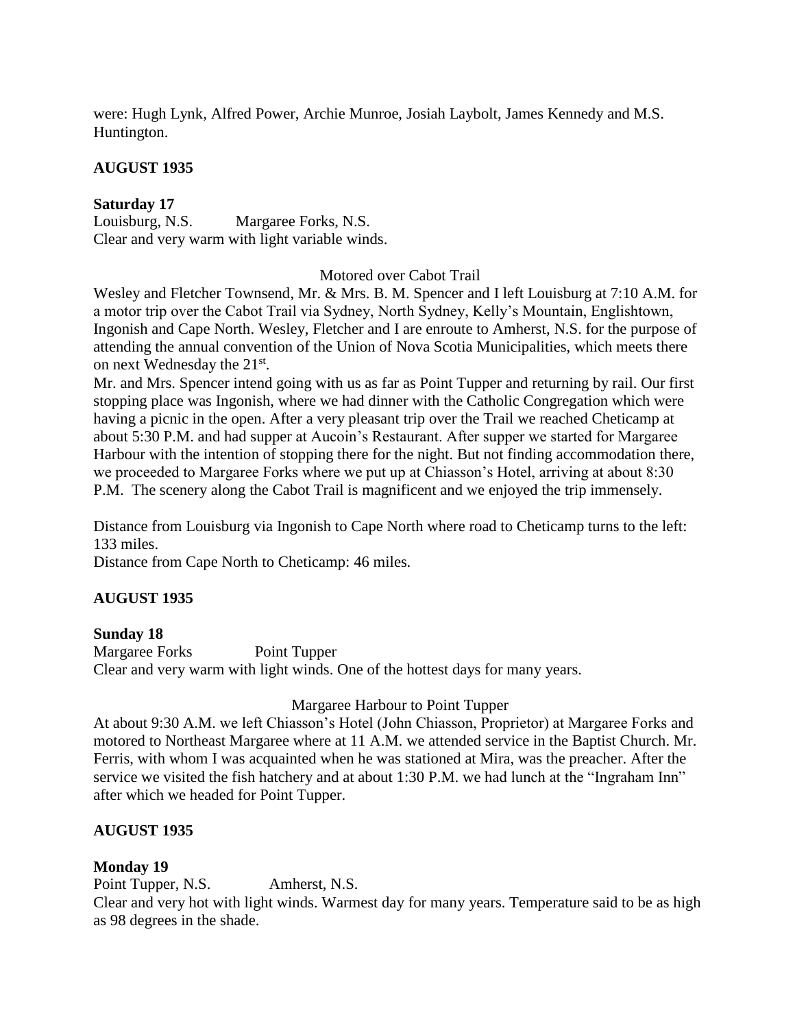were: Hugh Lynk, Alfred Power, Archie Munroe, Josiah Laybolt, James Kennedy and M.S. Huntington.

**AUGUST 1935**

**Saturday 17**
Louisburg, N.S. Margaree Forks, N.S.
Clear and very warm with light variable winds.

Motored over Cabot Trail

Wesley and Fletcher Townsend, Mr. & Mrs. B. M. Spencer and I left Louisburg at 7:10 A.M. for a motor trip over the Cabot Trail via Sydney, North Sydney, Kelly's Mountain, Englishtown, Ingonish and Cape North. Wesley, Fletcher and I are enroute to Amherst, N.S. for the purpose of attending the annual convention of the Union of Nova Scotia Municipalities, which meets there on next Wednesday the 21st.
Mr. and Mrs. Spencer intend going with us as far as Point Tupper and returning by rail. Our first stopping place was Ingonish, where we had dinner with the Catholic Congregation which were having a picnic in the open. After a very pleasant trip over the Trail we reached Cheticamp at about 5:30 P.M. and had supper at Aucoin's Restaurant. After supper we started for Margaree Harbour with the intention of stopping there for the night. But not finding accommodation there, we proceeded to Margaree Forks where we put up at Chiasson's Hotel, arriving at about 8:30 P.M. The scenery along the Cabot Trail is magnificent and we enjoyed the trip immensely.

Distance from Louisburg via Ingonish to Cape North where road to Cheticamp turns to the left: 133 miles.
Distance from Cape North to Cheticamp: 46 miles.

**AUGUST 1935**

**Sunday 18**
Margaree Forks Point Tupper
Clear and very warm with light winds. One of the hottest days for many years.

Margaree Harbour to Point Tupper

At about 9:30 A.M. we left Chiasson's Hotel (John Chiasson, Proprietor) at Margaree Forks and motored to Northeast Margaree where at 11 A.M. we attended service in the Baptist Church. Mr. Ferris, with whom I was acquainted when he was stationed at Mira, was the preacher. After the service we visited the fish hatchery and at about 1:30 P.M. we had lunch at the "Ingraham Inn" after which we headed for Point Tupper.

**AUGUST 1935**

**Monday 19**
Point Tupper, N.S. Amherst, N.S.
Clear and very hot with light winds. Warmest day for many years. Temperature said to be as high as 98 degrees in the shade.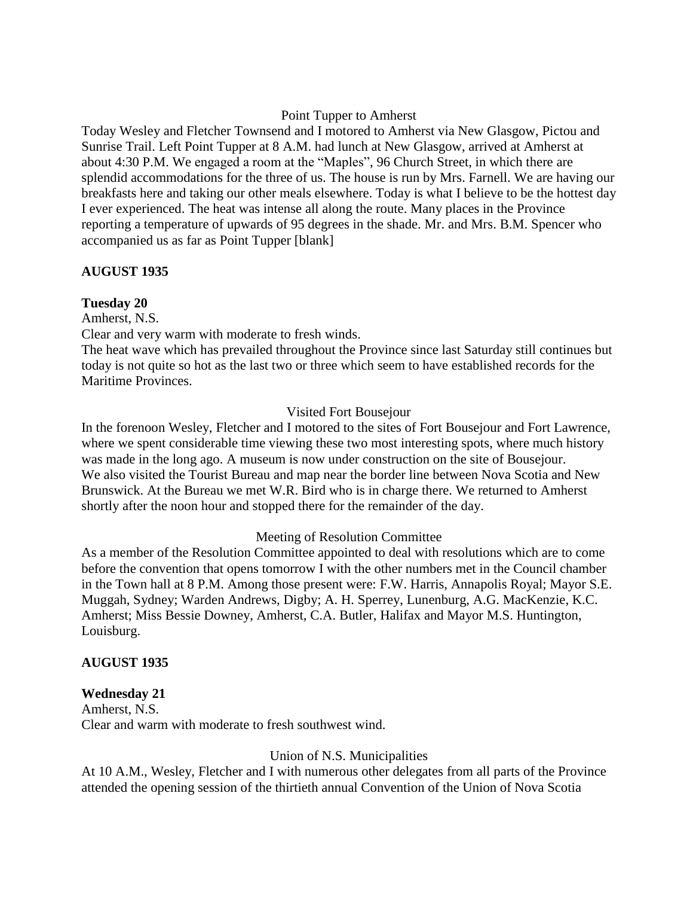Point Tupper to Amherst

Today Wesley and Fletcher Townsend and I motored to Amherst via New Glasgow, Pictou and Sunrise Trail. Left Point Tupper at 8 A.M. had lunch at New Glasgow, arrived at Amherst at about 4:30 P.M. We engaged a room at the "Maples", 96 Church Street, in which there are splendid accommodations for the three of us. The house is run by Mrs. Farnell. We are having our breakfasts here and taking our other meals elsewhere. Today is what I believe to be the hottest day I ever experienced. The heat was intense all along the route. Many places in the Province reporting a temperature of upwards of 95 degrees in the shade. Mr. and Mrs. B.M. Spencer who accompanied us as far as Point Tupper [blank]

**AUGUST 1935**

**Tuesday 20**

Amherst, N.S.

Clear and very warm with moderate to fresh winds.

The heat wave which has prevailed throughout the Province since last Saturday still continues but today is not quite so hot as the last two or three which seem to have established records for the Maritime Provinces.

Visited Fort Bousejour

In the forenoon Wesley, Fletcher and I motored to the sites of Fort Bousejour and Fort Lawrence, where we spent considerable time viewing these two most interesting spots, where much history was made in the long ago. A museum is now under construction on the site of Bousejour. We also visited the Tourist Bureau and map near the border line between Nova Scotia and New Brunswick. At the Bureau we met W.R. Bird who is in charge there. We returned to Amherst shortly after the noon hour and stopped there for the remainder of the day.

Meeting of Resolution Committee

As a member of the Resolution Committee appointed to deal with resolutions which are to come before the convention that opens tomorrow I with the other numbers met in the Council chamber in the Town hall at 8 P.M. Among those present were: F.W. Harris, Annapolis Royal; Mayor S.E. Muggah, Sydney; Warden Andrews, Digby; A. H. Sperrey, Lunenburg, A.G. MacKenzie, K.C. Amherst; Miss Bessie Downey, Amherst, C.A. Butler, Halifax and Mayor M.S. Huntington, Louisburg.

**AUGUST 1935**

**Wednesday 21**

Amherst, N.S.

Clear and warm with moderate to fresh southwest wind.

Union of N.S. Municipalities

At 10 A.M., Wesley, Fletcher and I with numerous other delegates from all parts of the Province attended the opening session of the thirtieth annual Convention of the Union of Nova Scotia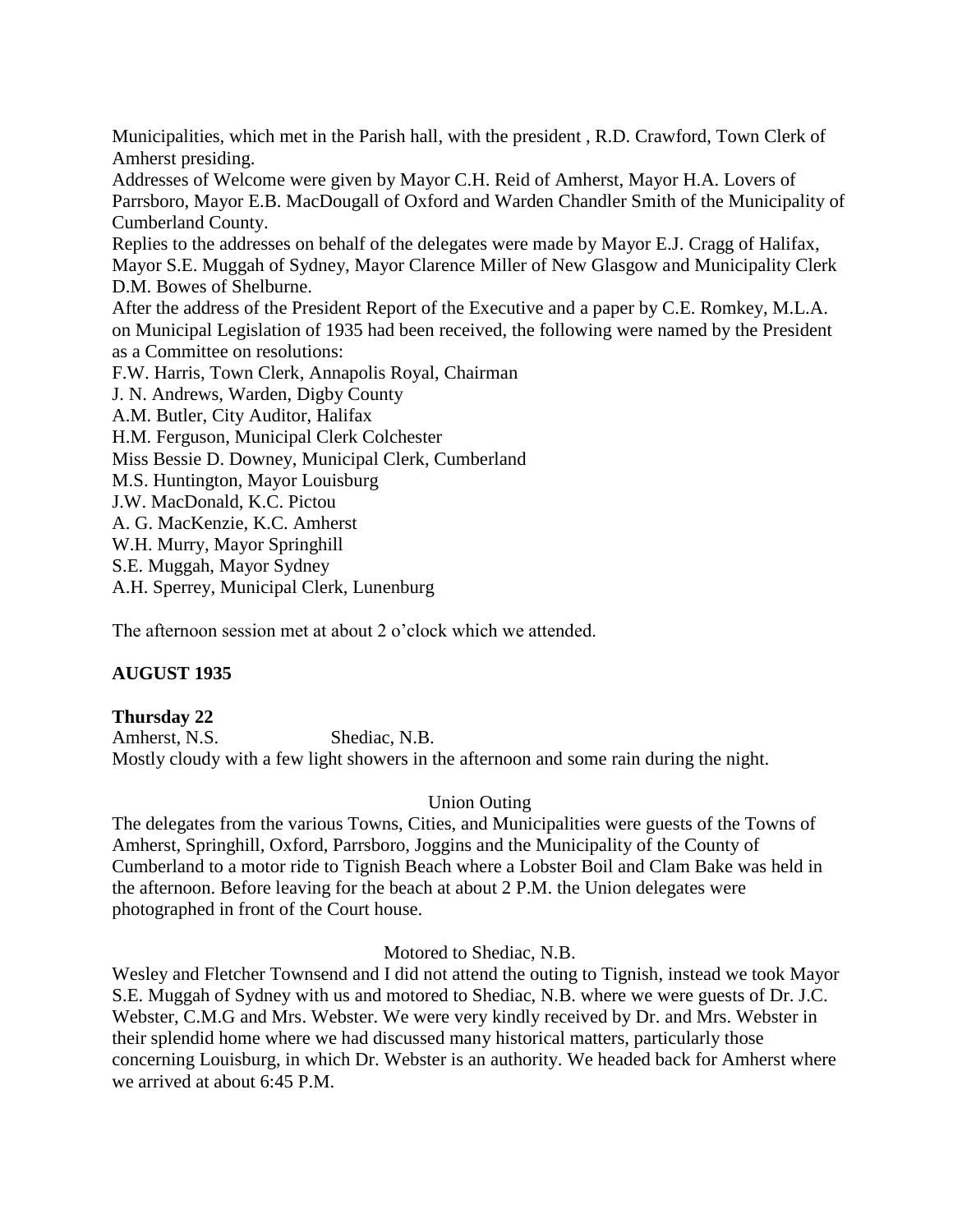Municipalities, which met in the Parish hall, with the president , R.D. Crawford, Town Clerk of Amherst presiding.

Addresses of Welcome were given by Mayor C.H. Reid of Amherst, Mayor H.A. Lovers of Parrsboro, Mayor E.B. MacDougall of Oxford and Warden Chandler Smith of the Municipality of Cumberland County.

Replies to the addresses on behalf of the delegates were made by Mayor E.J. Cragg of Halifax, Mayor S.E. Muggah of Sydney, Mayor Clarence Miller of New Glasgow and Municipality Clerk D.M. Bowes of Shelburne.

After the address of the President Report of the Executive and a paper by C.E. Romkey, M.L.A. on Municipal Legislation of 1935 had been received, the following were named by the President as a Committee on resolutions:

F.W. Harris, Town Clerk, Annapolis Royal, Chairman
J. N. Andrews, Warden, Digby County
A.M. Butler, City Auditor, Halifax
H.M. Ferguson, Municipal Clerk Colchester
Miss Bessie D. Downey, Municipal Clerk, Cumberland
M.S. Huntington, Mayor Louisburg
J.W. MacDonald, K.C. Pictou
A. G. MacKenzie, K.C. Amherst
W.H. Murry, Mayor Springhill
S.E. Muggah, Mayor Sydney
A.H. Sperrey, Municipal Clerk, Lunenburg

The afternoon session met at about 2 o'clock which we attended.

**AUGUST 1935**

**Thursday 22**

Amherst, N.S. Shediac, N.B.

Mostly cloudy with a few light showers in the afternoon and some rain during the night.

Union Outing

The delegates from the various Towns, Cities, and Municipalities were guests of the Towns of Amherst, Springhill, Oxford, Parrsboro, Joggins and the Municipality of the County of Cumberland to a motor ride to Tignish Beach where a Lobster Boil and Clam Bake was held in the afternoon. Before leaving for the beach at about 2 P.M. the Union delegates were photographed in front of the Court house.

Motored to Shediac, N.B.

Wesley and Fletcher Townsend and I did not attend the outing to Tignish, instead we took Mayor S.E. Muggah of Sydney with us and motored to Shediac, N.B. where we were guests of Dr. J.C. Webster, C.M.G and Mrs. Webster. We were very kindly received by Dr. and Mrs. Webster in their splendid home where we had discussed many historical matters, particularly those concerning Louisburg, in which Dr. Webster is an authority. We headed back for Amherst where we arrived at about 6:45 P.M.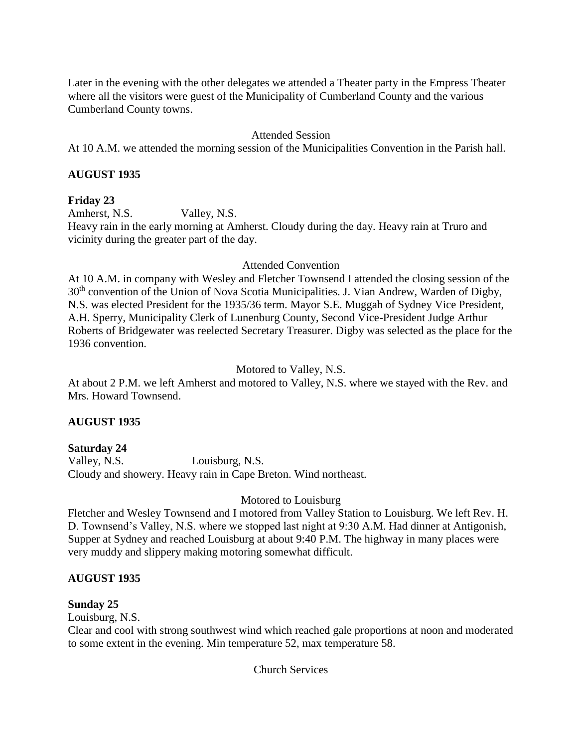Later in the evening with the other delegates we attended a Theater party in the Empress Theater where all the visitors were guest of the Municipality of Cumberland County and the various Cumberland County towns.

Attended Session

At 10 A.M. we attended the morning session of the Municipalities Convention in the Parish hall.

**AUGUST 1935**

**Friday 23**

Amherst, N.S. Valley, N.S.

Heavy rain in the early morning at Amherst. Cloudy during the day. Heavy rain at Truro and vicinity during the greater part of the day.

Attended Convention

At 10 A.M. in company with Wesley and Fletcher Townsend I attended the closing session of the 30th convention of the Union of Nova Scotia Municipalities. J. Vian Andrew, Warden of Digby, N.S. was elected President for the 1935/36 term. Mayor S.E. Muggah of Sydney Vice President, A.H. Sperry, Municipality Clerk of Lunenburg County, Second Vice-President Judge Arthur Roberts of Bridgewater was reelected Secretary Treasurer. Digby was selected as the place for the 1936 convention.

Motored to Valley, N.S.

At about 2 P.M. we left Amherst and motored to Valley, N.S. where we stayed with the Rev. and Mrs. Howard Townsend.

**AUGUST 1935**

**Saturday 24**

Valley, N.S. Louisburg, N.S.

Cloudy and showery. Heavy rain in Cape Breton. Wind northeast.

Motored to Louisburg

Fletcher and Wesley Townsend and I motored from Valley Station to Louisburg. We left Rev. H. D. Townsend's Valley, N.S. where we stopped last night at 9:30 A.M. Had dinner at Antigonish, Supper at Sydney and reached Louisburg at about 9:40 P.M. The highway in many places were very muddy and slippery making motoring somewhat difficult.

**AUGUST 1935**

**Sunday 25**

Louisburg, N.S.

Clear and cool with strong southwest wind which reached gale proportions at noon and moderated to some extent in the evening. Min temperature 52, max temperature 58.

Church Services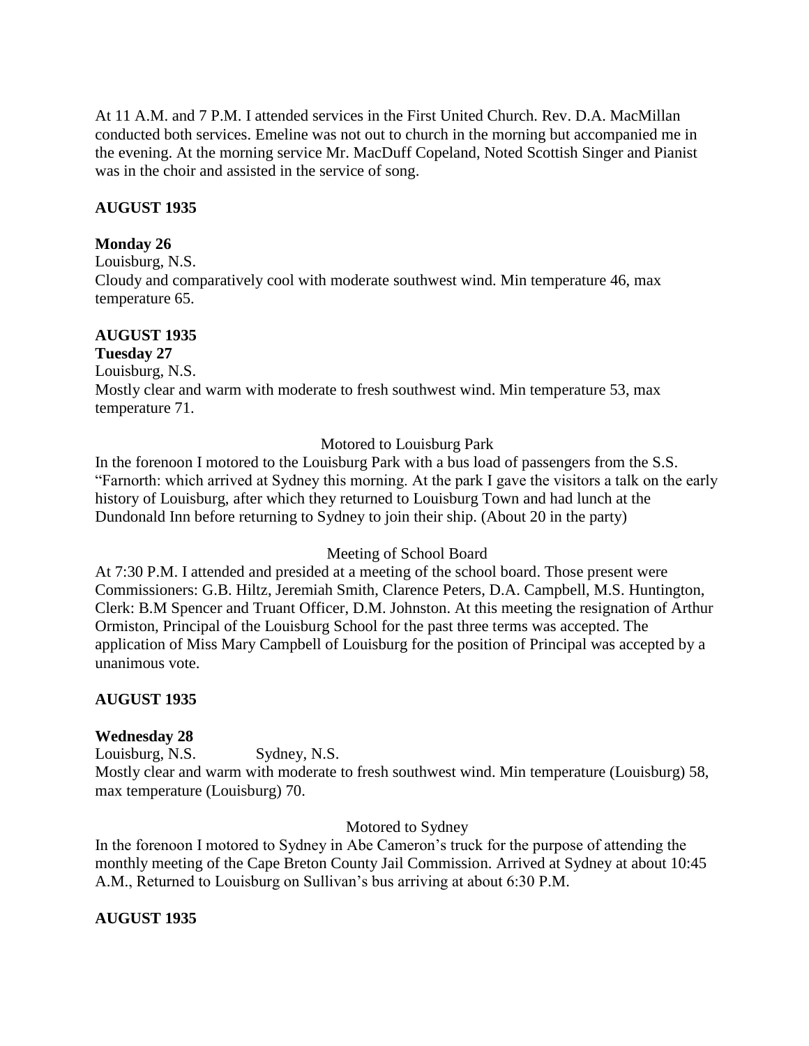At 11 A.M. and 7 P.M. I attended services in the First United Church. Rev. D.A. MacMillan conducted both services. Emeline was not out to church in the morning but accompanied me in the evening. At the morning service Mr. MacDuff Copeland, Noted Scottish Singer and Pianist was in the choir and assisted in the service of song.

**AUGUST 1935**

**Monday 26**

Louisburg, N.S.

Cloudy and comparatively cool with moderate southwest wind. Min temperature 46, max temperature 65.

**AUGUST 1935**

**Tuesday 27**

Louisburg, N.S.

Mostly clear and warm with moderate to fresh southwest wind. Min temperature 53, max temperature 71.

Motored to Louisburg Park

In the forenoon I motored to the Louisburg Park with a bus load of passengers from the S.S. "Farnorth: which arrived at Sydney this morning. At the park I gave the visitors a talk on the early history of Louisburg, after which they returned to Louisburg Town and had lunch at the Dundonald Inn before returning to Sydney to join their ship. (About 20 in the party)

Meeting of School Board

At 7:30 P.M. I attended and presided at a meeting of the school board. Those present were Commissioners: G.B. Hiltz, Jeremiah Smith, Clarence Peters, D.A. Campbell, M.S. Huntington, Clerk: B.M Spencer and Truant Officer, D.M. Johnston. At this meeting the resignation of Arthur Ormiston, Principal of the Louisburg School for the past three terms was accepted. The application of Miss Mary Campbell of Louisburg for the position of Principal was accepted by a unanimous vote.

**AUGUST 1935**

**Wednesday 28**

Louisburg, N.S. Sydney, N.S.

Mostly clear and warm with moderate to fresh southwest wind. Min temperature (Louisburg) 58, max temperature (Louisburg) 70.

Motored to Sydney

In the forenoon I motored to Sydney in Abe Cameron's truck for the purpose of attending the monthly meeting of the Cape Breton County Jail Commission. Arrived at Sydney at about 10:45 A.M., Returned to Louisburg on Sullivan's bus arriving at about 6:30 P.M.

**AUGUST 1935**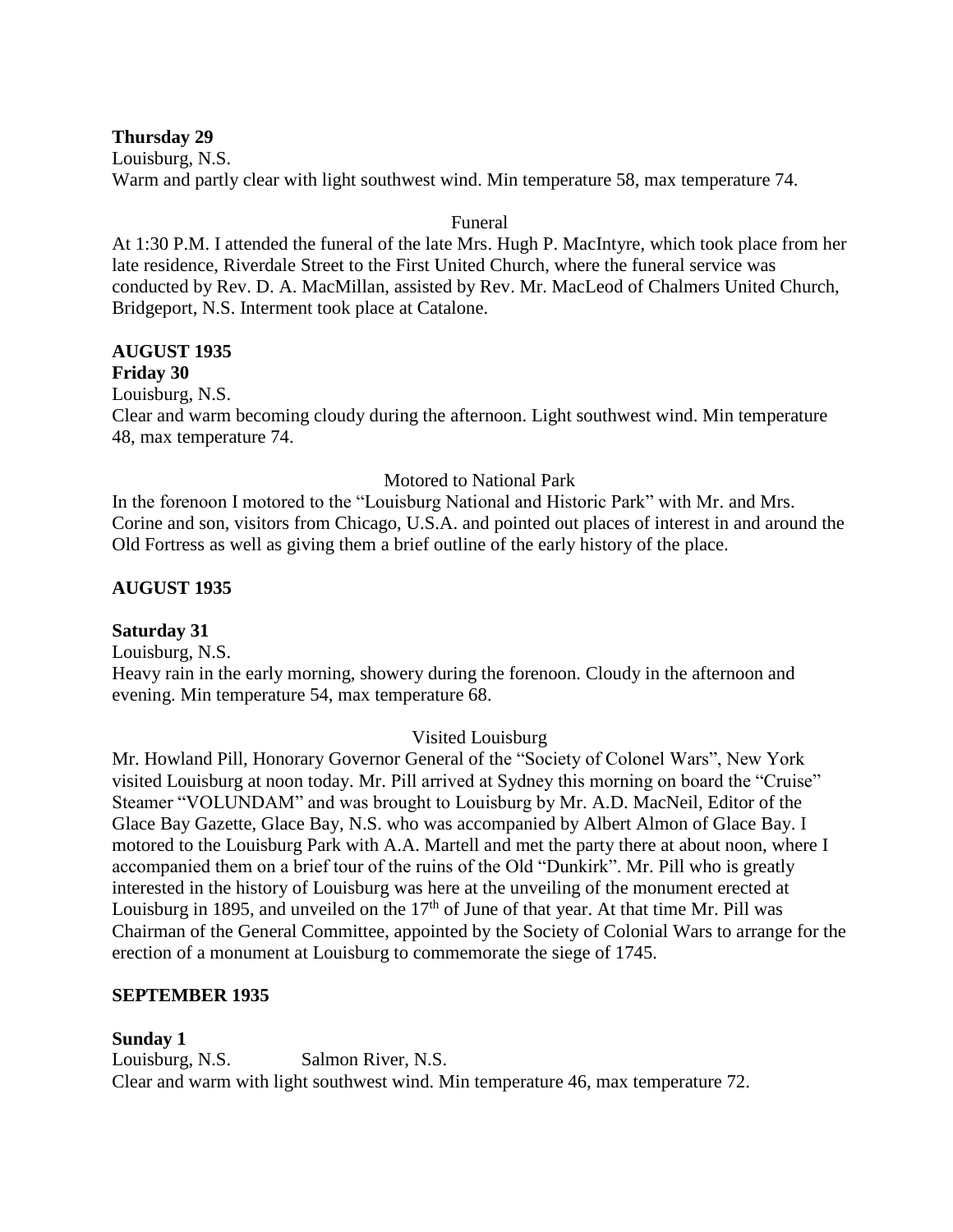**Thursday 29**

Louisburg, N.S.

Warm and partly clear with light southwest wind. Min temperature 58, max temperature 74.

Funeral

At 1:30 P.M. I attended the funeral of the late Mrs. Hugh P. MacIntyre, which took place from her late residence, Riverdale Street to the First United Church, where the funeral service was conducted by Rev. D. A. MacMillan, assisted by Rev. Mr. MacLeod of Chalmers United Church, Bridgeport, N.S. Interment took place at Catalone.

**AUGUST 1935**

**Friday 30**

Louisburg, N.S.

Clear and warm becoming cloudy during the afternoon. Light southwest wind. Min temperature 48, max temperature 74.

Motored to National Park

In the forenoon I motored to the "Louisburg National and Historic Park" with Mr. and Mrs. Corine and son, visitors from Chicago, U.S.A. and pointed out places of interest in and around the Old Fortress as well as giving them a brief outline of the early history of the place.

**AUGUST 1935**

**Saturday 31**

Louisburg, N.S.

Heavy rain in the early morning, showery during the forenoon. Cloudy in the afternoon and evening. Min temperature 54, max temperature 68.

Visited Louisburg

Mr. Howland Pill, Honorary Governor General of the "Society of Colonel Wars", New York visited Louisburg at noon today. Mr. Pill arrived at Sydney this morning on board the "Cruise" Steamer "VOLUNDAM" and was brought to Louisburg by Mr. A.D. MacNeil, Editor of the Glace Bay Gazette, Glace Bay, N.S. who was accompanied by Albert Almon of Glace Bay. I motored to the Louisburg Park with A.A. Martell and met the party there at about noon, where I accompanied them on a brief tour of the ruins of the Old "Dunkirk". Mr. Pill who is greatly interested in the history of Louisburg was here at the unveiling of the monument erected at Louisburg in 1895, and unveiled on the 17th of June of that year. At that time Mr. Pill was Chairman of the General Committee, appointed by the Society of Colonial Wars to arrange for the erection of a monument at Louisburg to commemorate the siege of 1745.

**SEPTEMBER 1935**

**Sunday 1**

Louisburg, N.S. Salmon River, N.S.

Clear and warm with light southwest wind. Min temperature 46, max temperature 72.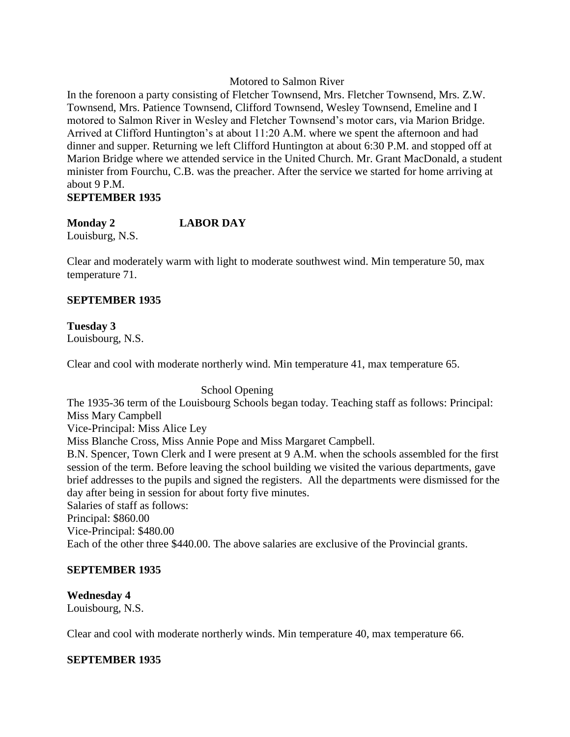Motored to Salmon River

In the forenoon a party consisting of Fletcher Townsend, Mrs. Fletcher Townsend, Mrs. Z.W. Townsend, Mrs. Patience Townsend, Clifford Townsend, Wesley Townsend, Emeline and I motored to Salmon River in Wesley and Fletcher Townsend's motor cars, via Marion Bridge. Arrived at Clifford Huntington's at about 11:20 A.M. where we spent the afternoon and had dinner and supper. Returning we left Clifford Huntington at about 6:30 P.M. and stopped off at Marion Bridge where we attended service in the United Church. Mr. Grant MacDonald, a student minister from Fourchu, C.B. was the preacher. After the service we started for home arriving at about 9 P.M.

**SEPTEMBER 1935**

**Monday 2 LABOR DAY**

Louisburg, N.S.

Clear and moderately warm with light to moderate southwest wind. Min temperature 50, max temperature 71.

**SEPTEMBER 1935**

**Tuesday 3**

Louisbourg, N.S.

Clear and cool with moderate northerly wind. Min temperature 41, max temperature 65.

School Opening

The 1935-36 term of the Louisbourg Schools began today. Teaching staff as follows: Principal: Miss Mary Campbell

Vice-Principal: Miss Alice Ley

Miss Blanche Cross, Miss Annie Pope and Miss Margaret Campbell.

B.N. Spencer, Town Clerk and I were present at 9 A.M. when the schools assembled for the first session of the term. Before leaving the school building we visited the various departments, gave brief addresses to the pupils and signed the registers. All the departments were dismissed for the day after being in session for about forty five minutes.

Salaries of staff as follows:

Principal: $860.00

Vice-Principal: $480.00

Each of the other three $440.00. The above salaries are exclusive of the Provincial grants.

**SEPTEMBER 1935**

**Wednesday 4**

Louisbourg, N.S.

Clear and cool with moderate northerly winds. Min temperature 40, max temperature 66.

**SEPTEMBER 1935**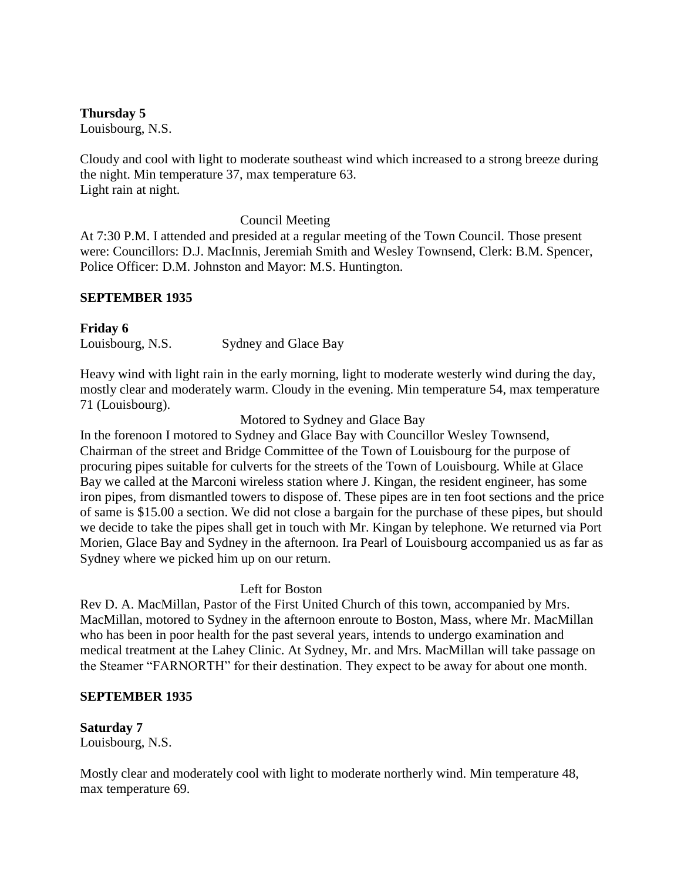**Thursday 5**
Louisbourg, N.S.

Cloudy and cool with light to moderate southeast wind which increased to a strong breeze during the night. Min temperature 37, max temperature 63.
Light rain at night.

Council Meeting

At 7:30 P.M. I attended and presided at a regular meeting of the Town Council. Those present were: Councillors: D.J. MacInnis, Jeremiah Smith and Wesley Townsend, Clerk: B.M. Spencer, Police Officer: D.M. Johnston and Mayor: M.S. Huntington.

**SEPTEMBER 1935**

**Friday 6**
Louisbourg, N.S. Sydney and Glace Bay

Heavy wind with light rain in the early morning, light to moderate westerly wind during the day, mostly clear and moderately warm. Cloudy in the evening. Min temperature 54, max temperature 71 (Louisbourg).

Motored to Sydney and Glace Bay

In the forenoon I motored to Sydney and Glace Bay with Councillor Wesley Townsend, Chairman of the street and Bridge Committee of the Town of Louisbourg for the purpose of procuring pipes suitable for culverts for the streets of the Town of Louisbourg. While at Glace Bay we called at the Marconi wireless station where J. Kingan, the resident engineer, has some iron pipes, from dismantled towers to dispose of. These pipes are in ten foot sections and the price of same is $15.00 a section. We did not close a bargain for the purchase of these pipes, but should we decide to take the pipes shall get in touch with Mr. Kingan by telephone. We returned via Port Morien, Glace Bay and Sydney in the afternoon. Ira Pearl of Louisbourg accompanied us as far as Sydney where we picked him up on our return.

Left for Boston

Rev D. A. MacMillan, Pastor of the First United Church of this town, accompanied by Mrs. MacMillan, motored to Sydney in the afternoon enroute to Boston, Mass, where Mr. MacMillan who has been in poor health for the past several years, intends to undergo examination and medical treatment at the Lahey Clinic. At Sydney, Mr. and Mrs. MacMillan will take passage on the Steamer "FARNORTH" for their destination. They expect to be away for about one month.

**SEPTEMBER 1935**

**Saturday 7**
Louisbourg, N.S.

Mostly clear and moderately cool with light to moderate northerly wind. Min temperature 48, max temperature 69.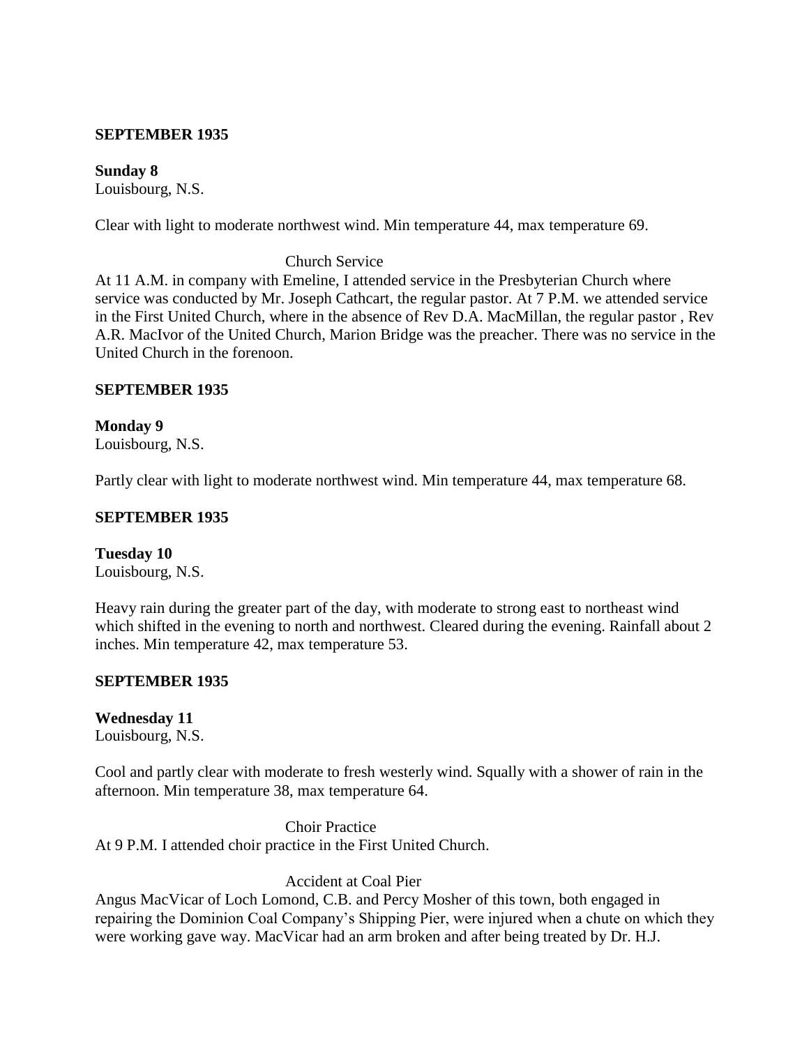**SEPTEMBER 1935**

**Sunday 8**
Louisbourg, N.S.

Clear with light to moderate northwest wind. Min temperature 44, max temperature 69.

Church Service

At 11 A.M. in company with Emeline, I attended service in the Presbyterian Church where service was conducted by Mr. Joseph Cathcart, the regular pastor. At 7 P.M. we attended service in the First United Church, where in the absence of Rev D.A. MacMillan, the regular pastor , Rev A.R. MacIvor of the United Church, Marion Bridge was the preacher. There was no service in the United Church in the forenoon.

**SEPTEMBER 1935**

**Monday 9**
Louisbourg, N.S.

Partly clear with light to moderate northwest wind. Min temperature 44, max temperature 68.

**SEPTEMBER 1935**

**Tuesday 10**
Louisbourg, N.S.

Heavy rain during the greater part of the day, with moderate to strong east to northeast wind which shifted in the evening to north and northwest. Cleared during the evening. Rainfall about 2 inches. Min temperature 42, max temperature 53.

**SEPTEMBER 1935**

**Wednesday 11**
Louisbourg, N.S.

Cool and partly clear with moderate to fresh westerly wind. Squally with a shower of rain in the afternoon. Min temperature 38, max temperature 64.

Choir Practice

At 9 P.M. I attended choir practice in the First United Church.

Accident at Coal Pier

Angus MacVicar of Loch Lomond, C.B. and Percy Mosher of this town, both engaged in repairing the Dominion Coal Company's Shipping Pier, were injured when a chute on which they were working gave way. MacVicar had an arm broken and after being treated by Dr. H.J.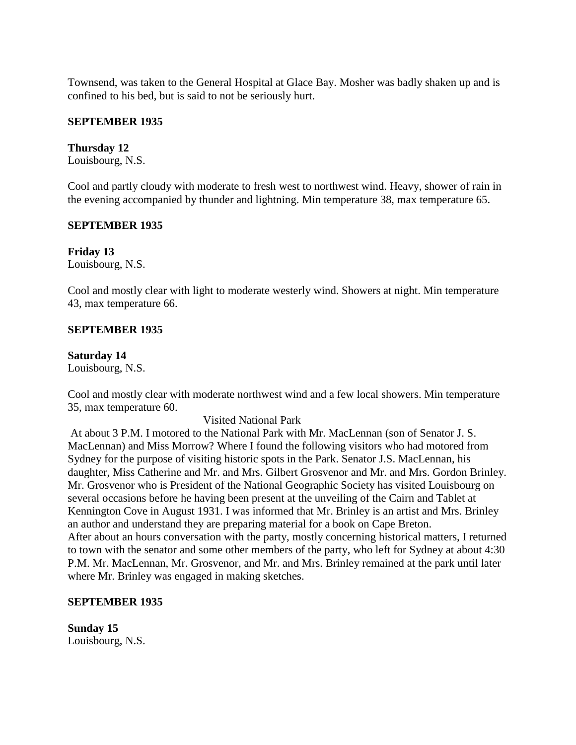Townsend, was taken to the General Hospital at Glace Bay. Mosher was badly shaken up and is confined to his bed, but is said to not be seriously hurt.

**SEPTEMBER 1935**

**Thursday 12**
Louisbourg, N.S.

Cool and partly cloudy with moderate to fresh west to northwest wind. Heavy, shower of rain in the evening accompanied by thunder and lightning. Min temperature 38, max temperature 65.

**SEPTEMBER 1935**

**Friday 13**
Louisbourg, N.S.

Cool and mostly clear with light to moderate westerly wind. Showers at night. Min temperature 43, max temperature 66.

**SEPTEMBER 1935**

**Saturday 14**
Louisbourg, N.S.

Cool and mostly clear with moderate northwest wind and a few local showers. Min temperature 35, max temperature 60.

Visited National Park

At about 3 P.M. I motored to the National Park with Mr. MacLennan (son of Senator J. S. MacLennan) and Miss Morrow? Where I found the following visitors who had motored from Sydney for the purpose of visiting historic spots in the Park. Senator J.S. MacLennan, his daughter, Miss Catherine and Mr. and Mrs. Gilbert Grosvenor and Mr. and Mrs. Gordon Brinley. Mr. Grosvenor who is President of the National Geographic Society has visited Louisbourg on several occasions before he having been present at the unveiling of the Cairn and Tablet at Kennington Cove in August 1931. I was informed that Mr. Brinley is an artist and Mrs. Brinley an author and understand they are preparing material for a book on Cape Breton.
After about an hours conversation with the party, mostly concerning historical matters, I returned to town with the senator and some other members of the party, who left for Sydney at about 4:30 P.M. Mr. MacLennan, Mr. Grosvenor, and Mr. and Mrs. Brinley remained at the park until later where Mr. Brinley was engaged in making sketches.

**SEPTEMBER 1935**

**Sunday 15**
Louisbourg, N.S.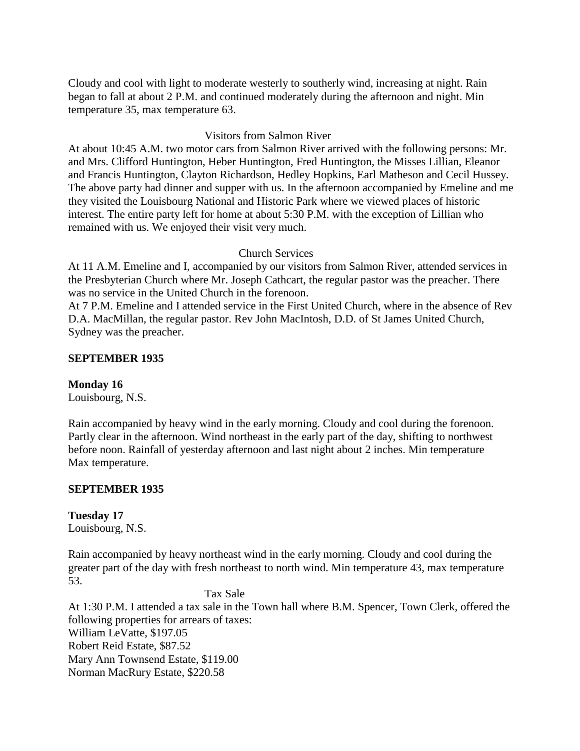Cloudy and cool with light to moderate westerly to southerly wind, increasing at night. Rain began to fall at about 2 P.M. and continued moderately during the afternoon and night. Min temperature 35, max temperature 63.

Visitors from Salmon River

At about 10:45 A.M. two motor cars from Salmon River arrived with the following persons: Mr. and Mrs. Clifford Huntington, Heber Huntington, Fred Huntington, the Misses Lillian, Eleanor and Francis Huntington, Clayton Richardson, Hedley Hopkins, Earl Matheson and Cecil Hussey. The above party had dinner and supper with us. In the afternoon accompanied by Emeline and me they visited the Louisbourg National and Historic Park where we viewed places of historic interest. The entire party left for home at about 5:30 P.M. with the exception of Lillian who remained with us. We enjoyed their visit very much.

Church Services

At 11 A.M. Emeline and I, accompanied by our visitors from Salmon River, attended services in the Presbyterian Church where Mr. Joseph Cathcart, the regular pastor was the preacher. There was no service in the United Church in the forenoon.
At 7 P.M. Emeline and I attended service in the First United Church, where in the absence of Rev D.A. MacMillan, the regular pastor. Rev John MacIntosh, D.D. of St James United Church, Sydney was the preacher.

**SEPTEMBER 1935**

**Monday 16**
Louisbourg, N.S.

Rain accompanied by heavy wind in the early morning. Cloudy and cool during the forenoon. Partly clear in the afternoon. Wind northeast in the early part of the day, shifting to northwest before noon. Rainfall of yesterday afternoon and last night about 2 inches. Min temperature
Max temperature.

**SEPTEMBER 1935**

**Tuesday 17**
Louisbourg, N.S.

Rain accompanied by heavy northeast wind in the early morning. Cloudy and cool during the greater part of the day with fresh northeast to north wind. Min temperature 43, max temperature 53.

Tax Sale

At 1:30 P.M. I attended a tax sale in the Town hall where B.M. Spencer, Town Clerk, offered the following properties for arrears of taxes:
William LeVatte, $197.05
Robert Reid Estate, $87.52
Mary Ann Townsend Estate, $119.00
Norman MacRury Estate, $220.58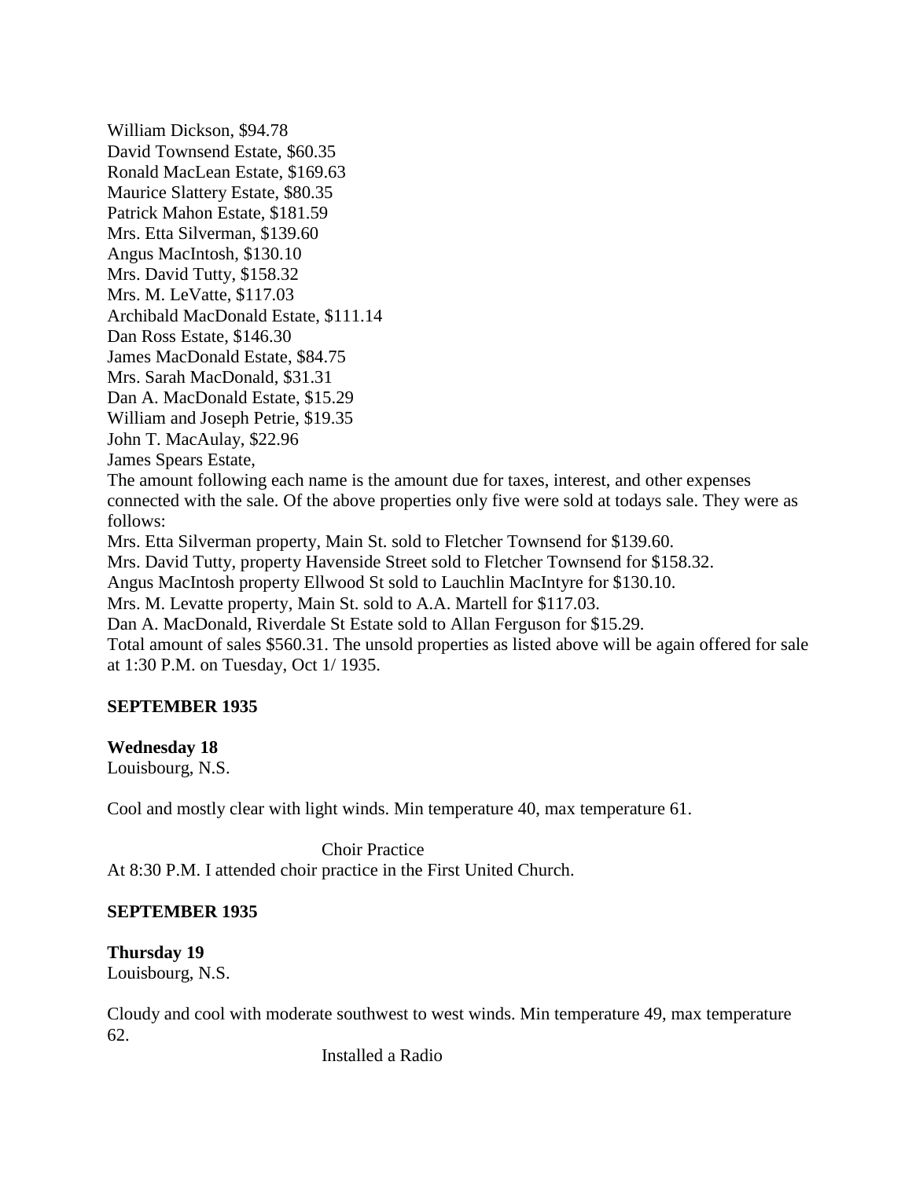William Dickson, $94.78
David Townsend Estate, $60.35
Ronald MacLean Estate, $169.63
Maurice Slattery Estate, $80.35
Patrick Mahon Estate, $181.59
Mrs. Etta Silverman, $139.60
Angus MacIntosh, $130.10
Mrs. David Tutty, $158.32
Mrs. M. LeVatte, $117.03
Archibald MacDonald Estate, $111.14
Dan Ross Estate, $146.30
James MacDonald Estate, $84.75
Mrs. Sarah MacDonald, $31.31
Dan A. MacDonald Estate, $15.29
William and Joseph Petrie, $19.35
John T. MacAulay, $22.96
James Spears Estate,
The amount following each name is the amount due for taxes, interest, and other expenses connected with the sale. Of the above properties only five were sold at todays sale. They were as follows:
Mrs. Etta Silverman property, Main St. sold to Fletcher Townsend for $139.60.
Mrs. David Tutty, property Havenside Street sold to Fletcher Townsend for $158.32.
Angus MacIntosh property Ellwood St sold to Lauchlin MacIntyre for $130.10.
Mrs. M. Levatte property, Main St. sold to A.A. Martell for $117.03.
Dan A. MacDonald, Riverdale St Estate sold to Allan Ferguson for $15.29.
Total amount of sales $560.31. The unsold properties as listed above will be again offered for sale at 1:30 P.M. on Tuesday, Oct 1/ 1935.

**SEPTEMBER 1935**

**Wednesday 18**
Louisbourg, N.S.

Cool and mostly clear with light winds. Min temperature 40, max temperature 61.

Choir Practice

At 8:30 P.M. I attended choir practice in the First United Church.

**SEPTEMBER 1935**

**Thursday 19**
Louisbourg, N.S.

Cloudy and cool with moderate southwest to west winds. Min temperature 49, max temperature 62.

Installed a Radio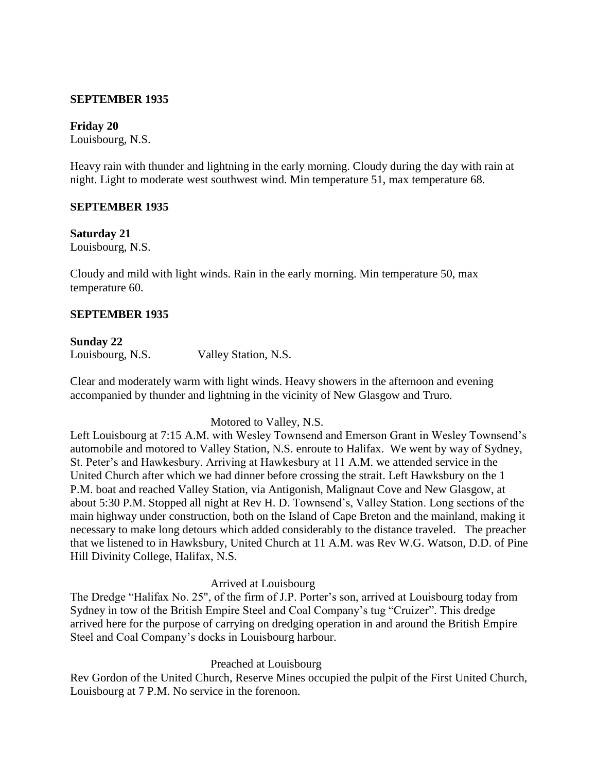**SEPTEMBER 1935**

**Friday 20**
Louisbourg, N.S.

Heavy rain with thunder and lightning in the early morning. Cloudy during the day with rain at night. Light to moderate west southwest wind. Min temperature 51, max temperature 68.

**SEPTEMBER 1935**

**Saturday 21**
Louisbourg, N.S.

Cloudy and mild with light winds. Rain in the early morning. Min temperature 50, max temperature 60.

**SEPTEMBER 1935**

**Sunday 22**
Louisbourg, N.S. Valley Station, N.S.

Clear and moderately warm with light winds. Heavy showers in the afternoon and evening accompanied by thunder and lightning in the vicinity of New Glasgow and Truro.

Motored to Valley, N.S.

Left Louisbourg at 7:15 A.M. with Wesley Townsend and Emerson Grant in Wesley Townsend's automobile and motored to Valley Station, N.S. enroute to Halifax. We went by way of Sydney, St. Peter's and Hawkesbury. Arriving at Hawkesbury at 11 A.M. we attended service in the United Church after which we had dinner before crossing the strait. Left Hawksbury on the 1 P.M. boat and reached Valley Station, via Antigonish, Malignaut Cove and New Glasgow, at about 5:30 P.M. Stopped all night at Rev H. D. Townsend's, Valley Station. Long sections of the main highway under construction, both on the Island of Cape Breton and the mainland, making it necessary to make long detours which added considerably to the distance traveled. The preacher that we listened to in Hawksbury, United Church at 11 A.M. was Rev W.G. Watson, D.D. of Pine Hill Divinity College, Halifax, N.S.

Arrived at Louisbourg

The Dredge "Halifax No. 25", of the firm of J.P. Porter's son, arrived at Louisbourg today from Sydney in tow of the British Empire Steel and Coal Company's tug "Cruizer". This dredge arrived here for the purpose of carrying on dredging operation in and around the British Empire Steel and Coal Company's docks in Louisbourg harbour.

Preached at Louisbourg

Rev Gordon of the United Church, Reserve Mines occupied the pulpit of the First United Church, Louisbourg at 7 P.M. No service in the forenoon.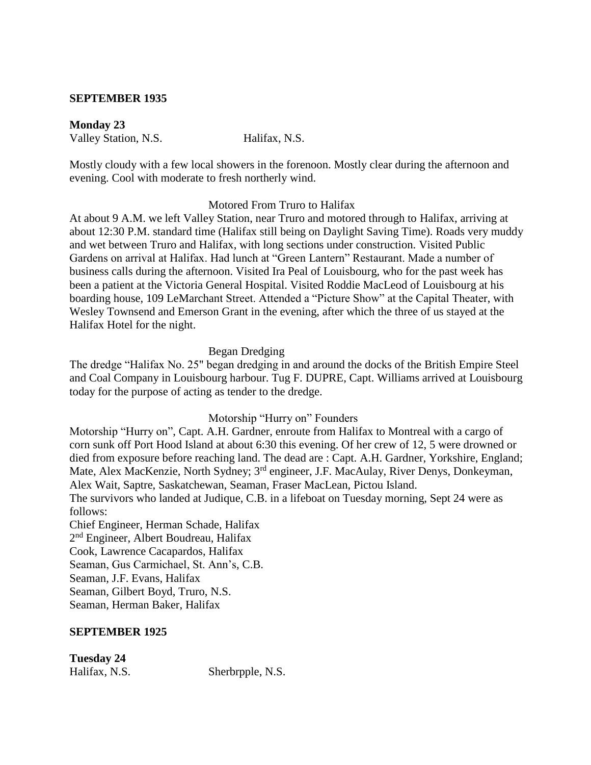**SEPTEMBER 1935**

**Monday 23**
Valley Station, N.S. Halifax, N.S.

Mostly cloudy with a few local showers in the forenoon. Mostly clear during the afternoon and evening. Cool with moderate to fresh northerly wind.

Motored From Truro to Halifax

At about 9 A.M. we left Valley Station, near Truro and motored through to Halifax, arriving at about 12:30 P.M. standard time (Halifax still being on Daylight Saving Time). Roads very muddy and wet between Truro and Halifax, with long sections under construction. Visited Public Gardens on arrival at Halifax. Had lunch at "Green Lantern" Restaurant. Made a number of business calls during the afternoon. Visited Ira Peal of Louisbourg, who for the past week has been a patient at the Victoria General Hospital. Visited Roddie MacLeod of Louisbourg at his boarding house, 109 LeMarchant Street. Attended a "Picture Show" at the Capital Theater, with Wesley Townsend and Emerson Grant in the evening, after which the three of us stayed at the Halifax Hotel for the night.

Began Dredging

The dredge "Halifax No. 25" began dredging in and around the docks of the British Empire Steel and Coal Company in Louisbourg harbour. Tug F. DUPRE, Capt. Williams arrived at Louisbourg today for the purpose of acting as tender to the dredge.

Motorship "Hurry on" Founders

Motorship "Hurry on", Capt. A.H. Gardner, enroute from Halifax to Montreal with a cargo of corn sunk off Port Hood Island at about 6:30 this evening. Of her crew of 12, 5 were drowned or died from exposure before reaching land. The dead are : Capt. A.H. Gardner, Yorkshire, England; Mate, Alex MacKenzie, North Sydney; 3rd engineer, J.F. MacAulay, River Denys, Donkeyman, Alex Wait, Saptre, Saskatchewan, Seaman, Fraser MacLean, Pictou Island.
The survivors who landed at Judique, C.B. in a lifeboat on Tuesday morning, Sept 24 were as follows:
Chief Engineer, Herman Schade, Halifax
2nd Engineer, Albert Boudreau, Halifax
Cook, Lawrence Cacapardos, Halifax
Seaman, Gus Carmichael, St. Ann's, C.B.
Seaman, J.F. Evans, Halifax
Seaman, Gilbert Boyd, Truro, N.S.
Seaman, Herman Baker, Halifax

**SEPTEMBER 1925**

**Tuesday 24**
Halifax, N.S. Sherbrpple, N.S.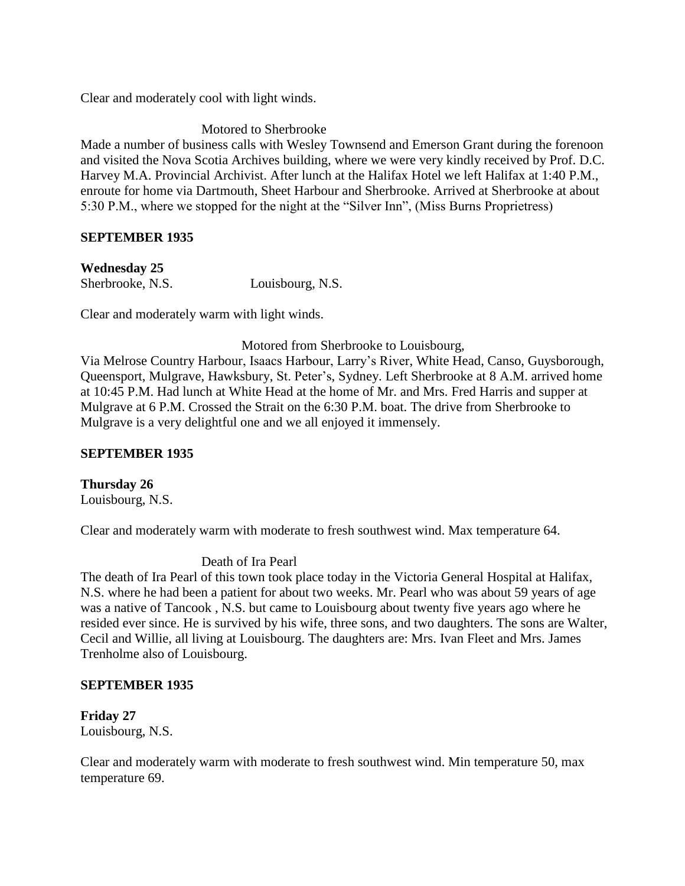Clear and moderately cool with light winds.

Motored to Sherbrooke

Made a number of business calls with Wesley Townsend and Emerson Grant during the forenoon and visited the Nova Scotia Archives building, where we were very kindly received by Prof. D.C. Harvey M.A. Provincial Archivist. After lunch at the Halifax Hotel we left Halifax at 1:40 P.M., enroute for home via Dartmouth, Sheet Harbour and Sherbrooke. Arrived at Sherbrooke at about 5:30 P.M., where we stopped for the night at the "Silver Inn", (Miss Burns Proprietress)

**SEPTEMBER 1935**

**Wednesday 25**

Sherbrooke, N.S. Louisbourg, N.S.

Clear and moderately warm with light winds.

Motored from Sherbrooke to Louisbourg,

Via Melrose Country Harbour, Isaacs Harbour, Larry's River, White Head, Canso, Guysborough, Queensport, Mulgrave, Hawksbury, St. Peter's, Sydney. Left Sherbrooke at 8 A.M. arrived home at 10:45 P.M. Had lunch at White Head at the home of Mr. and Mrs. Fred Harris and supper at Mulgrave at 6 P.M. Crossed the Strait on the 6:30 P.M. boat. The drive from Sherbrooke to Mulgrave is a very delightful one and we all enjoyed it immensely.

**SEPTEMBER 1935**

**Thursday 26**

Louisbourg, N.S.

Clear and moderately warm with moderate to fresh southwest wind. Max temperature 64.

Death of Ira Pearl

The death of Ira Pearl of this town took place today in the Victoria General Hospital at Halifax, N.S. where he had been a patient for about two weeks. Mr. Pearl who was about 59 years of age was a native of Tancook , N.S. but came to Louisbourg about twenty five years ago where he resided ever since. He is survived by his wife, three sons, and two daughters. The sons are Walter, Cecil and Willie, all living at Louisbourg. The daughters are: Mrs. Ivan Fleet and Mrs. James Trenholme also of Louisbourg.

**SEPTEMBER 1935**

**Friday 27**

Louisbourg, N.S.

Clear and moderately warm with moderate to fresh southwest wind. Min temperature 50, max temperature 69.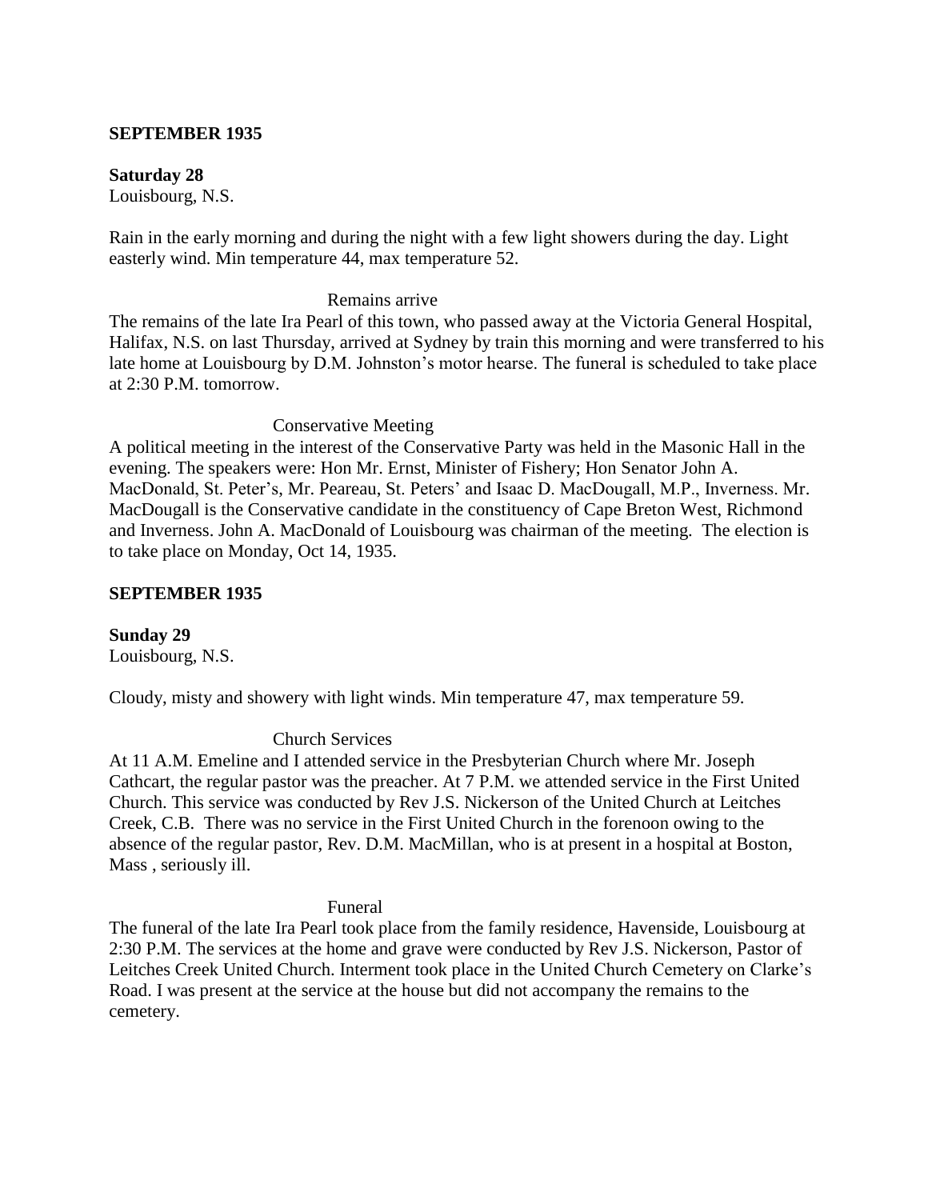**SEPTEMBER 1935**

**Saturday 28**
Louisbourg, N.S.

Rain in the early morning and during the night with a few light showers during the day. Light easterly wind. Min temperature 44, max temperature 52.

Remains arrive

The remains of the late Ira Pearl of this town, who passed away at the Victoria General Hospital, Halifax, N.S. on last Thursday, arrived at Sydney by train this morning and were transferred to his late home at Louisbourg by D.M. Johnston's motor hearse. The funeral is scheduled to take place at 2:30 P.M. tomorrow.

Conservative Meeting

A political meeting in the interest of the Conservative Party was held in the Masonic Hall in the evening. The speakers were: Hon Mr. Ernst, Minister of Fishery; Hon Senator John A. MacDonald, St. Peter's, Mr. Peareau, St. Peters' and Isaac D. MacDougall, M.P., Inverness. Mr. MacDougall is the Conservative candidate in the constituency of Cape Breton West, Richmond and Inverness. John A. MacDonald of Louisbourg was chairman of the meeting. The election is to take place on Monday, Oct 14, 1935.

**SEPTEMBER 1935**

**Sunday 29**
Louisbourg, N.S.

Cloudy, misty and showery with light winds. Min temperature 47, max temperature 59.

Church Services

At 11 A.M. Emeline and I attended service in the Presbyterian Church where Mr. Joseph Cathcart, the regular pastor was the preacher. At 7 P.M. we attended service in the First United Church. This service was conducted by Rev J.S. Nickerson of the United Church at Leitches Creek, C.B. There was no service in the First United Church in the forenoon owing to the absence of the regular pastor, Rev. D.M. MacMillan, who is at present in a hospital at Boston, Mass , seriously ill.

Funeral

The funeral of the late Ira Pearl took place from the family residence, Havenside, Louisbourg at 2:30 P.M. The services at the home and grave were conducted by Rev J.S. Nickerson, Pastor of Leitches Creek United Church. Interment took place in the United Church Cemetery on Clarke's Road. I was present at the service at the house but did not accompany the remains to the cemetery.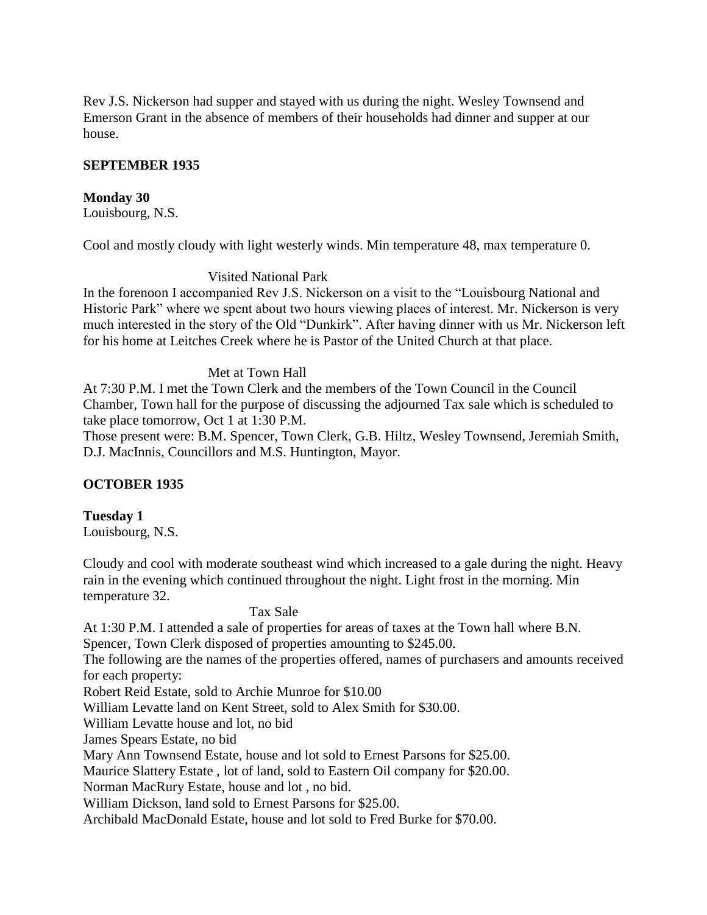Rev J.S. Nickerson had supper and stayed with us during the night. Wesley Townsend and Emerson Grant in the absence of members of their households had dinner and supper at our house.

**SEPTEMBER 1935**

**Monday 30**
Louisbourg, N.S.

Cool and mostly cloudy with light westerly winds. Min temperature 48, max temperature 0.

Visited National Park

In the forenoon I accompanied Rev J.S. Nickerson on a visit to the "Louisbourg National and Historic Park" where we spent about two hours viewing places of interest. Mr. Nickerson is very much interested in the story of the Old "Dunkirk". After having dinner with us Mr. Nickerson left for his home at Leitches Creek where he is Pastor of the United Church at that place.

Met at Town Hall

At 7:30 P.M. I met the Town Clerk and the members of the Town Council in the Council Chamber, Town hall for the purpose of discussing the adjourned Tax sale which is scheduled to take place tomorrow, Oct 1 at 1:30 P.M.
Those present were: B.M. Spencer, Town Clerk, G.B. Hiltz, Wesley Townsend, Jeremiah Smith, D.J. MacInnis, Councillors and M.S. Huntington, Mayor.

**OCTOBER 1935**

**Tuesday 1**
Louisbourg, N.S.

Cloudy and cool with moderate southeast wind which increased to a gale during the night. Heavy rain in the evening which continued throughout the night. Light frost in the morning. Min temperature 32.

Tax Sale

At 1:30 P.M. I attended a sale of properties for areas of taxes at the Town hall where B.N. Spencer, Town Clerk disposed of properties amounting to $245.00.
The following are the names of the properties offered, names of purchasers and amounts received for each property:
Robert Reid Estate, sold to Archie Munroe for $10.00
William Levatte land on Kent Street, sold to Alex Smith for $30.00.
William Levatte house and lot, no bid
James Spears Estate, no bid
Mary Ann Townsend Estate, house and lot sold to Ernest Parsons for $25.00.
Maurice Slattery Estate , lot of land, sold to Eastern Oil company for $20.00.
Norman MacRury Estate, house and lot , no bid.
William Dickson, land sold to Ernest Parsons for $25.00.
Archibald MacDonald Estate, house and lot sold to Fred Burke for $70.00.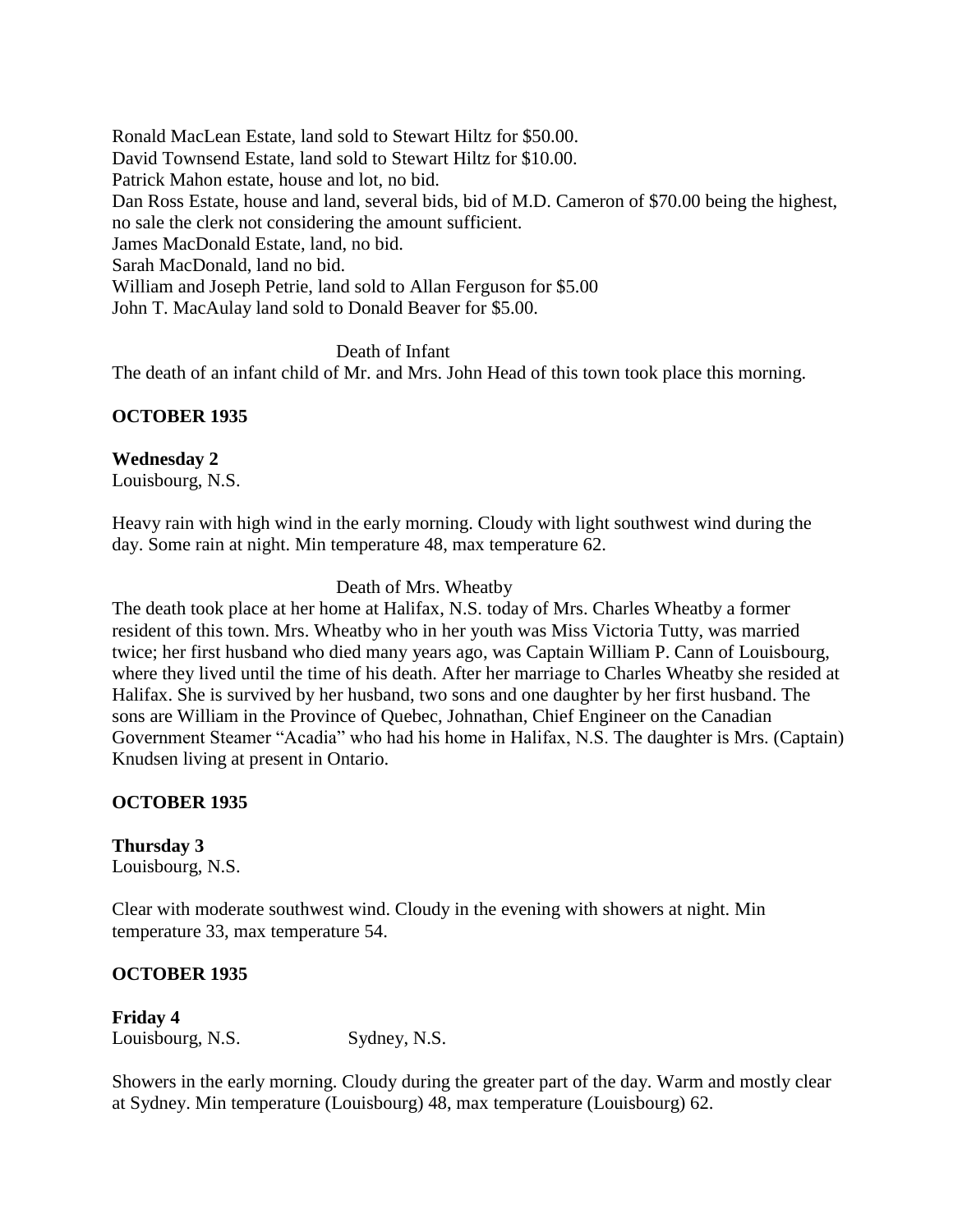Ronald MacLean Estate, land sold to Stewart Hiltz for $50.00.
David Townsend Estate, land sold to Stewart Hiltz for $10.00.
Patrick Mahon estate, house and lot, no bid.
Dan Ross Estate, house and land, several bids, bid of M.D. Cameron of $70.00 being the highest, no sale the clerk not considering the amount sufficient.
James MacDonald Estate, land, no bid.
Sarah MacDonald, land no bid.
William and Joseph Petrie, land sold to Allan Ferguson for $5.00
John T. MacAulay land sold to Donald Beaver for $5.00.

Death of Infant

The death of an infant child of Mr. and Mrs. John Head of this town took place this morning.

**OCTOBER 1935**

**Wednesday 2**
Louisbourg, N.S.

Heavy rain with high wind in the early morning. Cloudy with light southwest wind during the day. Some rain at night. Min temperature 48, max temperature 62.

Death of Mrs. Wheatby

The death took place at her home at Halifax, N.S. today of Mrs. Charles Wheatby a former resident of this town. Mrs. Wheatby who in her youth was Miss Victoria Tutty, was married twice; her first husband who died many years ago, was Captain William P. Cann of Louisbourg, where they lived until the time of his death. After her marriage to Charles Wheatby she resided at Halifax. She is survived by her husband, two sons and one daughter by her first husband. The sons are William in the Province of Quebec, Johnathan, Chief Engineer on the Canadian Government Steamer "Acadia" who had his home in Halifax, N.S. The daughter is Mrs. (Captain) Knudsen living at present in Ontario.

**OCTOBER 1935**

**Thursday 3**
Louisbourg, N.S.

Clear with moderate southwest wind. Cloudy in the evening with showers at night. Min temperature 33, max temperature 54.

**OCTOBER 1935**

**Friday 4**
Louisbourg, N.S. Sydney, N.S.

Showers in the early morning. Cloudy during the greater part of the day. Warm and mostly clear at Sydney. Min temperature (Louisbourg) 48, max temperature (Louisbourg) 62.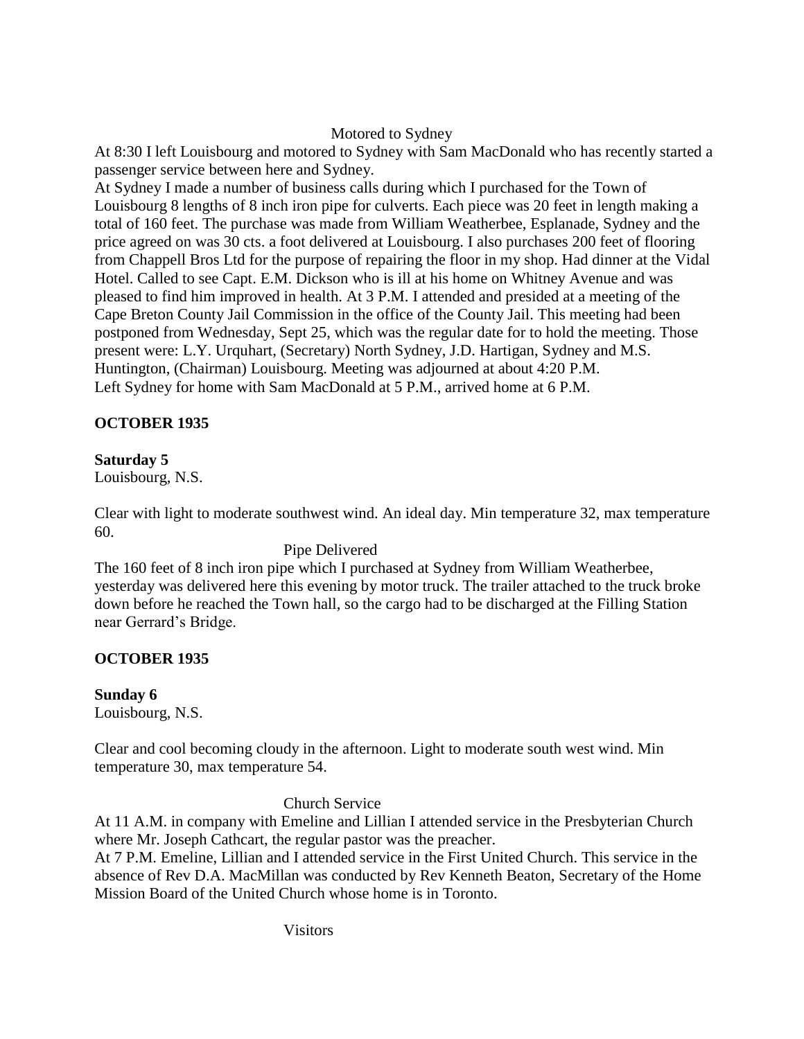Motored to Sydney

At 8:30 I left Louisbourg and motored to Sydney with Sam MacDonald who has recently started a passenger service between here and Sydney.

At Sydney I made a number of business calls during which I purchased for the Town of Louisbourg 8 lengths of 8 inch iron pipe for culverts. Each piece was 20 feet in length making a total of 160 feet. The purchase was made from William Weatherbee, Esplanade, Sydney and the price agreed on was 30 cts. a foot delivered at Louisbourg. I also purchases 200 feet of flooring from Chappell Bros Ltd for the purpose of repairing the floor in my shop. Had dinner at the Vidal Hotel. Called to see Capt. E.M. Dickson who is ill at his home on Whitney Avenue and was pleased to find him improved in health. At 3 P.M. I attended and presided at a meeting of the Cape Breton County Jail Commission in the office of the County Jail. This meeting had been postponed from Wednesday, Sept 25, which was the regular date for to hold the meeting. Those present were: L.Y. Urquhart, (Secretary) North Sydney, J.D. Hartigan, Sydney and M.S. Huntington, (Chairman) Louisbourg. Meeting was adjourned at about 4:20 P.M.

Left Sydney for home with Sam MacDonald at 5 P.M., arrived home at 6 P.M.

**OCTOBER 1935**

**Saturday 5**

Louisbourg, N.S.

Clear with light to moderate southwest wind. An ideal day. Min temperature 32, max temperature 60.

Pipe Delivered

The 160 feet of 8 inch iron pipe which I purchased at Sydney from William Weatherbee, yesterday was delivered here this evening by motor truck. The trailer attached to the truck broke down before he reached the Town hall, so the cargo had to be discharged at the Filling Station near Gerrard's Bridge.

**OCTOBER 1935**

**Sunday 6**

Louisbourg, N.S.

Clear and cool becoming cloudy in the afternoon. Light to moderate south west wind. Min temperature 30, max temperature 54.

Church Service

At 11 A.M. in company with Emeline and Lillian I attended service in the Presbyterian Church where Mr. Joseph Cathcart, the regular pastor was the preacher.

At 7 P.M. Emeline, Lillian and I attended service in the First United Church. This service in the absence of Rev D.A. MacMillan was conducted by Rev Kenneth Beaton, Secretary of the Home Mission Board of the United Church whose home is in Toronto.

Visitors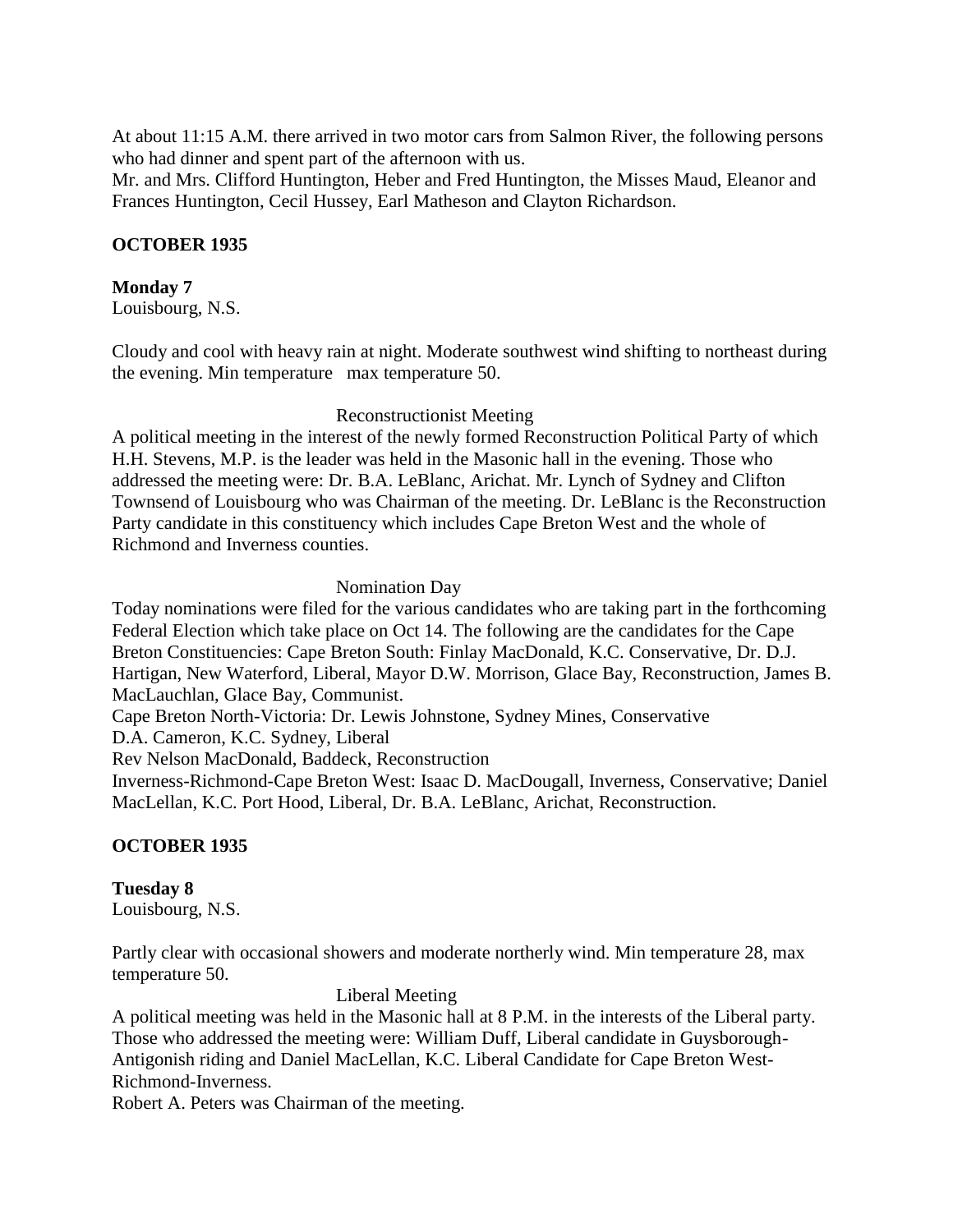At about 11:15 A.M. there arrived in two motor cars from Salmon River, the following persons who had dinner and spent part of the afternoon with us.
Mr. and Mrs. Clifford Huntington, Heber and Fred Huntington, the Misses Maud, Eleanor and Frances Huntington, Cecil Hussey, Earl Matheson and Clayton Richardson.

## OCTOBER 1935

**Monday 7**
Louisbourg, N.S.

Cloudy and cool with heavy rain at night. Moderate southwest wind shifting to northeast during the evening. Min temperature   max temperature 50.

Reconstructionist Meeting

A political meeting in the interest of the newly formed Reconstruction Political Party of which H.H. Stevens, M.P. is the leader was held in the Masonic hall in the evening. Those who addressed the meeting were: Dr. B.A. LeBlanc, Arichat. Mr. Lynch of Sydney and Clifton Townsend of Louisbourg who was Chairman of the meeting. Dr. LeBlanc is the Reconstruction Party candidate in this constituency which includes Cape Breton West and the whole of Richmond and Inverness counties.

Nomination Day

Today nominations were filed for the various candidates who are taking part in the forthcoming Federal Election which take place on Oct 14. The following are the candidates for the Cape Breton Constituencies: Cape Breton South: Finlay MacDonald, K.C. Conservative, Dr. D.J. Hartigan, New Waterford, Liberal, Mayor D.W. Morrison, Glace Bay, Reconstruction, James B. MacLauchlan, Glace Bay, Communist.
Cape Breton North-Victoria: Dr. Lewis Johnstone, Sydney Mines, Conservative
D.A. Cameron, K.C. Sydney, Liberal
Rev Nelson MacDonald, Baddeck, Reconstruction
Inverness-Richmond-Cape Breton West: Isaac D. MacDougall, Inverness, Conservative; Daniel MacLellan, K.C. Port Hood, Liberal, Dr. B.A. LeBlanc, Arichat, Reconstruction.

## OCTOBER 1935

**Tuesday 8**
Louisbourg, N.S.

Partly clear with occasional showers and moderate northerly wind. Min temperature 28, max temperature 50.

Liberal Meeting

A political meeting was held in the Masonic hall at 8 P.M. in the interests of the Liberal party. Those who addressed the meeting were: William Duff, Liberal candidate in Guysborough-Antigonish riding and Daniel MacLellan, K.C. Liberal Candidate for Cape Breton West-Richmond-Inverness.
Robert A. Peters was Chairman of the meeting.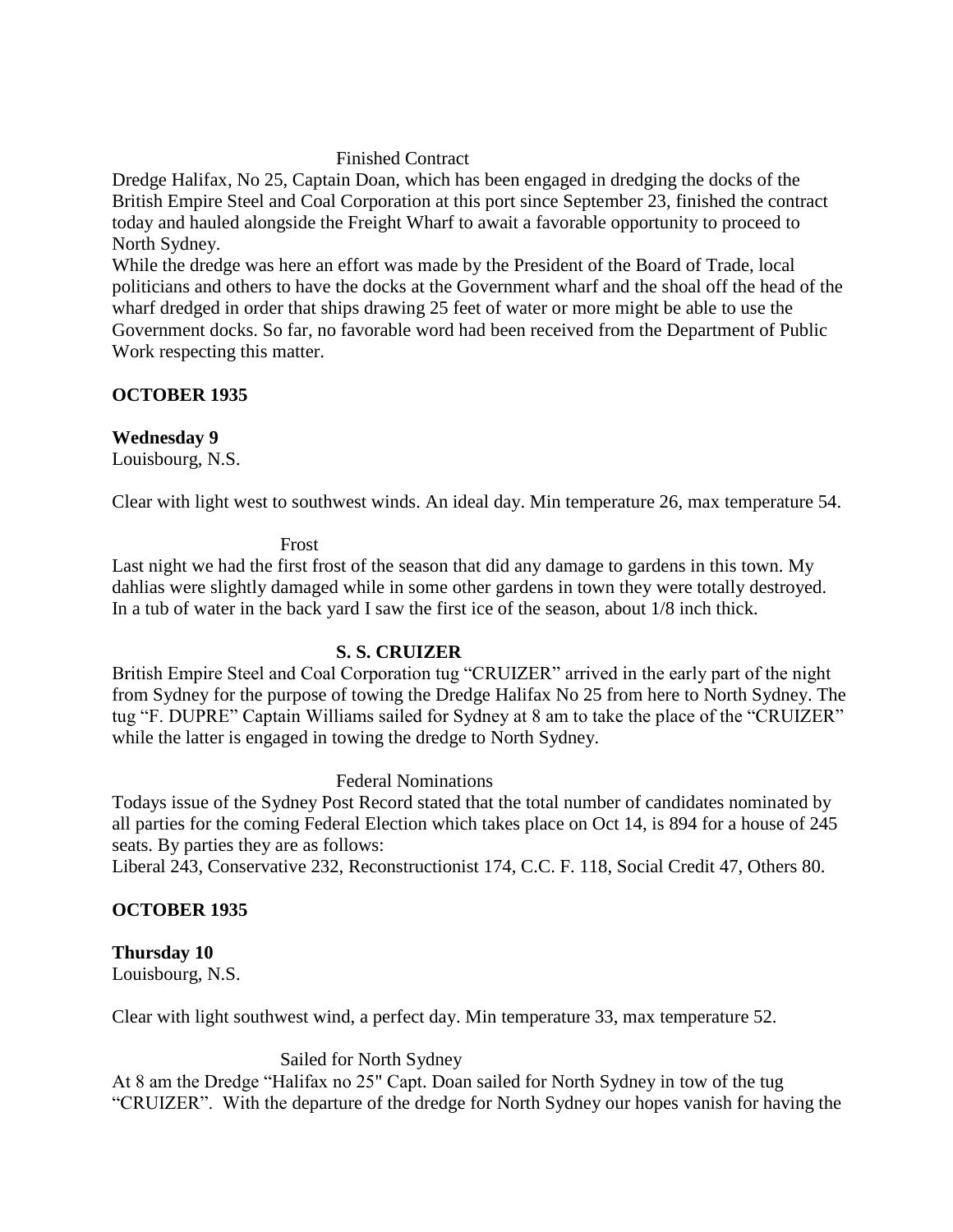Finished Contract

Dredge Halifax, No 25, Captain Doan, which has been engaged in dredging the docks of the British Empire Steel and Coal Corporation at this port since September 23, finished the contract today and hauled alongside the Freight Wharf to await a favorable opportunity to proceed to North Sydney.

While the dredge was here an effort was made by the President of the Board of Trade, local politicians and others to have the docks at the Government wharf and the shoal off the head of the wharf dredged in order that ships drawing 25 feet of water or more might be able to use the Government docks. So far, no favorable word had been received from the Department of Public Work respecting this matter.

**OCTOBER 1935**

**Wednesday 9**

Louisbourg, N.S.

Clear with light west to southwest winds. An ideal day. Min temperature 26, max temperature 54.

Frost

Last night we had the first frost of the season that did any damage to gardens in this town. My dahlias were slightly damaged while in some other gardens in town they were totally destroyed. In a tub of water in the back yard I saw the first ice of the season, about 1/8 inch thick.

**S. S. CRUIZER**

British Empire Steel and Coal Corporation tug "CRUIZER" arrived in the early part of the night from Sydney for the purpose of towing the Dredge Halifax No 25 from here to North Sydney. The tug "F. DUPRE" Captain Williams sailed for Sydney at 8 am to take the place of the "CRUIZER" while the latter is engaged in towing the dredge to North Sydney.

Federal Nominations

Todays issue of the Sydney Post Record stated that the total number of candidates nominated by all parties for the coming Federal Election which takes place on Oct 14, is 894 for a house of 245 seats. By parties they are as follows:

Liberal 243, Conservative 232, Reconstructionist 174, C.C. F. 118, Social Credit 47, Others 80.

**OCTOBER 1935**

**Thursday 10**

Louisbourg, N.S.

Clear with light southwest wind, a perfect day. Min temperature 33, max temperature 52.

Sailed for North Sydney

At 8 am the Dredge "Halifax no 25" Capt. Doan sailed for North Sydney in tow of the tug "CRUIZER". With the departure of the dredge for North Sydney our hopes vanish for having the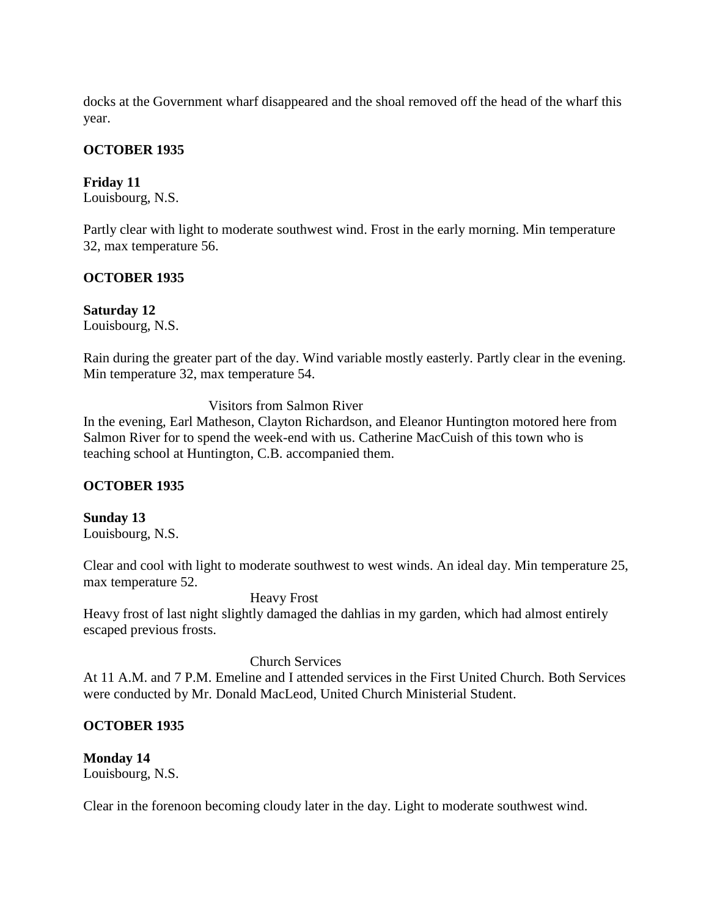docks at the Government wharf disappeared and the shoal removed off the head of the wharf this year.

**OCTOBER 1935**

**Friday 11**
Louisbourg, N.S.

Partly clear with light to moderate southwest wind. Frost in the early morning. Min temperature 32, max temperature 56.

**OCTOBER 1935**

**Saturday 12**
Louisbourg, N.S.

Rain during the greater part of the day. Wind variable mostly easterly. Partly clear in the evening. Min temperature 32, max temperature 54.

Visitors from Salmon River

In the evening, Earl Matheson, Clayton Richardson, and Eleanor Huntington motored here from Salmon River for to spend the week-end with us. Catherine MacCuish of this town who is teaching school at Huntington, C.B. accompanied them.

**OCTOBER 1935**

**Sunday 13**
Louisbourg, N.S.

Clear and cool with light to moderate southwest to west winds. An ideal day. Min temperature 25, max temperature 52.

Heavy Frost

Heavy frost of last night slightly damaged the dahlias in my garden, which had almost entirely escaped previous frosts.

Church Services

At 11 A.M. and 7 P.M. Emeline and I attended services in the First United Church. Both Services were conducted by Mr. Donald MacLeod, United Church Ministerial Student.

**OCTOBER 1935**

**Monday 14**
Louisbourg, N.S.

Clear in the forenoon becoming cloudy later in the day. Light to moderate southwest wind.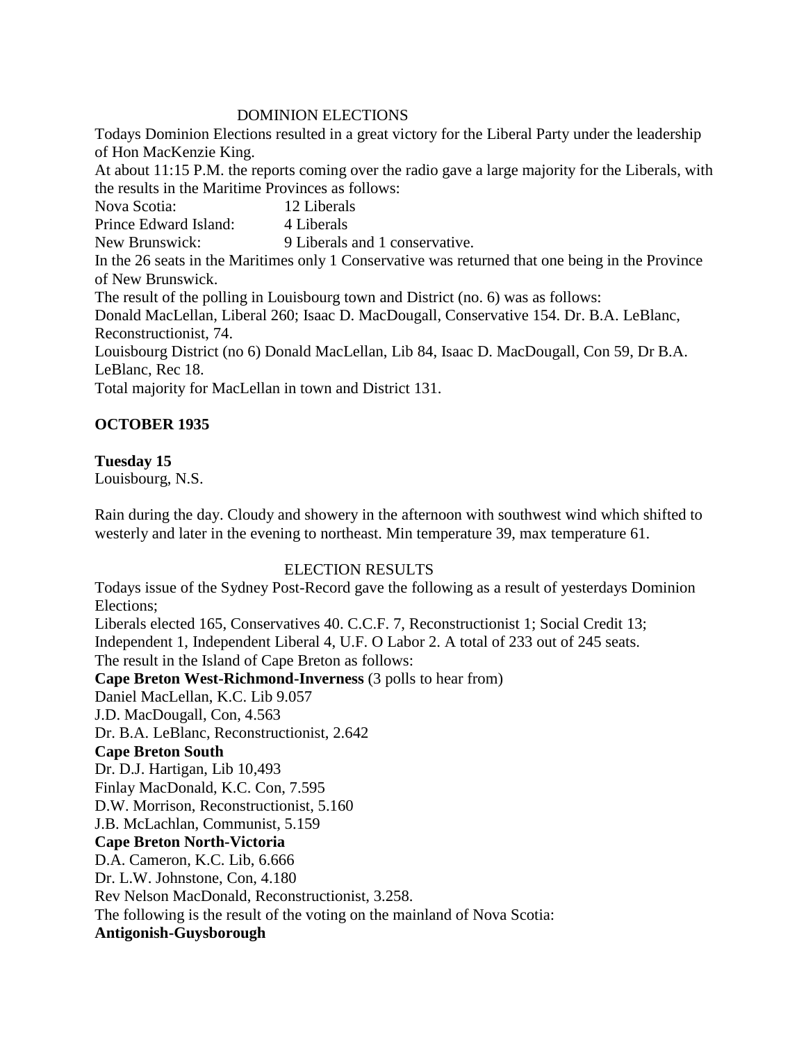DOMINION ELECTIONS

Todays Dominion Elections resulted in a great victory for the Liberal Party under the leadership of Hon MacKenzie King.

At about 11:15 P.M. the reports coming over the radio gave a large majority for the Liberals, with the results in the Maritime Provinces as follows:

Nova Scotia: 12 Liberals
Prince Edward Island: 4 Liberals
New Brunswick: 9 Liberals and 1 conservative.

In the 26 seats in the Maritimes only 1 Conservative was returned that one being in the Province of New Brunswick.

The result of the polling in Louisbourg town and District (no. 6) was as follows:

Donald MacLellan, Liberal 260; Isaac D. MacDougall, Conservative 154. Dr. B.A. LeBlanc, Reconstructionist, 74.

Louisbourg District (no 6) Donald MacLellan, Lib 84, Isaac D. MacDougall, Con 59, Dr B.A. LeBlanc, Rec 18.

Total majority for MacLellan in town and District 131.

**OCTOBER 1935**

**Tuesday 15**
Louisbourg, N.S.

Rain during the day. Cloudy and showery in the afternoon with southwest wind which shifted to westerly and later in the evening to northeast. Min temperature 39, max temperature 61.

ELECTION RESULTS

Todays issue of the Sydney Post-Record gave the following as a result of yesterdays Dominion Elections;

Liberals elected 165, Conservatives 40. C.C.F. 7, Reconstructionist 1; Social Credit 13; Independent 1, Independent Liberal 4, U.F. O Labor 2. A total of 233 out of 245 seats.

The result in the Island of Cape Breton as follows:

**Cape Breton West-Richmond-Inverness** (3 polls to hear from)
Daniel MacLellan, K.C. Lib 9.057
J.D. MacDougall, Con, 4.563
Dr. B.A. LeBlanc, Reconstructionist, 2.642

**Cape Breton South**
Dr. D.J. Hartigan, Lib 10,493
Finlay MacDonald, K.C. Con, 7.595
D.W. Morrison, Reconstructionist, 5.160
J.B. McLachlan, Communist, 5.159

**Cape Breton North-Victoria**
D.A. Cameron, K.C. Lib, 6.666
Dr. L.W. Johnstone, Con, 4.180
Rev Nelson MacDonald, Reconstructionist, 3.258.

The following is the result of the voting on the mainland of Nova Scotia:

**Antigonish-Guysborough**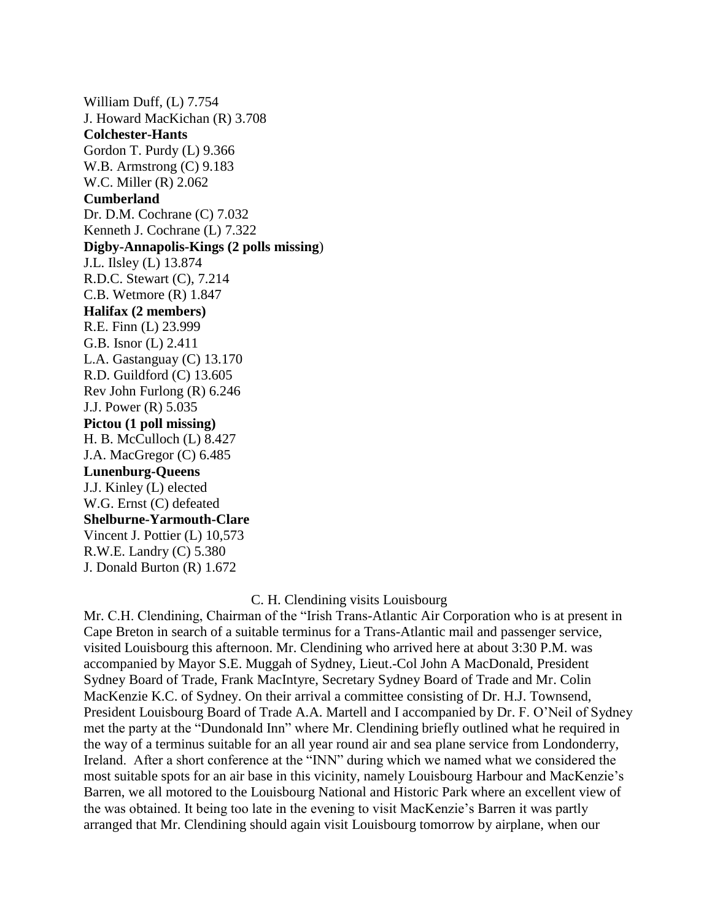William Duff, (L) 7.754
J. Howard MacKichan (R) 3.708
**Colchester-Hants**
Gordon T. Purdy (L) 9.366
W.B. Armstrong (C) 9.183
W.C. Miller (R) 2.062
**Cumberland**
Dr. D.M. Cochrane (C) 7.032
Kenneth J. Cochrane (L) 7.322
**Digby-Annapolis-Kings (2 polls missing**)
J.L. Ilsley (L) 13.874
R.D.C. Stewart (C), 7.214
C.B. Wetmore (R) 1.847
**Halifax (2 members)**
R.E. Finn (L) 23.999
G.B. Isnor (L) 2.411
L.A. Gastanguay (C) 13.170
R.D. Guildford (C) 13.605
Rev John Furlong (R) 6.246
J.J. Power (R) 5.035
**Pictou (1 poll missing)**
H. B. McCulloch (L) 8.427
J.A. MacGregor (C) 6.485
**Lunenburg-Queens**
J.J. Kinley (L) elected
W.G. Ernst (C) defeated
**Shelburne-Yarmouth-Clare**
Vincent J. Pottier (L) 10,573
R.W.E. Landry (C) 5.380
J. Donald Burton (R) 1.672

C. H. Clendining visits Louisbourg

Mr. C.H. Clendining, Chairman of the "Irish Trans-Atlantic Air Corporation who is at present in Cape Breton in search of a suitable terminus for a Trans-Atlantic mail and passenger service, visited Louisbourg this afternoon. Mr. Clendining who arrived here at about 3:30 P.M. was accompanied by Mayor S.E. Muggah of Sydney, Lieut.-Col John A MacDonald, President Sydney Board of Trade, Frank MacIntyre, Secretary Sydney Board of Trade and Mr. Colin MacKenzie K.C. of Sydney. On their arrival a committee consisting of Dr. H.J. Townsend, President Louisbourg Board of Trade A.A. Martell and I accompanied by Dr. F. O'Neil of Sydney met the party at the "Dundonald Inn" where Mr. Clendining briefly outlined what he required in the way of a terminus suitable for an all year round air and sea plane service from Londonderry, Ireland. After a short conference at the "INN" during which we named what we considered the most suitable spots for an air base in this vicinity, namely Louisbourg Harbour and MacKenzie's Barren, we all motored to the Louisbourg National and Historic Park where an excellent view of the was obtained. It being too late in the evening to visit MacKenzie's Barren it was partly arranged that Mr. Clendining should again visit Louisbourg tomorrow by airplane, when our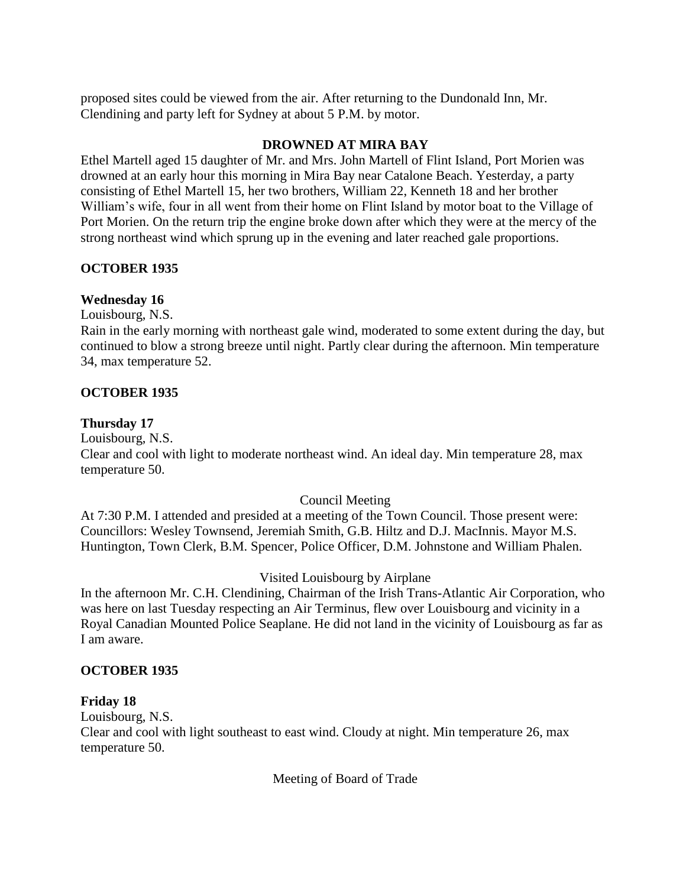proposed sites could be viewed from the air. After returning to the Dundonald Inn, Mr. Clendining and party left for Sydney at about 5 P.M. by motor.

**DROWNED AT MIRA BAY**

Ethel Martell aged 15 daughter of Mr. and Mrs. John Martell of Flint Island, Port Morien was drowned at an early hour this morning in Mira Bay near Catalone Beach. Yesterday, a party consisting of Ethel Martell 15, her two brothers, William 22, Kenneth 18 and her brother William's wife, four in all went from their home on Flint Island by motor boat to the Village of Port Morien. On the return trip the engine broke down after which they were at the mercy of the strong northeast wind which sprung up in the evening and later reached gale proportions.

**OCTOBER 1935**

**Wednesday 16**

Louisbourg, N.S.

Rain in the early morning with northeast gale wind, moderated to some extent during the day, but continued to blow a strong breeze until night. Partly clear during the afternoon. Min temperature 34, max temperature 52.

**OCTOBER 1935**

**Thursday 17**

Louisbourg, N.S.

Clear and cool with light to moderate northeast wind. An ideal day. Min temperature 28, max temperature 50.

Council Meeting

At 7:30 P.M. I attended and presided at a meeting of the Town Council. Those present were: Councillors: Wesley Townsend, Jeremiah Smith, G.B. Hiltz and D.J. MacInnis. Mayor M.S. Huntington, Town Clerk, B.M. Spencer, Police Officer, D.M. Johnstone and William Phalen.

Visited Louisbourg by Airplane

In the afternoon Mr. C.H. Clendining, Chairman of the Irish Trans-Atlantic Air Corporation, who was here on last Tuesday respecting an Air Terminus, flew over Louisbourg and vicinity in a Royal Canadian Mounted Police Seaplane. He did not land in the vicinity of Louisbourg as far as I am aware.

**OCTOBER 1935**

**Friday 18**

Louisbourg, N.S.

Clear and cool with light southeast to east wind. Cloudy at night. Min temperature 26, max temperature 50.

Meeting of Board of Trade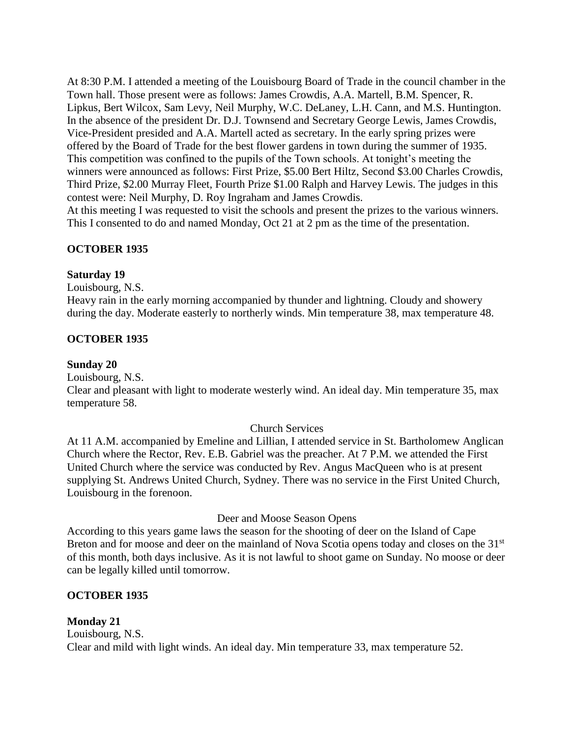At 8:30 P.M. I attended a meeting of the Louisbourg Board of Trade in the council chamber in the Town hall. Those present were as follows: James Crowdis, A.A. Martell, B.M. Spencer, R. Lipkus, Bert Wilcox, Sam Levy, Neil Murphy, W.C. DeLaney, L.H. Cann, and M.S. Huntington. In the absence of the president Dr. D.J. Townsend and Secretary George Lewis, James Crowdis, Vice-President presided and A.A. Martell acted as secretary. In the early spring prizes were offered by the Board of Trade for the best flower gardens in town during the summer of 1935. This competition was confined to the pupils of the Town schools. At tonight's meeting the winners were announced as follows: First Prize, $5.00 Bert Hiltz, Second $3.00 Charles Crowdis, Third Prize, $2.00 Murray Fleet, Fourth Prize $1.00 Ralph and Harvey Lewis. The judges in this contest were: Neil Murphy, D. Roy Ingraham and James Crowdis.
At this meeting I was requested to visit the schools and present the prizes to the various winners. This I consented to do and named Monday, Oct 21 at 2 pm as the time of the presentation.

**OCTOBER 1935**

**Saturday 19**

Louisbourg, N.S.
Heavy rain in the early morning accompanied by thunder and lightning. Cloudy and showery during the day. Moderate easterly to northerly winds. Min temperature 38, max temperature 48.

**OCTOBER 1935**

**Sunday 20**

Louisbourg, N.S.
Clear and pleasant with light to moderate westerly wind. An ideal day. Min temperature 35, max temperature 58.

Church Services

At 11 A.M. accompanied by Emeline and Lillian, I attended service in St. Bartholomew Anglican Church where the Rector, Rev. E.B. Gabriel was the preacher. At 7 P.M. we attended the First United Church where the service was conducted by Rev. Angus MacQueen who is at present supplying St. Andrews United Church, Sydney. There was no service in the First United Church, Louisbourg in the forenoon.

Deer and Moose Season Opens

According to this years game laws the season for the shooting of deer on the Island of Cape Breton and for moose and deer on the mainland of Nova Scotia opens today and closes on the 31st of this month, both days inclusive. As it is not lawful to shoot game on Sunday. No moose or deer can be legally killed until tomorrow.

**OCTOBER 1935**

**Monday 21**

Louisbourg, N.S.
Clear and mild with light winds. An ideal day. Min temperature 33, max temperature 52.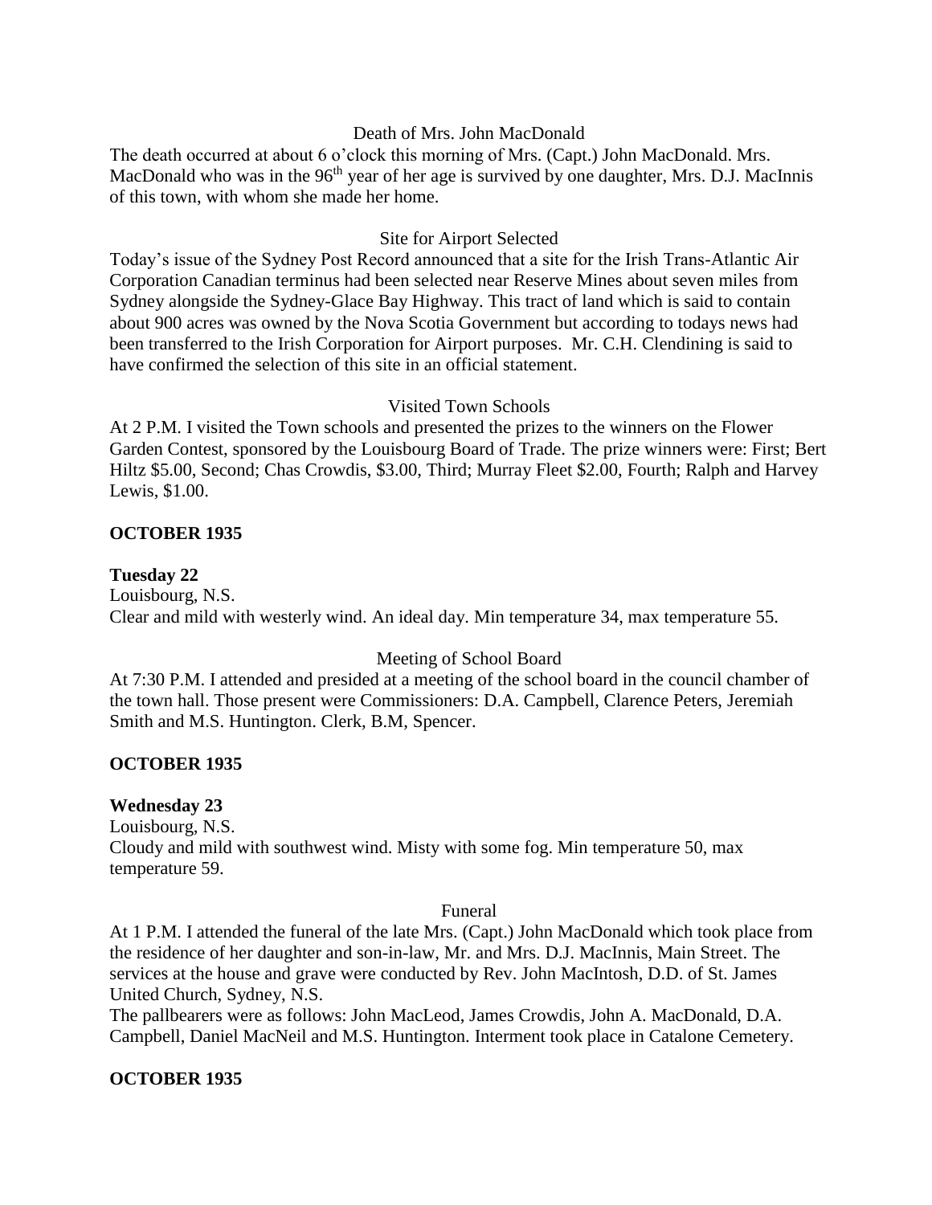Death of Mrs. John MacDonald

The death occurred at about 6 o'clock this morning of Mrs. (Capt.) John MacDonald. Mrs. MacDonald who was in the 96th year of her age is survived by one daughter, Mrs. D.J. MacInnis of this town, with whom she made her home.

Site for Airport Selected

Today's issue of the Sydney Post Record announced that a site for the Irish Trans-Atlantic Air Corporation Canadian terminus had been selected near Reserve Mines about seven miles from Sydney alongside the Sydney-Glace Bay Highway. This tract of land which is said to contain about 900 acres was owned by the Nova Scotia Government but according to todays news had been transferred to the Irish Corporation for Airport purposes. Mr. C.H. Clendining is said to have confirmed the selection of this site in an official statement.

Visited Town Schools

At 2 P.M. I visited the Town schools and presented the prizes to the winners on the Flower Garden Contest, sponsored by the Louisbourg Board of Trade. The prize winners were: First; Bert Hiltz $5.00, Second; Chas Crowdis, $3.00, Third; Murray Fleet $2.00, Fourth; Ralph and Harvey Lewis, $1.00.

**OCTOBER 1935**

**Tuesday 22**

Louisbourg, N.S.

Clear and mild with westerly wind. An ideal day. Min temperature 34, max temperature 55.

Meeting of School Board

At 7:30 P.M. I attended and presided at a meeting of the school board in the council chamber of the town hall. Those present were Commissioners: D.A. Campbell, Clarence Peters, Jeremiah Smith and M.S. Huntington. Clerk, B.M, Spencer.

**OCTOBER 1935**

**Wednesday 23**

Louisbourg, N.S.

Cloudy and mild with southwest wind. Misty with some fog. Min temperature 50, max temperature 59.

Funeral

At 1 P.M. I attended the funeral of the late Mrs. (Capt.) John MacDonald which took place from the residence of her daughter and son-in-law, Mr. and Mrs. D.J. MacInnis, Main Street. The services at the house and grave were conducted by Rev. John MacIntosh, D.D. of St. James United Church, Sydney, N.S.

The pallbearers were as follows: John MacLeod, James Crowdis, John A. MacDonald, D.A. Campbell, Daniel MacNeil and M.S. Huntington. Interment took place in Catalone Cemetery.

**OCTOBER 1935**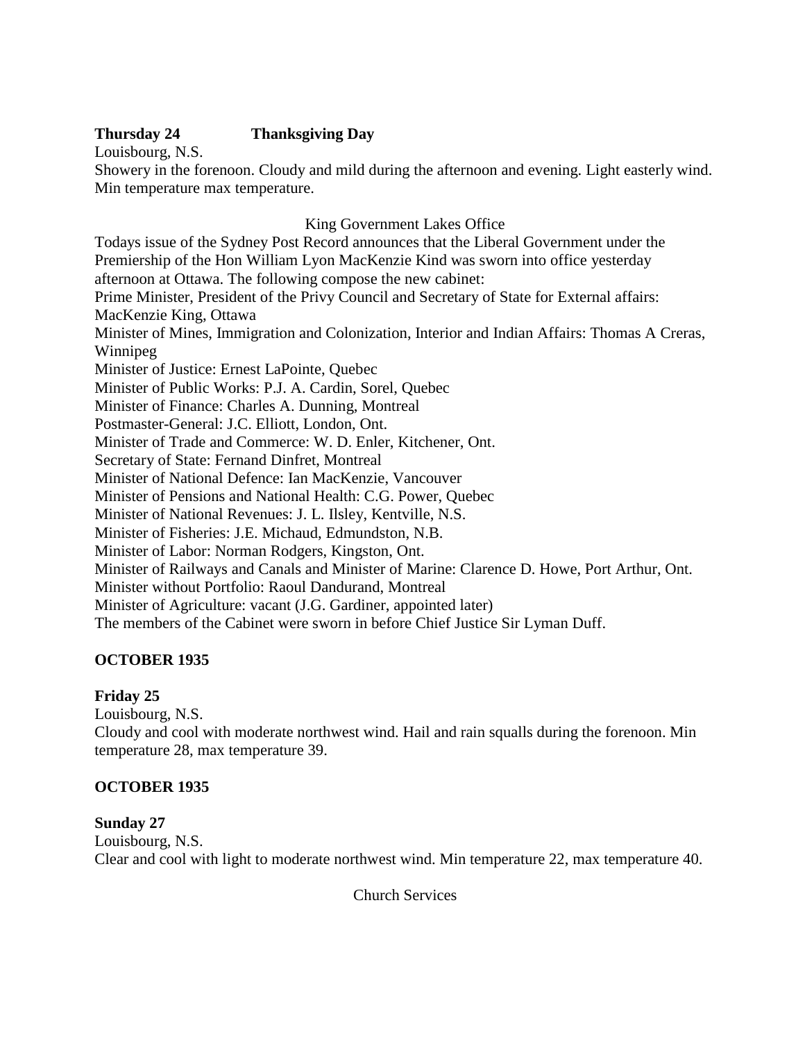**Thursday 24 Thanksgiving Day**

Louisbourg, N.S.

Showery in the forenoon. Cloudy and mild during the afternoon and evening. Light easterly wind. Min temperature max temperature.

King Government Lakes Office

Todays issue of the Sydney Post Record announces that the Liberal Government under the Premiership of the Hon William Lyon MacKenzie Kind was sworn into office yesterday afternoon at Ottawa. The following compose the new cabinet:

Prime Minister, President of the Privy Council and Secretary of State for External affairs: MacKenzie King, Ottawa

Minister of Mines, Immigration and Colonization, Interior and Indian Affairs: Thomas A Creras, Winnipeg

Minister of Justice: Ernest LaPointe, Quebec

Minister of Public Works: P.J. A. Cardin, Sorel, Quebec

Minister of Finance: Charles A. Dunning, Montreal

Postmaster-General: J.C. Elliott, London, Ont.

Minister of Trade and Commerce: W. D. Enler, Kitchener, Ont.

Secretary of State: Fernand Dinfret, Montreal

Minister of National Defence: Ian MacKenzie, Vancouver

Minister of Pensions and National Health: C.G. Power, Quebec

Minister of National Revenues: J. L. Ilsley, Kentville, N.S.

Minister of Fisheries: J.E. Michaud, Edmundston, N.B.

Minister of Labor: Norman Rodgers, Kingston, Ont.

Minister of Railways and Canals and Minister of Marine: Clarence D. Howe, Port Arthur, Ont.

Minister without Portfolio: Raoul Dandurand, Montreal

Minister of Agriculture: vacant (J.G. Gardiner, appointed later)

The members of the Cabinet were sworn in before Chief Justice Sir Lyman Duff.

**OCTOBER 1935**

**Friday 25**

Louisbourg, N.S.

Cloudy and cool with moderate northwest wind. Hail and rain squalls during the forenoon. Min temperature 28, max temperature 39.

**OCTOBER 1935**

**Sunday 27**

Louisbourg, N.S.

Clear and cool with light to moderate northwest wind. Min temperature 22, max temperature 40.

Church Services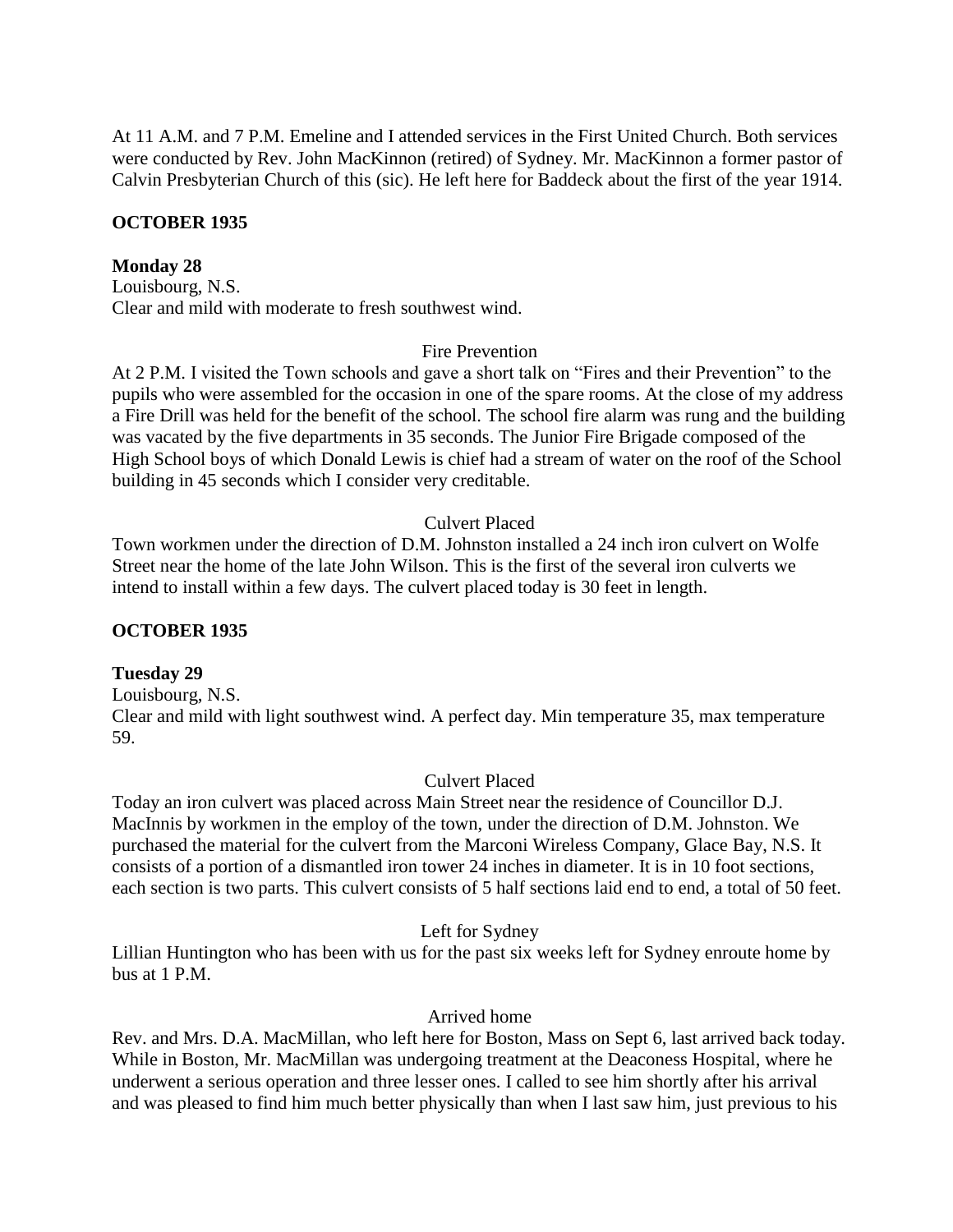At 11 A.M. and 7 P.M. Emeline and I attended services in the First United Church. Both services were conducted by Rev. John MacKinnon (retired) of Sydney. Mr. MacKinnon a former pastor of Calvin Presbyterian Church of this (sic). He left here for Baddeck about the first of the year 1914.

**OCTOBER 1935**

**Monday 28**
Louisbourg, N.S.
Clear and mild with moderate to fresh southwest wind.

Fire Prevention

At 2 P.M. I visited the Town schools and gave a short talk on "Fires and their Prevention" to the pupils who were assembled for the occasion in one of the spare rooms. At the close of my address a Fire Drill was held for the benefit of the school. The school fire alarm was rung and the building was vacated by the five departments in 35 seconds. The Junior Fire Brigade composed of the High School boys of which Donald Lewis is chief had a stream of water on the roof of the School building in 45 seconds which I consider very creditable.

Culvert Placed

Town workmen under the direction of D.M. Johnston installed a 24 inch iron culvert on Wolfe Street near the home of the late John Wilson. This is the first of the several iron culverts we intend to install within a few days. The culvert placed today is 30 feet in length.

**OCTOBER 1935**

**Tuesday 29**
Louisbourg, N.S.
Clear and mild with light southwest wind. A perfect day. Min temperature 35, max temperature 59.

Culvert Placed

Today an iron culvert was placed across Main Street near the residence of Councillor D.J. MacInnis by workmen in the employ of the town, under the direction of D.M. Johnston. We purchased the material for the culvert from the Marconi Wireless Company, Glace Bay, N.S. It consists of a portion of a dismantled iron tower 24 inches in diameter. It is in 10 foot sections, each section is two parts. This culvert consists of 5 half sections laid end to end, a total of 50 feet.

Left for Sydney

Lillian Huntington who has been with us for the past six weeks left for Sydney enroute home by bus at 1 P.M.

Arrived home

Rev. and Mrs. D.A. MacMillan, who left here for Boston, Mass on Sept 6, last arrived back today. While in Boston, Mr. MacMillan was undergoing treatment at the Deaconess Hospital, where he underwent a serious operation and three lesser ones. I called to see him shortly after his arrival and was pleased to find him much better physically than when I last saw him, just previous to his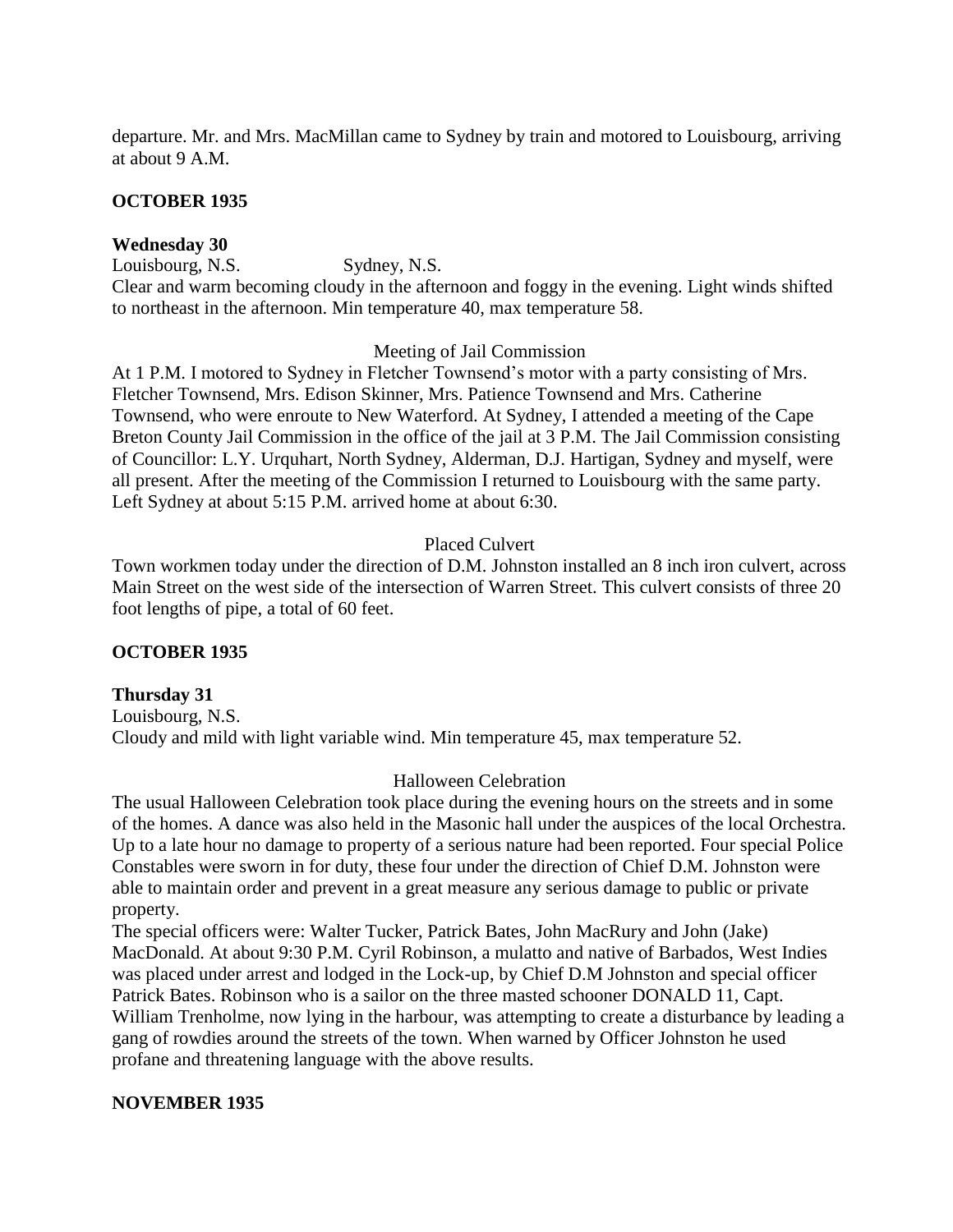departure. Mr. and Mrs. MacMillan came to Sydney by train and motored to Louisbourg, arriving at about 9 A.M.

**OCTOBER 1935**

**Wednesday 30**
Louisbourg, N.S. Sydney, N.S.
Clear and warm becoming cloudy in the afternoon and foggy in the evening. Light winds shifted to northeast in the afternoon. Min temperature 40, max temperature 58.

Meeting of Jail Commission

At 1 P.M. I motored to Sydney in Fletcher Townsend's motor with a party consisting of Mrs. Fletcher Townsend, Mrs. Edison Skinner, Mrs. Patience Townsend and Mrs. Catherine Townsend, who were enroute to New Waterford. At Sydney, I attended a meeting of the Cape Breton County Jail Commission in the office of the jail at 3 P.M. The Jail Commission consisting of Councillor: L.Y. Urquhart, North Sydney, Alderman, D.J. Hartigan, Sydney and myself, were all present. After the meeting of the Commission I returned to Louisbourg with the same party. Left Sydney at about 5:15 P.M. arrived home at about 6:30.

Placed Culvert

Town workmen today under the direction of D.M. Johnston installed an 8 inch iron culvert, across Main Street on the west side of the intersection of Warren Street. This culvert consists of three 20 foot lengths of pipe, a total of 60 feet.

**OCTOBER 1935**

**Thursday 31**
Louisbourg, N.S.
Cloudy and mild with light variable wind. Min temperature 45, max temperature 52.

Halloween Celebration

The usual Halloween Celebration took place during the evening hours on the streets and in some of the homes. A dance was also held in the Masonic hall under the auspices of the local Orchestra. Up to a late hour no damage to property of a serious nature had been reported. Four special Police Constables were sworn in for duty, these four under the direction of Chief D.M. Johnston were able to maintain order and prevent in a great measure any serious damage to public or private property.
The special officers were: Walter Tucker, Patrick Bates, John MacRury and John (Jake) MacDonald. At about 9:30 P.M. Cyril Robinson, a mulatto and native of Barbados, West Indies was placed under arrest and lodged in the Lock-up, by Chief D.M Johnston and special officer Patrick Bates. Robinson who is a sailor on the three masted schooner DONALD 11, Capt. William Trenholme, now lying in the harbour, was attempting to create a disturbance by leading a gang of rowdies around the streets of the town. When warned by Officer Johnston he used profane and threatening language with the above results.

**NOVEMBER 1935**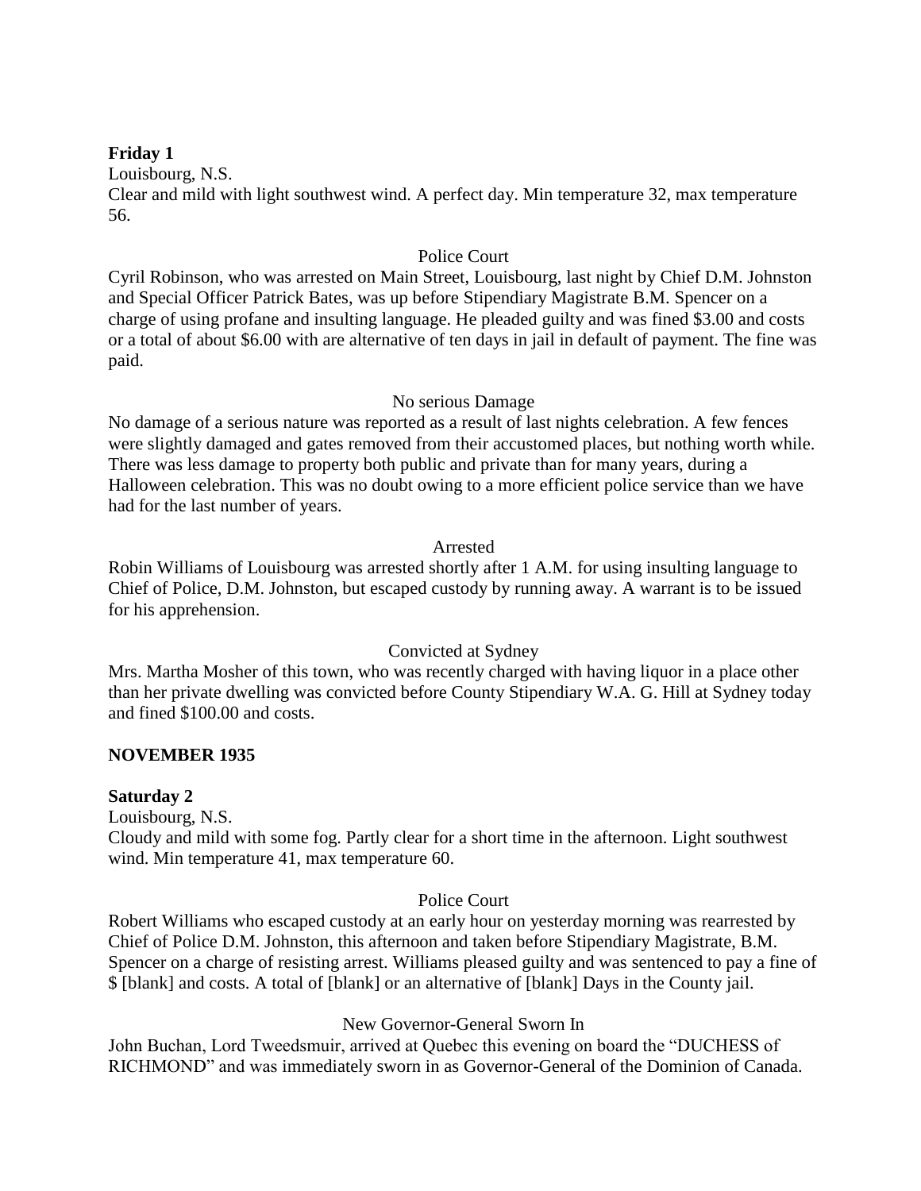**Friday 1**

Louisbourg, N.S.

Clear and mild with light southwest wind. A perfect day. Min temperature 32, max temperature 56.

Police Court

Cyril Robinson, who was arrested on Main Street, Louisbourg, last night by Chief D.M. Johnston and Special Officer Patrick Bates, was up before Stipendiary Magistrate B.M. Spencer on a charge of using profane and insulting language. He pleaded guilty and was fined $3.00 and costs or a total of about $6.00 with are alternative of ten days in jail in default of payment. The fine was paid.

No serious Damage

No damage of a serious nature was reported as a result of last nights celebration. A few fences were slightly damaged and gates removed from their accustomed places, but nothing worth while. There was less damage to property both public and private than for many years, during a Halloween celebration. This was no doubt owing to a more efficient police service than we have had for the last number of years.

Arrested

Robin Williams of Louisbourg was arrested shortly after 1 A.M. for using insulting language to Chief of Police, D.M. Johnston, but escaped custody by running away. A warrant is to be issued for his apprehension.

Convicted at Sydney

Mrs. Martha Mosher of this town, who was recently charged with having liquor in a place other than her private dwelling was convicted before County Stipendiary W.A. G. Hill at Sydney today and fined $100.00 and costs.

**NOVEMBER 1935**

**Saturday 2**

Louisbourg, N.S.

Cloudy and mild with some fog. Partly clear for a short time in the afternoon. Light southwest wind. Min temperature 41, max temperature 60.

Police Court

Robert Williams who escaped custody at an early hour on yesterday morning was rearrested by Chief of Police D.M. Johnston, this afternoon and taken before Stipendiary Magistrate, B.M. Spencer on a charge of resisting arrest. Williams pleased guilty and was sentenced to pay a fine of $ [blank] and costs. A total of [blank] or an alternative of [blank] Days in the County jail.

New Governor-General Sworn In

John Buchan, Lord Tweedsmuir, arrived at Quebec this evening on board the "DUCHESS of RICHMOND" and was immediately sworn in as Governor-General of the Dominion of Canada.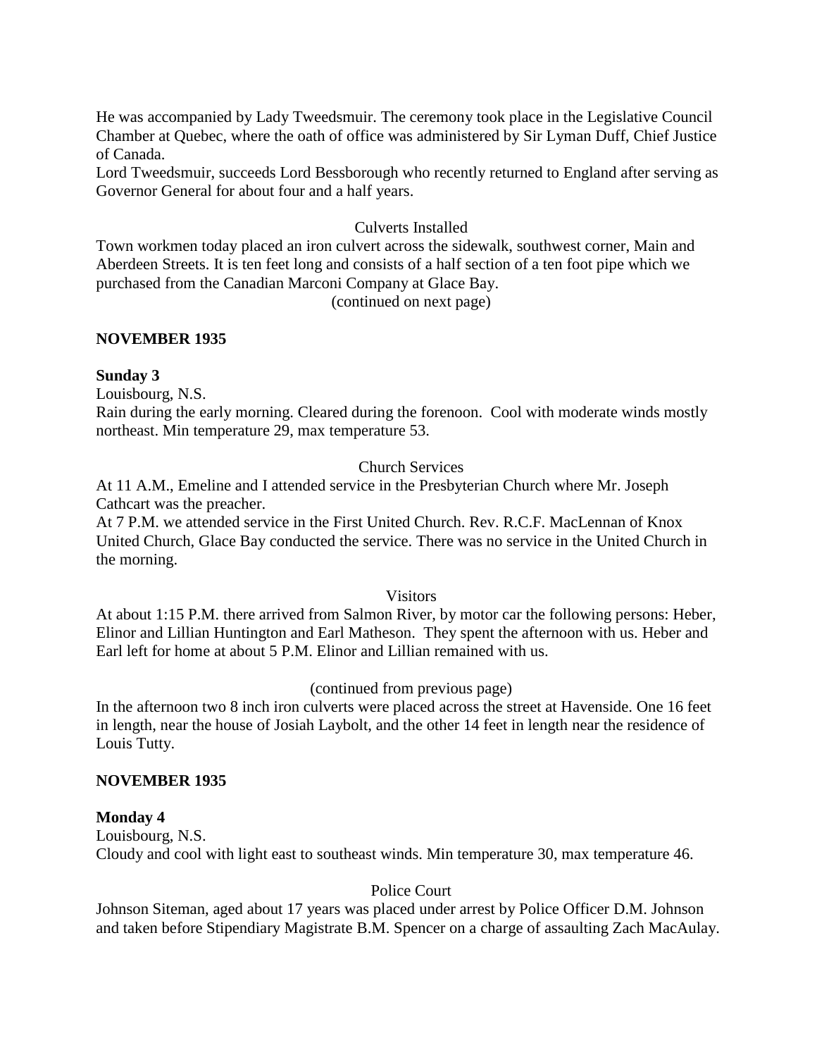He was accompanied by Lady Tweedsmuir. The ceremony took place in the Legislative Council Chamber at Quebec, where the oath of office was administered by Sir Lyman Duff, Chief Justice of Canada.
Lord Tweedsmuir, succeeds Lord Bessborough who recently returned to England after serving as Governor General for about four and a half years.

Culverts Installed

Town workmen today placed an iron culvert across the sidewalk, southwest corner, Main and Aberdeen Streets. It is ten feet long and consists of a half section of a ten foot pipe which we purchased from the Canadian Marconi Company at Glace Bay.

(continued on next page)

**NOVEMBER 1935**

**Sunday 3**

Louisbourg, N.S.
Rain during the early morning. Cleared during the forenoon. Cool with moderate winds mostly northeast. Min temperature 29, max temperature 53.

Church Services

At 11 A.M., Emeline and I attended service in the Presbyterian Church where Mr. Joseph Cathcart was the preacher.
At 7 P.M. we attended service in the First United Church. Rev. R.C.F. MacLennan of Knox United Church, Glace Bay conducted the service. There was no service in the United Church in the morning.

Visitors

At about 1:15 P.M. there arrived from Salmon River, by motor car the following persons: Heber, Elinor and Lillian Huntington and Earl Matheson. They spent the afternoon with us. Heber and Earl left for home at about 5 P.M. Elinor and Lillian remained with us.

(continued from previous page)

In the afternoon two 8 inch iron culverts were placed across the street at Havenside. One 16 feet in length, near the house of Josiah Laybolt, and the other 14 feet in length near the residence of Louis Tutty.

**NOVEMBER 1935**

**Monday 4**

Louisbourg, N.S.
Cloudy and cool with light east to southeast winds. Min temperature 30, max temperature 46.

Police Court

Johnson Siteman, aged about 17 years was placed under arrest by Police Officer D.M. Johnson and taken before Stipendiary Magistrate B.M. Spencer on a charge of assaulting Zach MacAulay.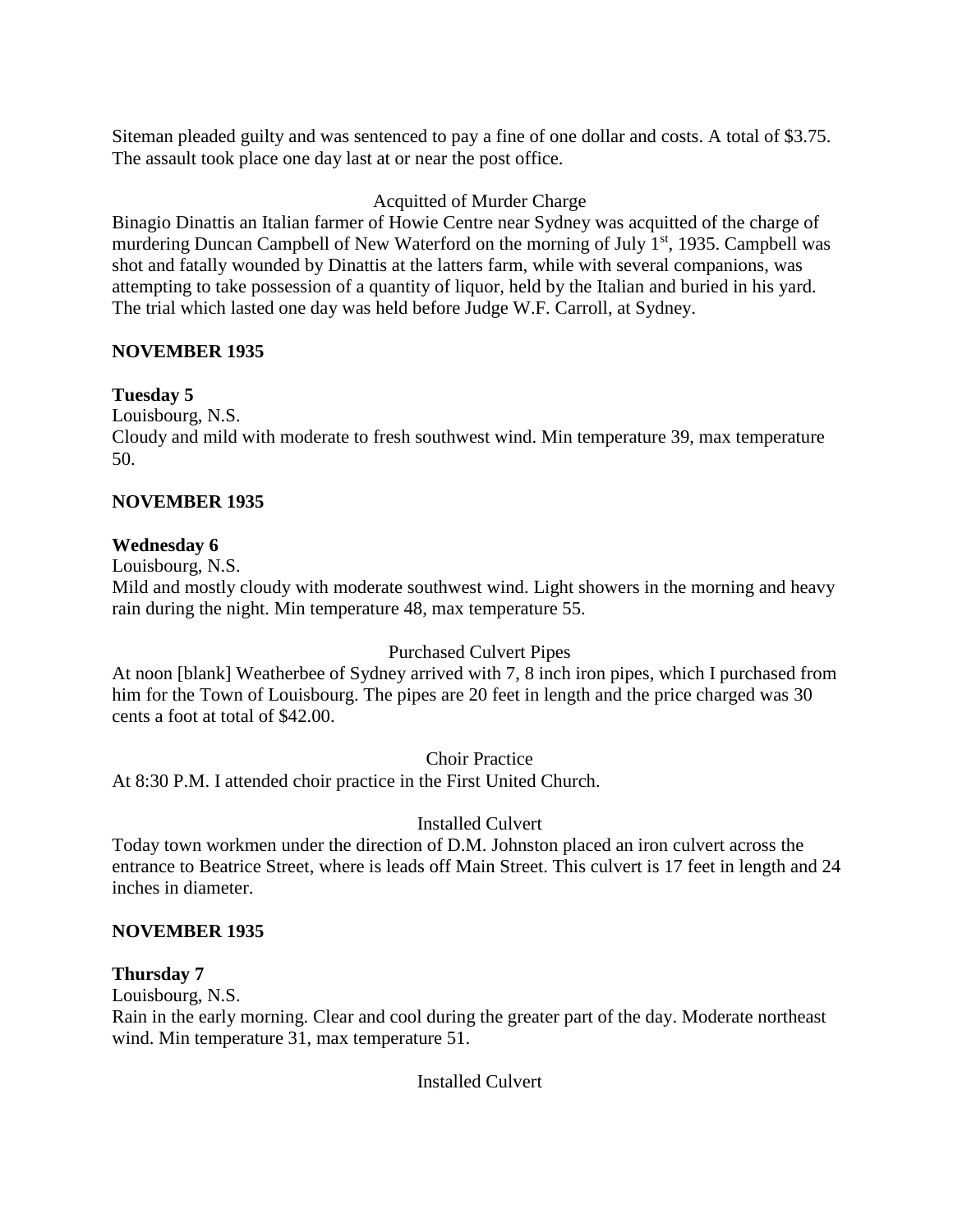Siteman pleaded guilty and was sentenced to pay a fine of one dollar and costs. A total of $3.75. The assault took place one day last at or near the post office.

Acquitted of Murder Charge

Binagio Dinattis an Italian farmer of Howie Centre near Sydney was acquitted of the charge of murdering Duncan Campbell of New Waterford on the morning of July 1st, 1935. Campbell was shot and fatally wounded by Dinattis at the latters farm, while with several companions, was attempting to take possession of a quantity of liquor, held by the Italian and buried in his yard. The trial which lasted one day was held before Judge W.F. Carroll, at Sydney.

**NOVEMBER 1935**

**Tuesday 5**

Louisbourg, N.S.

Cloudy and mild with moderate to fresh southwest wind. Min temperature 39, max temperature 50.

**NOVEMBER 1935**

**Wednesday 6**

Louisbourg, N.S.

Mild and mostly cloudy with moderate southwest wind. Light showers in the morning and heavy rain during the night. Min temperature 48, max temperature 55.

Purchased Culvert Pipes

At noon [blank] Weatherbee of Sydney arrived with 7, 8 inch iron pipes, which I purchased from him for the Town of Louisbourg. The pipes are 20 feet in length and the price charged was 30 cents a foot at total of $42.00.

Choir Practice

At 8:30 P.M. I attended choir practice in the First United Church.

Installed Culvert

Today town workmen under the direction of D.M. Johnston placed an iron culvert across the entrance to Beatrice Street, where is leads off Main Street. This culvert is 17 feet in length and 24 inches in diameter.

**NOVEMBER 1935**

**Thursday 7**

Louisbourg, N.S.

Rain in the early morning. Clear and cool during the greater part of the day. Moderate northeast wind. Min temperature 31, max temperature 51.

Installed Culvert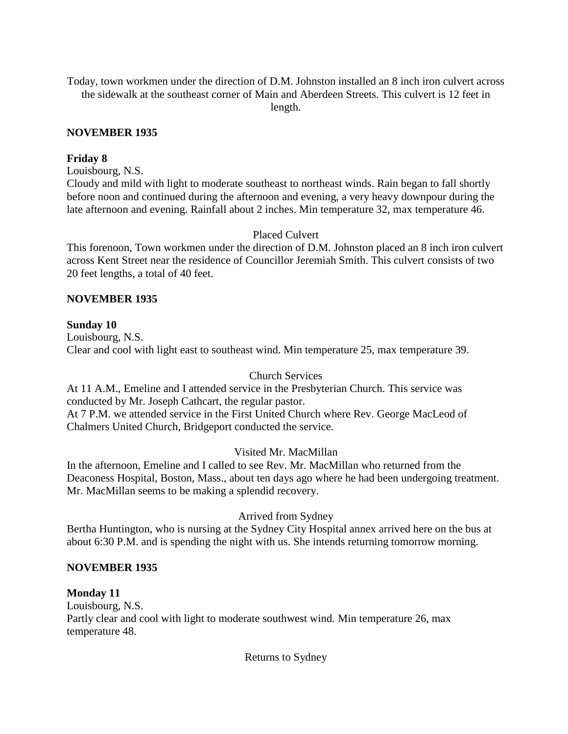Today, town workmen under the direction of D.M. Johnston installed an 8 inch iron culvert across the sidewalk at the southeast corner of Main and Aberdeen Streets. This culvert is 12 feet in length.

**NOVEMBER 1935**

**Friday 8**

Louisbourg, N.S.

Cloudy and mild with light to moderate southeast to northeast winds. Rain began to fall shortly before noon and continued during the afternoon and evening, a very heavy downpour during the late afternoon and evening. Rainfall about 2 inches. Min temperature 32, max temperature 46.

Placed Culvert

This forenoon, Town workmen under the direction of D.M. Johnston placed an 8 inch iron culvert across Kent Street near the residence of Councillor Jeremiah Smith. This culvert consists of two 20 feet lengths, a total of 40 feet.

**NOVEMBER 1935**

**Sunday 10**

Louisbourg, N.S.

Clear and cool with light east to southeast wind. Min temperature 25, max temperature 39.

Church Services

At 11 A.M., Emeline and I attended service in the Presbyterian Church. This service was conducted by Mr. Joseph Cathcart, the regular pastor.

At 7 P.M. we attended service in the First United Church where Rev. George MacLeod of Chalmers United Church, Bridgeport conducted the service.

Visited Mr. MacMillan

In the afternoon, Emeline and I called to see Rev. Mr. MacMillan who returned from the Deaconess Hospital, Boston, Mass., about ten days ago where he had been undergoing treatment. Mr. MacMillan seems to be making a splendid recovery.

Arrived from Sydney

Bertha Huntington, who is nursing at the Sydney City Hospital annex arrived here on the bus at about 6:30 P.M. and is spending the night with us. She intends returning tomorrow morning.

**NOVEMBER 1935**

**Monday 11**

Louisbourg, N.S.

Partly clear and cool with light to moderate southwest wind. Min temperature 26, max temperature 48.

Returns to Sydney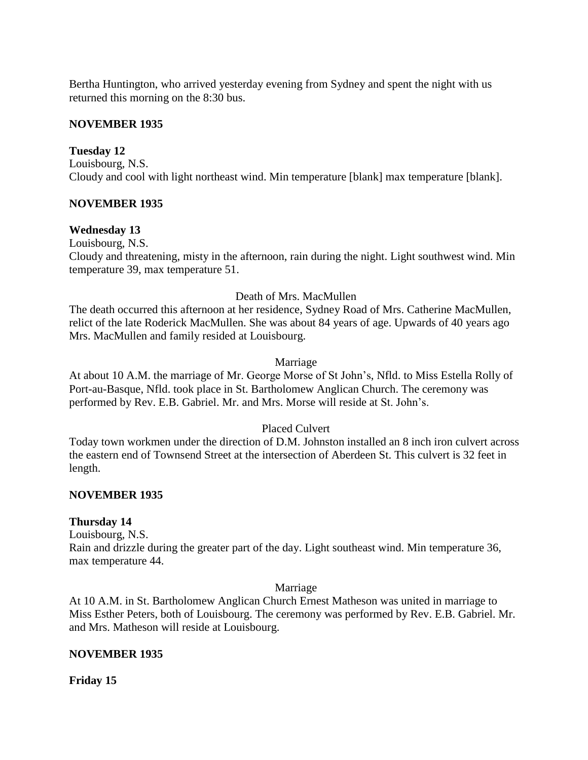Bertha Huntington, who arrived yesterday evening from Sydney and spent the night with us returned this morning on the 8:30 bus.

**NOVEMBER 1935**

**Tuesday 12**

Louisbourg, N.S.

Cloudy and cool with light northeast wind. Min temperature [blank] max temperature [blank].

**NOVEMBER 1935**

**Wednesday 13**

Louisbourg, N.S.

Cloudy and threatening, misty in the afternoon, rain during the night. Light southwest wind. Min temperature 39, max temperature 51.

Death of Mrs. MacMullen

The death occurred this afternoon at her residence, Sydney Road of Mrs. Catherine MacMullen, relict of the late Roderick MacMullen. She was about 84 years of age. Upwards of 40 years ago Mrs. MacMullen and family resided at Louisbourg.

Marriage

At about 10 A.M. the marriage of Mr. George Morse of St John's, Nfld. to Miss Estella Rolly of Port-au-Basque, Nfld. took place in St. Bartholomew Anglican Church. The ceremony was performed by Rev. E.B. Gabriel. Mr. and Mrs. Morse will reside at St. John's.

Placed Culvert

Today town workmen under the direction of D.M. Johnston installed an 8 inch iron culvert across the eastern end of Townsend Street at the intersection of Aberdeen St. This culvert is 32 feet in length.

**NOVEMBER 1935**

**Thursday 14**

Louisbourg, N.S.

Rain and drizzle during the greater part of the day. Light southeast wind. Min temperature 36, max temperature 44.

Marriage

At 10 A.M. in St. Bartholomew Anglican Church Ernest Matheson was united in marriage to Miss Esther Peters, both of Louisbourg. The ceremony was performed by Rev. E.B. Gabriel. Mr. and Mrs. Matheson will reside at Louisbourg.

**NOVEMBER 1935**

**Friday 15**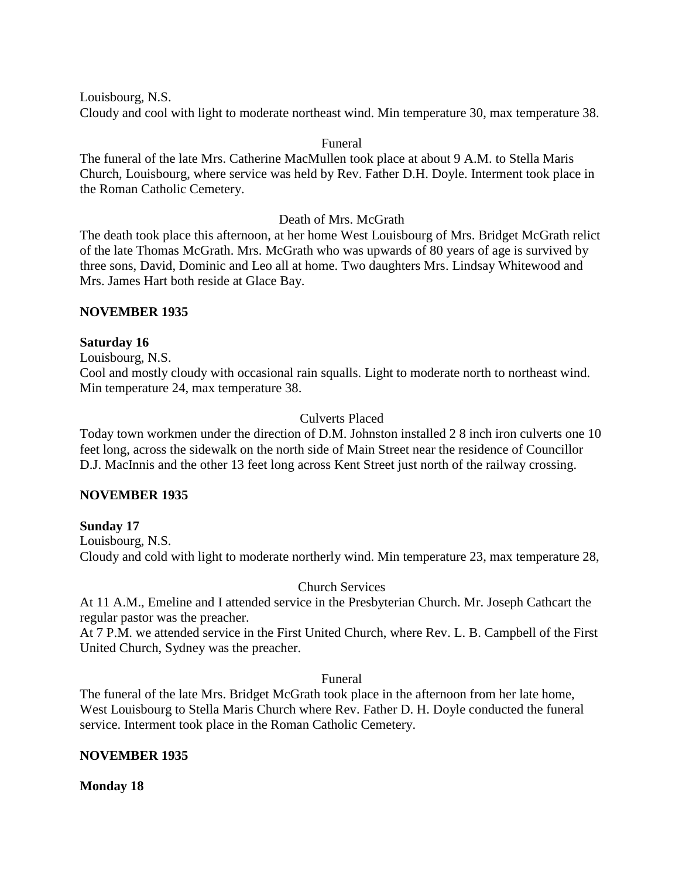Louisbourg, N.S.
Cloudy and cool with light to moderate northeast wind. Min temperature 30, max temperature 38.

Funeral

The funeral of the late Mrs. Catherine MacMullen took place at about 9 A.M. to Stella Maris Church, Louisbourg, where service was held by Rev. Father D.H. Doyle. Interment took place in the Roman Catholic Cemetery.

Death of Mrs. McGrath

The death took place this afternoon, at her home West Louisbourg of Mrs. Bridget McGrath relict of the late Thomas McGrath. Mrs. McGrath who was upwards of 80 years of age is survived by three sons, David, Dominic and Leo all at home. Two daughters Mrs. Lindsay Whitewood and Mrs. James Hart both reside at Glace Bay.

**NOVEMBER 1935**

**Saturday 16**

Louisbourg, N.S.
Cool and mostly cloudy with occasional rain squalls. Light to moderate north to northeast wind. Min temperature 24, max temperature 38.

Culverts Placed

Today town workmen under the direction of D.M. Johnston installed 2 8 inch iron culverts one 10 feet long, across the sidewalk on the north side of Main Street near the residence of Councillor D.J. MacInnis and the other 13 feet long across Kent Street just north of the railway crossing.

**NOVEMBER 1935**

**Sunday 17**

Louisbourg, N.S.
Cloudy and cold with light to moderate northerly wind. Min temperature 23, max temperature 28,

Church Services

At 11 A.M., Emeline and I attended service in the Presbyterian Church. Mr. Joseph Cathcart the regular pastor was the preacher.
At 7 P.M. we attended service in the First United Church, where Rev. L. B. Campbell of the First United Church, Sydney was the preacher.

Funeral

The funeral of the late Mrs. Bridget McGrath took place in the afternoon from her late home, West Louisbourg to Stella Maris Church where Rev. Father D. H. Doyle conducted the funeral service. Interment took place in the Roman Catholic Cemetery.

**NOVEMBER 1935**

**Monday 18**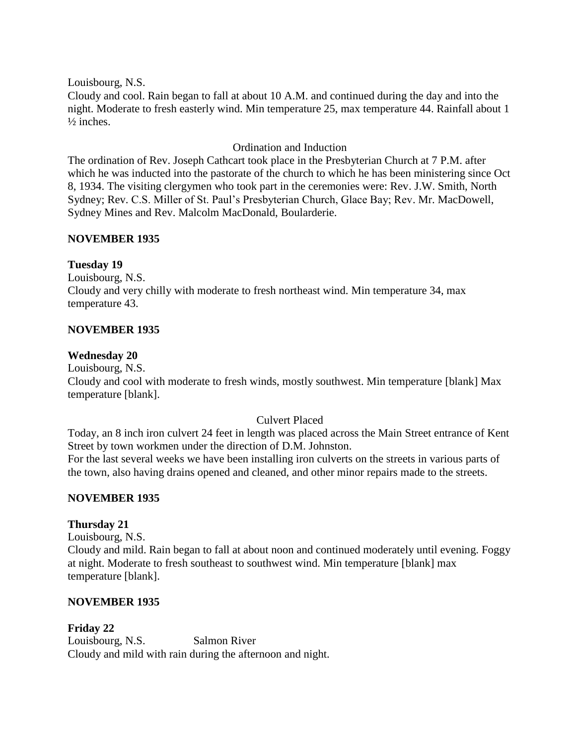Louisbourg, N.S.
Cloudy and cool. Rain began to fall at about 10 A.M. and continued during the day and into the night. Moderate to fresh easterly wind. Min temperature 25, max temperature 44. Rainfall about 1 ½ inches.

Ordination and Induction

The ordination of Rev. Joseph Cathcart took place in the Presbyterian Church at 7 P.M. after which he was inducted into the pastorate of the church to which he has been ministering since Oct 8, 1934. The visiting clergymen who took part in the ceremonies were: Rev. J.W. Smith, North Sydney; Rev. C.S. Miller of St. Paul's Presbyterian Church, Glace Bay; Rev. Mr. MacDowell, Sydney Mines and Rev. Malcolm MacDonald, Boularderie.

**NOVEMBER 1935**

**Tuesday 19**
Louisbourg, N.S.
Cloudy and very chilly with moderate to fresh northeast wind. Min temperature 34, max temperature 43.

**NOVEMBER 1935**

**Wednesday 20**
Louisbourg, N.S.
Cloudy and cool with moderate to fresh winds, mostly southwest. Min temperature [blank] Max temperature [blank].

Culvert Placed

Today, an 8 inch iron culvert 24 feet in length was placed across the Main Street entrance of Kent Street by town workmen under the direction of D.M. Johnston.
For the last several weeks we have been installing iron culverts on the streets in various parts of the town, also having drains opened and cleaned, and other minor repairs made to the streets.

**NOVEMBER 1935**

**Thursday 21**
Louisbourg, N.S.
Cloudy and mild. Rain began to fall at about noon and continued moderately until evening. Foggy at night. Moderate to fresh southeast to southwest wind. Min temperature [blank] max temperature [blank].

**NOVEMBER 1935**

**Friday 22**
Louisbourg, N.S. Salmon River
Cloudy and mild with rain during the afternoon and night.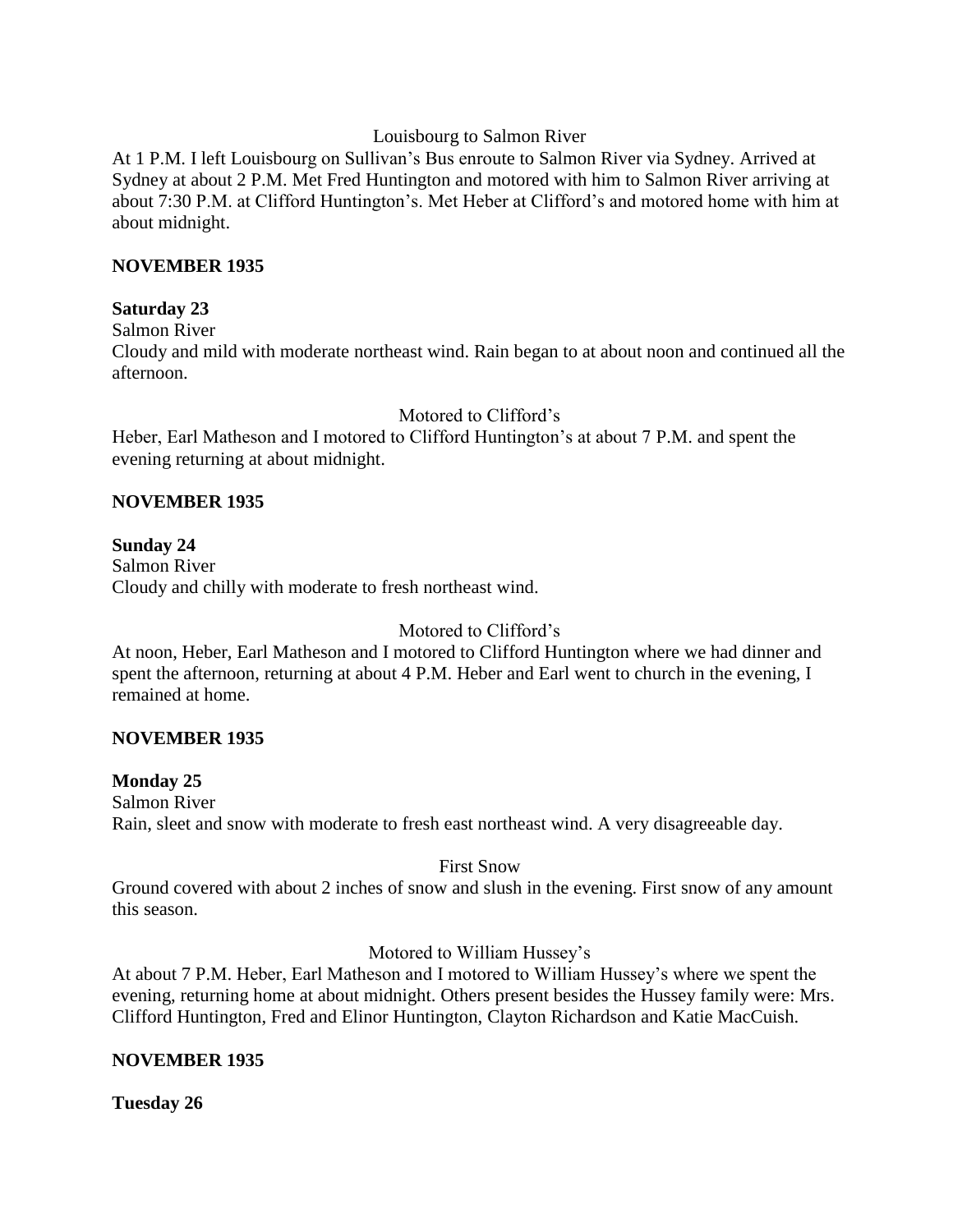Louisbourg to Salmon River

At 1 P.M. I left Louisbourg on Sullivan's Bus enroute to Salmon River via Sydney. Arrived at Sydney at about 2 P.M. Met Fred Huntington and motored with him to Salmon River arriving at about 7:30 P.M. at Clifford Huntington's. Met Heber at Clifford's and motored home with him at about midnight.

**NOVEMBER 1935**

**Saturday 23**

Salmon River

Cloudy and mild with moderate northeast wind. Rain began to at about noon and continued all the afternoon.

Motored to Clifford's

Heber, Earl Matheson and I motored to Clifford Huntington's at about 7 P.M. and spent the evening returning at about midnight.

**NOVEMBER 1935**

**Sunday 24**

Salmon River

Cloudy and chilly with moderate to fresh northeast wind.

Motored to Clifford's

At noon, Heber, Earl Matheson and I motored to Clifford Huntington where we had dinner and spent the afternoon, returning at about 4 P.M. Heber and Earl went to church in the evening, I remained at home.

**NOVEMBER 1935**

**Monday 25**

Salmon River

Rain, sleet and snow with moderate to fresh east northeast wind. A very disagreeable day.

First Snow

Ground covered with about 2 inches of snow and slush in the evening. First snow of any amount this season.

Motored to William Hussey's

At about 7 P.M. Heber, Earl Matheson and I motored to William Hussey's where we spent the evening, returning home at about midnight. Others present besides the Hussey family were: Mrs. Clifford Huntington, Fred and Elinor Huntington, Clayton Richardson and Katie MacCuish.

**NOVEMBER 1935**

**Tuesday 26**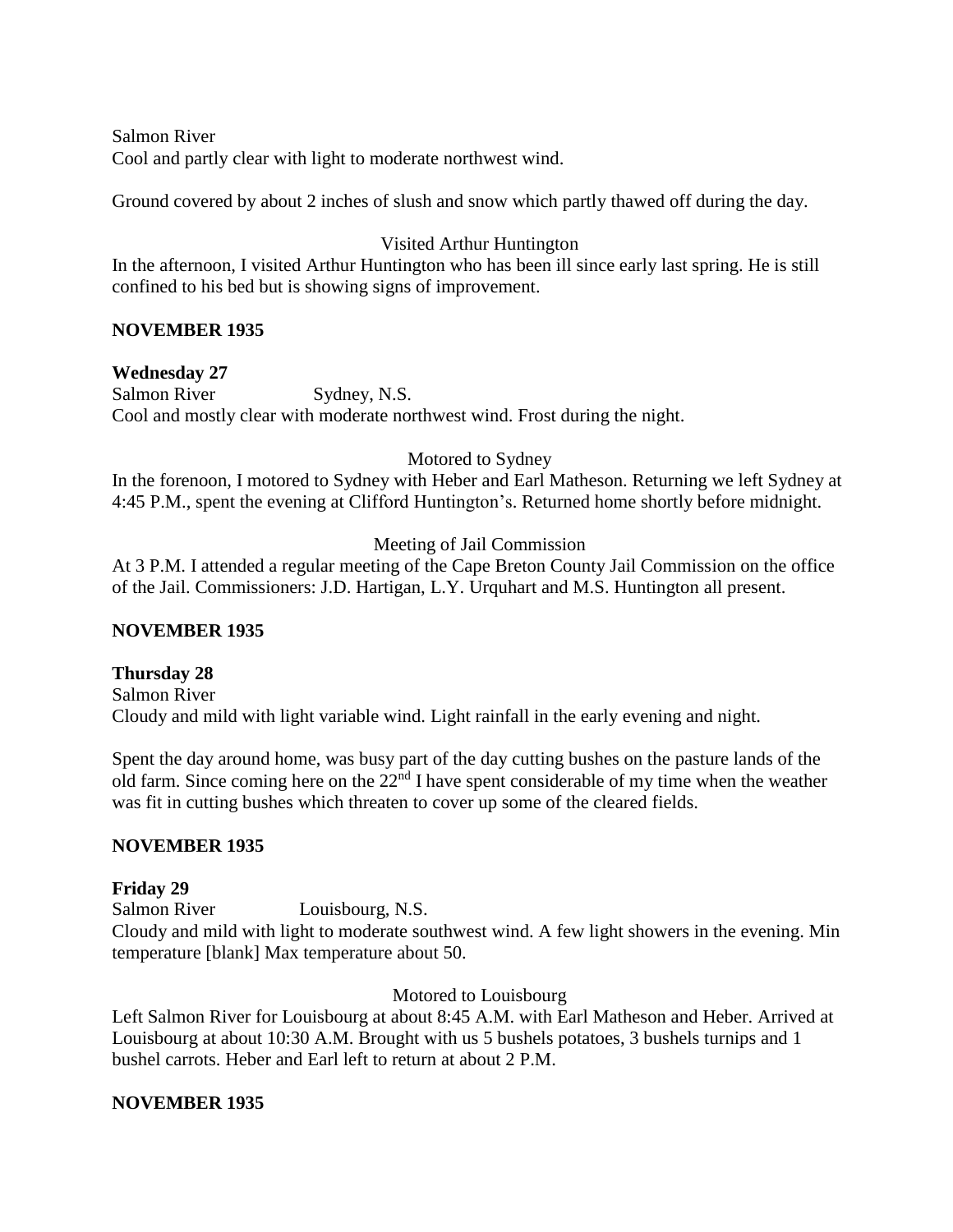Salmon River
Cool and partly clear with light to moderate northwest wind.

Ground covered by about 2 inches of slush and snow which partly thawed off during the day.

Visited Arthur Huntington

In the afternoon, I visited Arthur Huntington who has been ill since early last spring. He is still confined to his bed but is showing signs of improvement.

**NOVEMBER 1935**

**Wednesday 27**
Salmon River Sydney, N.S.
Cool and mostly clear with moderate northwest wind. Frost during the night.

Motored to Sydney

In the forenoon, I motored to Sydney with Heber and Earl Matheson. Returning we left Sydney at 4:45 P.M., spent the evening at Clifford Huntington's. Returned home shortly before midnight.

Meeting of Jail Commission

At 3 P.M. I attended a regular meeting of the Cape Breton County Jail Commission on the office of the Jail. Commissioners: J.D. Hartigan, L.Y. Urquhart and M.S. Huntington all present.

**NOVEMBER 1935**

**Thursday 28**
Salmon River
Cloudy and mild with light variable wind. Light rainfall in the early evening and night.

Spent the day around home, was busy part of the day cutting bushes on the pasture lands of the old farm. Since coming here on the 22nd I have spent considerable of my time when the weather was fit in cutting bushes which threaten to cover up some of the cleared fields.

**NOVEMBER 1935**

**Friday 29**
Salmon River Louisbourg, N.S.
Cloudy and mild with light to moderate southwest wind. A few light showers in the evening. Min temperature [blank] Max temperature about 50.

Motored to Louisbourg

Left Salmon River for Louisbourg at about 8:45 A.M. with Earl Matheson and Heber. Arrived at Louisbourg at about 10:30 A.M. Brought with us 5 bushels potatoes, 3 bushels turnips and 1 bushel carrots. Heber and Earl left to return at about 2 P.M.

**NOVEMBER 1935**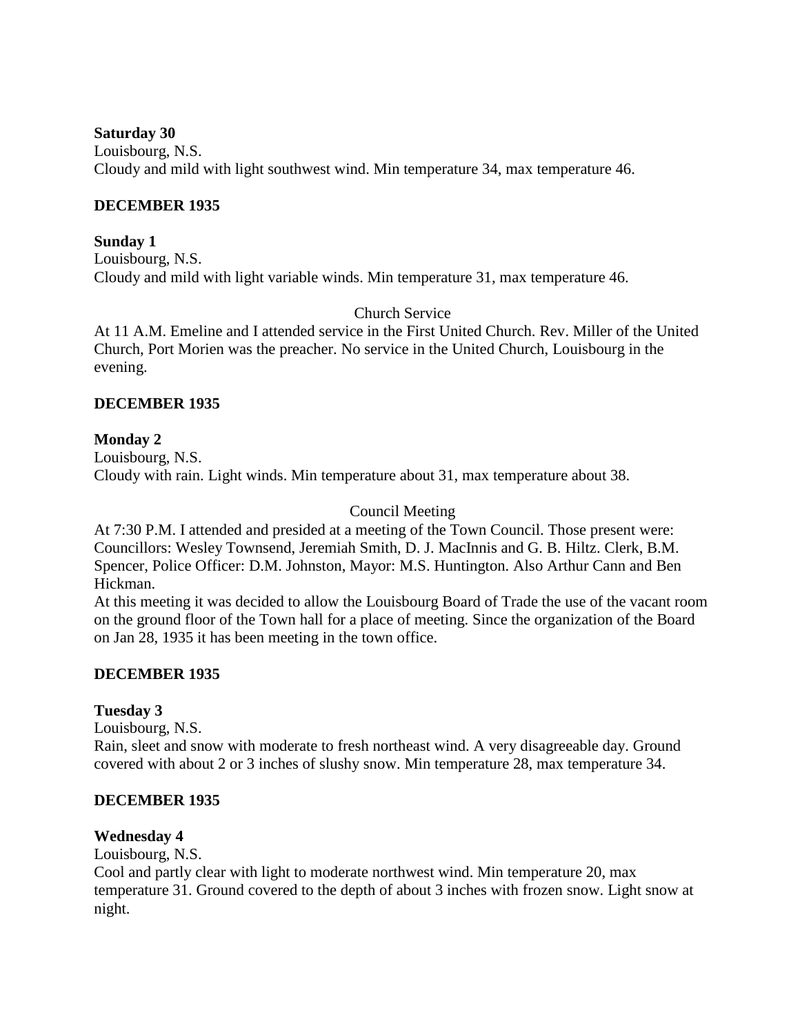**Saturday 30**
Louisbourg, N.S.
Cloudy and mild with light southwest wind. Min temperature 34, max temperature 46.

**DECEMBER 1935**

**Sunday 1**
Louisbourg, N.S.
Cloudy and mild with light variable winds. Min temperature 31, max temperature 46.

Church Service

At 11 A.M. Emeline and I attended service in the First United Church. Rev. Miller of the United Church, Port Morien was the preacher. No service in the United Church, Louisbourg in the evening.

**DECEMBER 1935**

**Monday 2**
Louisbourg, N.S.
Cloudy with rain. Light winds. Min temperature about 31, max temperature about 38.

Council Meeting

At 7:30 P.M. I attended and presided at a meeting of the Town Council. Those present were: Councillors: Wesley Townsend, Jeremiah Smith, D. J. MacInnis and G. B. Hiltz. Clerk, B.M. Spencer, Police Officer: D.M. Johnston, Mayor: M.S. Huntington. Also Arthur Cann and Ben Hickman.
At this meeting it was decided to allow the Louisbourg Board of Trade the use of the vacant room on the ground floor of the Town hall for a place of meeting. Since the organization of the Board on Jan 28, 1935 it has been meeting in the town office.

**DECEMBER 1935**

**Tuesday 3**
Louisbourg, N.S.
Rain, sleet and snow with moderate to fresh northeast wind. A very disagreeable day. Ground covered with about 2 or 3 inches of slushy snow. Min temperature 28, max temperature 34.

**DECEMBER 1935**

**Wednesday 4**
Louisbourg, N.S.
Cool and partly clear with light to moderate northwest wind. Min temperature 20, max temperature 31. Ground covered to the depth of about 3 inches with frozen snow. Light snow at night.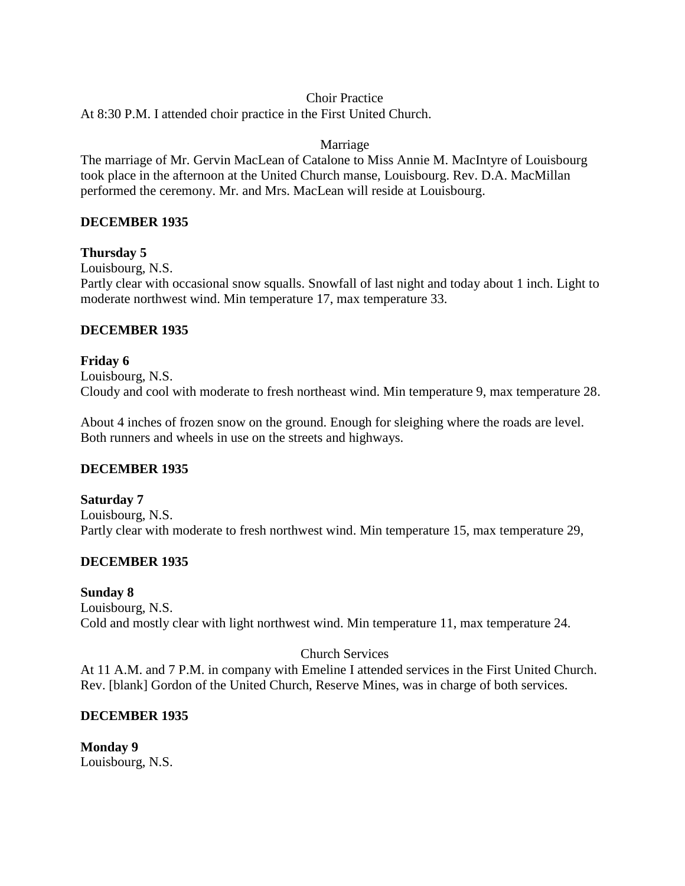Choir Practice

At 8:30 P.M. I attended choir practice in the First United Church.

Marriage

The marriage of Mr. Gervin MacLean of Catalone to Miss Annie M. MacIntyre of Louisbourg took place in the afternoon at the United Church manse, Louisbourg. Rev. D.A. MacMillan performed the ceremony. Mr. and Mrs. MacLean will reside at Louisbourg.

**DECEMBER 1935**

**Thursday 5**
Louisbourg, N.S.
Partly clear with occasional snow squalls. Snowfall of last night and today about 1 inch. Light to moderate northwest wind. Min temperature 17, max temperature 33.

**DECEMBER 1935**

**Friday 6**
Louisbourg, N.S.
Cloudy and cool with moderate to fresh northeast wind. Min temperature 9, max temperature 28.

About 4 inches of frozen snow on the ground. Enough for sleighing where the roads are level. Both runners and wheels in use on the streets and highways.

**DECEMBER 1935**

**Saturday 7**
Louisbourg, N.S.
Partly clear with moderate to fresh northwest wind. Min temperature 15, max temperature 29,

**DECEMBER 1935**

**Sunday 8**
Louisbourg, N.S.
Cold and mostly clear with light northwest wind. Min temperature 11, max temperature 24.

Church Services

At 11 A.M. and 7 P.M. in company with Emeline I attended services in the First United Church. Rev. [blank] Gordon of the United Church, Reserve Mines, was in charge of both services.

**DECEMBER 1935**

**Monday 9**
Louisbourg, N.S.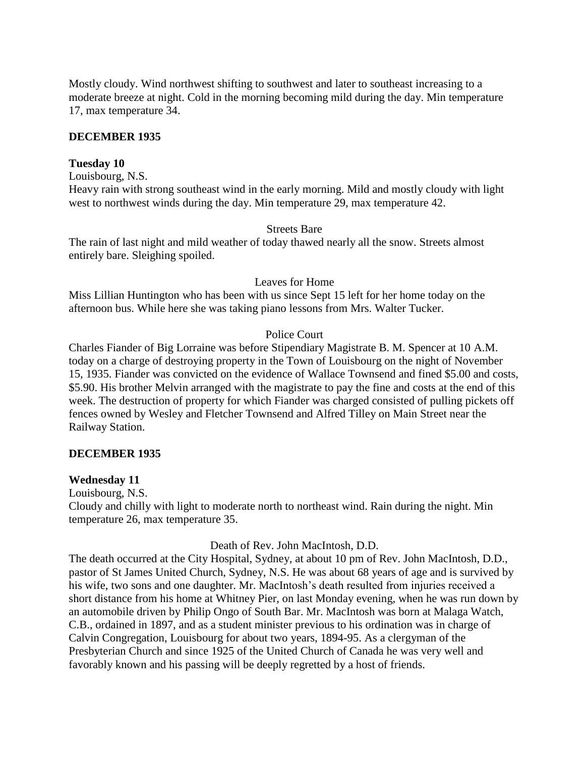Mostly cloudy. Wind northwest shifting to southwest and later to southeast increasing to a moderate breeze at night. Cold in the morning becoming mild during the day. Min temperature 17, max temperature 34.

**DECEMBER 1935**

**Tuesday 10**

Louisbourg, N.S.

Heavy rain with strong southeast wind in the early morning. Mild and mostly cloudy with light west to northwest winds during the day. Min temperature 29, max temperature 42.

Streets Bare

The rain of last night and mild weather of today thawed nearly all the snow. Streets almost entirely bare. Sleighing spoiled.

Leaves for Home

Miss Lillian Huntington who has been with us since Sept 15 left for her home today on the afternoon bus. While here she was taking piano lessons from Mrs. Walter Tucker.

Police Court

Charles Fiander of Big Lorraine was before Stipendiary Magistrate B. M. Spencer at 10 A.M. today on a charge of destroying property in the Town of Louisbourg on the night of November 15, 1935. Fiander was convicted on the evidence of Wallace Townsend and fined $5.00 and costs, $5.90. His brother Melvin arranged with the magistrate to pay the fine and costs at the end of this week. The destruction of property for which Fiander was charged consisted of pulling pickets off fences owned by Wesley and Fletcher Townsend and Alfred Tilley on Main Street near the Railway Station.

**DECEMBER 1935**

**Wednesday 11**

Louisbourg, N.S.

Cloudy and chilly with light to moderate north to northeast wind. Rain during the night. Min temperature 26, max temperature 35.

Death of Rev. John MacIntosh, D.D.

The death occurred at the City Hospital, Sydney, at about 10 pm of Rev. John MacIntosh, D.D., pastor of St James United Church, Sydney, N.S. He was about 68 years of age and is survived by his wife, two sons and one daughter. Mr. MacIntosh's death resulted from injuries received a short distance from his home at Whitney Pier, on last Monday evening, when he was run down by an automobile driven by Philip Ongo of South Bar. Mr. MacIntosh was born at Malaga Watch, C.B., ordained in 1897, and as a student minister previous to his ordination was in charge of Calvin Congregation, Louisbourg for about two years, 1894-95. As a clergyman of the Presbyterian Church and since 1925 of the United Church of Canada he was very well and favorably known and his passing will be deeply regretted by a host of friends.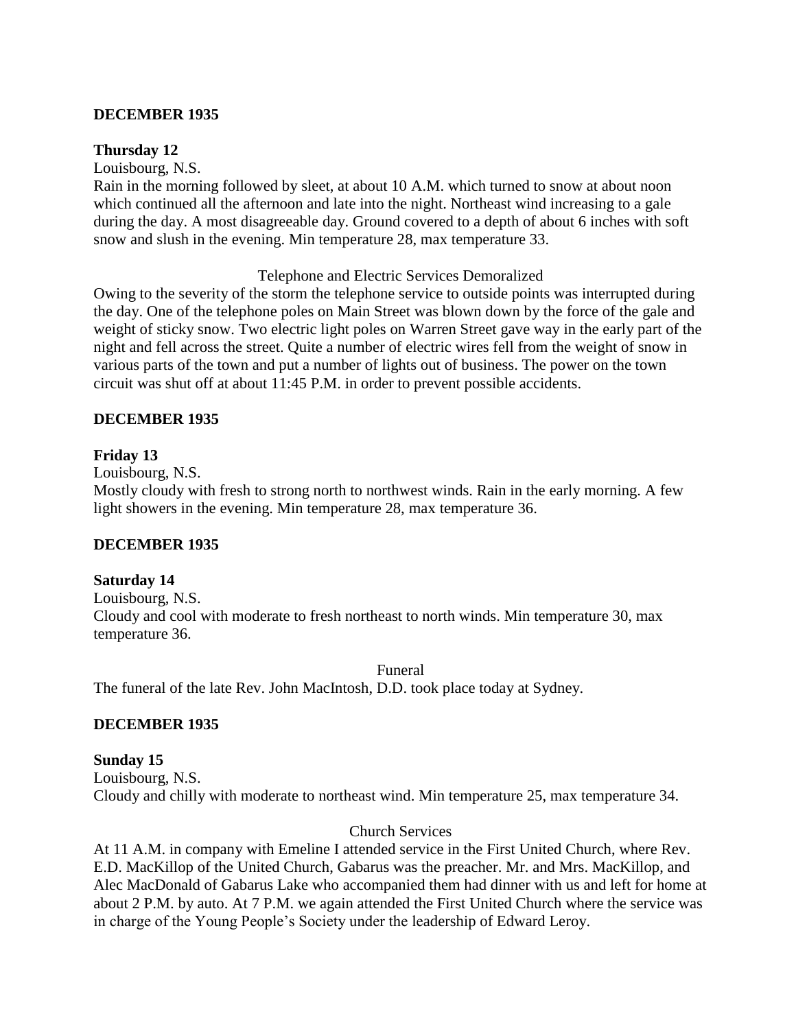**DECEMBER 1935**

**Thursday 12**

Louisbourg, N.S.

Rain in the morning followed by sleet, at about 10 A.M. which turned to snow at about noon which continued all the afternoon and late into the night. Northeast wind increasing to a gale during the day. A most disagreeable day. Ground covered to a depth of about 6 inches with soft snow and slush in the evening. Min temperature 28, max temperature 33.

Telephone and Electric Services Demoralized

Owing to the severity of the storm the telephone service to outside points was interrupted during the day. One of the telephone poles on Main Street was blown down by the force of the gale and weight of sticky snow. Two electric light poles on Warren Street gave way in the early part of the night and fell across the street. Quite a number of electric wires fell from the weight of snow in various parts of the town and put a number of lights out of business. The power on the town circuit was shut off at about 11:45 P.M. in order to prevent possible accidents.

**DECEMBER 1935**

**Friday 13**

Louisbourg, N.S.

Mostly cloudy with fresh to strong north to northwest winds. Rain in the early morning. A few light showers in the evening. Min temperature 28, max temperature 36.

**DECEMBER 1935**

**Saturday 14**

Louisbourg, N.S.

Cloudy and cool with moderate to fresh northeast to north winds. Min temperature 30, max temperature 36.

Funeral

The funeral of the late Rev. John MacIntosh, D.D. took place today at Sydney.

**DECEMBER 1935**

**Sunday 15**

Louisbourg, N.S.

Cloudy and chilly with moderate to northeast wind. Min temperature 25, max temperature 34.

Church Services

At 11 A.M. in company with Emeline I attended service in the First United Church, where Rev. E.D. MacKillop of the United Church, Gabarus was the preacher. Mr. and Mrs. MacKillop, and Alec MacDonald of Gabarus Lake who accompanied them had dinner with us and left for home at about 2 P.M. by auto. At 7 P.M. we again attended the First United Church where the service was in charge of the Young People's Society under the leadership of Edward Leroy.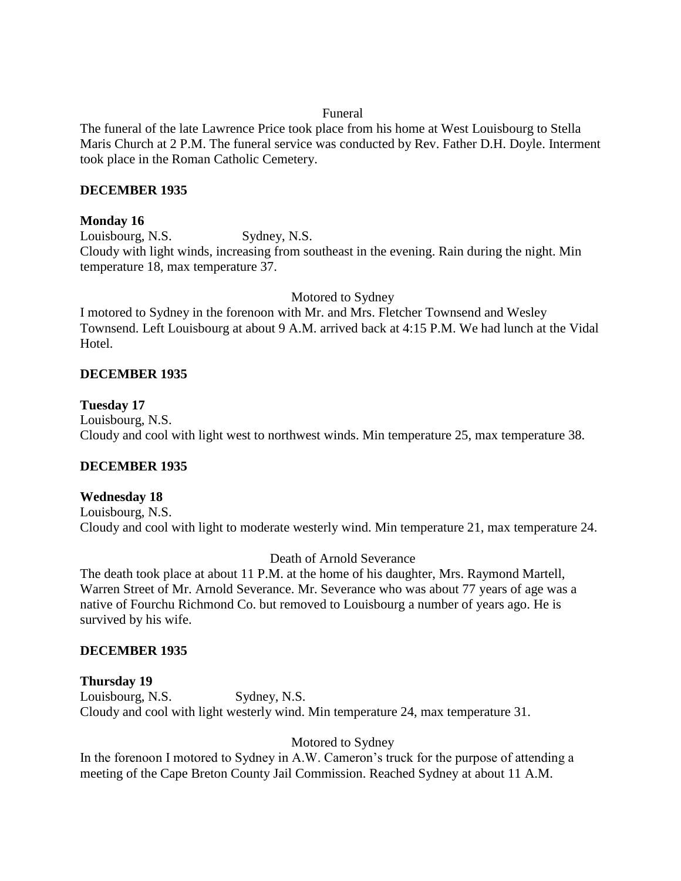Funeral

The funeral of the late Lawrence Price took place from his home at West Louisbourg to Stella Maris Church at 2 P.M. The funeral service was conducted by Rev. Father D.H. Doyle. Interment took place in the Roman Catholic Cemetery.

**DECEMBER 1935**

**Monday 16**

Louisbourg, N.S. Sydney, N.S.

Cloudy with light winds, increasing from southeast in the evening. Rain during the night. Min temperature 18, max temperature 37.

Motored to Sydney

I motored to Sydney in the forenoon with Mr. and Mrs. Fletcher Townsend and Wesley Townsend. Left Louisbourg at about 9 A.M. arrived back at 4:15 P.M. We had lunch at the Vidal Hotel.

**DECEMBER 1935**

**Tuesday 17**

Louisbourg, N.S.

Cloudy and cool with light west to northwest winds. Min temperature 25, max temperature 38.

**DECEMBER 1935**

**Wednesday 18**

Louisbourg, N.S.

Cloudy and cool with light to moderate westerly wind. Min temperature 21, max temperature 24.

Death of Arnold Severance

The death took place at about 11 P.M. at the home of his daughter, Mrs. Raymond Martell, Warren Street of Mr. Arnold Severance. Mr. Severance who was about 77 years of age was a native of Fourchu Richmond Co. but removed to Louisbourg a number of years ago. He is survived by his wife.

**DECEMBER 1935**

**Thursday 19**

Louisbourg, N.S. Sydney, N.S.

Cloudy and cool with light westerly wind. Min temperature 24, max temperature 31.

Motored to Sydney

In the forenoon I motored to Sydney in A.W. Cameron's truck for the purpose of attending a meeting of the Cape Breton County Jail Commission. Reached Sydney at about 11 A.M.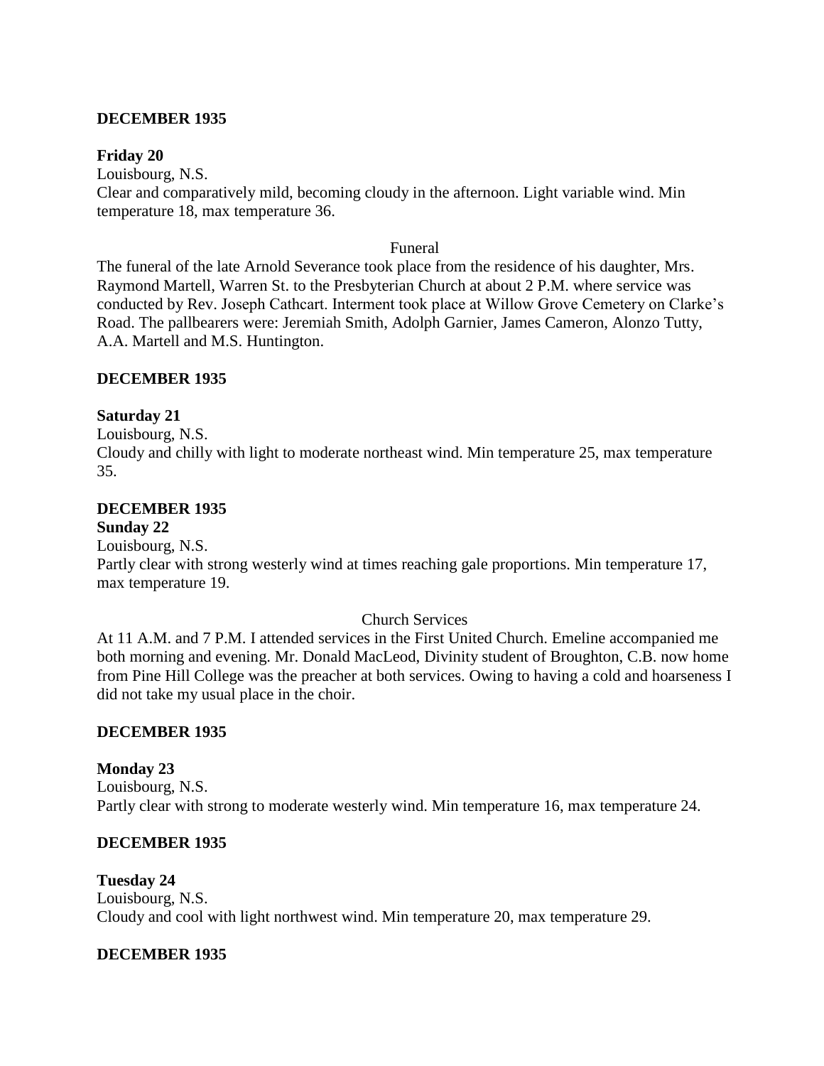**DECEMBER 1935**

**Friday 20**

Louisbourg, N.S.

Clear and comparatively mild, becoming cloudy in the afternoon. Light variable wind. Min temperature 18, max temperature 36.

Funeral

The funeral of the late Arnold Severance took place from the residence of his daughter, Mrs. Raymond Martell, Warren St. to the Presbyterian Church at about 2 P.M. where service was conducted by Rev. Joseph Cathcart. Interment took place at Willow Grove Cemetery on Clarke's Road. The pallbearers were: Jeremiah Smith, Adolph Garnier, James Cameron, Alonzo Tutty, A.A. Martell and M.S. Huntington.

**DECEMBER 1935**

**Saturday 21**

Louisbourg, N.S.

Cloudy and chilly with light to moderate northeast wind. Min temperature 25, max temperature 35.

**DECEMBER 1935**

**Sunday 22**

Louisbourg, N.S.

Partly clear with strong westerly wind at times reaching gale proportions. Min temperature 17, max temperature 19.

Church Services

At 11 A.M. and 7 P.M. I attended services in the First United Church. Emeline accompanied me both morning and evening. Mr. Donald MacLeod, Divinity student of Broughton, C.B. now home from Pine Hill College was the preacher at both services. Owing to having a cold and hoarseness I did not take my usual place in the choir.

**DECEMBER 1935**

**Monday 23**

Louisbourg, N.S.

Partly clear with strong to moderate westerly wind. Min temperature 16, max temperature 24.

**DECEMBER 1935**

**Tuesday 24**

Louisbourg, N.S.

Cloudy and cool with light northwest wind. Min temperature 20, max temperature 29.

**DECEMBER 1935**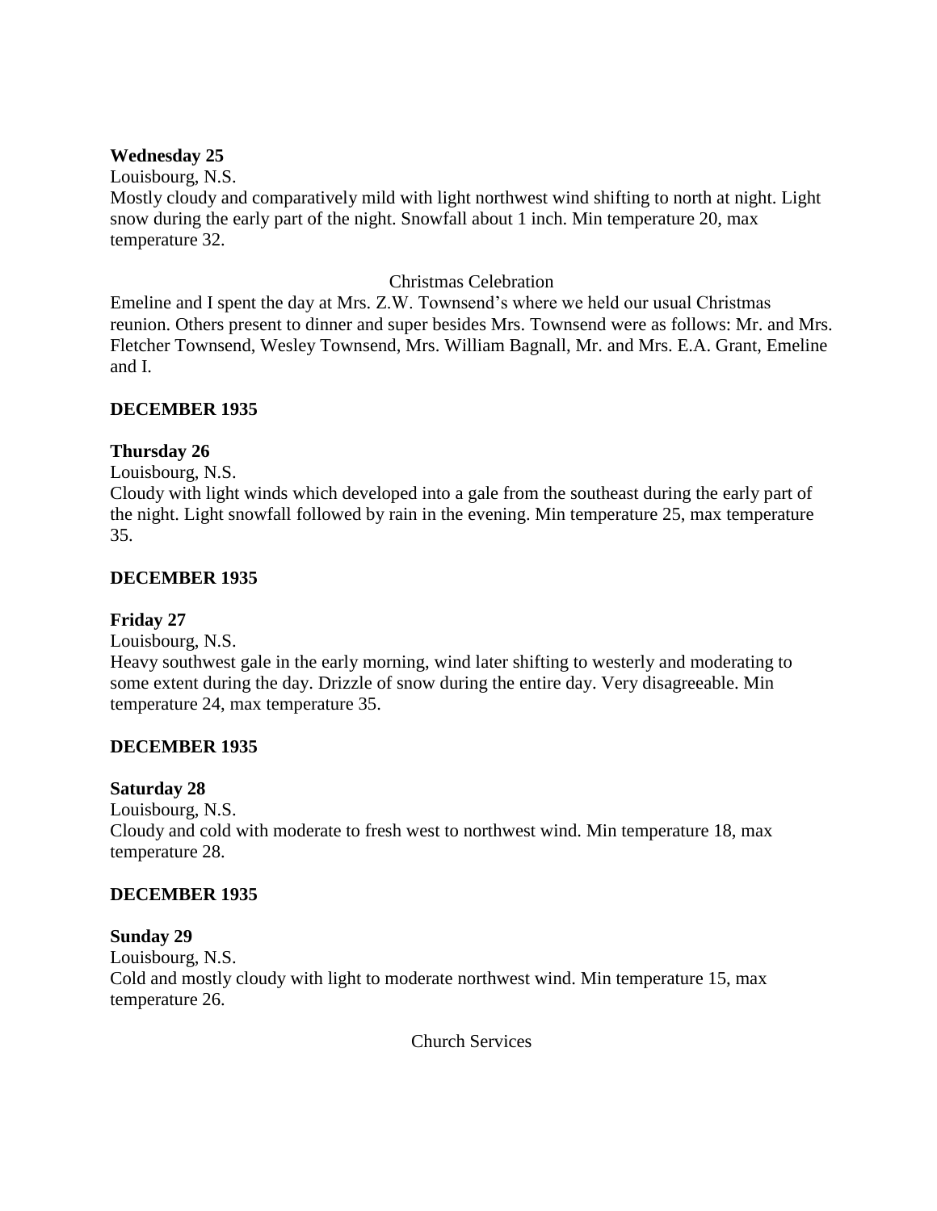**Wednesday 25**

Louisbourg, N.S.

Mostly cloudy and comparatively mild with light northwest wind shifting to north at night. Light snow during the early part of the night. Snowfall about 1 inch. Min temperature 20, max temperature 32.

Christmas Celebration

Emeline and I spent the day at Mrs. Z.W. Townsend's where we held our usual Christmas reunion. Others present to dinner and super besides Mrs. Townsend were as follows: Mr. and Mrs. Fletcher Townsend, Wesley Townsend, Mrs. William Bagnall, Mr. and Mrs. E.A. Grant, Emeline and I.

**DECEMBER 1935**

**Thursday 26**

Louisbourg, N.S.

Cloudy with light winds which developed into a gale from the southeast during the early part of the night. Light snowfall followed by rain in the evening. Min temperature 25, max temperature 35.

**DECEMBER 1935**

**Friday 27**

Louisbourg, N.S.

Heavy southwest gale in the early morning, wind later shifting to westerly and moderating to some extent during the day. Drizzle of snow during the entire day. Very disagreeable. Min temperature 24, max temperature 35.

**DECEMBER 1935**

**Saturday 28**

Louisbourg, N.S.

Cloudy and cold with moderate to fresh west to northwest wind. Min temperature 18, max temperature 28.

**DECEMBER 1935**

**Sunday 29**

Louisbourg, N.S.

Cold and mostly cloudy with light to moderate northwest wind. Min temperature 15, max temperature 26.

Church Services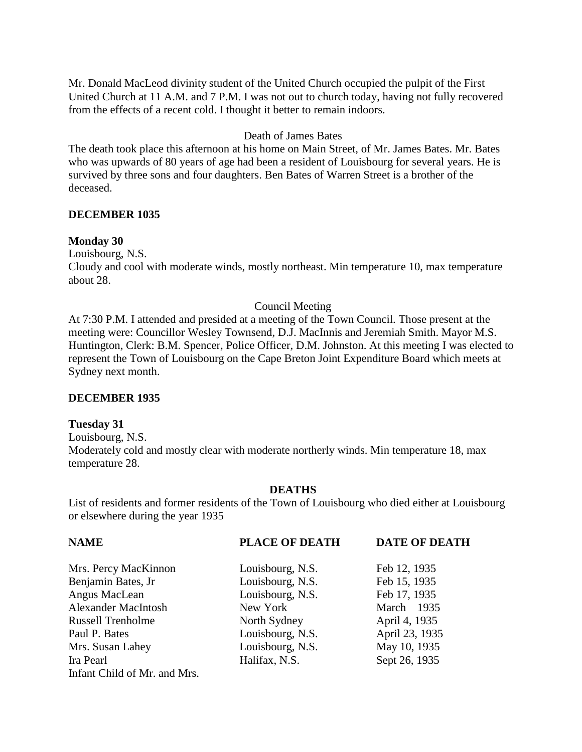Mr. Donald MacLeod divinity student of the United Church occupied the pulpit of the First United Church at 11 A.M. and 7 P.M. I was not out to church today, having not fully recovered from the effects of a recent cold. I thought it better to remain indoors.

Death of James Bates

The death took place this afternoon at his home on Main Street, of Mr. James Bates. Mr. Bates who was upwards of 80 years of age had been a resident of Louisbourg for several years. He is survived by three sons and four daughters. Ben Bates of Warren Street is a brother of the deceased.

**DECEMBER 1035**

**Monday 30**

Louisbourg, N.S.

Cloudy and cool with moderate winds, mostly northeast. Min temperature 10, max temperature about 28.

Council Meeting

At 7:30 P.M. I attended and presided at a meeting of the Town Council. Those present at the meeting were: Councillor Wesley Townsend, D.J. MacInnis and Jeremiah Smith. Mayor M.S. Huntington, Clerk: B.M. Spencer, Police Officer, D.M. Johnston. At this meeting I was elected to represent the Town of Louisbourg on the Cape Breton Joint Expenditure Board which meets at Sydney next month.

**DECEMBER 1935**

**Tuesday 31**

Louisbourg, N.S.

Moderately cold and mostly clear with moderate northerly winds. Min temperature 18, max temperature 28.

**DEATHS**

List of residents and former residents of the Town of Louisbourg who died either at Louisbourg or elsewhere during the year 1935

| NAME | PLACE OF DEATH | DATE OF DEATH |
|---|---|---|
| Mrs. Percy MacKinnon | Louisbourg, N.S. | Feb 12, 1935 |
| Benjamin Bates, Jr | Louisbourg, N.S. | Feb 15, 1935 |
| Angus MacLean | Louisbourg, N.S. | Feb 17, 1935 |
| Alexander MacIntosh | New York | March 1935 |
| Russell Trenholme | North Sydney | April 4, 1935 |
| Paul P. Bates | Louisbourg, N.S. | April 23, 1935 |
| Mrs. Susan Lahey | Louisbourg, N.S. | May 10, 1935 |
| Ira Pearl | Halifax, N.S. | Sept 26, 1935 |
| Infant Child of Mr. and Mrs. | | |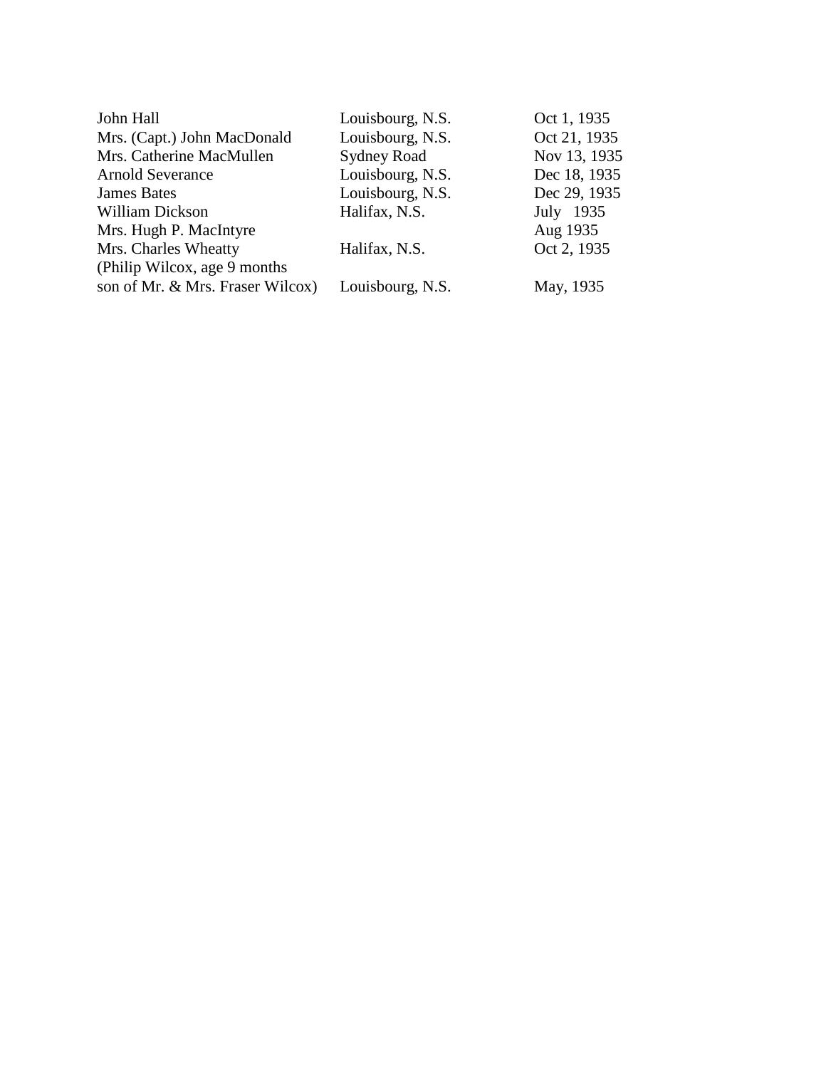| | | |
|---|---|---|
| John Hall | Louisbourg, N.S. | Oct 1, 1935 |
| Mrs. (Capt.) John MacDonald | Louisbourg, N.S. | Oct 21, 1935 |
| Mrs. Catherine MacMullen | Sydney Road | Nov 13, 1935 |
| Arnold Severance | Louisbourg, N.S. | Dec 18, 1935 |
| James Bates | Louisbourg, N.S. | Dec 29, 1935 |
| William Dickson | Halifax, N.S. | July 1935 |
| Mrs. Hugh P. MacIntyre | | Aug 1935 |
| Mrs. Charles Wheatty | Halifax, N.S. | Oct 2, 1935 |
| (Philip Wilcox, age 9 months son of Mr. & Mrs. Fraser Wilcox) | Louisbourg, N.S. | May, 1935 |